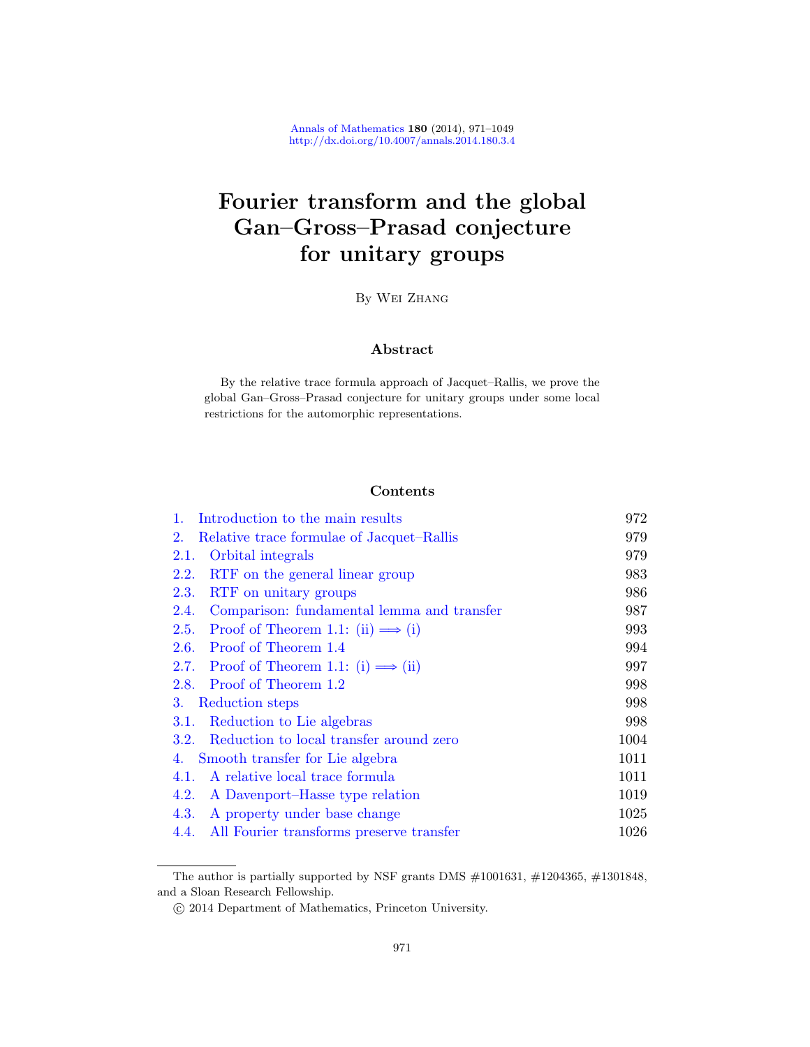# Fourier transform and the global Gan–Gross–Prasad conjecture for unitary groups

By Wei Zhang

## Abstract

By the relative trace formula approach of Jacquet–Rallis, we prove the global Gan–Gross–Prasad conjecture for unitary groups under some local restrictions for the automorphic representations.

## Contents

| | | |
|---|---|---|
| 1. | Introduction to the main results | 972 |
| 2. | Relative trace formulae of Jacquet–Rallis | 979 |
| 2.1. | Orbital integrals | 979 |
| 2.2. | RTF on the general linear group | 983 |
| 2.3. | RTF on unitary groups | 986 |
| 2.4. | Comparison: fundamental lemma and transfer | 987 |
| 2.5. | Proof of Theorem 1.1: (ii) $\Longrightarrow$ (i) | 993 |
| 2.6. | Proof of Theorem 1.4 | 994 |
| 2.7. | Proof of Theorem 1.1: (i) $\Longrightarrow$ (ii) | 997 |
| 2.8. | Proof of Theorem 1.2 | 998 |
| 3. | Reduction steps | 998 |
| 3.1. | Reduction to Lie algebras | 998 |
| 3.2. | Reduction to local transfer around zero | 1004 |
| 4. | Smooth transfer for Lie algebra | 1011 |
| 4.1. | A relative local trace formula | 1011 |
| 4.2. | A Davenport–Hasse type relation | 1019 |
| 4.3. | A property under base change | 1025 |
| 4.4. | All Fourier transforms preserve transfer | 1026 |

---

The author is partially supported by NSF grants DMS #1001631, #1204365, #1301848, and a Sloan Research Fellowship.

© 2014 Department of Mathematics, Princeton University.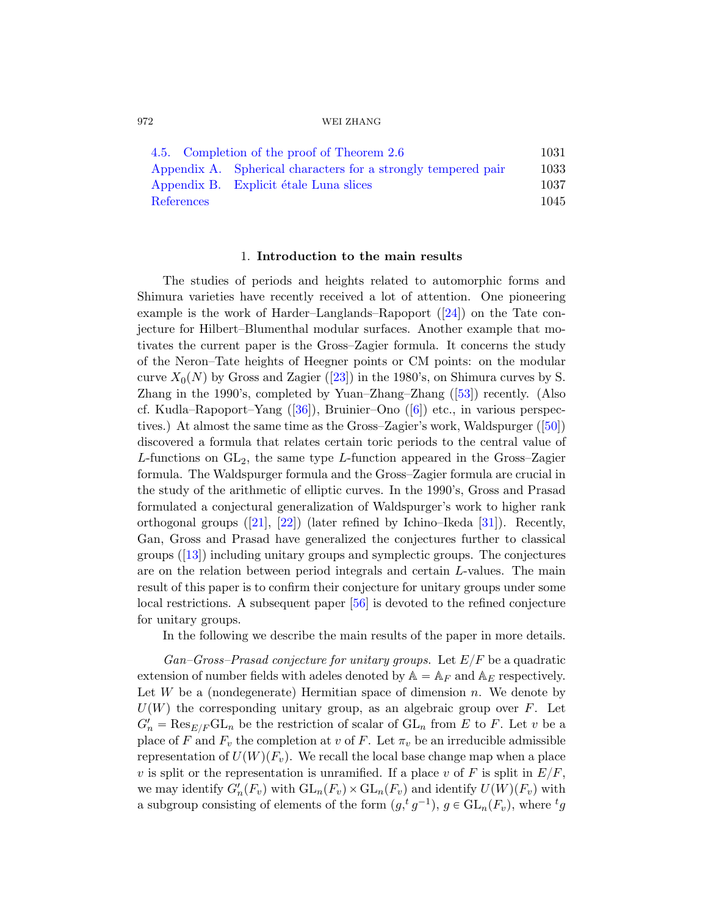| | |
|---|---|
| 4.5. Completion of the proof of Theorem 2.6 | 1031 |
| Appendix A. Spherical characters for a strongly tempered pair | 1033 |
| Appendix B. Explicit étale Luna slices | 1037 |
| References | 1045 |

## 1. Introduction to the main results

The studies of periods and heights related to automorphic forms and Shimura varieties have recently received a lot of attention. One pioneering example is the work of Harder–Langlands–Rapoport ([24]) on the Tate conjecture for Hilbert–Blumenthal modular surfaces. Another example that motivates the current paper is the Gross–Zagier formula. It concerns the study of the Neron–Tate heights of Heegner points or CM points: on the modular curve $X_0(N)$ by Gross and Zagier ([23]) in the 1980's, on Shimura curves by S. Zhang in the 1990's, completed by Yuan–Zhang–Zhang ([53]) recently. (Also cf. Kudla–Rapoport–Yang ([36]), Bruinier–Ono ([6]) etc., in various perspectives.) At almost the same time as the Gross–Zagier's work, Waldspurger ([50]) discovered a formula that relates certain toric periods to the central value of $L$-functions on $\mathrm{GL}_2$, the same type $L$-function appeared in the Gross–Zagier formula. The Waldspurger formula and the Gross–Zagier formula are crucial in the study of the arithmetic of elliptic curves. In the 1990's, Gross and Prasad formulated a conjectural generalization of Waldspurger's work to higher rank orthogonal groups ([21], [22]) (later refined by Ichino–Ikeda [31]). Recently, Gan, Gross and Prasad have generalized the conjectures further to classical groups ([13]) including unitary groups and symplectic groups. The conjectures are on the relation between period integrals and certain $L$-values. The main result of this paper is to confirm their conjecture for unitary groups under some local restrictions. A subsequent paper [56] is devoted to the refined conjecture for unitary groups.

In the following we describe the main results of the paper in more details.

*Gan–Gross–Prasad conjecture for unitary groups.* Let $E/F$ be a quadratic extension of number fields with adeles denoted by $\mathbb{A} = \mathbb{A}_F$ and $\mathbb{A}_E$ respectively. Let $W$ be a (nondegenerate) Hermitian space of dimension $n$. We denote by $U(W)$ the corresponding unitary group, as an algebraic group over $F$. Let $G'_n = \mathrm{Res}_{E/F}\mathrm{GL}_n$ be the restriction of scalar of $\mathrm{GL}_n$ from $E$ to $F$. Let $v$ be a place of $F$ and $F_v$ the completion at $v$ of $F$. Let $\pi_v$ be an irreducible admissible representation of $U(W)(F_v)$. We recall the local base change map when a place $v$ is split or the representation is unramified. If a place $v$ of $F$ is split in $E/F$, we may identify $G'_n(F_v)$ with $\mathrm{GL}_n(F_v) \times \mathrm{GL}_n(F_v)$ and identify $U(W)(F_v)$ with a subgroup consisting of elements of the form $(g, {}^t g^{-1})$, $g \in \mathrm{GL}_n(F_v)$, where ${}^t g$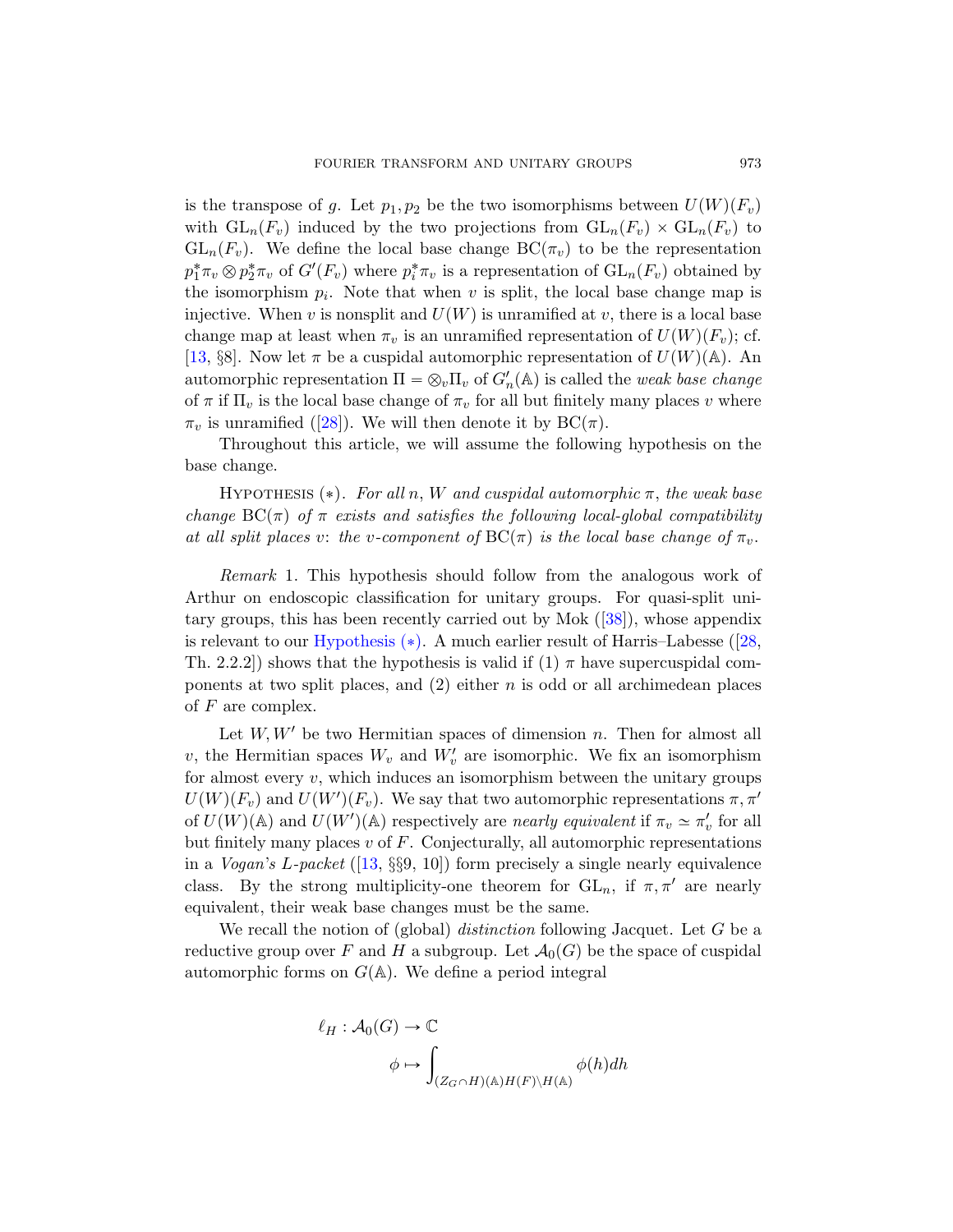is the transpose of $g$. Let $p_1, p_2$ be the two isomorphisms between $U(W)(F_v)$ with $\mathrm{GL}_n(F_v)$ induced by the two projections from $\mathrm{GL}_n(F_v) \times \mathrm{GL}_n(F_v)$ to $\mathrm{GL}_n(F_v)$. We define the local base change $\mathrm{BC}(\pi_v)$ to be the representation $p_1^*\pi_v \otimes p_2^*\pi_v$ of $G'(F_v)$ where $p_i^*\pi_v$ is a representation of $\mathrm{GL}_n(F_v)$ obtained by the isomorphism $p_i$. Note that when $v$ is split, the local base change map is injective. When $v$ is nonsplit and $U(W)$ is unramified at $v$, there is a local base change map at least when $\pi_v$ is an unramified representation of $U(W)(F_v)$; cf. [13, §8]. Now let $\pi$ be a cuspidal automorphic representation of $U(W)(\mathbb{A})$. An automorphic representation $\Pi = \otimes_v \Pi_v$ of $G'_n(\mathbb{A})$ is called the *weak base change* of $\pi$ if $\Pi_v$ is the local base change of $\pi_v$ for all but finitely many places $v$ where $\pi_v$ is unramified ([28]). We will then denote it by $\mathrm{BC}(\pi)$.

Throughout this article, we will assume the following hypothesis on the base change.

Hypothesis $(*)$. *For all $n$, $W$ and cuspidal automorphic $\pi$, the weak base change $\mathrm{BC}(\pi)$ of $\pi$ exists and satisfies the following local-global compatibility at all split places $v$: the $v$-component of $\mathrm{BC}(\pi)$ is the local base change of $\pi_v$.*

*Remark* 1. This hypothesis should follow from the analogous work of Arthur on endoscopic classification for unitary groups. For quasi-split unitary groups, this has been recently carried out by Mok ([38]), whose appendix is relevant to our Hypothesis $(*)$. A much earlier result of Harris–Labesse ([28, Th. 2.2.2]) shows that the hypothesis is valid if (1) $\pi$ have supercuspidal components at two split places, and (2) either $n$ is odd or all archimedean places of $F$ are complex.

Let $W, W'$ be two Hermitian spaces of dimension $n$. Then for almost all $v$, the Hermitian spaces $W_v$ and $W'_v$ are isomorphic. We fix an isomorphism for almost every $v$, which induces an isomorphism between the unitary groups $U(W)(F_v)$ and $U(W')(F_v)$. We say that two automorphic representations $\pi, \pi'$ of $U(W)(\mathbb{A})$ and $U(W')(\mathbb{A})$ respectively are *nearly equivalent* if $\pi_v \simeq \pi'_v$ for all but finitely many places $v$ of $F$. Conjecturally, all automorphic representations in a *Vogan's $L$-packet* ([13, §§9, 10]) form precisely a single nearly equivalence class. By the strong multiplicity-one theorem for $\mathrm{GL}_n$, if $\pi, \pi'$ are nearly equivalent, their weak base changes must be the same.

We recall the notion of (global) *distinction* following Jacquet. Let $G$ be a reductive group over $F$ and $H$ a subgroup. Let $\mathcal{A}_0(G)$ be the space of cuspidal automorphic forms on $G(\mathbb{A})$. We define a period integral

$$\ell_H : \mathcal{A}_0(G) \to \mathbb{C}$$
$$\phi \mapsto \int_{(Z_G \cap H)(\mathbb{A})H(F)\backslash H(\mathbb{A})} \phi(h)dh$$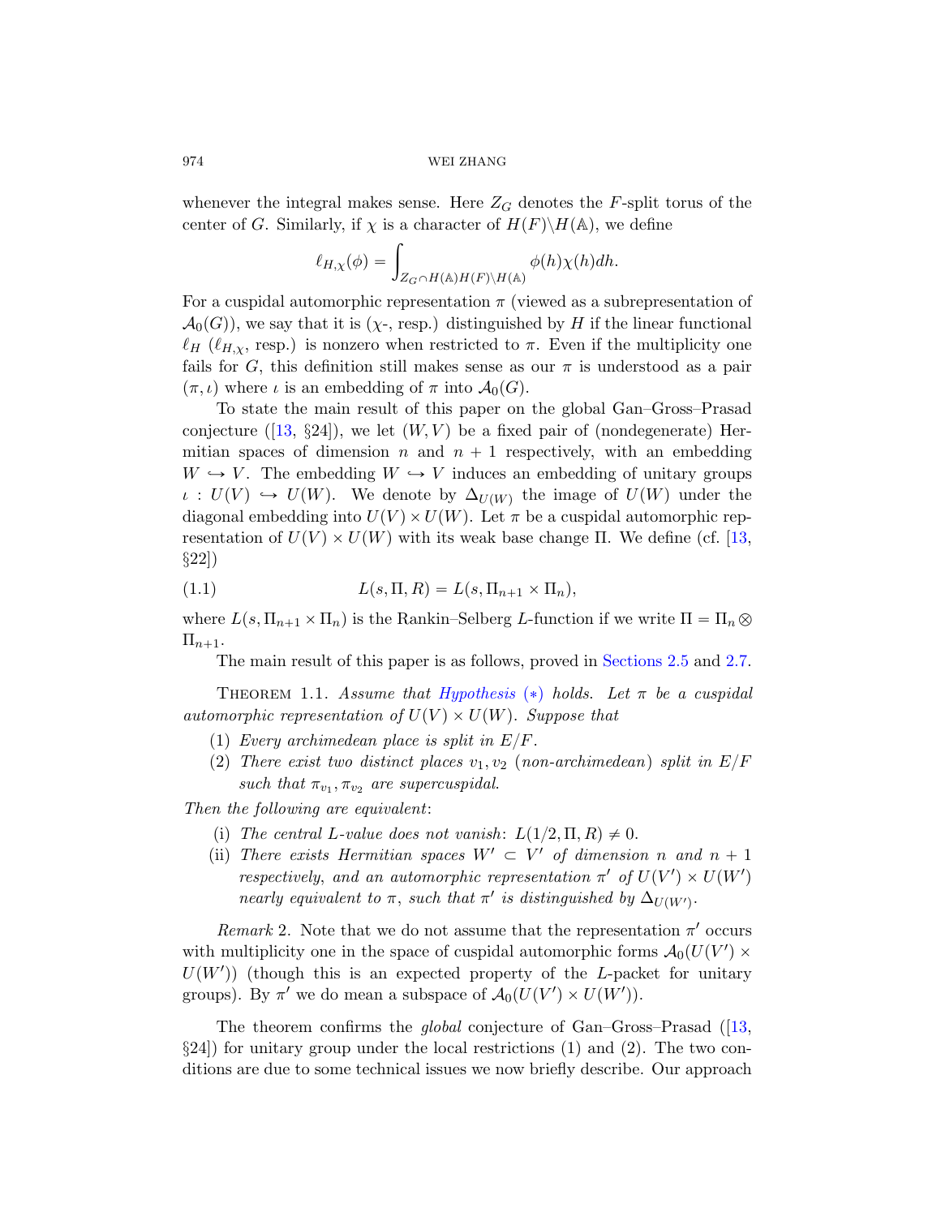whenever the integral makes sense. Here $Z_G$ denotes the $F$-split torus of the center of $G$. Similarly, if $\chi$ is a character of $H(F)\backslash H(\mathbb{A})$, we define

$$\ell_{H,\chi}(\phi) = \int_{Z_G \cap H(\mathbb{A})H(F)\backslash H(\mathbb{A})} \phi(h)\chi(h)dh.$$

For a cuspidal automorphic representation $\pi$ (viewed as a subrepresentation of $\mathcal{A}_0(G)$), we say that it is ($\chi$-, resp.) distinguished by $H$ if the linear functional $\ell_H$ ($\ell_{H,\chi}$, resp.) is nonzero when restricted to $\pi$. Even if the multiplicity one fails for $G$, this definition still makes sense as our $\pi$ is understood as a pair $(\pi, \iota)$ where $\iota$ is an embedding of $\pi$ into $\mathcal{A}_0(G)$.

To state the main result of this paper on the global Gan–Gross–Prasad conjecture ([13, §24]), we let $(W, V)$ be a fixed pair of (nondegenerate) Hermitian spaces of dimension $n$ and $n+1$ respectively, with an embedding $W \hookrightarrow V$. The embedding $W \hookrightarrow V$ induces an embedding of unitary groups $\iota : U(V) \hookrightarrow U(W)$. We denote by $\Delta_{U(W)}$ the image of $U(W)$ under the diagonal embedding into $U(V) \times U(W)$. Let $\pi$ be a cuspidal automorphic representation of $U(V) \times U(W)$ with its weak base change $\Pi$. We define (cf. [13, §22])

$$L(s, \Pi, R) = L(s, \Pi_{n+1} \times \Pi_n), \tag{1.1}$$

where $L(s, \Pi_{n+1} \times \Pi_n)$ is the Rankin–Selberg $L$-function if we write $\Pi = \Pi_n \otimes \Pi_{n+1}$.

The main result of this paper is as follows, proved in Sections 2.5 and 2.7.

Theorem 1.1. *Assume that Hypothesis* (∗) *holds. Let $\pi$ be a cuspidal automorphic representation of $U(V) \times U(W)$. Suppose that*

1. *Every archimedean place is split in $E/F$.*
2. *There exist two distinct places $v_1, v_2$ (non-archimedean) split in $E/F$ such that $\pi_{v_1}, \pi_{v_2}$ are supercuspidal.*

*Then the following are equivalent*:

- (i) *The central $L$-value does not vanish: $L(1/2, \Pi, R) \neq 0$.*
- (ii) *There exists Hermitian spaces $W' \subset V'$ of dimension $n$ and $n+1$ respectively, and an automorphic representation $\pi'$ of $U(V') \times U(W')$ nearly equivalent to $\pi$, such that $\pi'$ is distinguished by $\Delta_{U(W')}$.*

*Remark* 2. Note that we do not assume that the representation $\pi'$ occurs with multiplicity one in the space of cuspidal automorphic forms $\mathcal{A}_0(U(V') \times U(W'))$ (though this is an expected property of the $L$-packet for unitary groups). By $\pi'$ we do mean a subspace of $\mathcal{A}_0(U(V') \times U(W'))$.

The theorem confirms the *global* conjecture of Gan–Gross–Prasad ([13, §24]) for unitary group under the local restrictions (1) and (2). The two conditions are due to some technical issues we now briefly describe. Our approach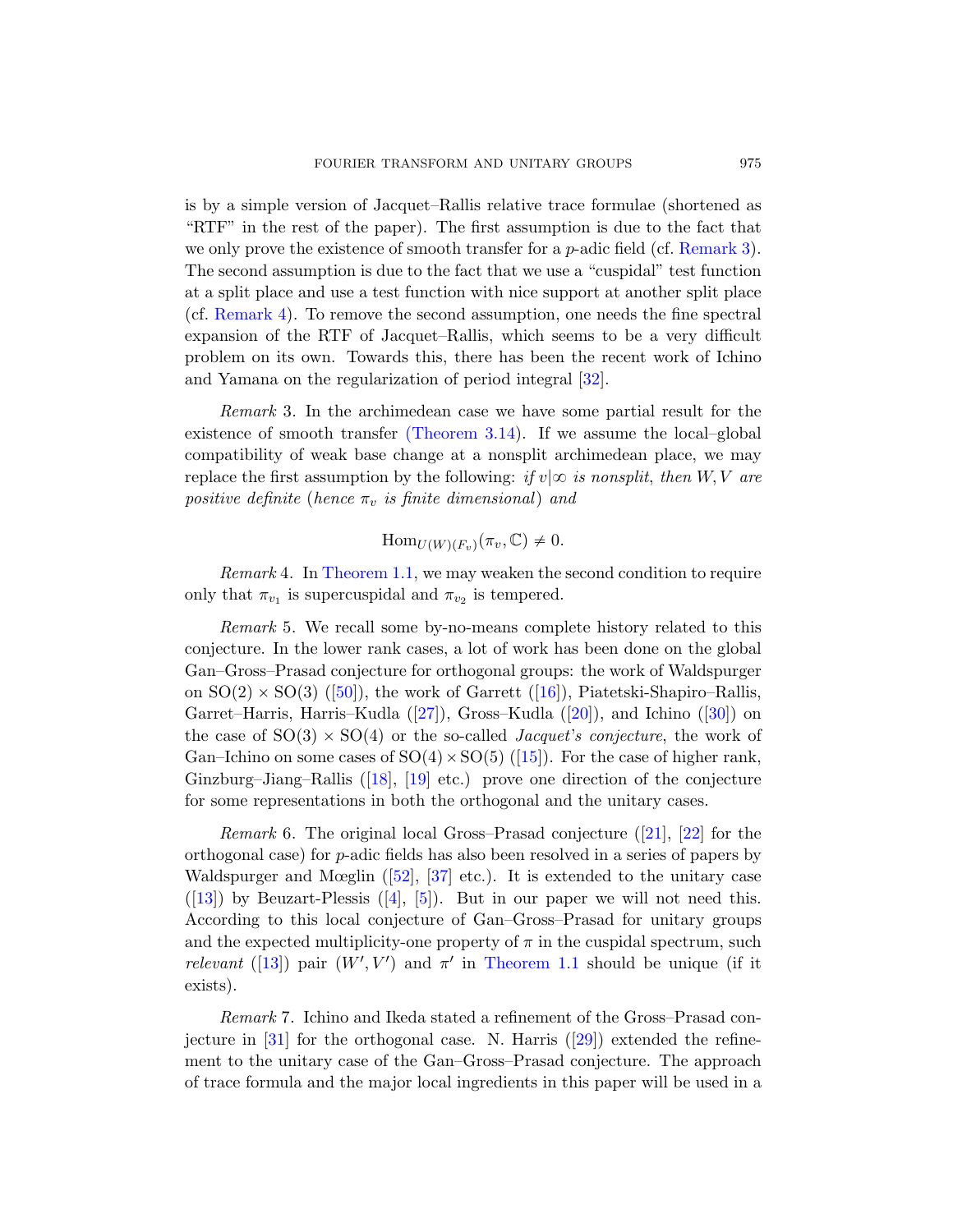is by a simple version of Jacquet–Rallis relative trace formulae (shortened as "RTF" in the rest of the paper). The first assumption is due to the fact that we only prove the existence of smooth transfer for a $p$-adic field (cf. Remark 3). The second assumption is due to the fact that we use a "cuspidal" test function at a split place and use a test function with nice support at another split place (cf. Remark 4). To remove the second assumption, one needs the fine spectral expansion of the RTF of Jacquet–Rallis, which seems to be a very difficult problem on its own. Towards this, there has been the recent work of Ichino and Yamana on the regularization of period integral [32].

*Remark* 3. In the archimedean case we have some partial result for the existence of smooth transfer (Theorem 3.14). If we assume the local–global compatibility of weak base change at a nonsplit archimedean place, we may replace the first assumption by the following: *if $v|\infty$ is nonsplit, then $W, V$ are positive definite* (*hence $\pi_v$ is finite dimensional*) *and*

$$\mathrm{Hom}_{U(W)(F_v)}(\pi_v, \mathbb{C}) \neq 0.$$

*Remark* 4. In Theorem 1.1, we may weaken the second condition to require only that $\pi_{v_1}$ is supercuspidal and $\pi_{v_2}$ is tempered.

*Remark* 5. We recall some by-no-means complete history related to this conjecture. In the lower rank cases, a lot of work has been done on the global Gan–Gross–Prasad conjecture for orthogonal groups: the work of Waldspurger on $\mathrm{SO}(2) \times \mathrm{SO}(3)$ ([50]), the work of Garrett ([16]), Piatetski-Shapiro–Rallis, Garret–Harris, Harris–Kudla ([27]), Gross–Kudla ([20]), and Ichino ([30]) on the case of $\mathrm{SO}(3) \times \mathrm{SO}(4)$ or the so-called *Jacquet's conjecture*, the work of Gan–Ichino on some cases of $\mathrm{SO}(4) \times \mathrm{SO}(5)$ ([15]). For the case of higher rank, Ginzburg–Jiang–Rallis ([18], [19] etc.) prove one direction of the conjecture for some representations in both the orthogonal and the unitary cases.

*Remark* 6. The original local Gross–Prasad conjecture ([21], [22] for the orthogonal case) for $p$-adic fields has also been resolved in a series of papers by Waldspurger and Mœglin ([52], [37] etc.). It is extended to the unitary case ([13]) by Beuzart-Plessis ([4], [5]). But in our paper we will not need this. According to this local conjecture of Gan–Gross–Prasad for unitary groups and the expected multiplicity-one property of $\pi$ in the cuspidal spectrum, such *relevant* ([13]) pair $(W', V')$ and $\pi'$ in Theorem 1.1 should be unique (if it exists).

*Remark* 7. Ichino and Ikeda stated a refinement of the Gross–Prasad conjecture in [31] for the orthogonal case. N. Harris ([29]) extended the refinement to the unitary case of the Gan–Gross–Prasad conjecture. The approach of trace formula and the major local ingredients in this paper will be used in a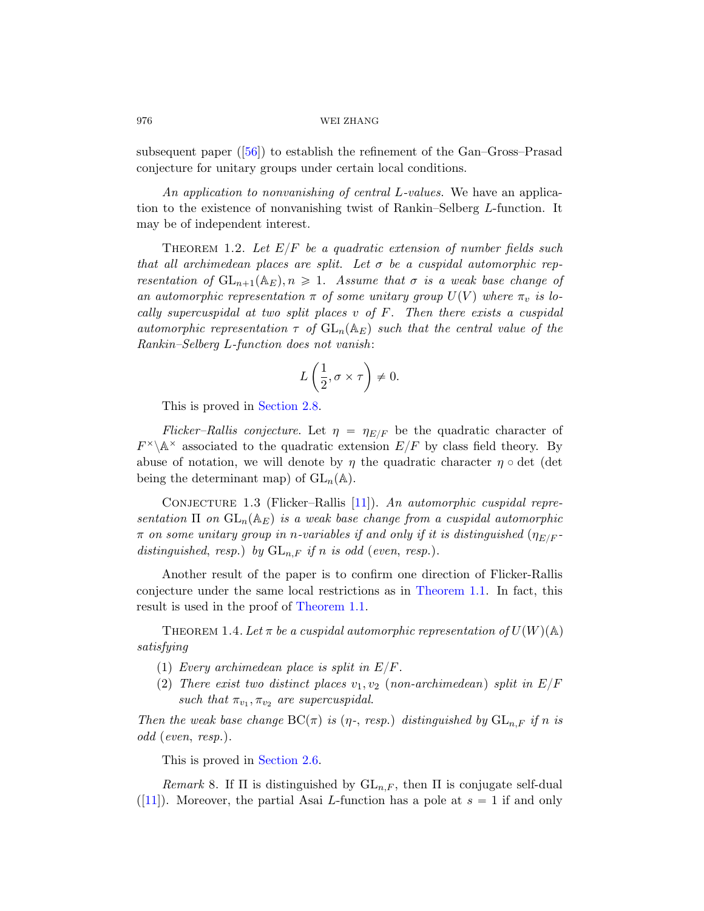subsequent paper ([56]) to establish the refinement of the Gan–Gross–Prasad conjecture for unitary groups under certain local conditions.

*An application to nonvanishing of central $L$-values.* We have an application to the existence of nonvanishing twist of Rankin–Selberg $L$-function. It may be of independent interest.

THEOREM 1.2. *Let $E/F$ be a quadratic extension of number fields such that all archimedean places are split. Let $\sigma$ be a cuspidal automorphic representation of $\mathrm{GL}_{n+1}(\mathbb{A}_E), n \geqslant 1$. Assume that $\sigma$ is a weak base change of an automorphic representation $\pi$ of some unitary group $U(V)$ where $\pi_v$ is locally supercuspidal at two split places $v$ of $F$. Then there exists a cuspidal automorphic representation $\tau$ of $\mathrm{GL}_n(\mathbb{A}_E)$ such that the central value of the Rankin–Selberg $L$-function does not vanish*:

$$L\left(\frac{1}{2}, \sigma \times \tau\right) \neq 0.$$

This is proved in Section 2.8.

*Flicker–Rallis conjecture.* Let $\eta = \eta_{E/F}$ be the quadratic character of $F^\times \backslash \mathbb{A}^\times$ associated to the quadratic extension $E/F$ by class field theory. By abuse of notation, we will denote by $\eta$ the quadratic character $\eta \circ \det$ (det being the determinant map) of $\mathrm{GL}_n(\mathbb{A})$.

CONJECTURE 1.3 (Flicker–Rallis [11]). *An automorphic cuspidal representation $\Pi$ on $\mathrm{GL}_n(\mathbb{A}_E)$ is a weak base change from a cuspidal automorphic $\pi$ on some unitary group in $n$-variables if and only if it is distinguished ($\eta_{E/F}$-distinguished, resp.) by $\mathrm{GL}_{n,F}$ if $n$ is odd (even, resp.).*

Another result of the paper is to confirm one direction of Flicker-Rallis conjecture under the same local restrictions as in Theorem 1.1. In fact, this result is used in the proof of Theorem 1.1.

THEOREM 1.4. *Let $\pi$ be a cuspidal automorphic representation of $U(W)(\mathbb{A})$ satisfying*

(1) *Every archimedean place is split in $E/F$.*
(2) *There exist two distinct places $v_1, v_2$ (non-archimedean) split in $E/F$ such that $\pi_{v_1}, \pi_{v_2}$ are supercuspidal.*

*Then the weak base change $\mathrm{BC}(\pi)$ is ($\eta$-, resp.) distinguished by $\mathrm{GL}_{n,F}$ if $n$ is odd (even, resp.).*

This is proved in Section 2.6.

*Remark* 8. If $\Pi$ is distinguished by $\mathrm{GL}_{n,F}$, then $\Pi$ is conjugate self-dual ([11]). Moreover, the partial Asai $L$-function has a pole at $s = 1$ if and only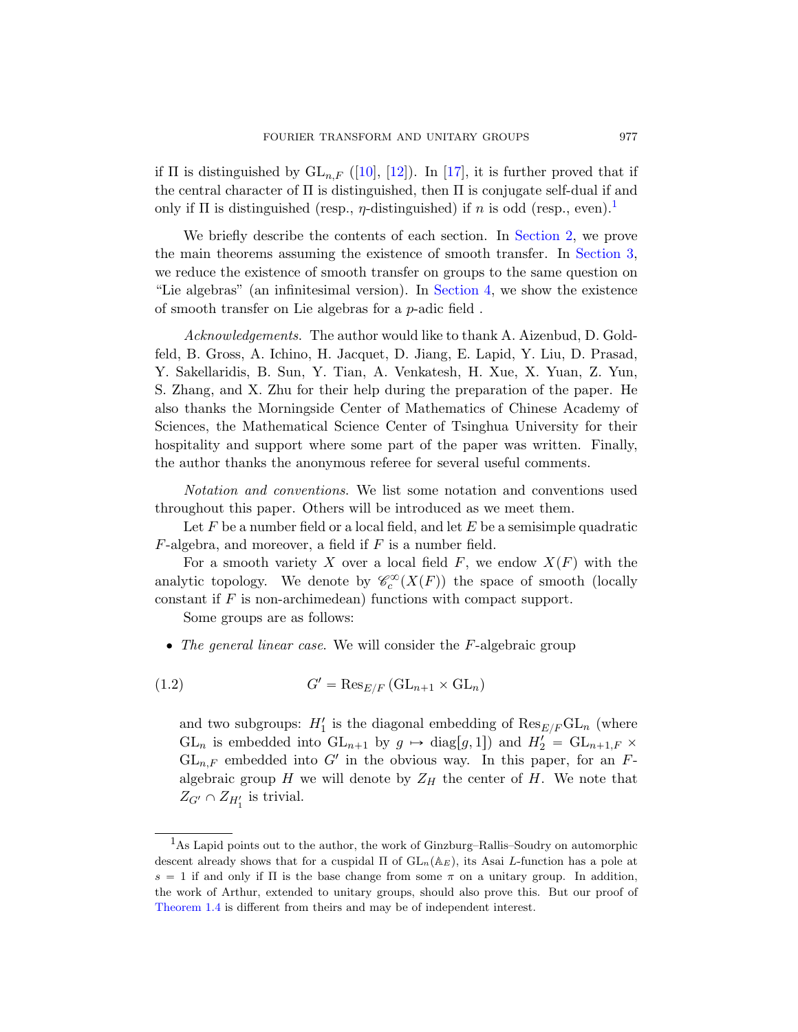if $\Pi$ is distinguished by $\mathrm{GL}_{n,F}$ ([10], [12]). In [17], it is further proved that if the central character of $\Pi$ is distinguished, then $\Pi$ is conjugate self-dual if and only if $\Pi$ is distinguished (resp., $\eta$-distinguished) if $n$ is odd (resp., even).[1]

We briefly describe the contents of each section. In Section 2, we prove the main theorems assuming the existence of smooth transfer. In Section 3, we reduce the existence of smooth transfer on groups to the same question on "Lie algebras" (an infinitesimal version). In Section 4, we show the existence of smooth transfer on Lie algebras for a $p$-adic field .

*Acknowledgements.* The author would like to thank A. Aizenbud, D. Goldfeld, B. Gross, A. Ichino, H. Jacquet, D. Jiang, E. Lapid, Y. Liu, D. Prasad, Y. Sakellaridis, B. Sun, Y. Tian, A. Venkatesh, H. Xue, X. Yuan, Z. Yun, S. Zhang, and X. Zhu for their help during the preparation of the paper. He also thanks the Morningside Center of Mathematics of Chinese Academy of Sciences, the Mathematical Science Center of Tsinghua University for their hospitality and support where some part of the paper was written. Finally, the author thanks the anonymous referee for several useful comments.

*Notation and conventions.* We list some notation and conventions used throughout this paper. Others will be introduced as we meet them.

Let $F$ be a number field or a local field, and let $E$ be a semisimple quadratic $F$-algebra, and moreover, a field if $F$ is a number field.

For a smooth variety $X$ over a local field $F$, we endow $X(F)$ with the analytic topology. We denote by $\mathscr{C}_c^\infty(X(F))$ the space of smooth (locally constant if $F$ is non-archimedean) functions with compact support.

Some groups are as follows:

- *The general linear case.* We will consider the $F$-algebraic group

$$G' = \mathrm{Res}_{E/F}\left(\mathrm{GL}_{n+1} \times \mathrm{GL}_n\right) \tag{1.2}$$

  and two subgroups: $H_1'$ is the diagonal embedding of $\mathrm{Res}_{E/F}\mathrm{GL}_n$ (where $\mathrm{GL}_n$ is embedded into $\mathrm{GL}_{n+1}$ by $g \mapsto \mathrm{diag}[g,1]$) and $H_2' = \mathrm{GL}_{n+1,F} \times \mathrm{GL}_{n,F}$ embedded into $G'$ in the obvious way. In this paper, for an $F$-algebraic group $H$ we will denote by $Z_H$ the center of $H$. We note that $Z_{G'} \cap Z_{H_1'}$ is trivial.

---

[1] As Lapid points out to the author, the work of Ginzburg–Rallis–Soudry on automorphic descent already shows that for a cuspidal $\Pi$ of $\mathrm{GL}_n(\mathbb{A}_E)$, its Asai $L$-function has a pole at $s = 1$ if and only if $\Pi$ is the base change from some $\pi$ on a unitary group. In addition, the work of Arthur, extended to unitary groups, should also prove this. But our proof of Theorem 1.4 is different from theirs and may be of independent interest.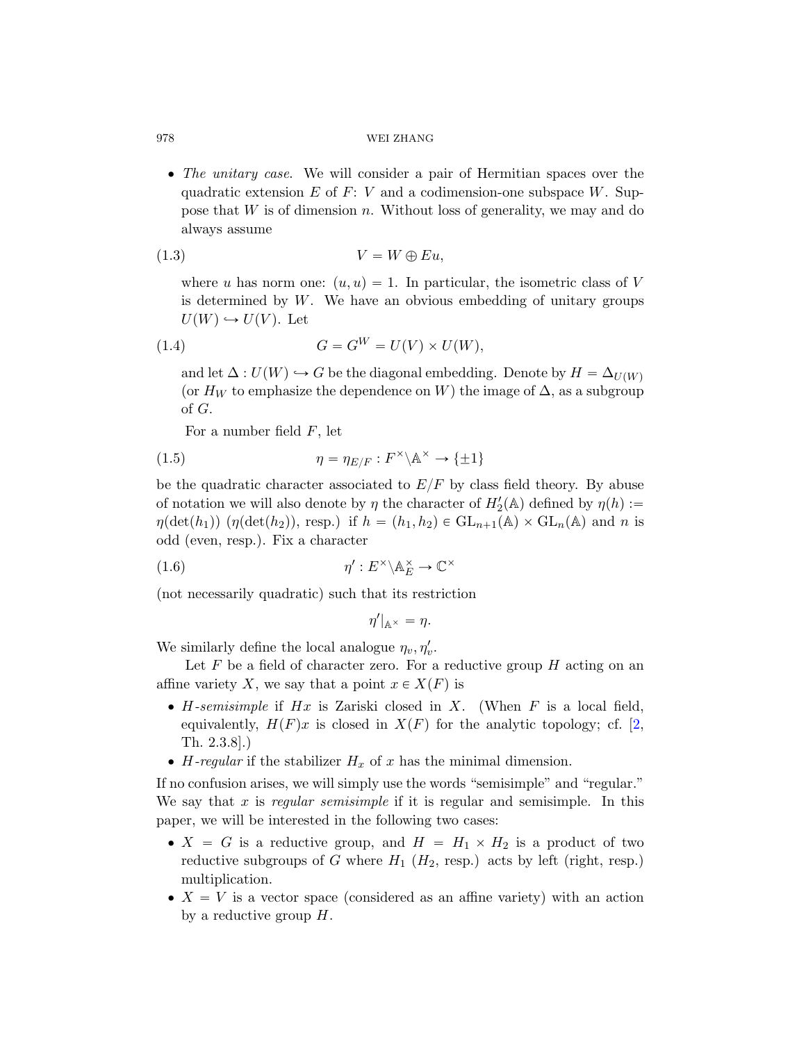- *The unitary case*. We will consider a pair of Hermitian spaces over the quadratic extension $E$ of $F$: $V$ and a codimension-one subspace $W$. Suppose that $W$ is of dimension $n$. Without loss of generality, we may and do always assume

$$V = W \oplus Eu, \tag{1.3}$$

where $u$ has norm one: $(u, u) = 1$. In particular, the isometric class of $V$ is determined by $W$. We have an obvious embedding of unitary groups $U(W) \hookrightarrow U(V)$. Let

$$G = G^W = U(V) \times U(W), \tag{1.4}$$

and let $\Delta : U(W) \hookrightarrow G$ be the diagonal embedding. Denote by $H = \Delta_{U(W)}$ (or $H_W$ to emphasize the dependence on $W$) the image of $\Delta$, as a subgroup of $G$.

For a number field $F$, let

$$\eta = \eta_{E/F} : F^\times \backslash \mathbb{A}^\times \to \{\pm 1\} \tag{1.5}$$

be the quadratic character associated to $E/F$ by class field theory. By abuse of notation we will also denote by $\eta$ the character of $H_2'(\mathbb{A})$ defined by $\eta(h) := \eta(\det(h_1))$ ($\eta(\det(h_2))$, resp.) if $h = (h_1, h_2) \in \mathrm{GL}_{n+1}(\mathbb{A}) \times \mathrm{GL}_n(\mathbb{A})$ and $n$ is odd (even, resp.). Fix a character

$$\eta' : E^\times \backslash \mathbb{A}_E^\times \to \mathbb{C}^\times \tag{1.6}$$

(not necessarily quadratic) such that its restriction

$$\eta'|_{\mathbb{A}^\times} = \eta.$$

We similarly define the local analogue $\eta_v, \eta_v'$.

Let $F$ be a field of character zero. For a reductive group $H$ acting on an affine variety $X$, we say that a point $x \in X(F)$ is

- $H$*-semisimple* if $Hx$ is Zariski closed in $X$. (When $F$ is a local field, equivalently, $H(F)x$ is closed in $X(F)$ for the analytic topology; cf. [2, Th. 2.3.8].)
- $H$*-regular* if the stabilizer $H_x$ of $x$ has the minimal dimension.

If no confusion arises, we will simply use the words "semisimple" and "regular." We say that $x$ is *regular semisimple* if it is regular and semisimple. In this paper, we will be interested in the following two cases:

- $X = G$ is a reductive group, and $H = H_1 \times H_2$ is a product of two reductive subgroups of $G$ where $H_1$ ($H_2$, resp.) acts by left (right, resp.) multiplication.
- $X = V$ is a vector space (considered as an affine variety) with an action by a reductive group $H$.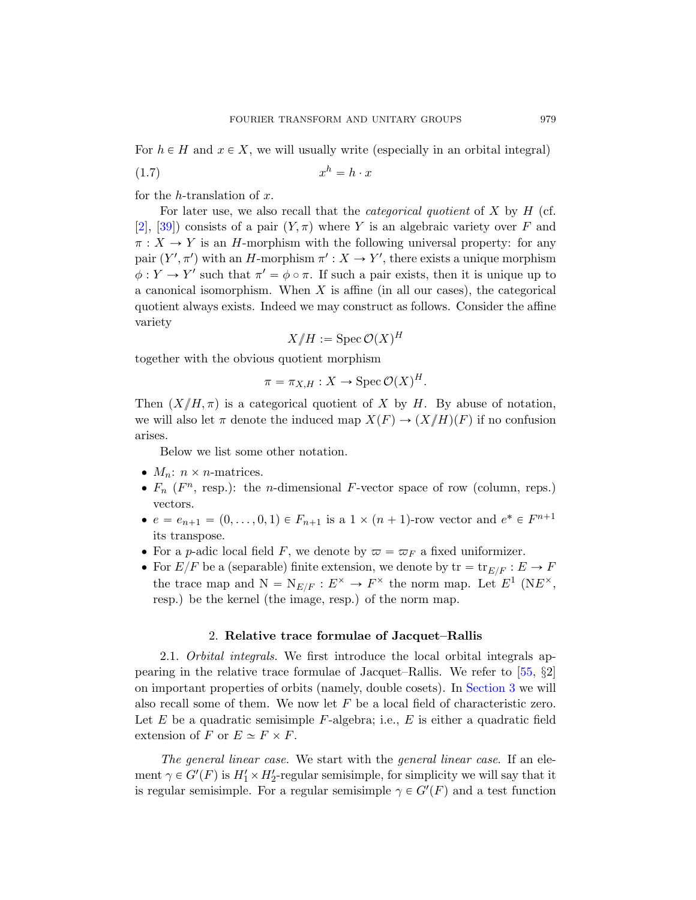For $h \in H$ and $x \in X$, we will usually write (especially in an orbital integral)

$$x^h = h \cdot x \tag{1.7}$$

for the $h$-translation of $x$.

For later use, we also recall that the *categorical quotient* of $X$ by $H$ (cf. [2], [39]) consists of a pair $(Y, \pi)$ where $Y$ is an algebraic variety over $F$ and $\pi : X \to Y$ is an $H$-morphism with the following universal property: for any pair $(Y', \pi')$ with an $H$-morphism $\pi' : X \to Y'$, there exists a unique morphism $\phi : Y \to Y'$ such that $\pi' = \phi \circ \pi$. If such a pair exists, then it is unique up to a canonical isomorphism. When $X$ is affine (in all our cases), the categorical quotient always exists. Indeed we may construct as follows. Consider the affine variety

$$X /\!\!/ H := \operatorname{Spec} \mathcal{O}(X)^H$$

together with the obvious quotient morphism

$$\pi = \pi_{X,H} : X \to \operatorname{Spec} \mathcal{O}(X)^H.$$

Then $(X /\!\!/ H, \pi)$ is a categorical quotient of $X$ by $H$. By abuse of notation, we will also let $\pi$ denote the induced map $X(F) \to (X /\!\!/ H)(F)$ if no confusion arises.

Below we list some other notation.

- $M_n$: $n \times n$-matrices.
- $F_n$ ($F^n$, resp.): the $n$-dimensional $F$-vector space of row (column, reps.) vectors.
- $e = e_{n+1} = (0, \dots, 0, 1) \in F_{n+1}$ is a $1 \times (n+1)$-row vector and $e^* \in F^{n+1}$ its transpose.
- For a $p$-adic local field $F$, we denote by $\varpi = \varpi_F$ a fixed uniformizer.
- For $E/F$ be a (separable) finite extension, we denote by $\mathrm{tr} = \mathrm{tr}_{E/F} : E \to F$ the trace map and $\mathrm{N} = \mathrm{N}_{E/F} : E^\times \to F^\times$ the norm map. Let $E^1$ ($\mathrm{N}E^\times$, resp.) be the kernel (the image, resp.) of the norm map.

## 2. Relative trace formulae of Jacquet–Rallis

2.1. *Orbital integrals.* We first introduce the local orbital integrals appearing in the relative trace formulae of Jacquet–Rallis. We refer to [55, §2] on important properties of orbits (namely, double cosets). In Section 3 we will also recall some of them. We now let $F$ be a local field of characteristic zero. Let $E$ be a quadratic semisimple $F$-algebra; i.e., $E$ is either a quadratic field extension of $F$ or $E \simeq F \times F$.

*The general linear case.* We start with the *general linear case*. If an element $\gamma \in G'(F)$ is $H_1' \times H_2'$-regular semisimple, for simplicity we will say that it is regular semisimple. For a regular semisimple $\gamma \in G'(F)$ and a test function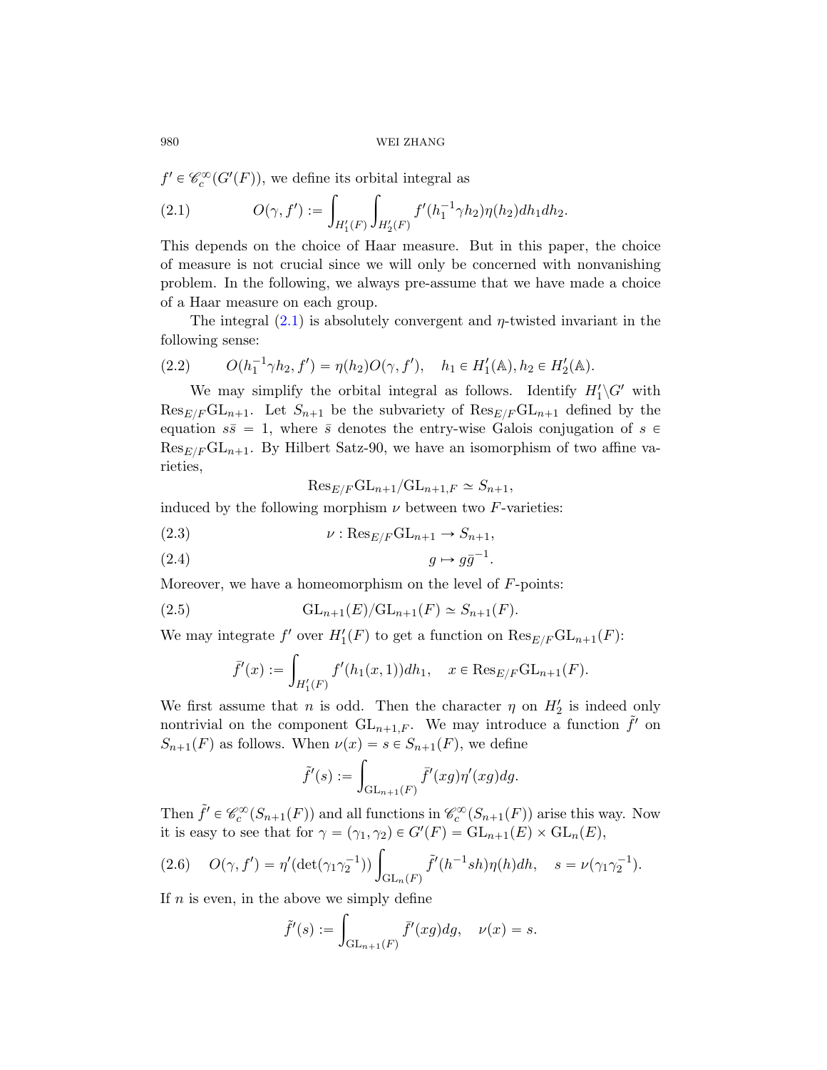$f' \in \mathscr{C}_c^\infty(G'(F))$, we define its orbital integral as

$$O(\gamma, f') := \int_{H_1'(F)} \int_{H_2'(F)} f'(h_1^{-1}\gamma h_2)\eta(h_2) dh_1 dh_2. \tag{2.1}$$

This depends on the choice of Haar measure. But in this paper, the choice of measure is not crucial since we will only be concerned with nonvanishing problem. In the following, we always pre-assume that we have made a choice of a Haar measure on each group.

The integral (2.1) is absolutely convergent and $\eta$-twisted invariant in the following sense:

$$O(h_1^{-1}\gamma h_2, f') = \eta(h_2) O(\gamma, f'), \quad h_1 \in H_1'(\mathbb{A}), h_2 \in H_2'(\mathbb{A}). \tag{2.2}$$

We may simplify the orbital integral as follows. Identify $H_1'\backslash G'$ with $\mathrm{Res}_{E/F}\mathrm{GL}_{n+1}$. Let $S_{n+1}$ be the subvariety of $\mathrm{Res}_{E/F}\mathrm{GL}_{n+1}$ defined by the equation $s\bar{s} = 1$, where $\bar{s}$ denotes the entry-wise Galois conjugation of $s \in \mathrm{Res}_{E/F}\mathrm{GL}_{n+1}$. By Hilbert Satz-90, we have an isomorphism of two affine varieties,

$$\mathrm{Res}_{E/F}\mathrm{GL}_{n+1}/\mathrm{GL}_{n+1,F} \simeq S_{n+1},$$

induced by the following morphism $\nu$ between two $F$-varieties:

$$\nu : \mathrm{Res}_{E/F}\mathrm{GL}_{n+1} \to S_{n+1}, \tag{2.3}$$

$$g \mapsto g\bar{g}^{-1}. \tag{2.4}$$

Moreover, we have a homeomorphism on the level of $F$-points:

$$\mathrm{GL}_{n+1}(E)/\mathrm{GL}_{n+1}(F) \simeq S_{n+1}(F). \tag{2.5}$$

We may integrate $f'$ over $H_1'(F)$ to get a function on $\mathrm{Res}_{E/F}\mathrm{GL}_{n+1}(F)$:

$$\bar{f}'(x) := \int_{H_1'(F)} f'(h_1(x, 1)) dh_1, \quad x \in \mathrm{Res}_{E/F}\mathrm{GL}_{n+1}(F).$$

We first assume that $n$ is odd. Then the character $\eta$ on $H_2'$ is indeed only nontrivial on the component $\mathrm{GL}_{n+1,F}$. We may introduce a function $\tilde{f}'$ on $S_{n+1}(F)$ as follows. When $\nu(x) = s \in S_{n+1}(F)$, we define

$$\tilde{f}'(s) := \int_{\mathrm{GL}_{n+1}(F)} \bar{f}'(xg)\eta'(xg) dg.$$

Then $\tilde{f}' \in \mathscr{C}_c^\infty(S_{n+1}(F))$ and all functions in $\mathscr{C}_c^\infty(S_{n+1}(F))$ arise this way. Now it is easy to see that for $\gamma = (\gamma_1, \gamma_2) \in G'(F) = \mathrm{GL}_{n+1}(E) \times \mathrm{GL}_n(E)$,

$$O(\gamma, f') = \eta'(\det(\gamma_1\gamma_2^{-1})) \int_{\mathrm{GL}_n(F)} \tilde{f}'(h^{-1}sh)\eta(h) dh, \quad s = \nu(\gamma_1\gamma_2^{-1}). \tag{2.6}$$

If $n$ is even, in the above we simply define

$$\tilde{f}'(s) := \int_{\mathrm{GL}_{n+1}(F)} \bar{f}'(xg) dg, \quad \nu(x) = s.$$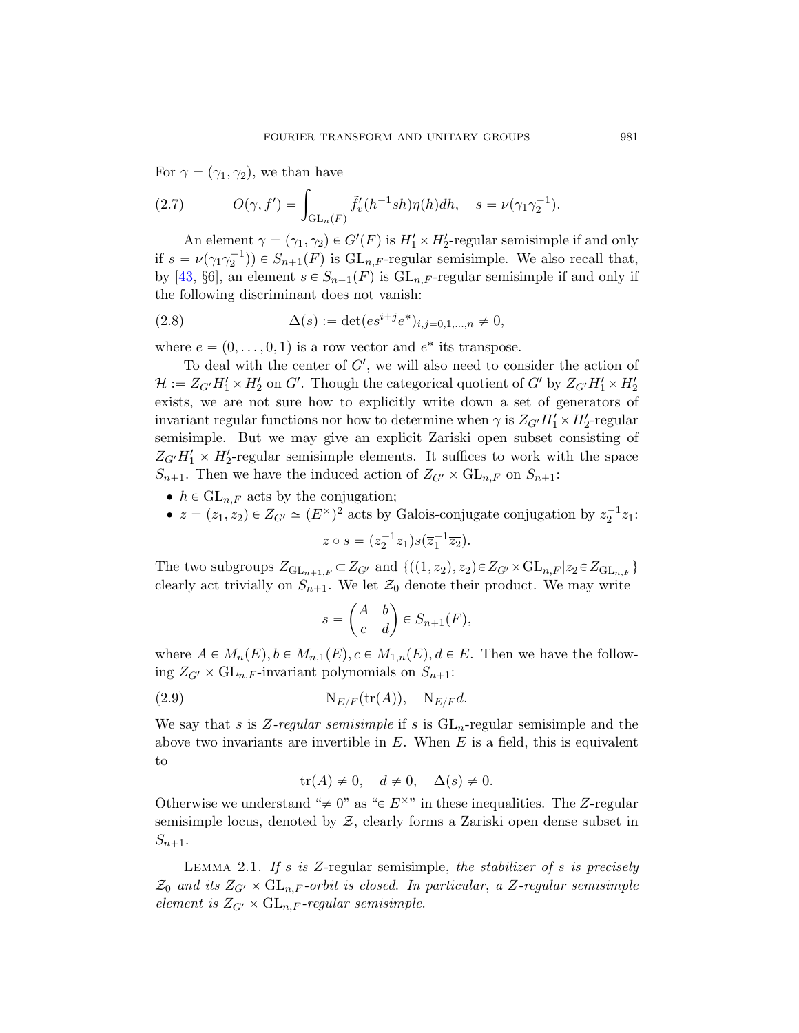For $\gamma = (\gamma_1, \gamma_2)$, we than have

$$O(\gamma, f') = \int_{\mathrm{GL}_n(F)} \tilde{f}'_v(h^{-1}sh)\eta(h)dh, \quad s = \nu(\gamma_1\gamma_2^{-1}). \tag{2.7}$$

An element $\gamma = (\gamma_1, \gamma_2) \in G'(F)$ is $H'_1 \times H'_2$-regular semisimple if and only if $s = \nu(\gamma_1\gamma_2^{-1})) \in S_{n+1}(F)$ is $\mathrm{GL}_{n,F}$-regular semisimple. We also recall that, by [43, §6], an element $s \in S_{n+1}(F)$ is $\mathrm{GL}_{n,F}$-regular semisimple if and only if the following discriminant does not vanish:

$$\Delta(s) := \det(es^{i+j}e^*)_{i,j=0,1,\dots,n} \neq 0, \tag{2.8}$$

where $e = (0, \dots, 0, 1)$ is a row vector and $e^*$ its transpose.

To deal with the center of $G'$, we will also need to consider the action of $\mathcal{H} := Z_{G'}H'_1 \times H'_2$ on $G'$. Though the categorical quotient of $G'$ by $Z_{G'}H'_1 \times H'_2$ exists, we are not sure how to explicitly write down a set of generators of invariant regular functions nor how to determine when $\gamma$ is $Z_{G'}H'_1 \times H'_2$-regular semisimple. But we may give an explicit Zariski open subset consisting of $Z_{G'}H'_1 \times H'_2$-regular semisimple elements. It suffices to work with the space $S_{n+1}$. Then we have the induced action of $Z_{G'} \times \mathrm{GL}_{n,F}$ on $S_{n+1}$:

- $h \in \mathrm{GL}_{n,F}$ acts by the conjugation;
- $z = (z_1, z_2) \in Z_{G'} \simeq (E^\times)^2$ acts by Galois-conjugate conjugation by $z_2^{-1}z_1$:

$$z \circ s = (z_2^{-1}z_1)s(\overline{z}_1^{-1}\overline{z_2}).$$

The two subgroups $Z_{\mathrm{GL}_{n+1,F}} \subset Z_{G'}$ and $\{((1, z_2), z_2) \in Z_{G'} \times \mathrm{GL}_{n,F} | z_2 \in Z_{\mathrm{GL}_{n,F}}\}$ clearly act trivially on $S_{n+1}$. We let $\mathcal{Z}_0$ denote their product. We may write

$$s = \begin{pmatrix} A & b \\ c & d \end{pmatrix} \in S_{n+1}(F),$$

where $A \in M_n(E), b \in M_{n,1}(E), c \in M_{1,n}(E), d \in E$. Then we have the following $Z_{G'} \times \mathrm{GL}_{n,F}$-invariant polynomials on $S_{n+1}$:

$$\mathrm{N}_{E/F}(\mathrm{tr}(A)), \quad \mathrm{N}_{E/F}d. \tag{2.9}$$

We say that $s$ is *$Z$-regular semisimple* if $s$ is $\mathrm{GL}_n$-regular semisimple and the above two invariants are invertible in $E$. When $E$ is a field, this is equivalent to

$$\mathrm{tr}(A) \neq 0, \quad d \neq 0, \quad \Delta(s) \neq 0.$$

Otherwise we understand "$\neq 0$" as "$\in E^\times$" in these inequalities. The $Z$-regular semisimple locus, denoted by $\mathcal{Z}$, clearly forms a Zariski open dense subset in $S_{n+1}$.

Lemma 2.1. *If $s$ is $Z$-*regular semisimple, *the stabilizer of $s$ is precisely $\mathcal{Z}_0$ and its $Z_{G'} \times \mathrm{GL}_{n,F}$-orbit is closed. In particular, a $Z$-regular semisimple element is $Z_{G'} \times \mathrm{GL}_{n,F}$-regular semisimple.*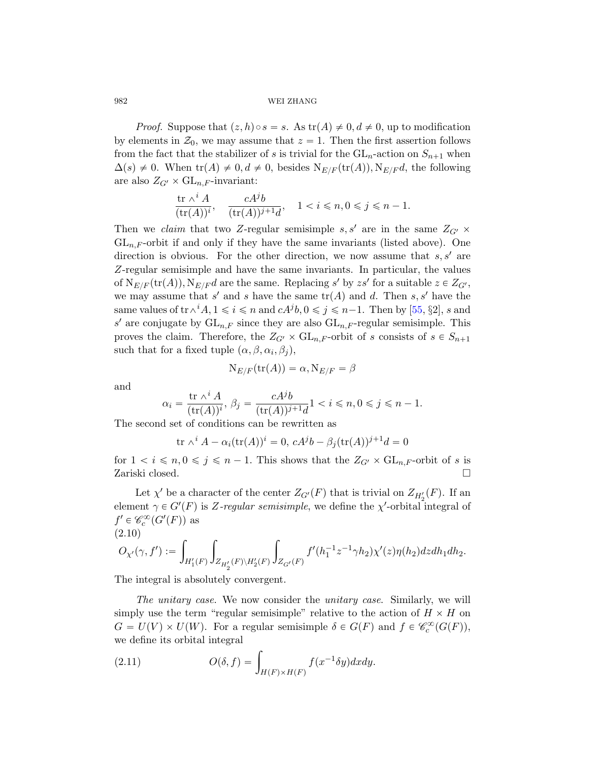*Proof.* Suppose that $(z,h)\circ s = s$. As $\mathrm{tr}(A)\neq 0, d\neq 0$, up to modification by elements in $\mathcal{Z}_0$, we may assume that $z=1$. Then the first assertion follows from the fact that the stabilizer of $s$ is trivial for the $\mathrm{GL}_n$-action on $S_{n+1}$ when $\Delta(s)\neq 0$. When $\mathrm{tr}(A)\neq 0, d\neq 0$, besides $\mathrm{N}_{E/F}(\mathrm{tr}(A)), \mathrm{N}_{E/F}d$, the following are also $Z_{G'}\times \mathrm{GL}_{n,F}$-invariant:

$$\frac{\mathrm{tr}\wedge^i A}{(\mathrm{tr}(A))^i},\quad \frac{cA^j b}{(\mathrm{tr}(A))^{j+1}d},\quad 1<i\leqslant n, 0\leqslant j\leqslant n-1.$$

Then we *claim* that two $Z$-regular semisimple $s,s'$ are in the same $Z_{G'}\times \mathrm{GL}_{n,F}$-orbit if and only if they have the same invariants (listed above). One direction is obvious. For the other direction, we now assume that $s,s'$ are $Z$-regular semisimple and have the same invariants. In particular, the values of $\mathrm{N}_{E/F}(\mathrm{tr}(A)), \mathrm{N}_{E/F}d$ are the same. Replacing $s'$ by $zs'$ for a suitable $z\in Z_{G'}$, we may assume that $s'$ and $s$ have the same $\mathrm{tr}(A)$ and $d$. Then $s,s'$ have the same values of $\mathrm{tr}\wedge^i A, 1\leqslant i\leqslant n$ and $cA^jb, 0\leqslant j\leqslant n-1$. Then by [55, §2], $s$ and $s'$ are conjugate by $\mathrm{GL}_{n,F}$ since they are also $\mathrm{GL}_{n,F}$-regular semisimple. This proves the claim. Therefore, the $Z_{G'}\times \mathrm{GL}_{n,F}$-orbit of $s$ consists of $s\in S_{n+1}$ such that for a fixed tuple $(\alpha,\beta,\alpha_i,\beta_j)$,

$$\mathrm{N}_{E/F}(\mathrm{tr}(A))=\alpha, \mathrm{N}_{E/F}=\beta$$

and

$$\alpha_i=\frac{\mathrm{tr}\wedge^i A}{(\mathrm{tr}(A))^i},\, \beta_j=\frac{cA^j b}{(\mathrm{tr}(A))^{j+1}d} 1<i\leqslant n, 0\leqslant j\leqslant n-1.$$

The second set of conditions can be rewritten as

$$\mathrm{tr}\wedge^i A-\alpha_i(\mathrm{tr}(A))^i=0,\, cA^jb-\beta_j(\mathrm{tr}(A))^{j+1}d=0$$

for $1<i\leqslant n, 0\leqslant j\leqslant n-1$. This shows that the $Z_{G'}\times \mathrm{GL}_{n,F}$-orbit of $s$ is Zariski closed. $\square$

Let $\chi'$ be a character of the center $Z_{G'}(F)$ that is trivial on $Z_{H'_2}(F)$. If an element $\gamma\in G'(F)$ is *Z-regular semisimple*, we define the $\chi'$-orbital integral of $f'\in \mathscr{C}_c^\infty(G'(F))$ as

$$O_{\chi'}(\gamma,f'):=\int_{H'_1(F)}\int_{Z_{H'_2}(F)\backslash H'_2(F)}\int_{Z_{G'}(F)} f'(h_1^{-1}z^{-1}\gamma h_2)\chi'(z)\eta(h_2)dz dh_1 dh_2. \tag{2.10}$$

The integral is absolutely convergent.

*The unitary case.* We now consider the *unitary case*. Similarly, we will simply use the term "regular semisimple" relative to the action of $H\times H$ on $G=U(V)\times U(W)$. For a regular semisimple $\delta\in G(F)$ and $f\in \mathscr{C}_c^\infty(G(F))$, we define its orbital integral

$$O(\delta,f)=\int_{H(F)\times H(F)} f(x^{-1}\delta y)dxdy. \tag{2.11}$$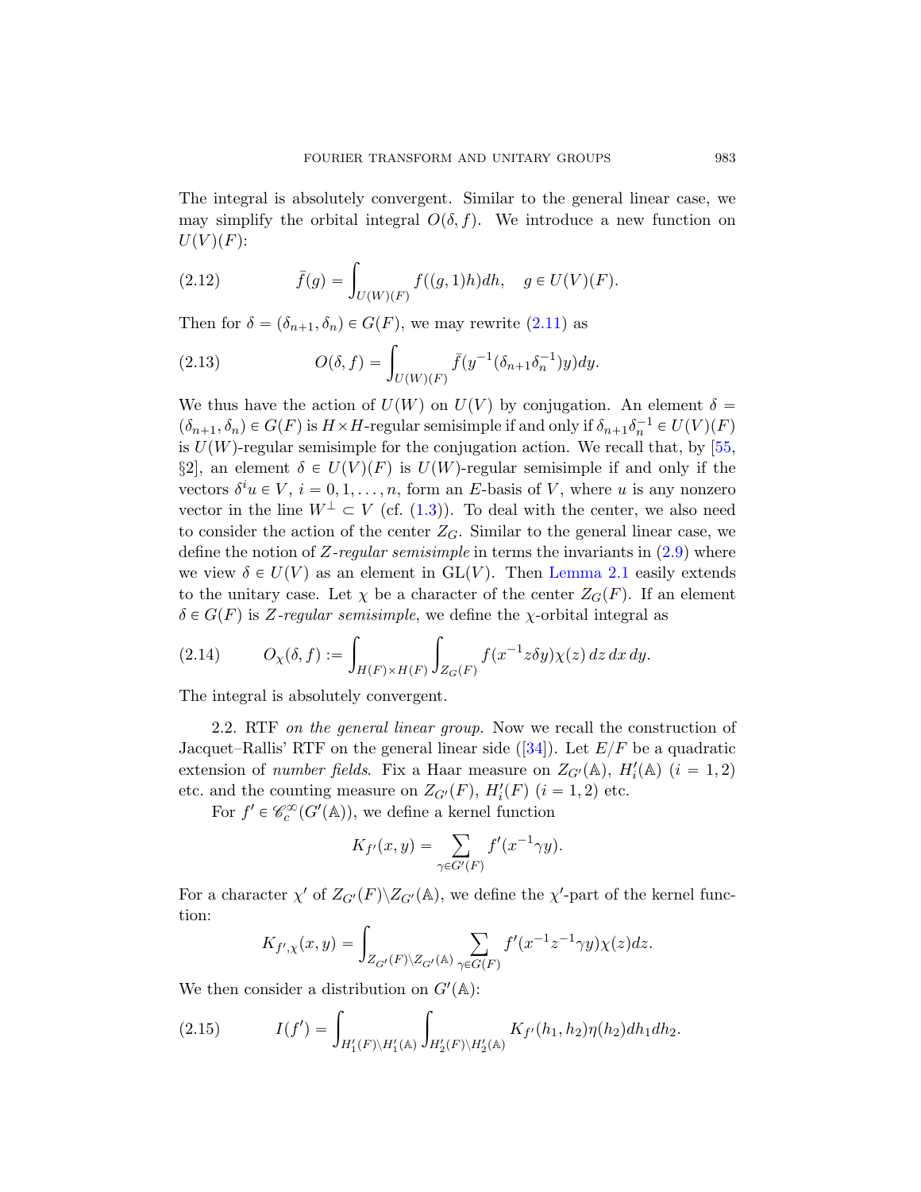The integral is absolutely convergent. Similar to the general linear case, we may simplify the orbital integral $O(\delta, f)$. We introduce a new function on $U(V)(F)$:

$$\bar{f}(g) = \int_{U(W)(F)} f((g,1)h)dh, \quad g \in U(V)(F). \tag{2.12}$$

Then for $\delta = (\delta_{n+1}, \delta_n) \in G(F)$, we may rewrite (2.11) as

$$O(\delta, f) = \int_{U(W)(F)} \bar{f}(y^{-1}(\delta_{n+1}\delta_n^{-1})y)dy. \tag{2.13}$$

We thus have the action of $U(W)$ on $U(V)$ by conjugation. An element $\delta = (\delta_{n+1}, \delta_n) \in G(F)$ is $H\times H$-regular semisimple if and only if $\delta_{n+1}\delta_n^{-1} \in U(V)(F)$ is $U(W)$-regular semisimple for the conjugation action. We recall that, by [55, §2], an element $\delta \in U(V)(F)$ is $U(W)$-regular semisimple if and only if the vectors $\delta^i u \in V$, $i = 0, 1, \ldots, n$, form an $E$-basis of $V$, where $u$ is any nonzero vector in the line $W^\perp \subset V$ (cf. (1.3)). To deal with the center, we also need to consider the action of the center $Z_G$. Similar to the general linear case, we define the notion of *$Z$-regular semisimple* in terms the invariants in (2.9) where we view $\delta \in U(V)$ as an element in $\mathrm{GL}(V)$. Then Lemma 2.1 easily extends to the unitary case. Let $\chi$ be a character of the center $Z_G(F)$. If an element $\delta \in G(F)$ is *$Z$-regular semisimple*, we define the $\chi$-orbital integral as

$$O_\chi(\delta, f) := \int_{H(F)\times H(F)} \int_{Z_G(F)} f(x^{-1}z\delta y)\chi(z)\, dz\, dx\, dy. \tag{2.14}$$

The integral is absolutely convergent.

2.2. RTF *on the general linear group*. Now we recall the construction of Jacquet–Rallis' RTF on the general linear side ([34]). Let $E/F$ be a quadratic extension of *number fields*. Fix a Haar measure on $Z_{G'}(\mathbb{A})$, $H_i'(\mathbb{A})$ $(i = 1, 2)$ etc. and the counting measure on $Z_{G'}(F)$, $H_i'(F)$ $(i = 1, 2)$ etc.

For $f' \in \mathscr{C}_c^\infty(G'(\mathbb{A}))$, we define a kernel function

$$K_{f'}(x, y) = \sum_{\gamma \in G'(F)} f'(x^{-1}\gamma y).$$

For a character $\chi'$ of $Z_{G'}(F)\backslash Z_{G'}(\mathbb{A})$, we define the $\chi'$-part of the kernel function:

$$K_{f',\chi}(x, y) = \int_{Z_{G'}(F)\backslash Z_{G'}(\mathbb{A})} \sum_{\gamma \in G(F)} f'(x^{-1}z^{-1}\gamma y)\chi(z)dz.$$

We then consider a distribution on $G'(\mathbb{A})$:

$$I(f') = \int_{H_1'(F)\backslash H_1'(\mathbb{A})} \int_{H_2'(F)\backslash H_2'(\mathbb{A})} K_{f'}(h_1, h_2)\eta(h_2)dh_1dh_2. \tag{2.15}$$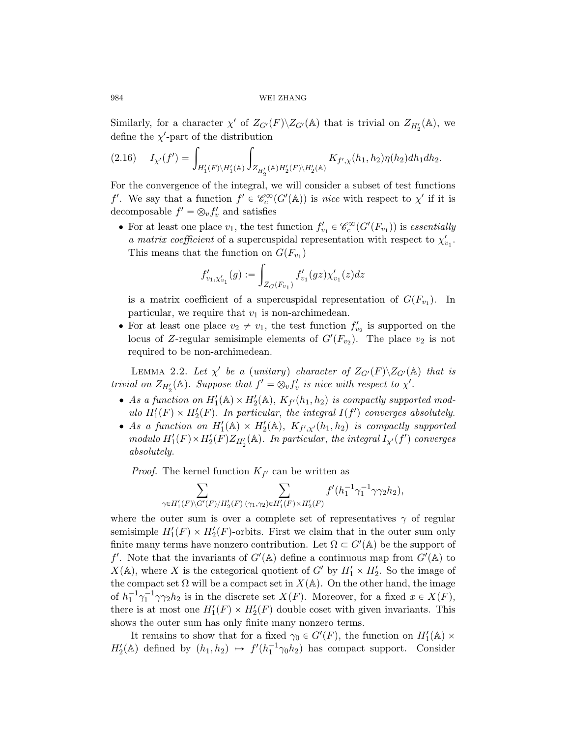Similarly, for a character $\chi'$ of $Z_{G'}(F)\backslash Z_{G'}(\mathbb{A})$ that is trivial on $Z_{H_2'}(\mathbb{A})$, we define the $\chi'$-part of the distribution

$$
(2.16) \quad I_{\chi'}(f') = \int_{H_1'(F)\backslash H_1'(\mathbb{A})} \int_{Z_{H_2'}(\mathbb{A})H_2'(F)\backslash H_2'(\mathbb{A})} K_{f',\chi}(h_1, h_2)\eta(h_2)dh_1dh_2.
$$

For the convergence of the integral, we will consider a subset of test functions $f'$. We say that a function $f' \in \mathscr{C}_c^\infty(G'(\mathbb{A}))$ is *nice* with respect to $\chi'$ if it is decomposable $f' = \otimes_v f_v'$ and satisfies

- For at least one place $v_1$, the test function $f_{v_1}' \in \mathscr{C}_c^\infty(G'(F_{v_1}))$ is *essentially a matrix coefficient* of a supercuspidal representation with respect to $\chi_{v_1}'$. This means that the function on $G(F_{v_1})$

$$
f'_{v_1,\chi'_{v_1}}(g) := \int_{Z_G(F_{v_1})} f'_{v_1}(gz)\chi'_{v_1}(z)dz
$$

  is a matrix coefficient of a supercuspidal representation of $G(F_{v_1})$. In particular, we require that $v_1$ is non-archimedean.
- For at least one place $v_2 \neq v_1$, the test function $f_{v_2}'$ is supported on the locus of $Z$-regular semisimple elements of $G'(F_{v_2})$. The place $v_2$ is not required to be non-archimedean.

Lemma 2.2. *Let $\chi'$ be a (unitary) character of $Z_{G'}(F)\backslash Z_{G'}(\mathbb{A})$ that is trivial on $Z_{H_2'}(\mathbb{A})$. Suppose that $f' = \otimes_v f_v'$ is nice with respect to $\chi'$.*

- *As a function on $H_1'(\mathbb{A}) \times H_2'(\mathbb{A})$, $K_{f'}(h_1, h_2)$ is compactly supported modulo $H_1'(F) \times H_2'(F)$. In particular, the integral $I(f')$ converges absolutely.*
- *As a function on $H_1'(\mathbb{A}) \times H_2'(\mathbb{A})$, $K_{f',\chi'}(h_1, h_2)$ is compactly supported modulo $H_1'(F)\times H_2'(F)Z_{H_2'}(\mathbb{A})$. In particular, the integral $I_{\chi'}(f')$ converges absolutely.*

*Proof.* The kernel function $K_{f'}$ can be written as

$$
\sum_{\gamma \in H_1'(F)\backslash G'(F)/H_2'(F)} \sum_{(\gamma_1,\gamma_2)\in H_1'(F)\times H_2'(F)} f'(h_1^{-1}\gamma_1^{-1}\gamma\gamma_2 h_2),
$$

where the outer sum is over a complete set of representatives $\gamma$ of regular semisimple $H_1'(F) \times H_2'(F)$-orbits. First we claim that in the outer sum only finite many terms have nonzero contribution. Let $\Omega \subset G'(\mathbb{A})$ be the support of $f'$. Note that the invariants of $G'(\mathbb{A})$ define a continuous map from $G'(\mathbb{A})$ to $X(\mathbb{A})$, where $X$ is the categorical quotient of $G'$ by $H_1' \times H_2'$. So the image of the compact set $\Omega$ will be a compact set in $X(\mathbb{A})$. On the other hand, the image of $h_1^{-1}\gamma_1^{-1}\gamma\gamma_2 h_2$ is in the discrete set $X(F)$. Moreover, for a fixed $x \in X(F)$, there is at most one $H_1'(F) \times H_2'(F)$ double coset with given invariants. This shows the outer sum has only finite many nonzero terms.

It remains to show that for a fixed $\gamma_0 \in G'(F)$, the function on $H_1'(\mathbb{A}) \times H_2'(\mathbb{A})$ defined by $(h_1, h_2) \mapsto f'(h_1^{-1}\gamma_0 h_2)$ has compact support. Consider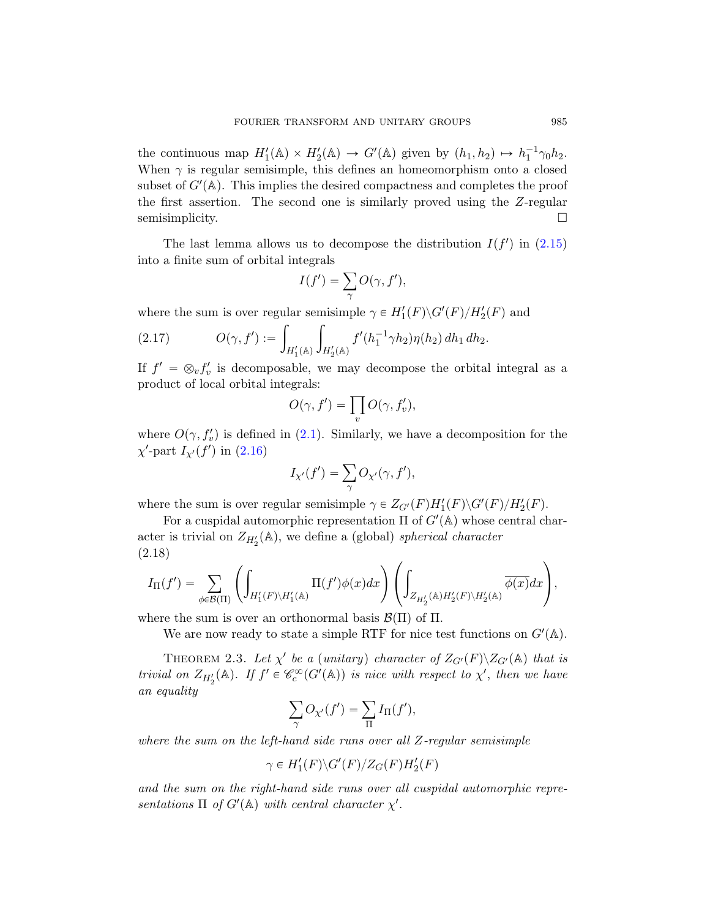the continuous map $H_1'(\mathbb{A}) \times H_2'(\mathbb{A}) \to G'(\mathbb{A})$ given by $(h_1, h_2) \mapsto h_1^{-1}\gamma_0 h_2$. When $\gamma$ is regular semisimple, this defines an homeomorphism onto a closed subset of $G'(\mathbb{A})$. This implies the desired compactness and completes the proof the first assertion. The second one is similarly proved using the $Z$-regular semisimplicity. □

The last lemma allows us to decompose the distribution $I(f')$ in (2.15) into a finite sum of orbital integrals

$$I(f') = \sum_{\gamma} O(\gamma, f'),$$

where the sum is over regular semisimple $\gamma \in H_1'(F)\backslash G'(F)/H_2'(F)$ and

$$O(\gamma, f') := \int_{H_1'(\mathbb{A})} \int_{H_2'(\mathbb{A})} f'(h_1^{-1}\gamma h_2)\eta(h_2)\, dh_1\, dh_2. \tag{2.17}$$

If $f' = \otimes_v f_v'$ is decomposable, we may decompose the orbital integral as a product of local orbital integrals:

$$O(\gamma, f') = \prod_v O(\gamma, f_v'),$$

where $O(\gamma, f_v')$ is defined in (2.1). Similarly, we have a decomposition for the $\chi'$-part $I_{\chi'}(f')$ in (2.16)

$$I_{\chi'}(f') = \sum_{\gamma} O_{\chi'}(\gamma, f'),$$

where the sum is over regular semisimple $\gamma \in Z_{G'}(F)H_1'(F)\backslash G'(F)/H_2'(F)$.

For a cuspidal automorphic representation $\Pi$ of $G'(\mathbb{A})$ whose central character is trivial on $Z_{H_2'}(\mathbb{A})$, we define a (global) *spherical character*

$$I_\Pi(f') = \sum_{\phi \in \mathcal{B}(\Pi)} \left( \int_{H_1'(F)\backslash H_1'(\mathbb{A})} \Pi(f')\phi(x) dx \right) \left( \int_{Z_{H_2'}(\mathbb{A})H_2'(F)\backslash H_2'(\mathbb{A})} \overline{\phi(x)} dx \right), \tag{2.18}$$

where the sum is over an orthonormal basis $\mathcal{B}(\Pi)$ of $\Pi$.

We are now ready to state a simple RTF for nice test functions on $G'(\mathbb{A})$.

**Theorem 2.3.** *Let $\chi'$ be a (unitary) character of $Z_{G'}(F)\backslash Z_{G'}(\mathbb{A})$ that is trivial on $Z_{H_2'}(\mathbb{A})$. If $f' \in \mathscr{C}_c^\infty(G'(\mathbb{A}))$ is nice with respect to $\chi'$, then we have an equality*

$$\sum_{\gamma} O_{\chi'}(f') = \sum_{\Pi} I_\Pi(f'),$$

*where the sum on the left-hand side runs over all $Z$-regular semisimple*

$$\gamma \in H_1'(F)\backslash G'(F)/Z_G(F)H_2'(F)$$

*and the sum on the right-hand side runs over all cuspidal automorphic representations $\Pi$ of $G'(\mathbb{A})$ with central character $\chi'$.*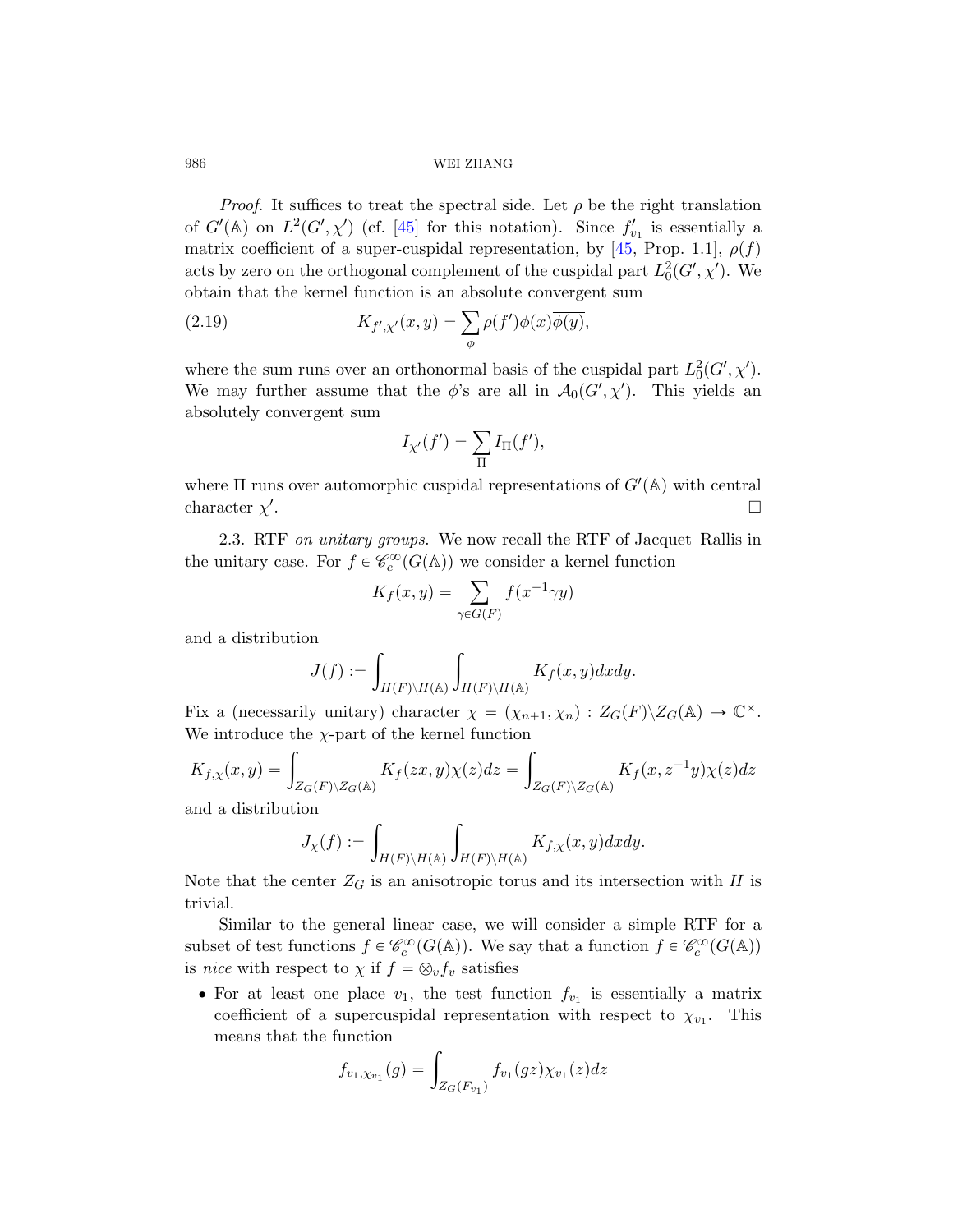*Proof.* It suffices to treat the spectral side. Let $\rho$ be the right translation of $G'(\mathbb{A})$ on $L^2(G', \chi')$ (cf. [45] for this notation). Since $f'_{v_1}$ is essentially a matrix coefficient of a super-cuspidal representation, by [45, Prop. 1.1], $\rho(f)$ acts by zero on the orthogonal complement of the cuspidal part $L^2_0(G', \chi')$. We obtain that the kernel function is an absolute convergent sum

$$K_{f',\chi'}(x, y) = \sum_{\phi} \rho(f')\phi(x)\overline{\phi(y)}, \tag{2.19}$$

where the sum runs over an orthonormal basis of the cuspidal part $L^2_0(G', \chi')$. We may further assume that the $\phi$'s are all in $\mathcal{A}_0(G', \chi')$. This yields an absolutely convergent sum

$$I_{\chi'}(f') = \sum_{\Pi} I_{\Pi}(f'),$$

where $\Pi$ runs over automorphic cuspidal representations of $G'(\mathbb{A})$ with central character $\chi'$. $\square$

2.3. RTF *on unitary groups.* We now recall the RTF of Jacquet–Rallis in the unitary case. For $f \in \mathscr{C}_c^\infty(G(\mathbb{A}))$ we consider a kernel function

$$K_f(x, y) = \sum_{\gamma \in G(F)} f(x^{-1}\gamma y)$$

and a distribution

$$J(f) := \int_{H(F)\backslash H(\mathbb{A})} \int_{H(F)\backslash H(\mathbb{A})} K_f(x, y) dx dy.$$

Fix a (necessarily unitary) character $\chi = (\chi_{n+1}, \chi_n) : Z_G(F)\backslash Z_G(\mathbb{A}) \to \mathbb{C}^\times$. We introduce the $\chi$-part of the kernel function

$$K_{f,\chi}(x, y) = \int_{Z_G(F)\backslash Z_G(\mathbb{A})} K_f(zx, y)\chi(z)dz = \int_{Z_G(F)\backslash Z_G(\mathbb{A})} K_f(x, z^{-1}y)\chi(z)dz$$

and a distribution

$$J_\chi(f) := \int_{H(F)\backslash H(\mathbb{A})} \int_{H(F)\backslash H(\mathbb{A})} K_{f,\chi}(x, y) dx dy.$$

Note that the center $Z_G$ is an anisotropic torus and its intersection with $H$ is trivial.

Similar to the general linear case, we will consider a simple RTF for a subset of test functions $f \in \mathscr{C}_c^\infty(G(\mathbb{A}))$. We say that a function $f \in \mathscr{C}_c^\infty(G(\mathbb{A}))$ is *nice* with respect to $\chi$ if $f = \otimes_v f_v$ satisfies

- For at least one place $v_1$, the test function $f_{v_1}$ is essentially a matrix coefficient of a supercuspidal representation with respect to $\chi_{v_1}$. This means that the function

$$f_{v_1,\chi_{v_1}}(g) = \int_{Z_G(F_{v_1})} f_{v_1}(gz)\chi_{v_1}(z)dz$$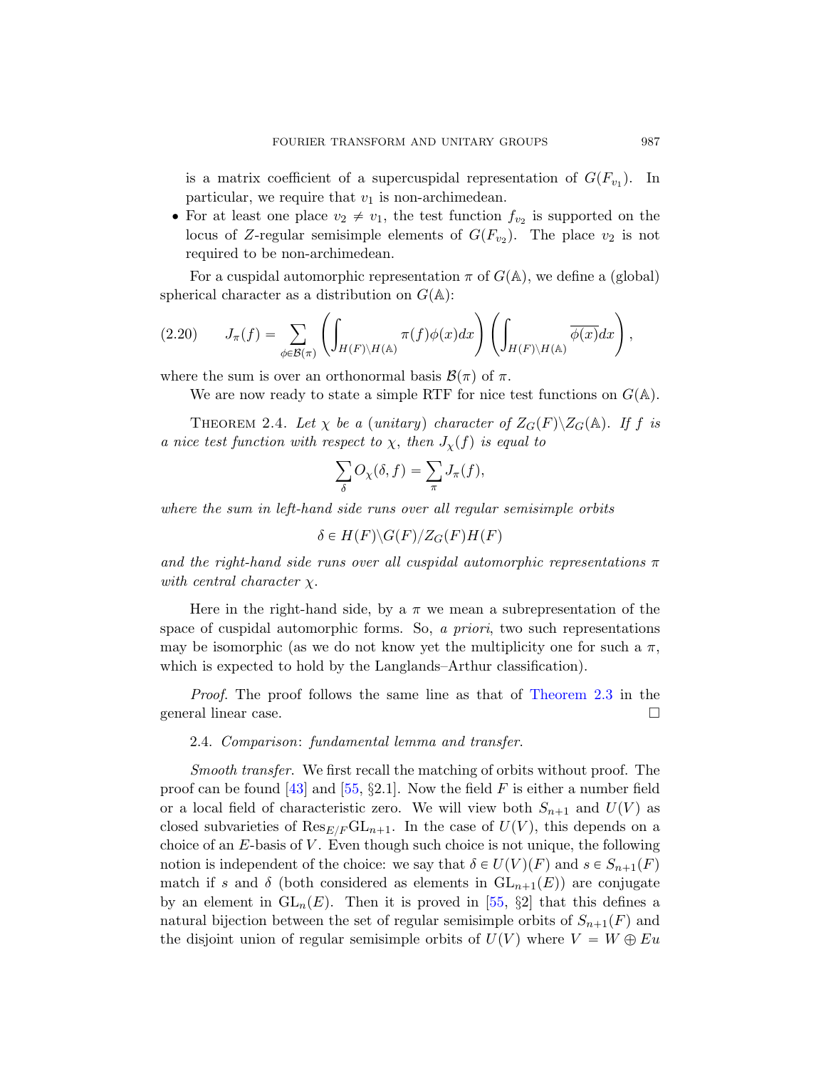is a matrix coefficient of a supercuspidal representation of $G(F_{v_1})$. In particular, we require that $v_1$ is non-archimedean.

- For at least one place $v_2 \neq v_1$, the test function $f_{v_2}$ is supported on the locus of $Z$-regular semisimple elements of $G(F_{v_2})$. The place $v_2$ is not required to be non-archimedean.

For a cuspidal automorphic representation $\pi$ of $G(\mathbb{A})$, we define a (global) spherical character as a distribution on $G(\mathbb{A})$:

$$J_\pi(f) = \sum_{\phi \in \mathcal{B}(\pi)} \left( \int_{H(F)\backslash H(\mathbb{A})} \pi(f)\phi(x)dx \right) \left( \int_{H(F)\backslash H(\mathbb{A})} \overline{\phi(x)}dx \right), \tag{2.20}$$

where the sum is over an orthonormal basis $\mathcal{B}(\pi)$ of $\pi$.

We are now ready to state a simple RTF for nice test functions on $G(\mathbb{A})$.

THEOREM 2.4. *Let $\chi$ be a (unitary) character of $Z_G(F)\backslash Z_G(\mathbb{A})$. If $f$ is a nice test function with respect to $\chi$, then $J_\chi(f)$ is equal to*

$$\sum_\delta O_\chi(\delta, f) = \sum_\pi J_\pi(f),$$

*where the sum in left-hand side runs over all regular semisimple orbits*

$$\delta \in H(F)\backslash G(F)/Z_G(F)H(F)$$

*and the right-hand side runs over all cuspidal automorphic representations $\pi$ with central character $\chi$.*

Here in the right-hand side, by a $\pi$ we mean a subrepresentation of the space of cuspidal automorphic forms. So, *a priori*, two such representations may be isomorphic (as we do not know yet the multiplicity one for such a $\pi$, which is expected to hold by the Langlands–Arthur classification).

*Proof.* The proof follows the same line as that of Theorem 2.3 in the general linear case. $\square$

2.4. *Comparison*: *fundamental lemma and transfer.*

*Smooth transfer.* We first recall the matching of orbits without proof. The proof can be found [43] and [55, §2.1]. Now the field $F$ is either a number field or a local field of characteristic zero. We will view both $S_{n+1}$ and $U(V)$ as closed subvarieties of $\mathrm{Res}_{E/F}\mathrm{GL}_{n+1}$. In the case of $U(V)$, this depends on a choice of an $E$-basis of $V$. Even though such choice is not unique, the following notion is independent of the choice: we say that $\delta \in U(V)(F)$ and $s \in S_{n+1}(F)$ match if $s$ and $\delta$ (both considered as elements in $\mathrm{GL}_{n+1}(E)$) are conjugate by an element in $\mathrm{GL}_n(E)$. Then it is proved in [55, §2] that this defines a natural bijection between the set of regular semisimple orbits of $S_{n+1}(F)$ and the disjoint union of regular semisimple orbits of $U(V)$ where $V = W \oplus Eu$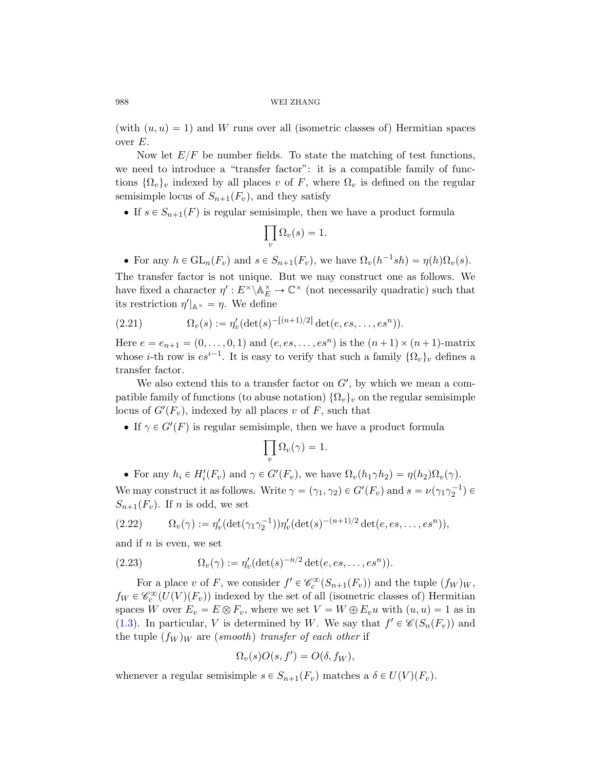(with $(u, u) = 1$) and $W$ runs over all (isometric classes of) Hermitian spaces over $E$.

Now let $E/F$ be number fields. To state the matching of test functions, we need to introduce a "transfer factor": it is a compatible family of functions $\{\Omega_v\}_v$ indexed by all places $v$ of $F$, where $\Omega_v$ is defined on the regular semisimple locus of $S_{n+1}(F_v)$, and they satisfy

- If $s \in S_{n+1}(F)$ is regular semisimple, then we have a product formula
$$\prod_v \Omega_v(s) = 1.$$
- For any $h \in \mathrm{GL}_n(F_v)$ and $s \in S_{n+1}(F_v)$, we have $\Omega_v(h^{-1}sh) = \eta(h)\Omega_v(s)$.

The transfer factor is not unique. But we may construct one as follows. We have fixed a character $\eta' : E^\times \backslash \mathbb{A}_E^\times \to \mathbb{C}^\times$ (not necessarily quadratic) such that its restriction $\eta'|_{\mathbb{A}^\times} = \eta$. We define

$$\Omega_v(s) := \eta'_v(\det(s)^{-[(n+1)/2]} \det(e, es, \ldots, es^n)). \tag{2.21}$$

Here $e = e_{n+1} = (0, \ldots, 0, 1)$ and $(e, es, \ldots, es^n)$ is the $(n+1) \times (n+1)$-matrix whose $i$-th row is $es^{i-1}$. It is easy to verify that such a family $\{\Omega_v\}_v$ defines a transfer factor.

We also extend this to a transfer factor on $G'$, by which we mean a compatible family of functions (to abuse notation) $\{\Omega_v\}_v$ on the regular semisimple locus of $G'(F_v)$, indexed by all places $v$ of $F$, such that

- If $\gamma \in G'(F)$ is regular semisimple, then we have a product formula
$$\prod_v \Omega_v(\gamma) = 1.$$
- For any $h_i \in H'_i(F_v)$ and $\gamma \in G'(F_v)$, we have $\Omega_v(h_1 \gamma h_2) = \eta(h_2)\Omega_v(\gamma)$.

We may construct it as follows. Write $\gamma = (\gamma_1, \gamma_2) \in G'(F_v)$ and $s = \nu(\gamma_1 \gamma_2^{-1}) \in S_{n+1}(F_v)$. If $n$ is odd, we set

$$\Omega_v(\gamma) := \eta'_v(\det(\gamma_1 \gamma_2^{-1}))\eta'_v(\det(s)^{-(n+1)/2} \det(e, es, \ldots, es^n)), \tag{2.22}$$

and if $n$ is even, we set

$$\Omega_v(\gamma) := \eta'_v(\det(s)^{-n/2} \det(e, es, \ldots, es^n)). \tag{2.23}$$

For a place $v$ of $F$, we consider $f' \in \mathscr{C}_c^\infty(S_{n+1}(F_v))$ and the tuple $(f_W)_W$, $f_W \in \mathscr{C}_c^\infty(U(V)(F_v))$ indexed by the set of all (isometric classes of) Hermitian spaces $W$ over $E_v = E \otimes F_v$, where we set $V = W \oplus E_v u$ with $(u, u) = 1$ as in (1.3). In particular, $V$ is determined by $W$. We say that $f' \in \mathscr{C}(S_n(F_v))$ and the tuple $(f_W)_W$ are (*smooth*) *transfer of each other* if

$$\Omega_v(s) O(s, f') = O(\delta, f_W),$$

whenever a regular semisimple $s \in S_{n+1}(F_v)$ matches a $\delta \in U(V)(F_v)$.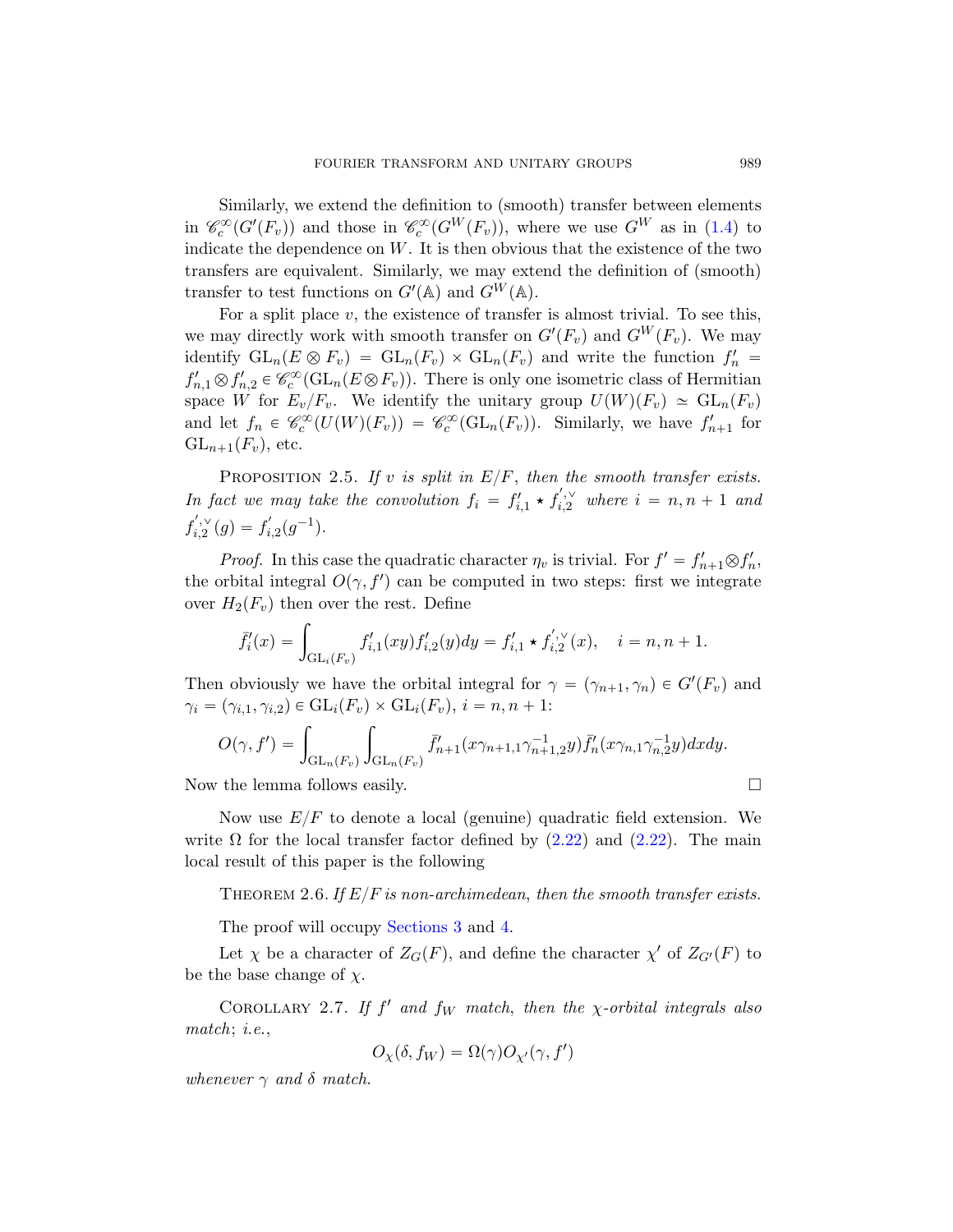Similarly, we extend the definition to (smooth) transfer between elements in $\mathscr{C}_c^\infty(G'(F_v))$ and those in $\mathscr{C}_c^\infty(G^W(F_v))$, where we use $G^W$ as in (1.4) to indicate the dependence on $W$. It is then obvious that the existence of the two transfers are equivalent. Similarly, we may extend the definition of (smooth) transfer to test functions on $G'(\mathbb{A})$ and $G^W(\mathbb{A})$.

For a split place $v$, the existence of transfer is almost trivial. To see this, we may directly work with smooth transfer on $G'(F_v)$ and $G^W(F_v)$. We may identify $\mathrm{GL}_n(E \otimes F_v) = \mathrm{GL}_n(F_v) \times \mathrm{GL}_n(F_v)$ and write the function $f'_n = f'_{n,1} \otimes f'_{n,2} \in \mathscr{C}_c^\infty(\mathrm{GL}_n(E \otimes F_v))$. There is only one isometric class of Hermitian space $W$ for $E_v/F_v$. We identify the unitary group $U(W)(F_v) \simeq \mathrm{GL}_n(F_v)$ and let $f_n \in \mathscr{C}_c^\infty(U(W)(F_v)) = \mathscr{C}_c^\infty(\mathrm{GL}_n(F_v))$. Similarly, we have $f'_{n+1}$ for $\mathrm{GL}_{n+1}(F_v)$, etc.

Proposition 2.5. *If $v$ is split in $E/F$, then the smooth transfer exists. In fact we may take the convolution $f_i = f'_{i,1} \star f^{',\vee}_{i,2}$ where $i = n, n+1$ and $f^{',\vee}_{i,2}(g) = f'_{i,2}(g^{-1})$.*

*Proof.* In this case the quadratic character $\eta_v$ is trivial. For $f' = f'_{n+1} \otimes f'_n$, the orbital integral $O(\gamma, f')$ can be computed in two steps: first we integrate over $H_2(F_v)$ then over the rest. Define

$$\bar{f}'_i(x) = \int_{\mathrm{GL}_i(F_v)} f'_{i,1}(xy) f'_{i,2}(y) dy = f'_{i,1} \star f^{',\vee}_{i,2}(x), \quad i = n, n+1.$$

Then obviously we have the orbital integral for $\gamma = (\gamma_{n+1}, \gamma_n) \in G'(F_v)$ and $\gamma_i = (\gamma_{i,1}, \gamma_{i,2}) \in \mathrm{GL}_i(F_v) \times \mathrm{GL}_i(F_v)$, $i = n, n+1$:

$$O(\gamma, f') = \int_{\mathrm{GL}_n(F_v)} \int_{\mathrm{GL}_n(F_v)} \bar{f}'_{n+1}(x\gamma_{n+1,1}\gamma_{n+1,2}^{-1} y) \bar{f}'_n(x\gamma_{n,1}\gamma_{n,2}^{-1} y) dx dy.$$

Now the lemma follows easily. $\square$

Now use $E/F$ to denote a local (genuine) quadratic field extension. We write $\Omega$ for the local transfer factor defined by (2.22) and (2.22). The main local result of this paper is the following

Theorem 2.6. *If $E/F$ is non-archimedean, then the smooth transfer exists.*

The proof will occupy Sections 3 and 4.

Let $\chi$ be a character of $Z_G(F)$, and define the character $\chi'$ of $Z_{G'}(F)$ to be the base change of $\chi$.

Corollary 2.7. *If $f'$ and $f_W$ match, then the $\chi$-orbital integrals also match; i.e.,*

$$O_\chi(\delta, f_W) = \Omega(\gamma) O_{\chi'}(\gamma, f')$$

*whenever $\gamma$ and $\delta$ match.*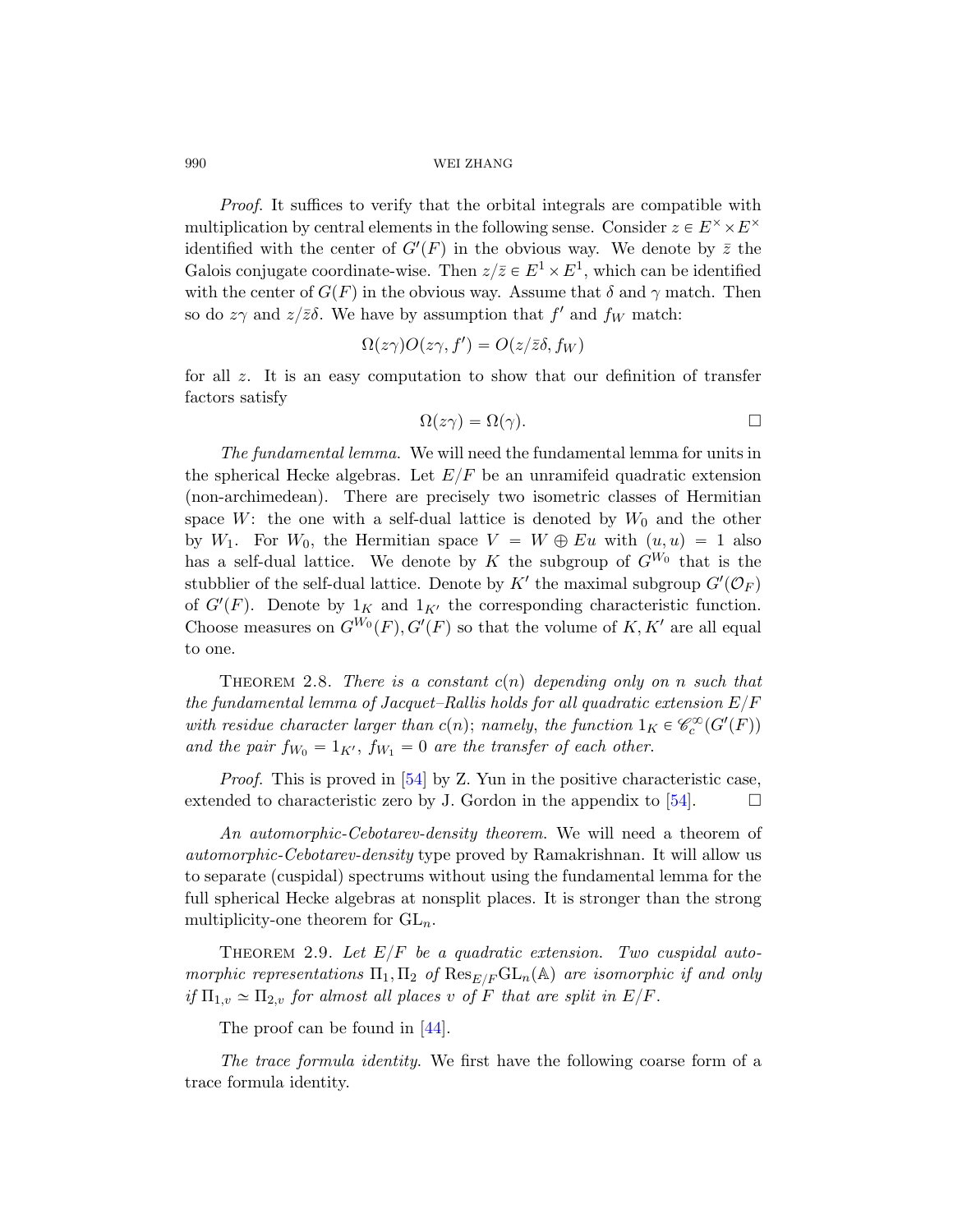*Proof.* It suffices to verify that the orbital integrals are compatible with multiplication by central elements in the following sense. Consider $z \in E^\times \times E^\times$ identified with the center of $G'(F)$ in the obvious way. We denote by $\bar{z}$ the Galois conjugate coordinate-wise. Then $z/\bar{z} \in E^1 \times E^1$, which can be identified with the center of $G(F)$ in the obvious way. Assume that $\delta$ and $\gamma$ match. Then so do $z\gamma$ and $z/\bar{z}\delta$. We have by assumption that $f'$ and $f_W$ match:

$$\Omega(z\gamma)O(z\gamma, f') = O(z/\bar{z}\delta, f_W)$$

for all $z$. It is an easy computation to show that our definition of transfer factors satisfy

$$\Omega(z\gamma) = \Omega(\gamma).$$ □

*The fundamental lemma.* We will need the fundamental lemma for units in the spherical Hecke algebras. Let $E/F$ be an unramifeid quadratic extension (non-archimedean). There are precisely two isometric classes of Hermitian space $W$: the one with a self-dual lattice is denoted by $W_0$ and the other by $W_1$. For $W_0$, the Hermitian space $V = W \oplus Eu$ with $(u, u) = 1$ also has a self-dual lattice. We denote by $K$ the subgroup of $G^{W_0}$ that is the stubblier of the self-dual lattice. Denote by $K'$ the maximal subgroup $G'(\mathcal{O}_F)$ of $G'(F)$. Denote by $1_K$ and $1_{K'}$ the corresponding characteristic function. Choose measures on $G^{W_0}(F), G'(F)$ so that the volume of $K, K'$ are all equal to one.

THEOREM 2.8. *There is a constant $c(n)$ depending only on $n$ such that the fundamental lemma of Jacquet–Rallis holds for all quadratic extension $E/F$ with residue character larger than $c(n)$; namely, the function $1_K \in \mathscr{C}_c^\infty(G'(F))$ and the pair $f_{W_0} = 1_{K'}$, $f_{W_1} = 0$ are the transfer of each other.*

*Proof.* This is proved in [54] by Z. Yun in the positive characteristic case, extended to characteristic zero by J. Gordon in the appendix to [54]. □

*An automorphic-Cebotarev-density theorem.* We will need a theorem of *automorphic-Cebotarev-density* type proved by Ramakrishnan. It will allow us to separate (cuspidal) spectrums without using the fundamental lemma for the full spherical Hecke algebras at nonsplit places. It is stronger than the strong multiplicity-one theorem for $\mathrm{GL}_n$.

THEOREM 2.9. *Let $E/F$ be a quadratic extension. Two cuspidal automorphic representations $\Pi_1, \Pi_2$ of $\mathrm{Res}_{E/F}\mathrm{GL}_n(\mathbb{A})$ are isomorphic if and only if $\Pi_{1,v} \simeq \Pi_{2,v}$ for almost all places $v$ of $F$ that are split in $E/F$.*

The proof can be found in [44].

*The trace formula identity.* We first have the following coarse form of a trace formula identity.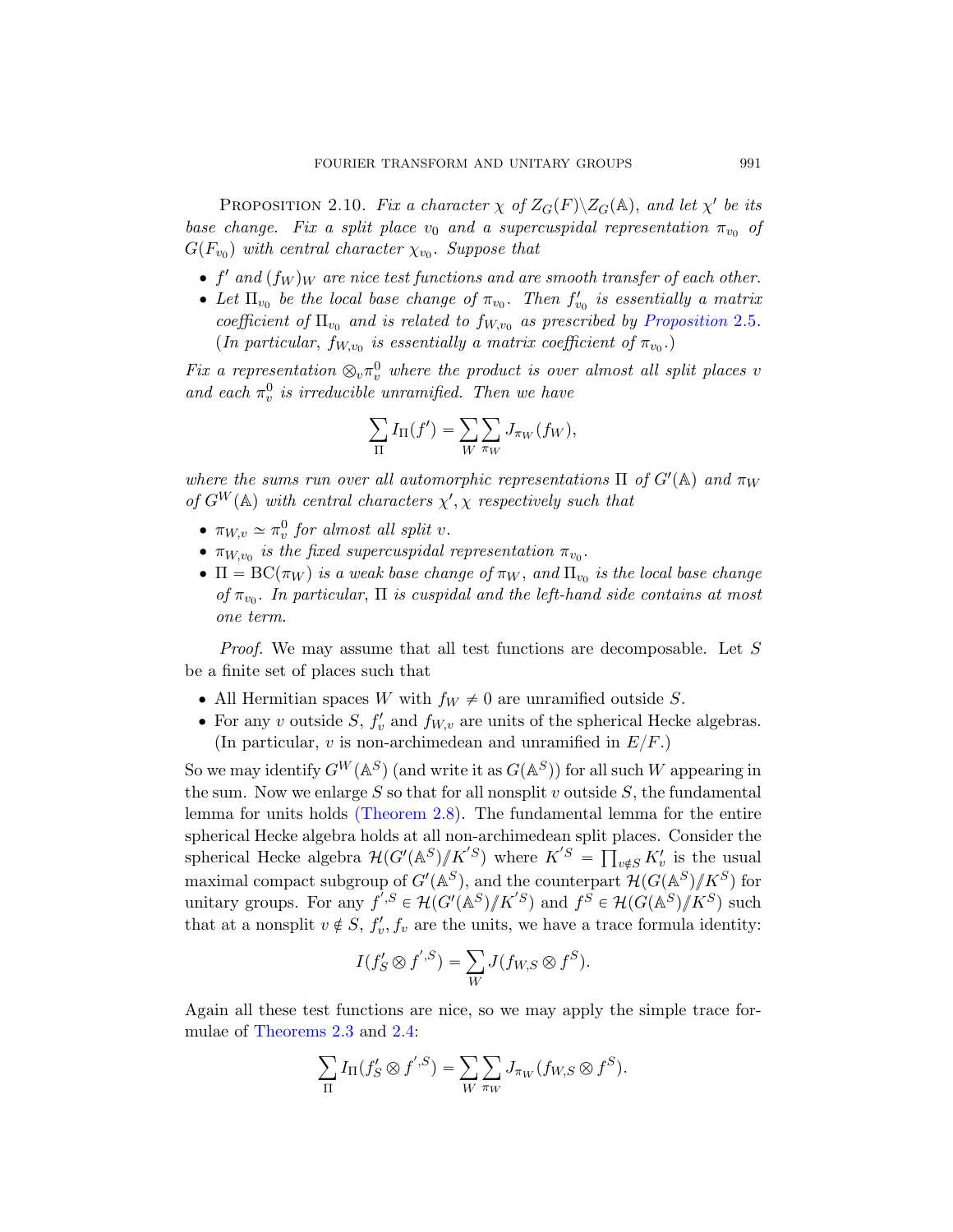Proposition 2.10. *Fix a character $\chi$ of $Z_G(F)\backslash Z_G(\mathbb{A})$, and let $\chi'$ be its base change. Fix a split place $v_0$ and a supercuspidal representation $\pi_{v_0}$ of $G(F_{v_0})$ with central character $\chi_{v_0}$. Suppose that*

- *$f'$ and $(f_W)_W$ are nice test functions and are smooth transfer of each other.*
- *Let $\Pi_{v_0}$ be the local base change of $\pi_{v_0}$. Then $f'_{v_0}$ is essentially a matrix coefficient of $\Pi_{v_0}$ and is related to $f_{W,v_0}$ as prescribed by Proposition 2.5. (In particular, $f_{W,v_0}$ is essentially a matrix coefficient of $\pi_{v_0}$.)*

*Fix a representation $\otimes_v \pi_v^0$ where the product is over almost all split places $v$ and each $\pi_v^0$ is irreducible unramified. Then we have*

$$\sum_{\Pi} I_\Pi(f') = \sum_W \sum_{\pi_W} J_{\pi_W}(f_W),$$

*where the sums run over all automorphic representations $\Pi$ of $G'(\mathbb{A})$ and $\pi_W$ of $G^W(\mathbb{A})$ with central characters $\chi', \chi$ respectively such that*

- *$\pi_{W,v} \simeq \pi_v^0$ for almost all split $v$.*
- *$\pi_{W,v_0}$ is the fixed supercuspidal representation $\pi_{v_0}$.*
- *$\Pi = \mathrm{BC}(\pi_W)$ is a weak base change of $\pi_W$, and $\Pi_{v_0}$ is the local base change of $\pi_{v_0}$. In particular, $\Pi$ is cuspidal and the left-hand side contains at most one term.*

*Proof.* We may assume that all test functions are decomposable. Let $S$ be a finite set of places such that

- All Hermitian spaces $W$ with $f_W \neq 0$ are unramified outside $S$.
- For any $v$ outside $S$, $f'_v$ and $f_{W,v}$ are units of the spherical Hecke algebras. (In particular, $v$ is non-archimedean and unramified in $E/F$.)

So we may identify $G^W(\mathbb{A}^S)$ (and write it as $G(\mathbb{A}^S)$) for all such $W$ appearing in the sum. Now we enlarge $S$ so that for all nonsplit $v$ outside $S$, the fundamental lemma for units holds (Theorem 2.8). The fundamental lemma for the entire spherical Hecke algebra holds at all non-archimedean split places. Consider the spherical Hecke algebra $\mathcal{H}(G'(\mathbb{A}^S)/\!\!/K'^S)$ where $K'^S = \prod_{v\notin S} K'_v$ is the usual maximal compact subgroup of $G'(\mathbb{A}^S)$, and the counterpart $\mathcal{H}(G(\mathbb{A}^S)/\!\!/K^S)$ for unitary groups. For any $f'^{,S} \in \mathcal{H}(G'(\mathbb{A}^S)/\!\!/K'^S)$ and $f^S \in \mathcal{H}(G(\mathbb{A}^S)/\!\!/K^S)$ such that at a nonsplit $v \notin S$, $f'_v, f_v$ are the units, we have a trace formula identity:

$$I(f'_S \otimes f'^{,S}) = \sum_W J(f_{W,S} \otimes f^S).$$

Again all these test functions are nice, so we may apply the simple trace formulae of Theorems 2.3 and 2.4:

$$\sum_{\Pi} I_\Pi(f'_S \otimes f'^{,S}) = \sum_W \sum_{\pi_W} J_{\pi_W}(f_{W,S} \otimes f^S).$$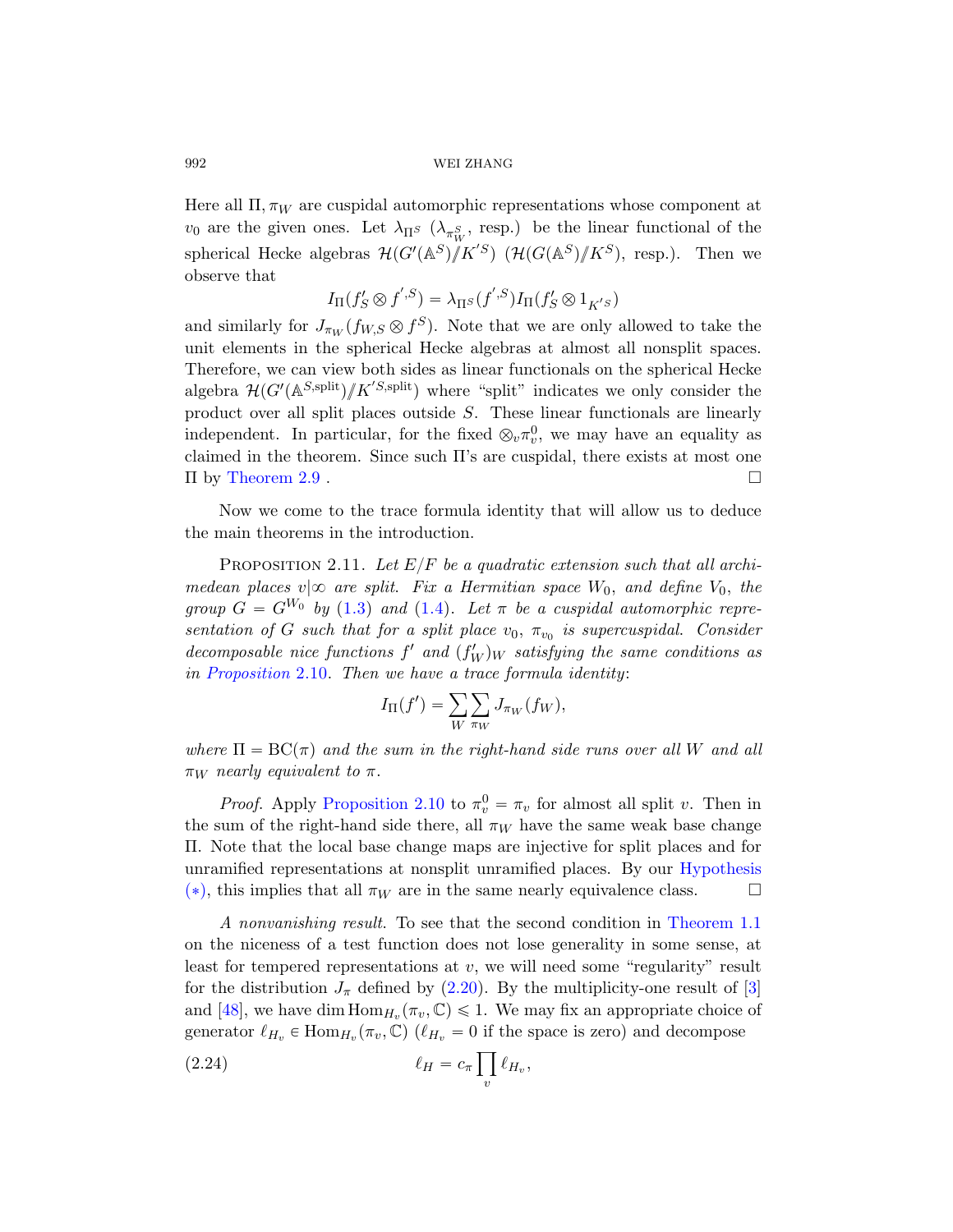Here all $\Pi, \pi_W$ are cuspidal automorphic representations whose component at $v_0$ are the given ones. Let $\lambda_{\Pi^S}$ ($\lambda_{\pi_W^S}$, resp.) be the linear functional of the spherical Hecke algebras $\mathcal{H}(G'(\mathbb{A}^S)/\!\!/K'^S)$ ($\mathcal{H}(G(\mathbb{A}^S)/\!\!/K^S)$, resp.). Then we observe that

$$I_\Pi(f'_S \otimes f'^{,S}) = \lambda_{\Pi^S}(f'^{,S}) I_\Pi(f'_S \otimes 1_{K'^S})$$

and similarly for $J_{\pi_W}(f_{W,S} \otimes f^S)$. Note that we are only allowed to take the unit elements in the spherical Hecke algebras at almost all nonsplit spaces. Therefore, we can view both sides as linear functionals on the spherical Hecke algebra $\mathcal{H}(G'(\mathbb{A}^{S,\mathrm{split}})/\!\!/K'^{S,\mathrm{split}})$ where "split" indicates we only consider the product over all split places outside $S$. These linear functionals are linearly independent. In particular, for the fixed $\otimes_v \pi_v^0$, we may have an equality as claimed in the theorem. Since such $\Pi$'s are cuspidal, there exists at most one $\Pi$ by Theorem 2.9 . $\square$

Now we come to the trace formula identity that will allow us to deduce the main theorems in the introduction.

Proposition 2.11. *Let $E/F$ be a quadratic extension such that all archimedean places $v|\infty$ are split. Fix a Hermitian space $W_0$, and define $V_0$, the group $G = G^{W_0}$ by (1.3) and (1.4). Let $\pi$ be a cuspidal automorphic representation of $G$ such that for a split place $v_0$, $\pi_{v_0}$ is supercuspidal. Consider decomposable nice functions $f'$ and $(f'_W)_W$ satisfying the same conditions as in Proposition 2.10. Then we have a trace formula identity*:

$$I_\Pi(f') = \sum_W \sum_{\pi_W} J_{\pi_W}(f_W),$$

*where $\Pi = \mathrm{BC}(\pi)$ and the sum in the right-hand side runs over all $W$ and all $\pi_W$ nearly equivalent to $\pi$.*

*Proof.* Apply Proposition 2.10 to $\pi_v^0 = \pi_v$ for almost all split $v$. Then in the sum of the right-hand side there, all $\pi_W$ have the same weak base change $\Pi$. Note that the local base change maps are injective for split places and for unramified representations at nonsplit unramified places. By our Hypothesis $(*)$, this implies that all $\pi_W$ are in the same nearly equivalence class. $\square$

*A nonvanishing result.* To see that the second condition in Theorem 1.1 on the niceness of a test function does not lose generality in some sense, at least for tempered representations at $v$, we will need some "regularity" result for the distribution $J_\pi$ defined by (2.20). By the multiplicity-one result of [3] and [48], we have $\dim \mathrm{Hom}_{H_v}(\pi_v, \mathbb{C}) \leqslant 1$. We may fix an appropriate choice of generator $\ell_{H_v} \in \mathrm{Hom}_{H_v}(\pi_v, \mathbb{C})$ ($\ell_{H_v} = 0$ if the space is zero) and decompose

$$\ell_H = c_\pi \prod_v \ell_{H_v}, \tag{2.24}$$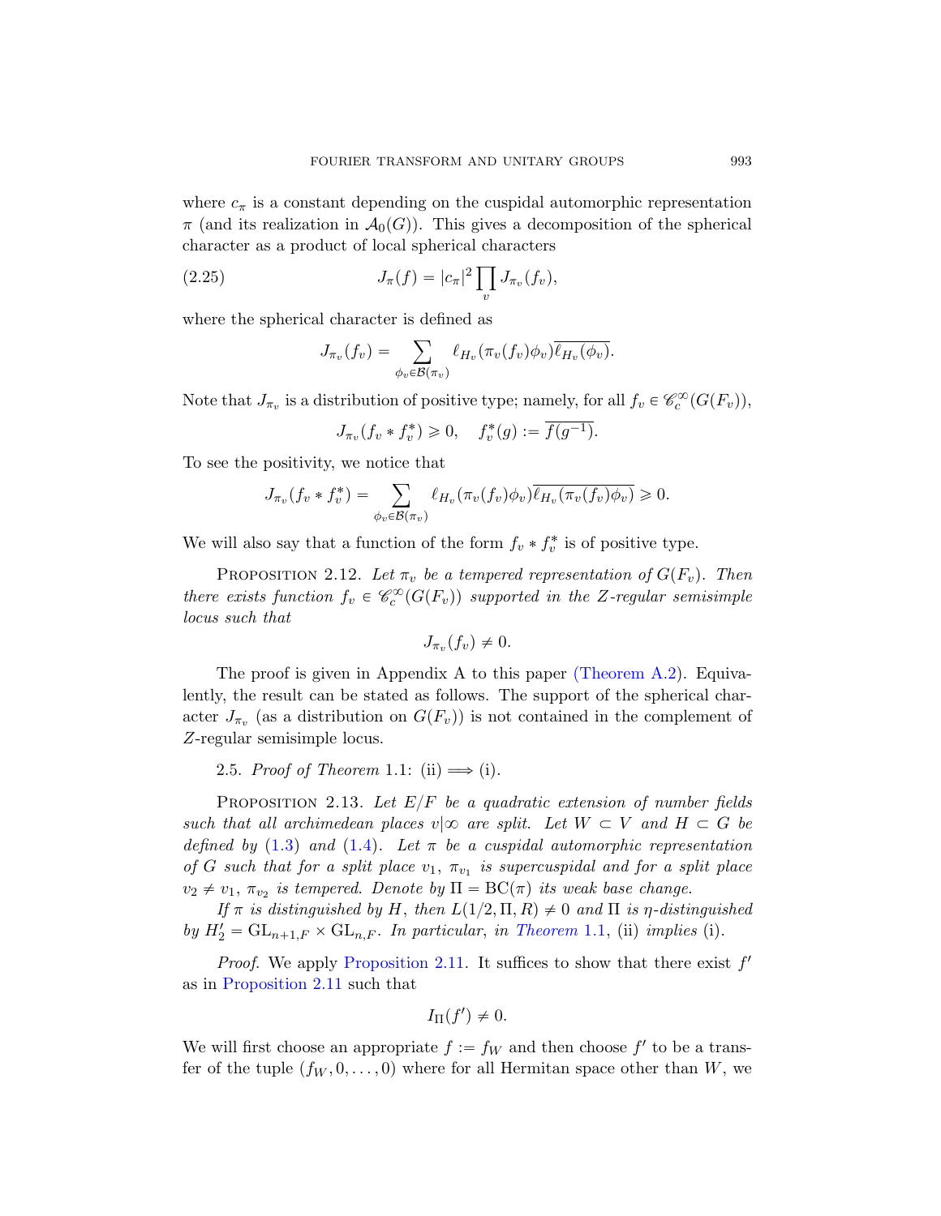where $c_\pi$ is a constant depending on the cuspidal automorphic representation $\pi$ (and its realization in $\mathcal{A}_0(G)$). This gives a decomposition of the spherical character as a product of local spherical characters

$$J_\pi(f) = |c_\pi|^2 \prod_v J_{\pi_v}(f_v), \tag{2.25}$$

where the spherical character is defined as

$$J_{\pi_v}(f_v) = \sum_{\phi_v \in \mathcal{B}(\pi_v)} \ell_{H_v}(\pi_v(f_v)\phi_v)\overline{\ell_{H_v}(\phi_v)}.$$

Note that $J_{\pi_v}$ is a distribution of positive type; namely, for all $f_v \in \mathscr{C}_c^\infty(G(F_v))$,

$$J_{\pi_v}(f_v * f_v^*) \geqslant 0, \quad f_v^*(g) := \overline{f(g^{-1})}.$$

To see the positivity, we notice that

$$J_{\pi_v}(f_v * f_v^*) = \sum_{\phi_v \in \mathcal{B}(\pi_v)} \ell_{H_v}(\pi_v(f_v)\phi_v)\overline{\ell_{H_v}(\pi_v(f_v)\phi_v)} \geqslant 0.$$

We will also say that a function of the form $f_v * f_v^*$ is of positive type.

Proposition 2.12. *Let $\pi_v$ be a tempered representation of $G(F_v)$. Then there exists function $f_v \in \mathscr{C}_c^\infty(G(F_v))$ supported in the $Z$-regular semisimple locus such that*

$$J_{\pi_v}(f_v) \neq 0.$$

The proof is given in Appendix A to this paper (Theorem A.2). Equivalently, the result can be stated as follows. The support of the spherical character $J_{\pi_v}$ (as a distribution on $G(F_v)$) is not contained in the complement of $Z$-regular semisimple locus.

2.5. *Proof of Theorem* 1.1: (ii) $\Longrightarrow$ (i).

Proposition 2.13. *Let $E/F$ be a quadratic extension of number fields such that all archimedean places $v|\infty$ are split. Let $W \subset V$ and $H \subset G$ be defined by* (1.3) *and* (1.4). *Let $\pi$ be a cuspidal automorphic representation of $G$ such that for a split place $v_1$, $\pi_{v_1}$ is supercuspidal and for a split place $v_2 \neq v_1$, $\pi_{v_2}$ is tempered. Denote by $\Pi = \mathrm{BC}(\pi)$ its weak base change.*

*If $\pi$ is distinguished by $H$, then $L(1/2, \Pi, R) \neq 0$ and $\Pi$ is $\eta$-distinguished by $H_2' = \mathrm{GL}_{n+1,F} \times \mathrm{GL}_{n,F}$. In particular, in Theorem* 1.1, (ii) *implies* (i).

*Proof.* We apply Proposition 2.11. It suffices to show that there exist $f'$ as in Proposition 2.11 such that

$$I_\Pi(f') \neq 0.$$

We will first choose an appropriate $f := f_W$ and then choose $f'$ to be a transfer of the tuple $(f_W, 0, \dots, 0)$ where for all Hermitan space other than $W$, we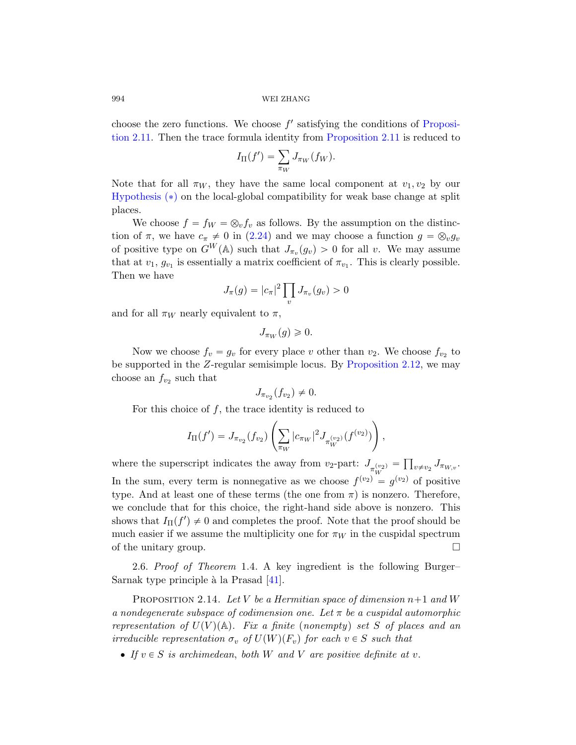choose the zero functions. We choose $f'$ satisfying the conditions of Proposition 2.11. Then the trace formula identity from Proposition 2.11 is reduced to

$$I_\Pi(f') = \sum_{\pi_W} J_{\pi_W}(f_W).$$

Note that for all $\pi_W$, they have the same local component at $v_1, v_2$ by our Hypothesis $(*)$ on the local-global compatibility for weak base change at split places.

We choose $f = f_W = \otimes_v f_v$ as follows. By the assumption on the distinction of $\pi$, we have $c_\pi \neq 0$ in (2.24) and we may choose a function $g = \otimes_v g_v$ of positive type on $G^W(\mathbb{A})$ such that $J_{\pi_v}(g_v) > 0$ for all $v$. We may assume that at $v_1$, $g_{v_1}$ is essentially a matrix coefficient of $\pi_{v_1}$. This is clearly possible. Then we have

$$J_\pi(g) = |c_\pi|^2 \prod_v J_{\pi_v}(g_v) > 0$$

and for all $\pi_W$ nearly equivalent to $\pi$,

$$J_{\pi_W}(g) \geqslant 0.$$

Now we choose $f_v = g_v$ for every place $v$ other than $v_2$. We choose $f_{v_2}$ to be supported in the $Z$-regular semisimple locus. By Proposition 2.12, we may choose an $f_{v_2}$ such that

$$J_{\pi_{v_2}}(f_{v_2}) \neq 0.$$

For this choice of $f$, the trace identity is reduced to

$$I_\Pi(f') = J_{\pi_{v_2}}(f_{v_2}) \left( \sum_{\pi_W} |c_{\pi_W}|^2 J_{\pi_W^{(v_2)}}(f^{(v_2)}) \right),$$

where the superscript indicates the away from $v_2$-part: $J_{\pi_W^{(v_2)}} = \prod_{v \neq v_2} J_{\pi_{W,v}}$. In the sum, every term is nonnegative as we choose $f^{(v_2)} = g^{(v_2)}$ of positive type. And at least one of these terms (the one from $\pi$) is nonzero. Therefore, we conclude that for this choice, the right-hand side above is nonzero. This shows that $I_\Pi(f') \neq 0$ and completes the proof. Note that the proof should be much easier if we assume the multiplicity one for $\pi_W$ in the cuspidal spectrum of the unitary group. $\square$

2.6. *Proof of Theorem* 1.4. A key ingredient is the following Burger–Sarnak type principle à la Prasad [41].

Proposition 2.14. *Let $V$ be a Hermitian space of dimension $n+1$ and $W$ a nondegenerate subspace of codimension one. Let $\pi$ be a cuspidal automorphic representation of $U(V)(\mathbb{A})$. Fix a finite (nonempty) set $S$ of places and an irreducible representation $\sigma_v$ of $U(W)(F_v)$ for each $v \in S$ such that*

- *If $v \in S$ is archimedean, both $W$ and $V$ are positive definite at $v$.*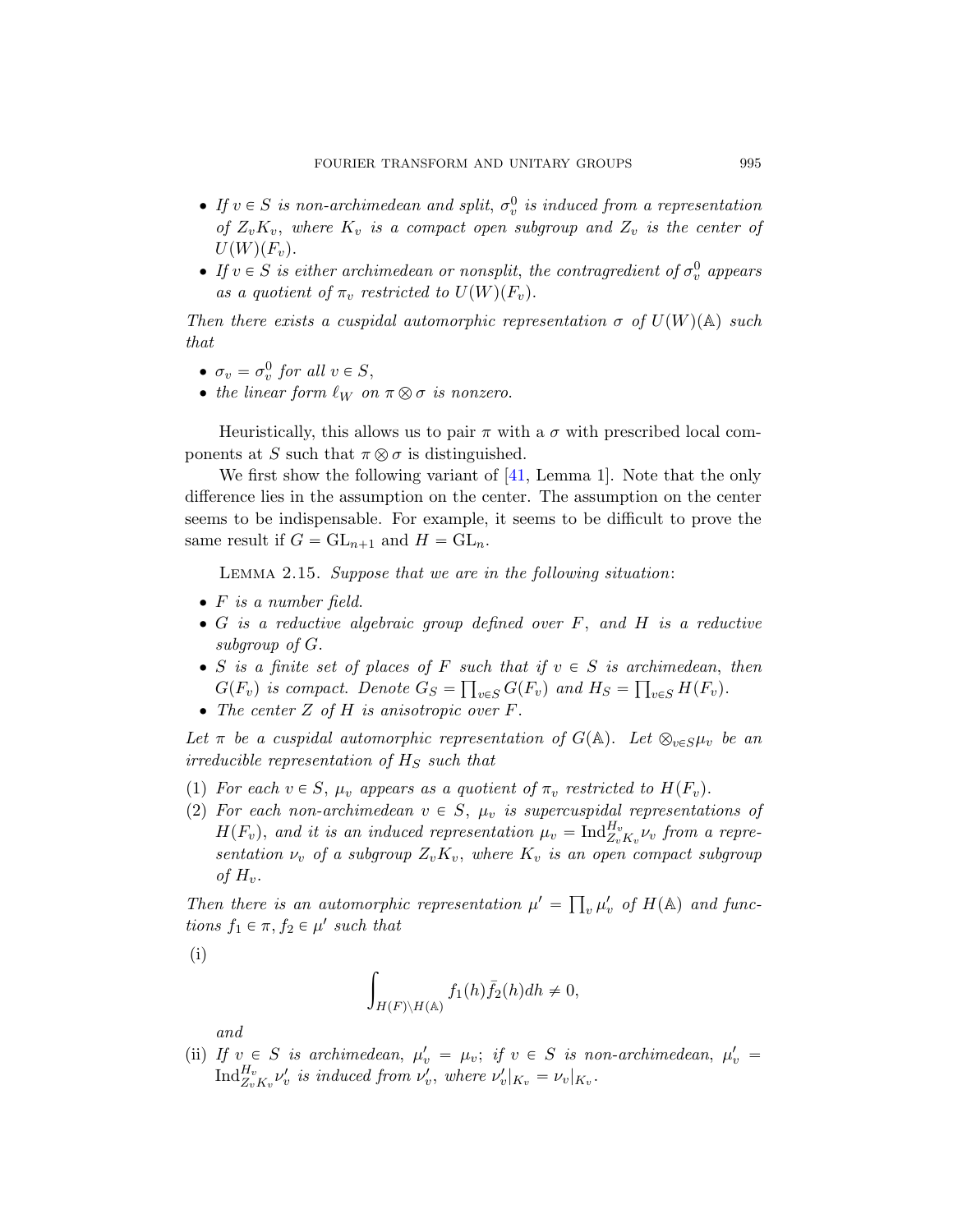- *If $v \in S$ is non-archimedean and split, $\sigma_v^0$ is induced from a representation of $Z_v K_v$, where $K_v$ is a compact open subgroup and $Z_v$ is the center of $U(W)(F_v)$.*
- *If $v \in S$ is either archimedean or nonsplit, the contragredient of $\sigma_v^0$ appears as a quotient of $\pi_v$ restricted to $U(W)(F_v)$.*

*Then there exists a cuspidal automorphic representation $\sigma$ of $U(W)(\mathbb{A})$ such that*

- *$\sigma_v = \sigma_v^0$ for all $v \in S$,*
- *the linear form $\ell_W$ on $\pi \otimes \sigma$ is nonzero.*

Heuristically, this allows us to pair $\pi$ with a $\sigma$ with prescribed local components at $S$ such that $\pi \otimes \sigma$ is distinguished.

We first show the following variant of [41, Lemma 1]. Note that the only difference lies in the assumption on the center. The assumption on the center seems to be indispensable. For example, it seems to be difficult to prove the same result if $G = \mathrm{GL}_{n+1}$ and $H = \mathrm{GL}_n$.

Lemma 2.15. *Suppose that we are in the following situation*:

- *$F$ is a number field.*
- *$G$ is a reductive algebraic group defined over $F$, and $H$ is a reductive subgroup of $G$.*
- *$S$ is a finite set of places of $F$ such that if $v \in S$ is archimedean, then $G(F_v)$ is compact. Denote $G_S = \prod_{v\in S} G(F_v)$ and $H_S = \prod_{v \in S} H(F_v)$.*
- *The center $Z$ of $H$ is anisotropic over $F$.*

*Let $\pi$ be a cuspidal automorphic representation of $G(\mathbb{A})$. Let $\otimes_{v\in S}\mu_v$ be an irreducible representation of $H_S$ such that*

1. *For each $v \in S$, $\mu_v$ appears as a quotient of $\pi_v$ restricted to $H(F_v)$.*
2. *For each non-archimedean $v \in S$, $\mu_v$ is supercuspidal representations of $H(F_v)$, and it is an induced representation $\mu_v = \mathrm{Ind}_{Z_v K_v}^{H_v} \nu_v$ from a representation $\nu_v$ of a subgroup $Z_v K_v$, where $K_v$ is an open compact subgroup of $H_v$.*

*Then there is an automorphic representation $\mu' = \prod_v \mu'_v$ of $H(\mathbb{A})$ and functions $f_1 \in \pi, f_2 \in \mu'$ such that*

(i)
$$\int_{H(F)\backslash H(\mathbb{A})} f_1(h)\bar{f}_2(h)dh \neq 0,$$

*and*

(ii) *If $v \in S$ is archimedean, $\mu'_v = \mu_v$; if $v \in S$ is non-archimedean, $\mu'_v = \mathrm{Ind}_{Z_v K_v}^{H_v} \nu'_v$ is induced from $\nu'_v$, where $\nu'_v|_{K_v} = \nu_v|_{K_v}$.*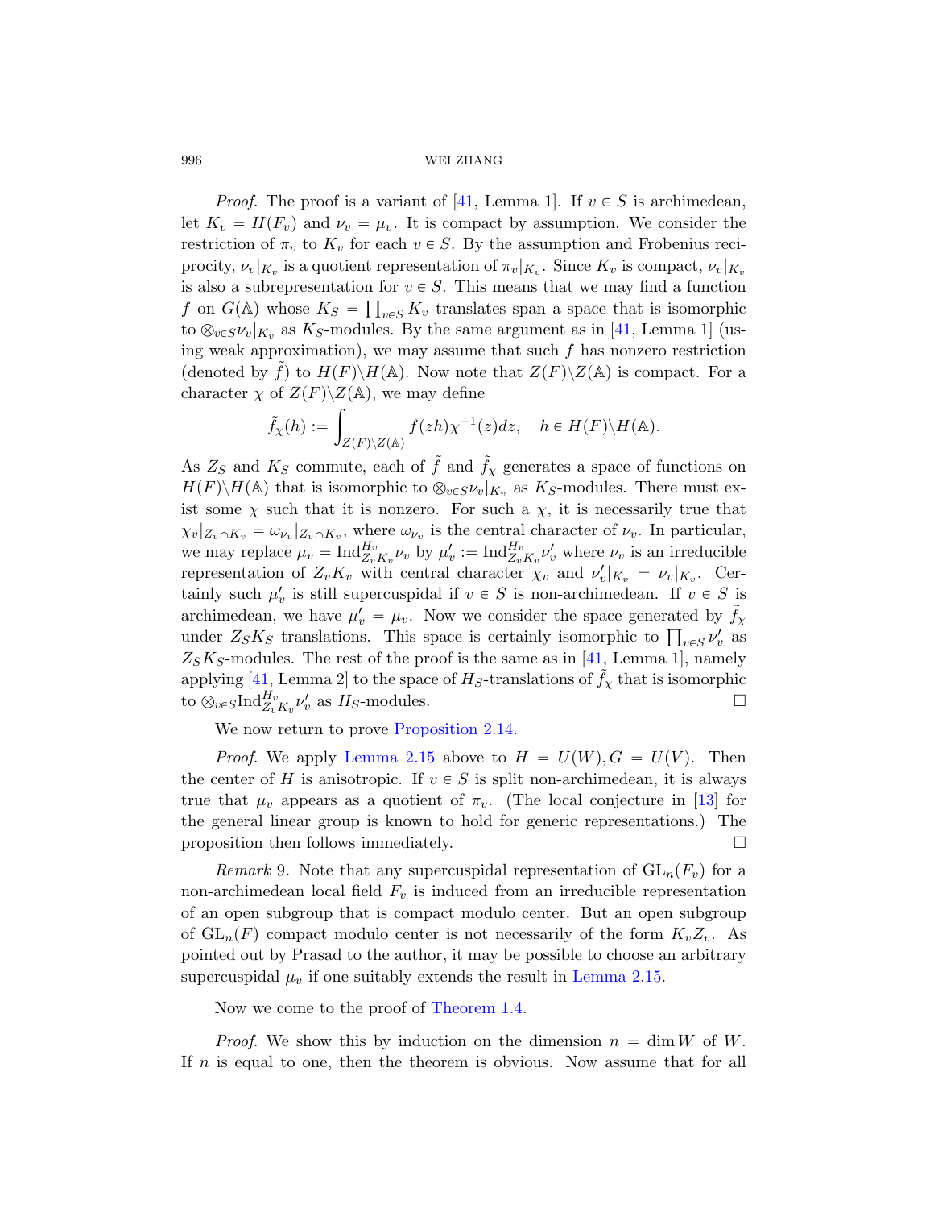*Proof.* The proof is a variant of [41, Lemma 1]. If $v \in S$ is archimedean, let $K_v = H(F_v)$ and $\nu_v = \mu_v$. It is compact by assumption. We consider the restriction of $\pi_v$ to $K_v$ for each $v \in S$. By the assumption and Frobenius reciprocity, $\nu_v|_{K_v}$ is a quotient representation of $\pi_v|_{K_v}$. Since $K_v$ is compact, $\nu_v|_{K_v}$ is also a subrepresentation for $v \in S$. This means that we may find a function $f$ on $G(\mathbb{A})$ whose $K_S = \prod_{v\in S} K_v$ translates span a space that is isomorphic to $\otimes_{v\in S}\nu_v|_{K_v}$ as $K_S$-modules. By the same argument as in [41, Lemma 1] (using weak approximation), we may assume that such $f$ has nonzero restriction (denoted by $\tilde{f}$) to $H(F)\backslash H(\mathbb{A})$. Now note that $Z(F)\backslash Z(\mathbb{A})$ is compact. For a character $\chi$ of $Z(F)\backslash Z(\mathbb{A})$, we may define

$$\tilde{f}_\chi(h) := \int_{Z(F)\backslash Z(\mathbb{A})} f(zh)\chi^{-1}(z)dz, \quad h \in H(F)\backslash H(\mathbb{A}).$$

As $Z_S$ and $K_S$ commute, each of $\tilde{f}$ and $\tilde{f}_\chi$ generates a space of functions on $H(F)\backslash H(\mathbb{A})$ that is isomorphic to $\otimes_{v\in S}\nu_v|_{K_v}$ as $K_S$-modules. There must exist some $\chi$ such that it is nonzero. For such a $\chi$, it is necessarily true that $\chi_v|_{Z_v\cap K_v} = \omega_{\nu_v}|_{Z_v\cap K_v}$, where $\omega_{\nu_v}$ is the central character of $\nu_v$. In particular, we may replace $\mu_v = \mathrm{Ind}_{Z_vK_v}^{H_v}\nu_v$ by $\mu'_v := \mathrm{Ind}_{Z_vK_v}^{H_v}\nu'_v$ where $\nu_v$ is an irreducible representation of $Z_vK_v$ with central character $\chi_v$ and $\nu'_v|_{K_v} = \nu_v|_{K_v}$. Certainly such $\mu'_v$ is still supercuspidal if $v \in S$ is non-archimedean. If $v \in S$ is archimedean, we have $\mu'_v = \mu_v$. Now we consider the space generated by $\tilde{f}_\chi$ under $Z_SK_S$ translations. This space is certainly isomorphic to $\prod_{v\in S}\nu'_v$ as $Z_SK_S$-modules. The rest of the proof is the same as in [41, Lemma 1], namely applying [41, Lemma 2] to the space of $H_S$-translations of $\tilde{f}_\chi$ that is isomorphic to $\otimes_{v\in S}\mathrm{Ind}_{Z_vK_v}^{H_v}\nu'_v$ as $H_S$-modules. □

We now return to prove Proposition 2.14.

*Proof.* We apply Lemma 2.15 above to $H = U(W), G = U(V)$. Then the center of $H$ is anisotropic. If $v \in S$ is split non-archimedean, it is always true that $\mu_v$ appears as a quotient of $\pi_v$. (The local conjecture in [13] for the general linear group is known to hold for generic representations.) The proposition then follows immediately. □

*Remark* 9. Note that any supercuspidal representation of $\mathrm{GL}_n(F_v)$ for a non-archimedean local field $F_v$ is induced from an irreducible representation of an open subgroup that is compact modulo center. But an open subgroup of $\mathrm{GL}_n(F)$ compact modulo center is not necessarily of the form $K_vZ_v$. As pointed out by Prasad to the author, it may be possible to choose an arbitrary supercuspidal $\mu_v$ if one suitably extends the result in Lemma 2.15.

Now we come to the proof of Theorem 1.4.

*Proof.* We show this by induction on the dimension $n = \dim W$ of $W$. If $n$ is equal to one, then the theorem is obvious. Now assume that for all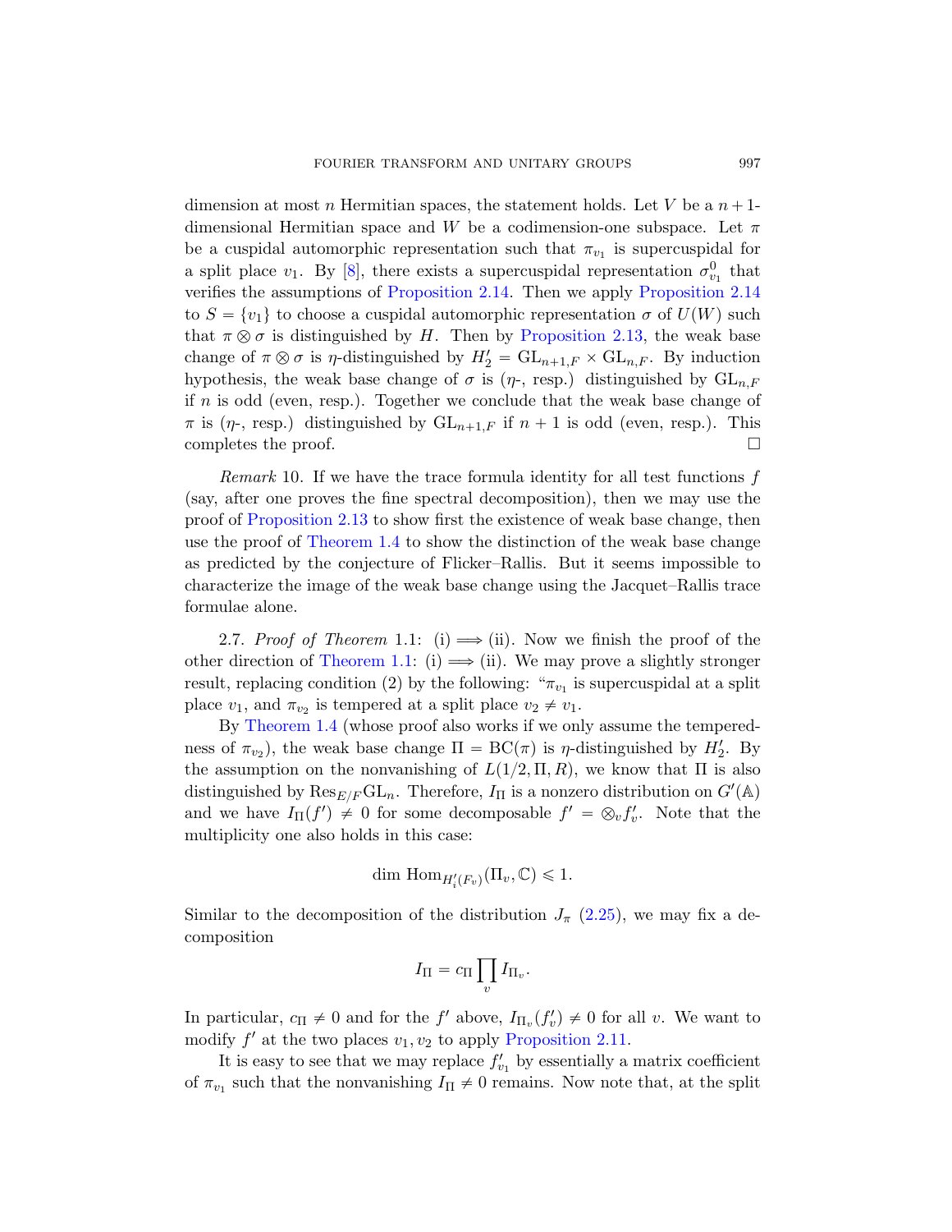dimension at most $n$ Hermitian spaces, the statement holds. Let $V$ be a $n+1$-dimensional Hermitian space and $W$ be a codimension-one subspace. Let $\pi$ be a cuspidal automorphic representation such that $\pi_{v_1}$ is supercuspidal for a split place $v_1$. By [8], there exists a supercuspidal representation $\sigma^0_{v_1}$ that verifies the assumptions of Proposition 2.14. Then we apply Proposition 2.14 to $S = \{v_1\}$ to choose a cuspidal automorphic representation $\sigma$ of $U(W)$ such that $\pi \otimes \sigma$ is distinguished by $H$. Then by Proposition 2.13, the weak base change of $\pi \otimes \sigma$ is $\eta$-distinguished by $H'_2 = \mathrm{GL}_{n+1,F} \times \mathrm{GL}_{n,F}$. By induction hypothesis, the weak base change of $\sigma$ is ($\eta$-, resp.) distinguished by $\mathrm{GL}_{n,F}$ if $n$ is odd (even, resp.). Together we conclude that the weak base change of $\pi$ is ($\eta$-, resp.) distinguished by $\mathrm{GL}_{n+1,F}$ if $n+1$ is odd (even, resp.). This completes the proof. $\square$

*Remark* 10. If we have the trace formula identity for all test functions $f$ (say, after one proves the fine spectral decomposition), then we may use the proof of Proposition 2.13 to show first the existence of weak base change, then use the proof of Theorem 1.4 to show the distinction of the weak base change as predicted by the conjecture of Flicker–Rallis. But it seems impossible to characterize the image of the weak base change using the Jacquet–Rallis trace formulae alone.

2.7. *Proof of Theorem* 1.1: (i) $\Longrightarrow$ (ii). Now we finish the proof of the other direction of Theorem 1.1: (i) $\Longrightarrow$ (ii). We may prove a slightly stronger result, replacing condition (2) by the following: "$\pi_{v_1}$ is supercuspidal at a split place $v_1$, and $\pi_{v_2}$ is tempered at a split place $v_2 \neq v_1$.

By Theorem 1.4 (whose proof also works if we only assume the temperedness of $\pi_{v_2}$), the weak base change $\Pi = \mathrm{BC}(\pi)$ is $\eta$-distinguished by $H'_2$. By the assumption on the nonvanishing of $L(1/2, \Pi, R)$, we know that $\Pi$ is also distinguished by $\mathrm{Res}_{E/F}\mathrm{GL}_n$. Therefore, $I_\Pi$ is a nonzero distribution on $G'(\mathbb{A})$ and we have $I_\Pi(f') \neq 0$ for some decomposable $f' = \otimes_v f'_v$. Note that the multiplicity one also holds in this case:

$$\dim \mathrm{Hom}_{H'_i(F_v)}(\Pi_v, \mathbb{C}) \leqslant 1.$$

Similar to the decomposition of the distribution $J_\pi$ (2.25), we may fix a decomposition

$$I_\Pi = c_\Pi \prod_v I_{\Pi_v}.$$

In particular, $c_\Pi \neq 0$ and for the $f'$ above, $I_{\Pi_v}(f'_v) \neq 0$ for all $v$. We want to modify $f'$ at the two places $v_1, v_2$ to apply Proposition 2.11.

It is easy to see that we may replace $f'_{v_1}$ by essentially a matrix coefficient of $\pi_{v_1}$ such that the nonvanishing $I_\Pi \neq 0$ remains. Now note that, at the split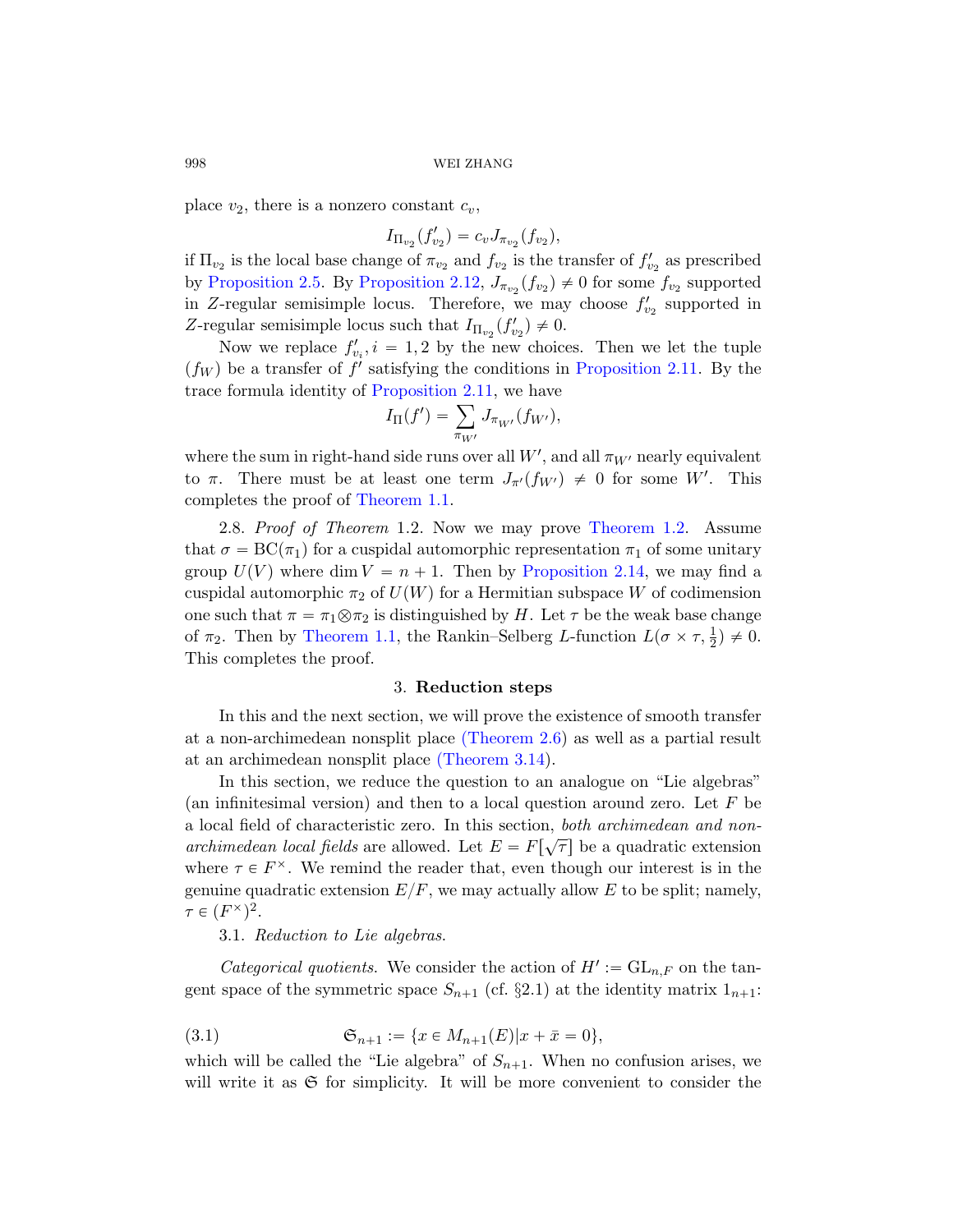place $v_2$, there is a nonzero constant $c_v$,

$$I_{\Pi_{v_2}}(f'_{v_2}) = c_v J_{\pi_{v_2}}(f_{v_2}),$$

if $\Pi_{v_2}$ is the local base change of $\pi_{v_2}$ and $f_{v_2}$ is the transfer of $f'_{v_2}$ as prescribed by Proposition 2.5. By Proposition 2.12, $J_{\pi_{v_2}}(f_{v_2}) \neq 0$ for some $f_{v_2}$ supported in $Z$-regular semisimple locus. Therefore, we may choose $f'_{v_2}$ supported in $Z$-regular semisimple locus such that $I_{\Pi_{v_2}}(f'_{v_2}) \neq 0$.

Now we replace $f'_{v_i}, i = 1, 2$ by the new choices. Then we let the tuple $(f_W)$ be a transfer of $f'$ satisfying the conditions in Proposition 2.11. By the trace formula identity of Proposition 2.11, we have

$$I_\Pi(f') = \sum_{\pi_{W'}} J_{\pi_{W'}}(f_{W'}),$$

where the sum in right-hand side runs over all $W'$, and all $\pi_{W'}$ nearly equivalent to $\pi$. There must be at least one term $J_{\pi'}(f_{W'}) \neq 0$ for some $W'$. This completes the proof of Theorem 1.1.

2.8. *Proof of Theorem* 1.2. Now we may prove Theorem 1.2. Assume that $\sigma = \mathrm{BC}(\pi_1)$ for a cuspidal automorphic representation $\pi_1$ of some unitary group $U(V)$ where $\dim V = n + 1$. Then by Proposition 2.14, we may find a cuspidal automorphic $\pi_2$ of $U(W)$ for a Hermitian subspace $W$ of codimension one such that $\pi = \pi_1 \otimes \pi_2$ is distinguished by $H$. Let $\tau$ be the weak base change of $\pi_2$. Then by Theorem 1.1, the Rankin–Selberg $L$-function $L(\sigma \times \tau, \frac{1}{2}) \neq 0$. This completes the proof.

## 3. Reduction steps

In this and the next section, we will prove the existence of smooth transfer at a non-archimedean nonsplit place (Theorem 2.6) as well as a partial result at an archimedean nonsplit place (Theorem 3.14).

In this section, we reduce the question to an analogue on "Lie algebras" (an infinitesimal version) and then to a local question around zero. Let $F$ be a local field of characteristic zero. In this section, *both archimedean and non-archimedean local fields* are allowed. Let $E = F[\sqrt{\tau}]$ be a quadratic extension where $\tau \in F^\times$. We remind the reader that, even though our interest is in the genuine quadratic extension $E/F$, we may actually allow $E$ to be split; namely, $\tau \in (F^\times)^2$.

3.1. *Reduction to Lie algebras.*

*Categorical quotients.* We consider the action of $H' := \mathrm{GL}_{n,F}$ on the tangent space of the symmetric space $S_{n+1}$ (cf. §2.1) at the identity matrix $1_{n+1}$:

$$\mathfrak{S}_{n+1} := \{x \in M_{n+1}(E) | x + \bar{x} = 0\}, \tag{3.1}$$

which will be called the "Lie algebra" of $S_{n+1}$. When no confusion arises, we will write it as $\mathfrak{S}$ for simplicity. It will be more convenient to consider the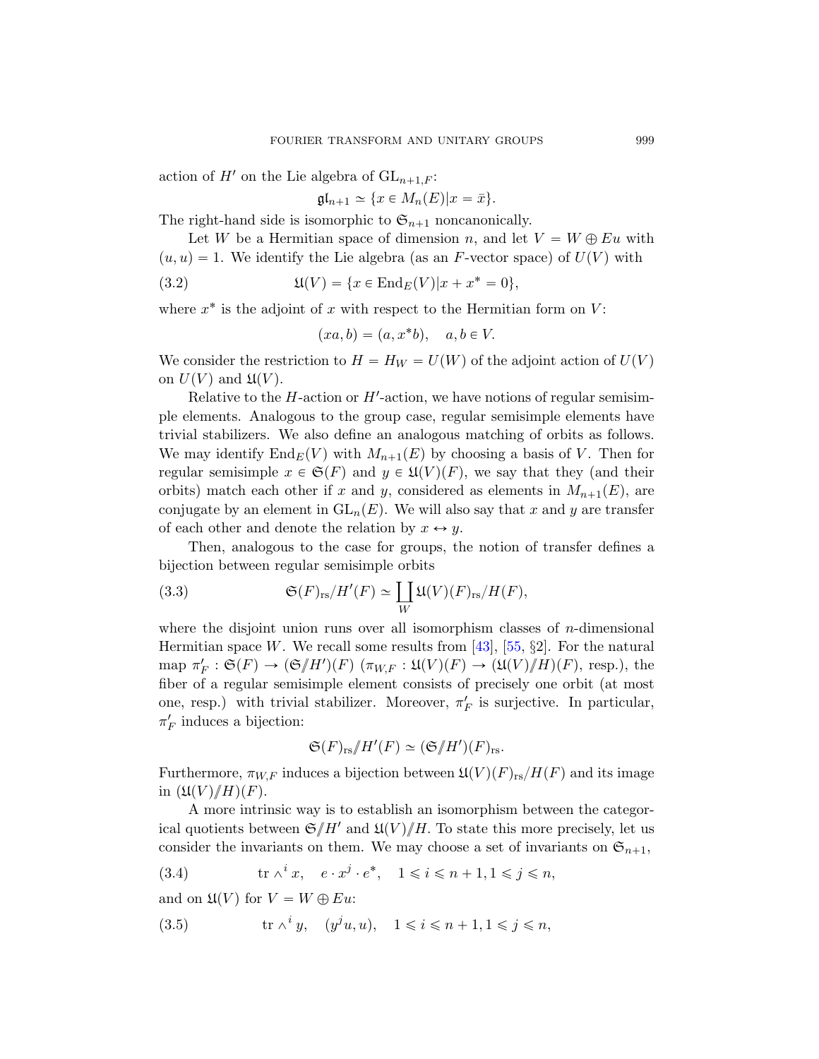action of $H'$ on the Lie algebra of $\mathrm{GL}_{n+1,F}$:

$$\mathfrak{gl}_{n+1} \simeq \{x \in M_n(E) | x = \bar{x}\}.$$

The right-hand side is isomorphic to $\mathfrak{S}_{n+1}$ noncanonically.

Let $W$ be a Hermitian space of dimension $n$, and let $V = W \oplus Eu$ with $(u, u) = 1$. We identify the Lie algebra (as an $F$-vector space) of $U(V)$ with

$$\mathfrak{U}(V) = \{x \in \mathrm{End}_E(V) | x + x^* = 0\}, \tag{3.2}$$

where $x^*$ is the adjoint of $x$ with respect to the Hermitian form on $V$:

$$(xa, b) = (a, x^* b), \quad a, b \in V.$$

We consider the restriction to $H = H_W = U(W)$ of the adjoint action of $U(V)$ on $U(V)$ and $\mathfrak{U}(V)$.

Relative to the $H$-action or $H'$-action, we have notions of regular semisimple elements. Analogous to the group case, regular semisimple elements have trivial stabilizers. We also define an analogous matching of orbits as follows. We may identify $\mathrm{End}_E(V)$ with $M_{n+1}(E)$ by choosing a basis of $V$. Then for regular semisimple $x \in \mathfrak{S}(F)$ and $y \in \mathfrak{U}(V)(F)$, we say that they (and their orbits) match each other if $x$ and $y$, considered as elements in $M_{n+1}(E)$, are conjugate by an element in $\mathrm{GL}_n(E)$. We will also say that $x$ and $y$ are transfer of each other and denote the relation by $x \leftrightarrow y$.

Then, analogous to the case for groups, the notion of transfer defines a bijection between regular semisimple orbits

$$\mathfrak{S}(F)_{\mathrm{rs}}/H'(F) \simeq \coprod_W \mathfrak{U}(V)(F)_{\mathrm{rs}}/H(F), \tag{3.3}$$

where the disjoint union runs over all isomorphism classes of $n$-dimensional Hermitian space $W$. We recall some results from [43], [55, §2]. For the natural map $\pi'_F : \mathfrak{S}(F) \to (\mathfrak{S}/\!\!/H')(F)$ ($\pi_{W,F} : \mathfrak{U}(V)(F) \to (\mathfrak{U}(V)/\!\!/H)(F)$, resp.), the fiber of a regular semisimple element consists of precisely one orbit (at most one, resp.) with trivial stabilizer. Moreover, $\pi'_F$ is surjective. In particular, $\pi'_F$ induces a bijection:

$$\mathfrak{S}(F)_{\mathrm{rs}}/\!\!/H'(F) \simeq (\mathfrak{S}/\!\!/H')(F)_{\mathrm{rs}}.$$

Furthermore, $\pi_{W,F}$ induces a bijection between $\mathfrak{U}(V)(F)_{\mathrm{rs}}/H(F)$ and its image in $(\mathfrak{U}(V)/\!\!/H)(F)$.

A more intrinsic way is to establish an isomorphism between the categorical quotients between $\mathfrak{S}/\!\!/H'$ and $\mathfrak{U}(V)/\!\!/H$. To state this more precisely, let us consider the invariants on them. We may choose a set of invariants on $\mathfrak{S}_{n+1}$,

$$\mathrm{tr} \wedge^i x, \quad e \cdot x^j \cdot e^*, \quad 1 \leqslant i \leqslant n+1, 1 \leqslant j \leqslant n, \tag{3.4}$$

and on $\mathfrak{U}(V)$ for $V = W \oplus Eu$:

$$\mathrm{tr} \wedge^i y, \quad (y^j u, u), \quad 1 \leqslant i \leqslant n+1, 1 \leqslant j \leqslant n, \tag{3.5}$$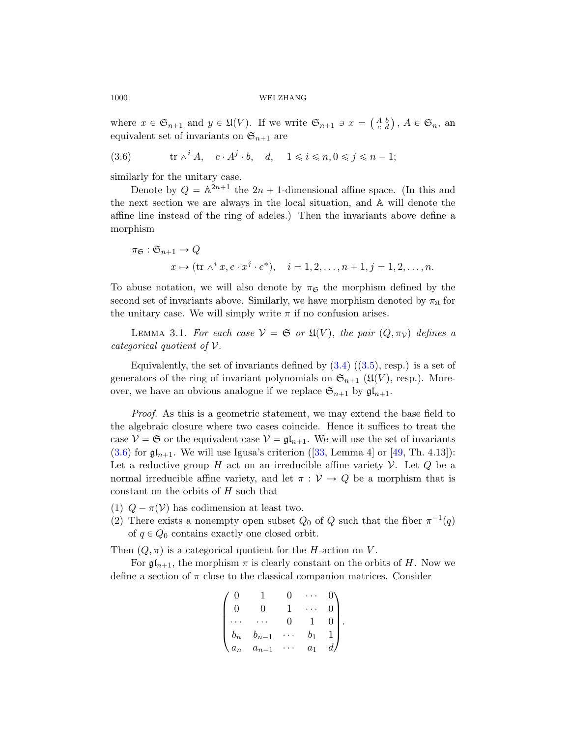where $x \in \mathfrak{S}_{n+1}$ and $y \in \mathfrak{U}(V)$. If we write $\mathfrak{S}_{n+1} \ni x = \left(\begin{smallmatrix} A & b \\ c & d \end{smallmatrix}\right)$, $A \in \mathfrak{S}_n$, an equivalent set of invariants on $\mathfrak{S}_{n+1}$ are

$$\text{tr} \wedge^i A, \quad c \cdot A^j \cdot b, \quad d, \quad 1 \leqslant i \leqslant n, 0 \leqslant j \leqslant n-1; \tag{3.6}$$

similarly for the unitary case.

Denote by $Q = \mathbb{A}^{2n+1}$ the $2n+1$-dimensional affine space. (In this and the next section we are always in the local situation, and $\mathbb{A}$ will denote the affine line instead of the ring of adeles.) Then the invariants above define a morphism

$$\begin{aligned} \pi_{\mathfrak{S}} : \mathfrak{S}_{n+1} &\to Q \\ x &\mapsto (\text{tr} \wedge^i x, e \cdot x^j \cdot e^*), \quad i = 1, 2, \ldots, n+1, j = 1, 2, \ldots, n. \end{aligned}$$

To abuse notation, we will also denote by $\pi_{\mathfrak{S}}$ the morphism defined by the second set of invariants above. Similarly, we have morphism denoted by $\pi_{\mathfrak{U}}$ for the unitary case. We will simply write $\pi$ if no confusion arises.

Lemma 3.1. *For each case $\mathcal{V} = \mathfrak{S}$ or $\mathfrak{U}(V)$, the pair $(Q, \pi_{\mathcal{V}})$ defines a categorical quotient of $\mathcal{V}$.*

Equivalently, the set of invariants defined by (3.4) ((3.5), resp.) is a set of generators of the ring of invariant polynomials on $\mathfrak{S}_{n+1}$ ($\mathfrak{U}(V)$, resp.). Moreover, we have an obvious analogue if we replace $\mathfrak{S}_{n+1}$ by $\mathfrak{gl}_{n+1}$.

*Proof.* As this is a geometric statement, we may extend the base field to the algebraic closure where two cases coincide. Hence it suffices to treat the case $\mathcal{V} = \mathfrak{S}$ or the equivalent case $\mathcal{V} = \mathfrak{gl}_{n+1}$. We will use the set of invariants (3.6) for $\mathfrak{gl}_{n+1}$. We will use Igusa's criterion ([33, Lemma 4] or [49, Th. 4.13]): Let a reductive group $H$ act on an irreducible affine variety $\mathcal{V}$. Let $Q$ be a normal irreducible affine variety, and let $\pi : \mathcal{V} \to Q$ be a morphism that is constant on the orbits of $H$ such that

(1) $Q - \pi(\mathcal{V})$ has codimension at least two.
(2) There exists a nonempty open subset $Q_0$ of $Q$ such that the fiber $\pi^{-1}(q)$ of $q \in Q_0$ contains exactly one closed orbit.

Then $(Q, \pi)$ is a categorical quotient for the $H$-action on $V$.

For $\mathfrak{gl}_{n+1}$, the morphism $\pi$ is clearly constant on the orbits of $H$. Now we define a section of $\pi$ close to the classical companion matrices. Consider

$$\begin{pmatrix} 0 & 1 & 0 & \cdots & 0 \\ 0 & 0 & 1 & \cdots & 0 \\ \cdots & \cdots & 0 & 1 & 0 \\ b_n & b_{n-1} & \cdots & b_1 & 1 \\ a_n & a_{n-1} & \cdots & a_1 & d \end{pmatrix}.$$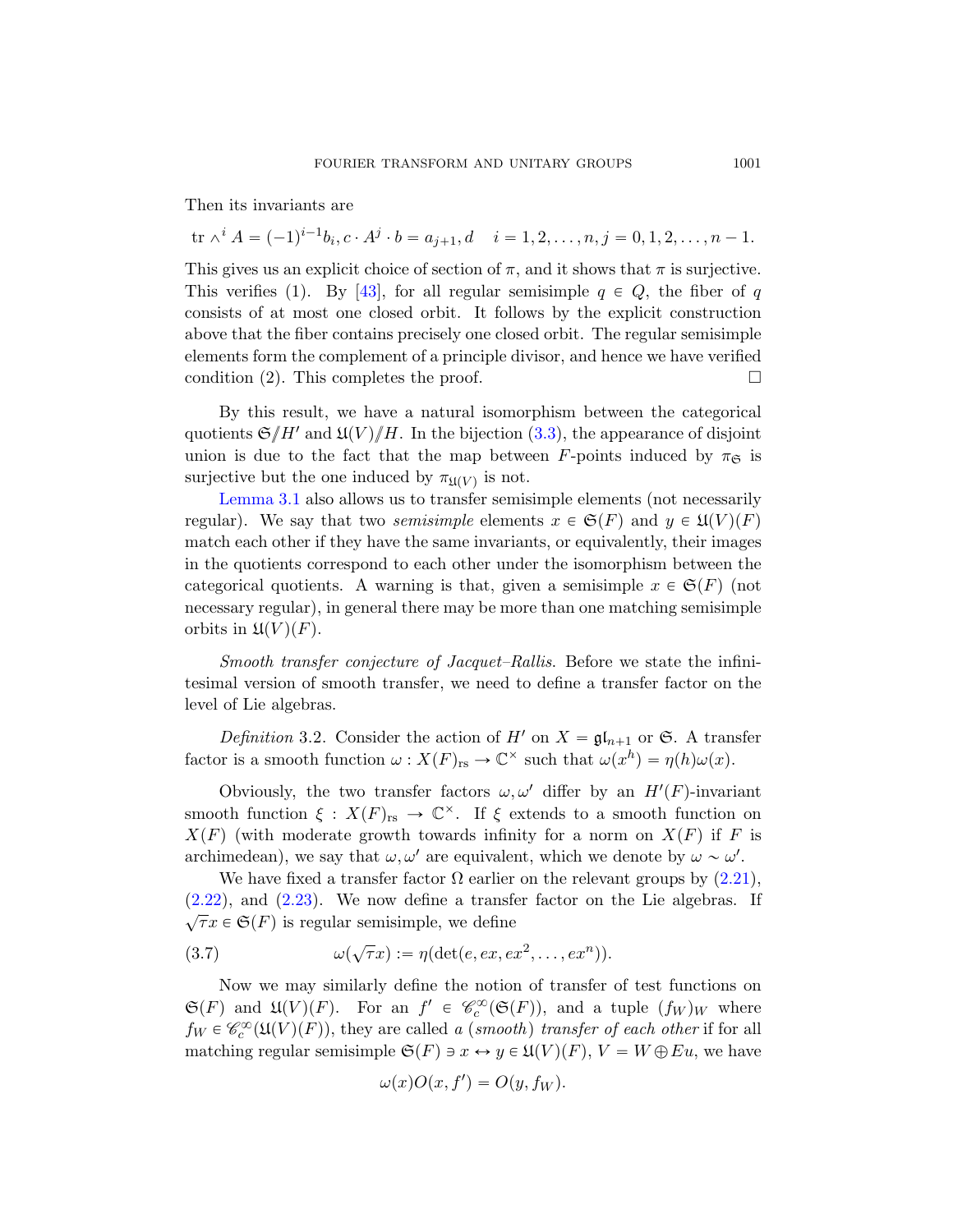Then its invariants are

$$\mathrm{tr} \wedge^i A = (-1)^{i-1} b_i, c \cdot A^j \cdot b = a_{j+1}, d \quad i = 1, 2, \ldots, n, j = 0, 1, 2, \ldots, n-1.$$

This gives us an explicit choice of section of $\pi$, and it shows that $\pi$ is surjective. This verifies (1). By [43], for all regular semisimple $q \in Q$, the fiber of $q$ consists of at most one closed orbit. It follows by the explicit construction above that the fiber contains precisely one closed orbit. The regular semisimple elements form the complement of a principle divisor, and hence we have verified condition (2). This completes the proof. □

By this result, we have a natural isomorphism between the categorical quotients $\mathfrak{S} /\!\!/ H'$ and $\mathfrak{U}(V) /\!\!/ H$. In the bijection (3.3), the appearance of disjoint union is due to the fact that the map between $F$-points induced by $\pi_{\mathfrak{S}}$ is surjective but the one induced by $\pi_{\mathfrak{U}(V)}$ is not.

Lemma 3.1 also allows us to transfer semisimple elements (not necessarily regular). We say that two *semisimple* elements $x \in \mathfrak{S}(F)$ and $y \in \mathfrak{U}(V)(F)$ match each other if they have the same invariants, or equivalently, their images in the quotients correspond to each other under the isomorphism between the categorical quotients. A warning is that, given a semisimple $x \in \mathfrak{S}(F)$ (not necessary regular), in general there may be more than one matching semisimple orbits in $\mathfrak{U}(V)(F)$.

*Smooth transfer conjecture of Jacquet–Rallis.* Before we state the infinitesimal version of smooth transfer, we need to define a transfer factor on the level of Lie algebras.

*Definition* 3.2. Consider the action of $H'$ on $X = \mathfrak{gl}_{n+1}$ or $\mathfrak{S}$. A transfer factor is a smooth function $\omega : X(F)_{\mathrm{rs}} \to \mathbb{C}^\times$ such that $\omega(x^h) = \eta(h)\omega(x)$.

Obviously, the two transfer factors $\omega, \omega'$ differ by an $H'(F)$-invariant smooth function $\xi : X(F)_{\mathrm{rs}} \to \mathbb{C}^\times$. If $\xi$ extends to a smooth function on $X(F)$ (with moderate growth towards infinity for a norm on $X(F)$ if $F$ is archimedean), we say that $\omega, \omega'$ are equivalent, which we denote by $\omega \sim \omega'$.

We have fixed a transfer factor $\Omega$ earlier on the relevant groups by (2.21), (2.22), and (2.23). We now define a transfer factor on the Lie algebras. If $\sqrt{\tau} x \in \mathfrak{S}(F)$ is regular semisimple, we define

$$\omega(\sqrt{\tau} x) := \eta(\det(e, ex, ex^2, \ldots, ex^n)). \tag{3.7}$$

Now we may similarly define the notion of transfer of test functions on $\mathfrak{S}(F)$ and $\mathfrak{U}(V)(F)$. For an $f' \in \mathscr{C}_c^\infty(\mathfrak{S}(F))$, and a tuple $(f_W)_W$ where $f_W \in \mathscr{C}_c^\infty(\mathfrak{U}(V)(F))$, they are called *a (smooth) transfer of each other* if for all matching regular semisimple $\mathfrak{S}(F) \ni x \leftrightarrow y \in \mathfrak{U}(V)(F)$, $V = W \oplus Eu$, we have

$$\omega(x) O(x, f') = O(y, f_W).$$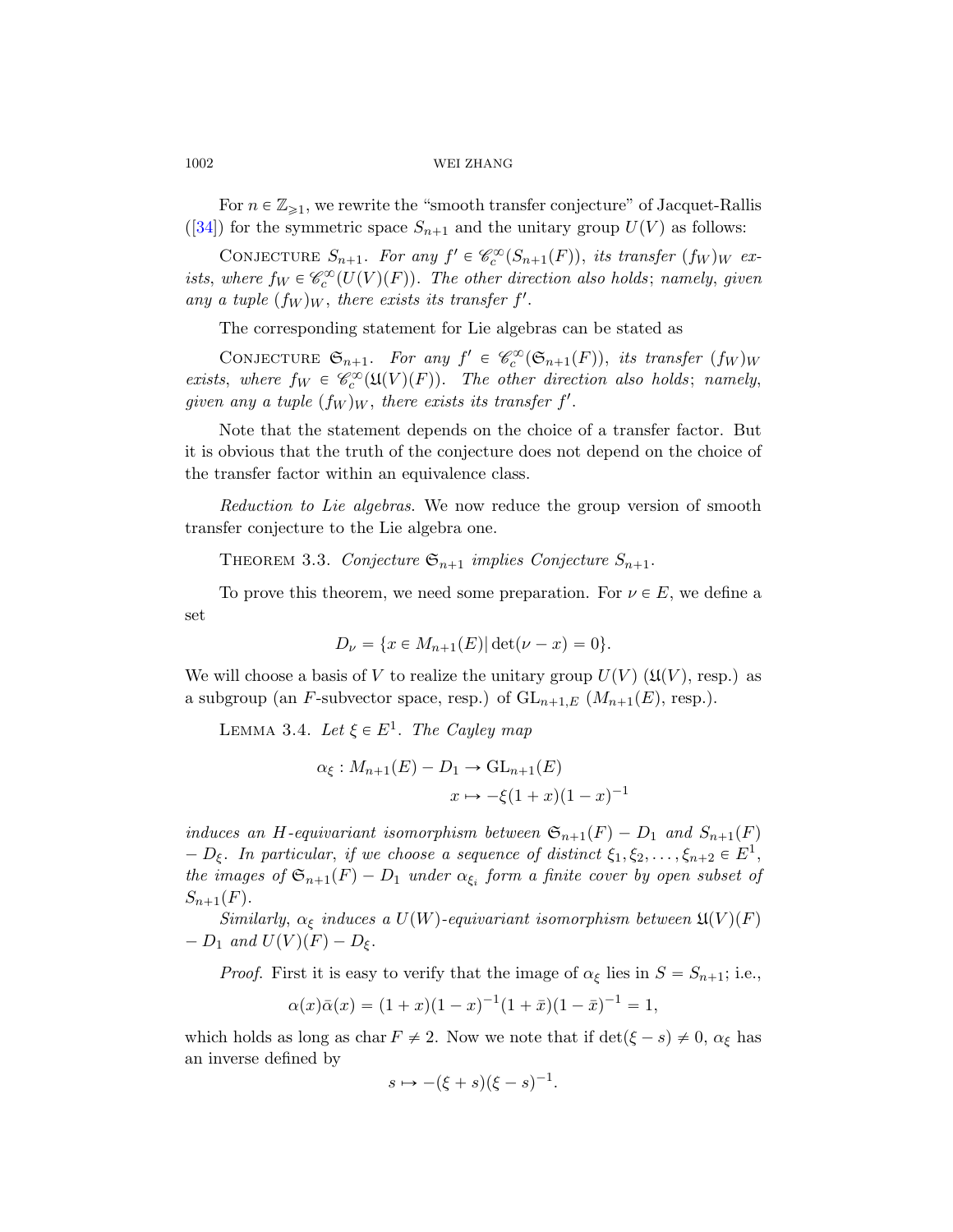For $n \in \mathbb{Z}_{\geqslant 1}$, we rewrite the "smooth transfer conjecture" of Jacquet-Rallis ([34]) for the symmetric space $S_{n+1}$ and the unitary group $U(V)$ as follows:

CONJECTURE $S_{n+1}$. *For any $f' \in \mathscr{C}_c^\infty(S_{n+1}(F))$, its transfer $(f_W)_W$ exists, where $f_W \in \mathscr{C}_c^\infty(U(V)(F))$. The other direction also holds; namely, given any a tuple $(f_W)_W$, there exists its transfer $f'$.*

The corresponding statement for Lie algebras can be stated as

CONJECTURE $\mathfrak{S}_{n+1}$. *For any $f' \in \mathscr{C}_c^\infty(\mathfrak{S}_{n+1}(F))$, its transfer $(f_W)_W$ exists, where $f_W \in \mathscr{C}_c^\infty(\mathfrak{U}(V)(F))$. The other direction also holds; namely, given any a tuple $(f_W)_W$, there exists its transfer $f'$.*

Note that the statement depends on the choice of a transfer factor. But it is obvious that the truth of the conjecture does not depend on the choice of the transfer factor within an equivalence class.

*Reduction to Lie algebras.* We now reduce the group version of smooth transfer conjecture to the Lie algebra one.

THEOREM 3.3. *Conjecture $\mathfrak{S}_{n+1}$ implies Conjecture $S_{n+1}$.*

To prove this theorem, we need some preparation. For $\nu \in E$, we define a set

$$D_\nu = \{x \in M_{n+1}(E) | \det(\nu - x) = 0\}.$$

We will choose a basis of $V$ to realize the unitary group $U(V)$ ($\mathfrak{U}(V)$, resp.) as a subgroup (an $F$-subvector space, resp.) of $\mathrm{GL}_{n+1,E}$ ($M_{n+1}(E)$, resp.).

LEMMA 3.4. *Let $\xi \in E^1$. The Cayley map*

$$\alpha_\xi : M_{n+1}(E) - D_1 \to \mathrm{GL}_{n+1}(E)$$
$$x \mapsto -\xi(1+x)(1-x)^{-1}$$

*induces an $H$-equivariant isomorphism between $\mathfrak{S}_{n+1}(F) - D_1$ and $S_{n+1}(F) - D_\xi$. In particular, if we choose a sequence of distinct $\xi_1, \xi_2, \ldots, \xi_{n+2} \in E^1$, the images of $\mathfrak{S}_{n+1}(F) - D_1$ under $\alpha_{\xi_i}$ form a finite cover by open subset of $S_{n+1}(F)$.*

*Similarly, $\alpha_\xi$ induces a $U(W)$-equivariant isomorphism between $\mathfrak{U}(V)(F) - D_1$ and $U(V)(F) - D_\xi$.*

*Proof.* First it is easy to verify that the image of $\alpha_\xi$ lies in $S = S_{n+1}$; i.e.,

$$\alpha(x)\bar{\alpha}(x) = (1+x)(1-x)^{-1}(1+\bar{x})(1-\bar{x})^{-1} = 1,$$

which holds as long as char $F \neq 2$. Now we note that if $\det(\xi - s) \neq 0$, $\alpha_\xi$ has an inverse defined by

$$s \mapsto -(\xi + s)(\xi - s)^{-1}.$$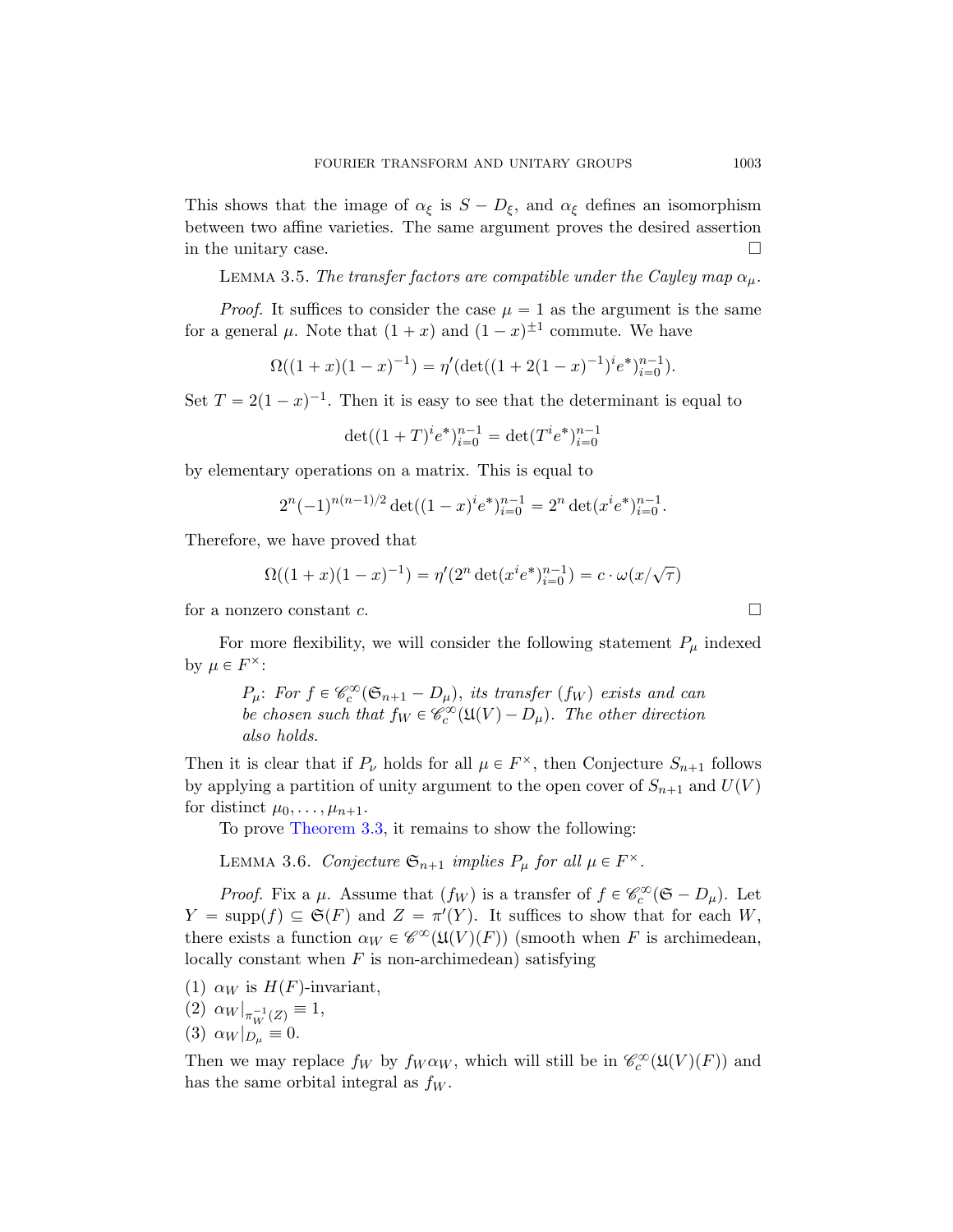This shows that the image of $\alpha_\xi$ is $S - D_\xi$, and $\alpha_\xi$ defines an isomorphism between two affine varieties. The same argument proves the desired assertion in the unitary case. □

Lemma 3.5. *The transfer factors are compatible under the Cayley map $\alpha_\mu$.*

*Proof.* It suffices to consider the case $\mu = 1$ as the argument is the same for a general $\mu$. Note that $(1+x)$ and $(1-x)^{\pm 1}$ commute. We have

$$\Omega((1+x)(1-x)^{-1}) = \eta'(\det((1+2(1-x)^{-1})^i e^*)_{i=0}^{n-1}).$$

Set $T = 2(1-x)^{-1}$. Then it is easy to see that the determinant is equal to

$$\det((1+T)^i e^*)_{i=0}^{n-1} = \det(T^i e^*)_{i=0}^{n-1}$$

by elementary operations on a matrix. This is equal to

$$2^n(-1)^{n(n-1)/2}\det((1-x)^i e^*)_{i=0}^{n-1} = 2^n \det(x^i e^*)_{i=0}^{n-1}.$$

Therefore, we have proved that

$$\Omega((1+x)(1-x)^{-1}) = \eta'(2^n \det(x^i e^*)_{i=0}^{n-1}) = c \cdot \omega(x/\sqrt{\tau})$$

for a nonzero constant $c$. □

For more flexibility, we will consider the following statement $P_\mu$ indexed by $\mu \in F^\times$:

> $P_\mu$: *For $f \in \mathscr{C}_c^\infty(\mathfrak{S}_{n+1} - D_\mu)$, its transfer $(f_W)$ exists and can be chosen such that $f_W \in \mathscr{C}_c^\infty(\mathfrak{U}(V) - D_\mu)$. The other direction also holds.*

Then it is clear that if $P_\nu$ holds for all $\mu \in F^\times$, then Conjecture $S_{n+1}$ follows by applying a partition of unity argument to the open cover of $S_{n+1}$ and $U(V)$ for distinct $\mu_0, \dots, \mu_{n+1}$.

To prove Theorem 3.3, it remains to show the following:

Lemma 3.6. *Conjecture $\mathfrak{S}_{n+1}$ implies $P_\mu$ for all $\mu \in F^\times$.*

*Proof.* Fix a $\mu$. Assume that $(f_W)$ is a transfer of $f \in \mathscr{C}_c^\infty(\mathfrak{S} - D_\mu)$. Let $Y = \mathrm{supp}(f) \subseteq \mathfrak{S}(F)$ and $Z = \pi'(Y)$. It suffices to show that for each $W$, there exists a function $\alpha_W \in \mathscr{C}^\infty(\mathfrak{U}(V)(F))$ (smooth when $F$ is archimedean, locally constant when $F$ is non-archimedean) satisfying

(1) $\alpha_W$ is $H(F)$-invariant,
(2) $\alpha_W|_{\pi_W^{-1}(Z)} \equiv 1$,
(3) $\alpha_W|_{D_\mu} \equiv 0$.

Then we may replace $f_W$ by $f_W \alpha_W$, which will still be in $\mathscr{C}_c^\infty(\mathfrak{U}(V)(F))$ and has the same orbital integral as $f_W$.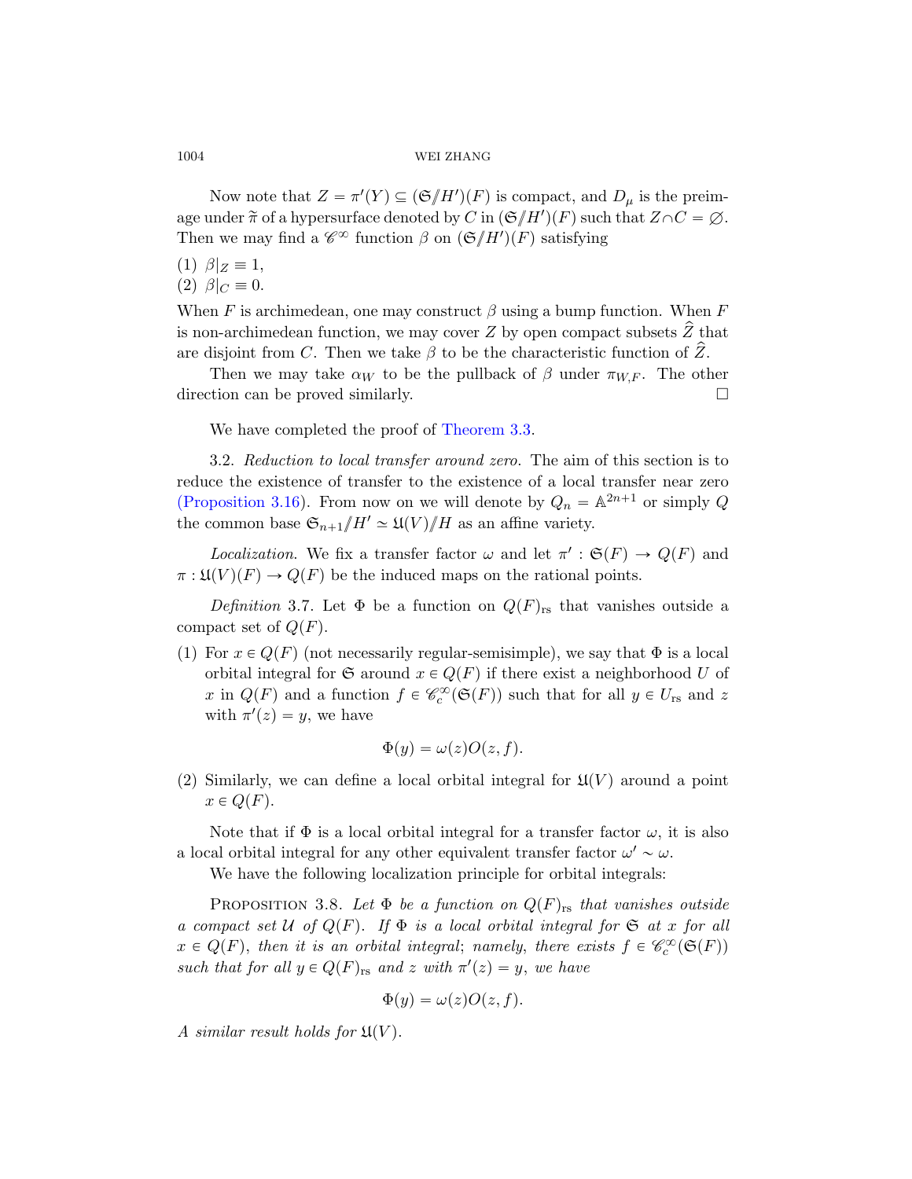Now note that $Z = \pi'(Y) \subseteq (\mathfrak{S}/\!\!/H')(F)$ is compact, and $D_\mu$ is the preimage under $\widetilde{\pi}$ of a hypersurface denoted by $C$ in $(\mathfrak{S}/\!\!/H')(F)$ such that $Z \cap C = \varnothing$. Then we may find a $\mathscr{C}^\infty$ function $\beta$ on $(\mathfrak{S}/\!\!/H')(F)$ satisfying

(1) $\beta|_Z \equiv 1$,
(2) $\beta|_C \equiv 0$.

When $F$ is archimedean, one may construct $\beta$ using a bump function. When $F$ is non-archimedean function, we may cover $Z$ by open compact subsets $\widehat{Z}$ that are disjoint from $C$. Then we take $\beta$ to be the characteristic function of $\widehat{Z}$.

Then we may take $\alpha_W$ to be the pullback of $\beta$ under $\pi_{W,F}$. The other direction can be proved similarly. □

We have completed the proof of Theorem 3.3.

3.2. *Reduction to local transfer around zero.* The aim of this section is to reduce the existence of transfer to the existence of a local transfer near zero (Proposition 3.16). From now on we will denote by $Q_n = \mathbb{A}^{2n+1}$ or simply $Q$ the common base $\mathfrak{S}_{n+1}/\!\!/H' \simeq \mathfrak{U}(V)/\!\!/H$ as an affine variety.

*Localization.* We fix a transfer factor $\omega$ and let $\pi' : \mathfrak{S}(F) \to Q(F)$ and $\pi : \mathfrak{U}(V)(F) \to Q(F)$ be the induced maps on the rational points.

*Definition* 3.7. Let $\Phi$ be a function on $Q(F)_{\mathrm{rs}}$ that vanishes outside a compact set of $Q(F)$.

(1) For $x \in Q(F)$ (not necessarily regular-semisimple), we say that $\Phi$ is a local orbital integral for $\mathfrak{S}$ around $x \in Q(F)$ if there exist a neighborhood $U$ of $x$ in $Q(F)$ and a function $f \in \mathscr{C}_c^\infty(\mathfrak{S}(F))$ such that for all $y \in U_{\mathrm{rs}}$ and $z$ with $\pi'(z) = y$, we have

$$\Phi(y) = \omega(z)O(z, f).$$

(2) Similarly, we can define a local orbital integral for $\mathfrak{U}(V)$ around a point $x \in Q(F)$.

Note that if $\Phi$ is a local orbital integral for a transfer factor $\omega$, it is also a local orbital integral for any other equivalent transfer factor $\omega' \sim \omega$.

We have the following localization principle for orbital integrals:

Proposition 3.8. *Let $\Phi$ be a function on $Q(F)_{\mathrm{rs}}$ that vanishes outside a compact set $\mathcal{U}$ of $Q(F)$. If $\Phi$ is a local orbital integral for $\mathfrak{S}$ at $x$ for all $x \in Q(F)$, then it is an orbital integral; namely, there exists $f \in \mathscr{C}_c^\infty(\mathfrak{S}(F))$ such that for all $y \in Q(F)_{\mathrm{rs}}$ and $z$ with $\pi'(z) = y$, we have*

$$\Phi(y) = \omega(z)O(z, f).$$

*A similar result holds for $\mathfrak{U}(V)$.*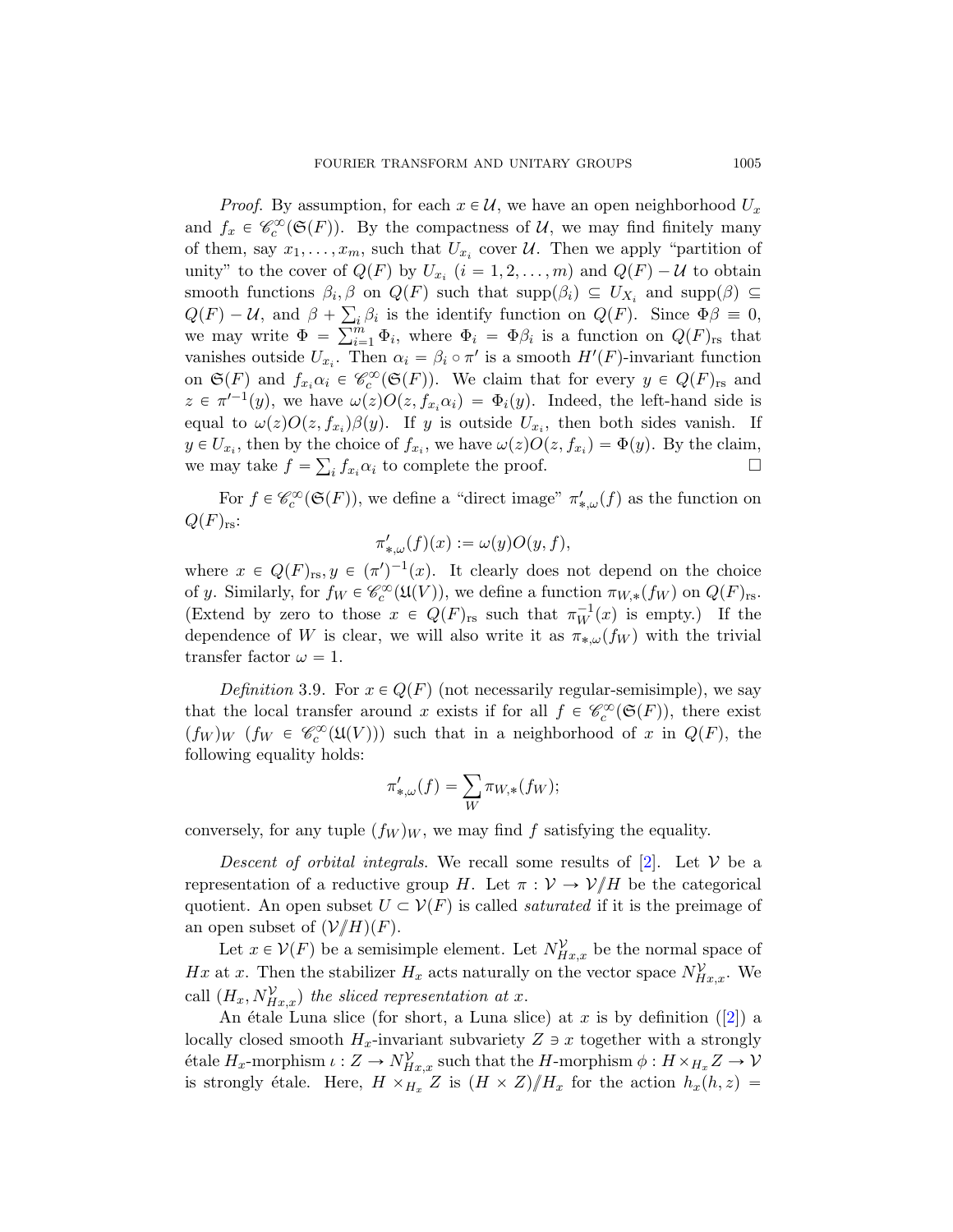*Proof.* By assumption, for each $x \in \mathcal{U}$, we have an open neighborhood $U_x$ and $f_x \in \mathscr{C}_c^\infty(\mathfrak{S}(F))$. By the compactness of $\mathcal{U}$, we may find finitely many of them, say $x_1, \dots, x_m$, such that $U_{x_i}$ cover $\mathcal{U}$. Then we apply "partition of unity" to the cover of $Q(F)$ by $U_{x_i}$ $(i = 1, 2, \dots, m)$ and $Q(F) - \mathcal{U}$ to obtain smooth functions $\beta_i, \beta$ on $Q(F)$ such that $\mathrm{supp}(\beta_i) \subseteq U_{X_i}$ and $\mathrm{supp}(\beta) \subseteq Q(F) - \mathcal{U}$, and $\beta + \sum_i \beta_i$ is the identify function on $Q(F)$. Since $\Phi\beta \equiv 0$, we may write $\Phi = \sum_{i=1}^m \Phi_i$, where $\Phi_i = \Phi\beta_i$ is a function on $Q(F)_{\mathrm{rs}}$ that vanishes outside $U_{x_i}$. Then $\alpha_i = \beta_i \circ \pi'$ is a smooth $H'(F)$-invariant function on $\mathfrak{S}(F)$ and $f_{x_i}\alpha_i \in \mathscr{C}_c^\infty(\mathfrak{S}(F))$. We claim that for every $y \in Q(F)_{\mathrm{rs}}$ and $z \in \pi'^{-1}(y)$, we have $\omega(z)O(z, f_{x_i}\alpha_i) = \Phi_i(y)$. Indeed, the left-hand side is equal to $\omega(z)O(z, f_{x_i})\beta(y)$. If $y$ is outside $U_{x_i}$, then both sides vanish. If $y \in U_{x_i}$, then by the choice of $f_{x_i}$, we have $\omega(z)O(z, f_{x_i}) = \Phi(y)$. By the claim, we may take $f = \sum_i f_{x_i}\alpha_i$ to complete the proof. $\square$

For $f \in \mathscr{C}_c^\infty(\mathfrak{S}(F))$, we define a "direct image" $\pi'_{*,\omega}(f)$ as the function on $Q(F)_{\mathrm{rs}}$:

$$\pi'_{*,\omega}(f)(x) := \omega(y)O(y, f),$$

where $x \in Q(F)_{\mathrm{rs}}, y \in (\pi')^{-1}(x)$. It clearly does not depend on the choice of $y$. Similarly, for $f_W \in \mathscr{C}_c^\infty(\mathfrak{U}(V))$, we define a function $\pi_{W,*}(f_W)$ on $Q(F)_{\mathrm{rs}}$. (Extend by zero to those $x \in Q(F)_{\mathrm{rs}}$ such that $\pi_W^{-1}(x)$ is empty.) If the dependence of $W$ is clear, we will also write it as $\pi_{*,\omega}(f_W)$ with the trivial transfer factor $\omega = 1$.

*Definition* 3.9. For $x \in Q(F)$ (not necessarily regular-semisimple), we say that the local transfer around $x$ exists if for all $f \in \mathscr{C}_c^\infty(\mathfrak{S}(F))$, there exist $(f_W)_W$ $(f_W \in \mathscr{C}_c^\infty(\mathfrak{U}(V)))$ such that in a neighborhood of $x$ in $Q(F)$, the following equality holds:

$$\pi'_{*,\omega}(f) = \sum_W \pi_{W,*}(f_W);$$

conversely, for any tuple $(f_W)_W$, we may find $f$ satisfying the equality.

*Descent of orbital integrals.* We recall some results of [2]. Let $\mathcal{V}$ be a representation of a reductive group $H$. Let $\pi : \mathcal{V} \to \mathcal{V}/\!\!/H$ be the categorical quotient. An open subset $U \subset \mathcal{V}(F)$ is called *saturated* if it is the preimage of an open subset of $(\mathcal{V}/\!\!/H)(F)$.

Let $x \in \mathcal{V}(F)$ be a semisimple element. Let $N_{Hx,x}^{\mathcal{V}}$ be the normal space of $Hx$ at $x$. Then the stabilizer $H_x$ acts naturally on the vector space $N_{Hx,x}^{\mathcal{V}}$. We call $(H_x, N_{Hx,x}^{\mathcal{V}})$ *the sliced representation at $x$*.

An étale Luna slice (for short, a Luna slice) at $x$ is by definition ([2]) a locally closed smooth $H_x$-invariant subvariety $Z \ni x$ together with a strongly étale $H_x$-morphism $\iota : Z \to N_{Hx,x}^{\mathcal{V}}$ such that the $H$-morphism $\phi : H \times_{H_x} Z \to \mathcal{V}$ is strongly étale. Here, $H \times_{H_x} Z$ is $(H \times Z)/\!\!/H_x$ for the action $h_x(h, z) =$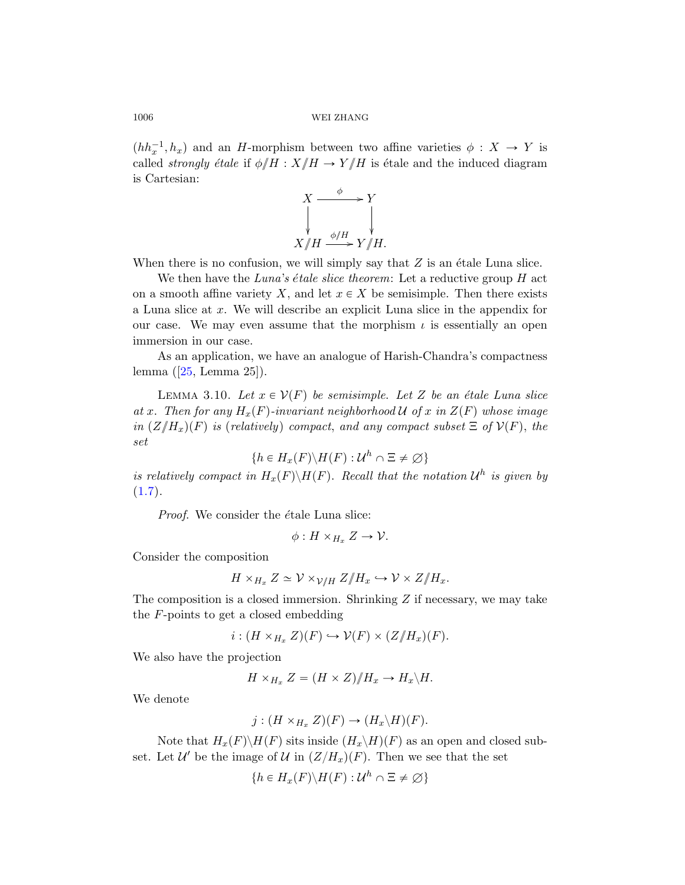$(hh_x^{-1}, h_x)$ and an $H$-morphism between two affine varieties $\phi : X \to Y$ is called *strongly étale* if $\phi /\!\!/ H : X/\!\!/H \to Y/\!\!/H$ is étale and the induced diagram is Cartesian:

$$\begin{array}{ccc} X & \xrightarrow{\phi} & Y \\ \downarrow & & \downarrow \\ X/\!\!/H & \xrightarrow{\phi/\!\!/H} & Y/\!\!/H. \end{array}$$

When there is no confusion, we will simply say that $Z$ is an étale Luna slice.

We then have the *Luna's étale slice theorem*: Let a reductive group $H$ act on a smooth affine variety $X$, and let $x \in X$ be semisimple. Then there exists a Luna slice at $x$. We will describe an explicit Luna slice in the appendix for our case. We may even assume that the morphism $\iota$ is essentially an open immersion in our case.

As an application, we have an analogue of Harish-Chandra's compactness lemma ([25, Lemma 25]).

LEMMA 3.10. *Let $x \in \mathcal{V}(F)$ be semisimple. Let $Z$ be an étale Luna slice at $x$. Then for any $H_x(F)$-invariant neighborhood $\mathcal{U}$ of $x$ in $Z(F)$ whose image in $(Z/\!\!/H_x)(F)$ is (relatively) compact, and any compact subset $\Xi$ of $\mathcal{V}(F)$, the set*

$$\{h \in H_x(F)\backslash H(F) : \mathcal{U}^h \cap \Xi \neq \varnothing\}$$

*is relatively compact in $H_x(F)\backslash H(F)$. Recall that the notation $\mathcal{U}^h$ is given by (1.7).*

*Proof.* We consider the étale Luna slice:

$$\phi : H \times_{H_x} Z \to \mathcal{V}.$$

Consider the composition

$$H \times_{H_x} Z \simeq \mathcal{V} \times_{\mathcal{V}/\!\!/H} Z/\!\!/H_x \hookrightarrow \mathcal{V} \times Z/\!\!/H_x.$$

The composition is a closed immersion. Shrinking $Z$ if necessary, we may take the $F$-points to get a closed embedding

$$i : (H \times_{H_x} Z)(F) \hookrightarrow \mathcal{V}(F) \times (Z/\!\!/H_x)(F).$$

We also have the projection

$$H \times_{H_x} Z = (H \times Z)/\!\!/H_x \to H_x\backslash H.$$

We denote

$$j : (H \times_{H_x} Z)(F) \to (H_x\backslash H)(F).$$

Note that $H_x(F)\backslash H(F)$ sits inside $(H_x\backslash H)(F)$ as an open and closed subset. Let $\mathcal{U}'$ be the image of $\mathcal{U}$ in $(Z/H_x)(F)$. Then we see that the set

$$\{h \in H_x(F)\backslash H(F) : \mathcal{U}^h \cap \Xi \neq \varnothing\}$$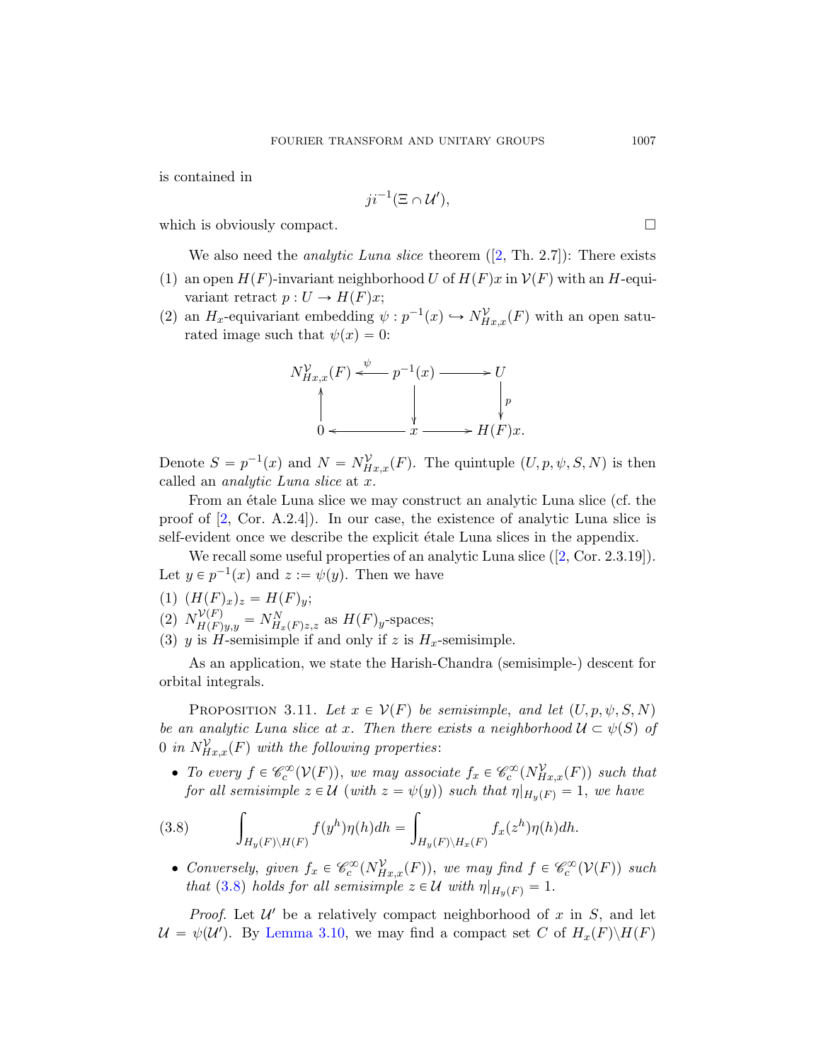is contained in

$$ji^{-1}(\Xi \cap \mathcal{U}'),$$

which is obviously compact. $\square$

We also need the *analytic Luna slice* theorem ([2, Th. 2.7]): There exists

(1) an open $H(F)$-invariant neighborhood $U$ of $H(F)x$ in $\mathcal{V}(F)$ with an $H$-equivariant retract $p : U \to H(F)x$;

(2) an $H_x$-equivariant embedding $\psi : p^{-1}(x) \hookrightarrow N^{\mathcal{V}}_{Hx,x}(F)$ with an open saturated image such that $\psi(x) = 0$:

$$\begin{array}{ccccc} N^{\mathcal{V}}_{Hx,x}(F) & \xleftarrow{\psi} & p^{-1}(x) & \longrightarrow & U \\ \uparrow & & \downarrow & & \downarrow p \\ 0 & \longleftarrow & x & \longrightarrow & H(F)x. \end{array}$$

Denote $S = p^{-1}(x)$ and $N = N^{\mathcal{V}}_{Hx,x}(F)$. The quintuple $(U, p, \psi, S, N)$ is then called an *analytic Luna slice* at $x$.

From an étale Luna slice we may construct an analytic Luna slice (cf. the proof of [2, Cor. A.2.4]). In our case, the existence of analytic Luna slice is self-evident once we describe the explicit étale Luna slices in the appendix.

We recall some useful properties of an analytic Luna slice ([2, Cor. 2.3.19]). Let $y \in p^{-1}(x)$ and $z := \psi(y)$. Then we have

(1) $(H(F)_x)_z = H(F)_y$;

(2) $N^{\mathcal{V}(F)}_{H(F)y,y} = N^{N}_{H_x(F)z,z}$ as $H(F)_y$-spaces;

(3) $y$ is $H$-semisimple if and only if $z$ is $H_x$-semisimple.

As an application, we state the Harish-Chandra (semisimple-) descent for orbital integrals.

Proposition 3.11. *Let $x \in \mathcal{V}(F)$ be semisimple, and let $(U, p, \psi, S, N)$ be an analytic Luna slice at $x$. Then there exists a neighborhood $\mathcal{U} \subset \psi(S)$ of $0$ in $N^{\mathcal{V}}_{Hx,x}(F)$ with the following properties*:

- *To every $f \in \mathscr{C}^\infty_c(\mathcal{V}(F))$, we may associate $f_x \in \mathscr{C}^\infty_c(N^{\mathcal{V}}_{Hx,x}(F))$ such that for all semisimple $z \in \mathcal{U}$ (with $z = \psi(y)$) such that $\eta|_{H_y(F)} = 1$, we have*

$$\int_{H_y(F)\backslash H(F)} f(y^h)\eta(h)dh = \int_{H_y(F)\backslash H_x(F)} f_x(z^h)\eta(h)dh. \tag{3.8}$$

- *Conversely, given $f_x \in \mathscr{C}^\infty_c(N^{\mathcal{V}}_{Hx,x}(F))$, we may find $f \in \mathscr{C}^\infty_c(\mathcal{V}(F))$ such that (3.8) holds for all semisimple $z \in \mathcal{U}$ with $\eta|_{H_y(F)} = 1$.*

*Proof.* Let $\mathcal{U}'$ be a relatively compact neighborhood of $x$ in $S$, and let $\mathcal{U} = \psi(\mathcal{U}')$. By Lemma 3.10, we may find a compact set $C$ of $H_x(F)\backslash H(F)$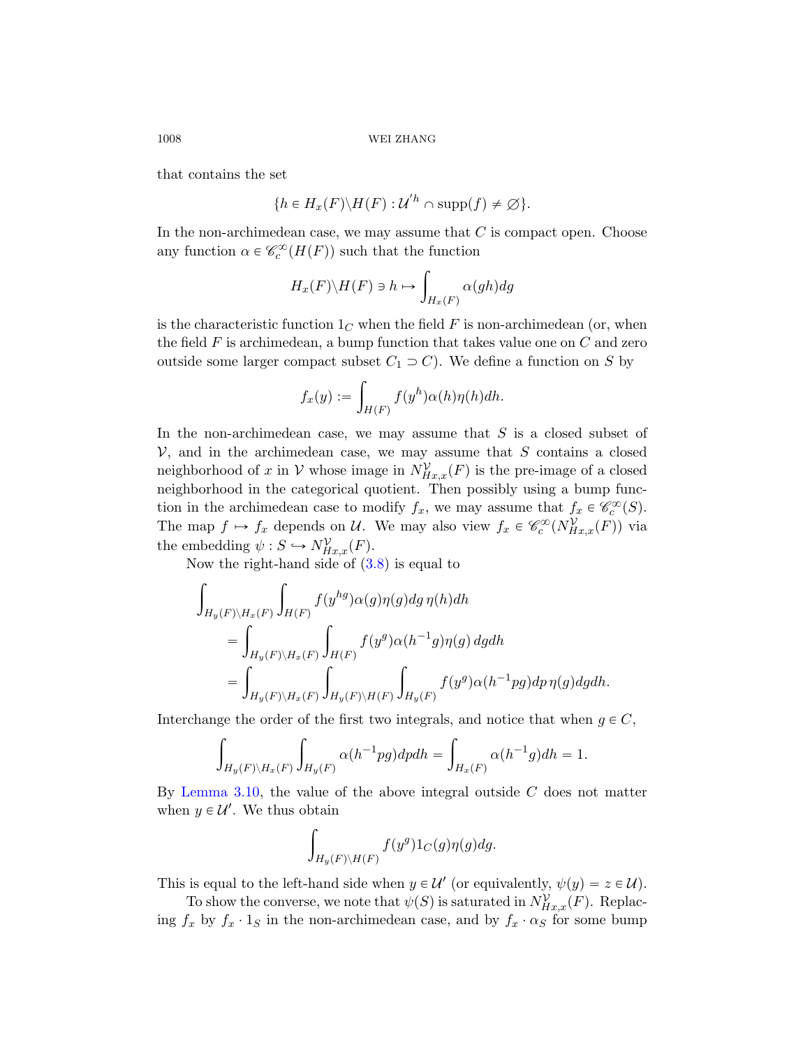that contains the set

$$\{h \in H_x(F)\backslash H(F) : \mathcal{U}'^h \cap \mathrm{supp}(f) \neq \varnothing\}.$$

In the non-archimedean case, we may assume that $C$ is compact open. Choose any function $\alpha \in \mathscr{C}_c^\infty(H(F))$ such that the function

$$H_x(F)\backslash H(F) \ni h \mapsto \int_{H_x(F)} \alpha(gh)dg$$

is the characteristic function $1_C$ when the field $F$ is non-archimedean (or, when the field $F$ is archimedean, a bump function that takes value one on $C$ and zero outside some larger compact subset $C_1 \supset C$). We define a function on $S$ by

$$f_x(y) := \int_{H(F)} f(y^h)\alpha(h)\eta(h)dh.$$

In the non-archimedean case, we may assume that $S$ is a closed subset of $\mathcal{V}$, and in the archimedean case, we may assume that $S$ contains a closed neighborhood of $x$ in $\mathcal{V}$ whose image in $N^{\mathcal{V}}_{Hx,x}(F)$ is the pre-image of a closed neighborhood in the categorical quotient. Then possibly using a bump function in the archimedean case to modify $f_x$, we may assume that $f_x \in \mathscr{C}_c^\infty(S)$. The map $f \mapsto f_x$ depends on $\mathcal{U}$. We may also view $f_x \in \mathscr{C}_c^\infty(N^{\mathcal{V}}_{Hx,x}(F))$ via the embedding $\psi : S \hookrightarrow N^{\mathcal{V}}_{Hx,x}(F)$.

Now the right-hand side of (3.8) is equal to

$$\begin{aligned}
&\int_{H_y(F)\backslash H_x(F)} \int_{H(F)} f(y^{hg})\alpha(g)\eta(g)dg\,\eta(h)dh\\
&\quad= \int_{H_y(F)\backslash H_x(F)} \int_{H(F)} f(y^g)\alpha(h^{-1}g)\eta(g)\,dgdh\\
&\quad= \int_{H_y(F)\backslash H_x(F)} \int_{H_y(F)\backslash H(F)} \int_{H_y(F)} f(y^g)\alpha(h^{-1}pg)dp\,\eta(g)dgdh.
\end{aligned}$$

Interchange the order of the first two integrals, and notice that when $g \in C$,

$$\int_{H_y(F)\backslash H_x(F)} \int_{H_y(F)} \alpha(h^{-1}pg)dpdh = \int_{H_x(F)} \alpha(h^{-1}g)dh = 1.$$

By Lemma 3.10, the value of the above integral outside $C$ does not matter when $y \in \mathcal{U}'$. We thus obtain

$$\int_{H_y(F)\backslash H(F)} f(y^g)1_C(g)\eta(g)dg.$$

This is equal to the left-hand side when $y \in \mathcal{U}'$ (or equivalently, $\psi(y) = z \in \mathcal{U}$).

To show the converse, we note that $\psi(S)$ is saturated in $N^{\mathcal{V}}_{Hx,x}(F)$. Replacing $f_x$ by $f_x \cdot 1_S$ in the non-archimedean case, and by $f_x \cdot \alpha_S$ for some bump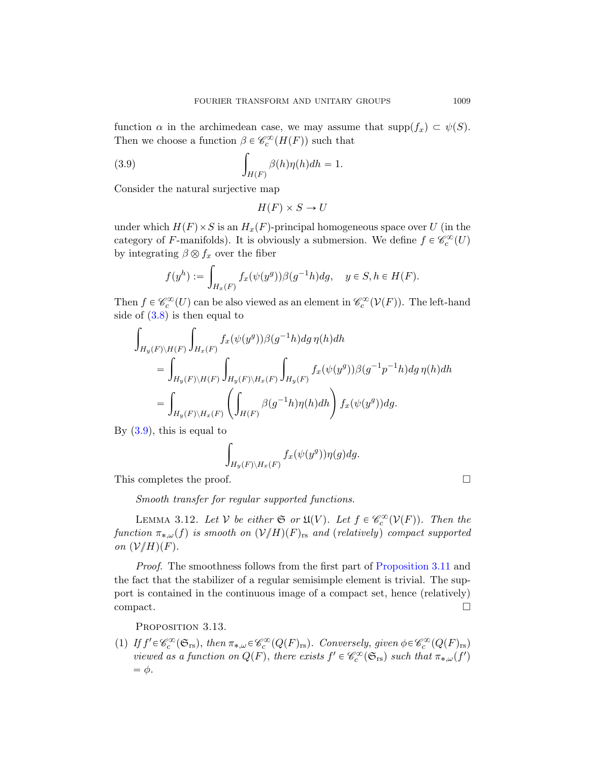function $\alpha$ in the archimedean case, we may assume that $\mathrm{supp}(f_x) \subset \psi(S)$. Then we choose a function $\beta \in \mathscr{C}_c^\infty(H(F))$ such that

$$\int_{H(F)} \beta(h)\eta(h)dh = 1. \tag{3.9}$$

Consider the natural surjective map

$$H(F) \times S \to U$$

under which $H(F) \times S$ is an $H_x(F)$-principal homogeneous space over $U$ (in the category of $F$-manifolds). It is obviously a submersion. We define $f \in \mathscr{C}_c^\infty(U)$ by integrating $\beta \otimes f_x$ over the fiber

$$f(y^h) := \int_{H_x(F)} f_x(\psi(y^g))\beta(g^{-1}h)dg, \quad y \in S, h \in H(F).$$

Then $f \in \mathscr{C}_c^\infty(U)$ can be also viewed as an element in $\mathscr{C}_c^\infty(\mathcal{V}(F))$. The left-hand side of (3.8) is then equal to

$$\begin{aligned}
&\int_{H_y(F)\backslash H(F)} \int_{H_x(F)} f_x(\psi(y^g))\beta(g^{-1}h)dg\, \eta(h)dh \\
&\quad = \int_{H_y(F)\backslash H(F)} \int_{H_y(F)\backslash H_x(F)} \int_{H_y(F)} f_x(\psi(y^g))\beta(g^{-1}p^{-1}h)dg\, \eta(h)dh \\
&\quad = \int_{H_y(F)\backslash H_x(F)} \left( \int_{H(F)} \beta(g^{-1}h)\eta(h)dh \right) f_x(\psi(y^g))dg.
\end{aligned}$$

By (3.9), this is equal to

$$\int_{H_y(F)\backslash H_x(F)} f_x(\psi(y^g))\eta(g)dg.$$

This completes the proof. $\square$

*Smooth transfer for regular supported functions.*

Lemma 3.12. *Let $\mathcal{V}$ be either $\mathfrak{S}$ or $\mathfrak{U}(V)$. Let $f \in \mathscr{C}_c^\infty(\mathcal{V}(F))$. Then the function $\pi_{*,\omega}(f)$ is smooth on $(\mathcal{V}/\!\!/H)(F)_{\mathrm{rs}}$ and (relatively) compact supported on $(\mathcal{V}/\!\!/H)(F)$.*

*Proof.* The smoothness follows from the first part of Proposition 3.11 and the fact that the stabilizer of a regular semisimple element is trivial. The support is contained in the continuous image of a compact set, hence (relatively) compact. $\square$

Proposition 3.13.

(1) *If $f' \in \mathscr{C}_c^\infty(\mathfrak{S}_{\mathrm{rs}})$, then $\pi_{*,\omega} \in \mathscr{C}_c^\infty(Q(F)_{\mathrm{rs}})$. Conversely, given $\phi \in \mathscr{C}_c^\infty(Q(F)_{\mathrm{rs}})$ viewed as a function on $Q(F)$, there exists $f' \in \mathscr{C}_c^\infty(\mathfrak{S}_{\mathrm{rs}})$ such that $\pi_{*,\omega}(f') = \phi$.*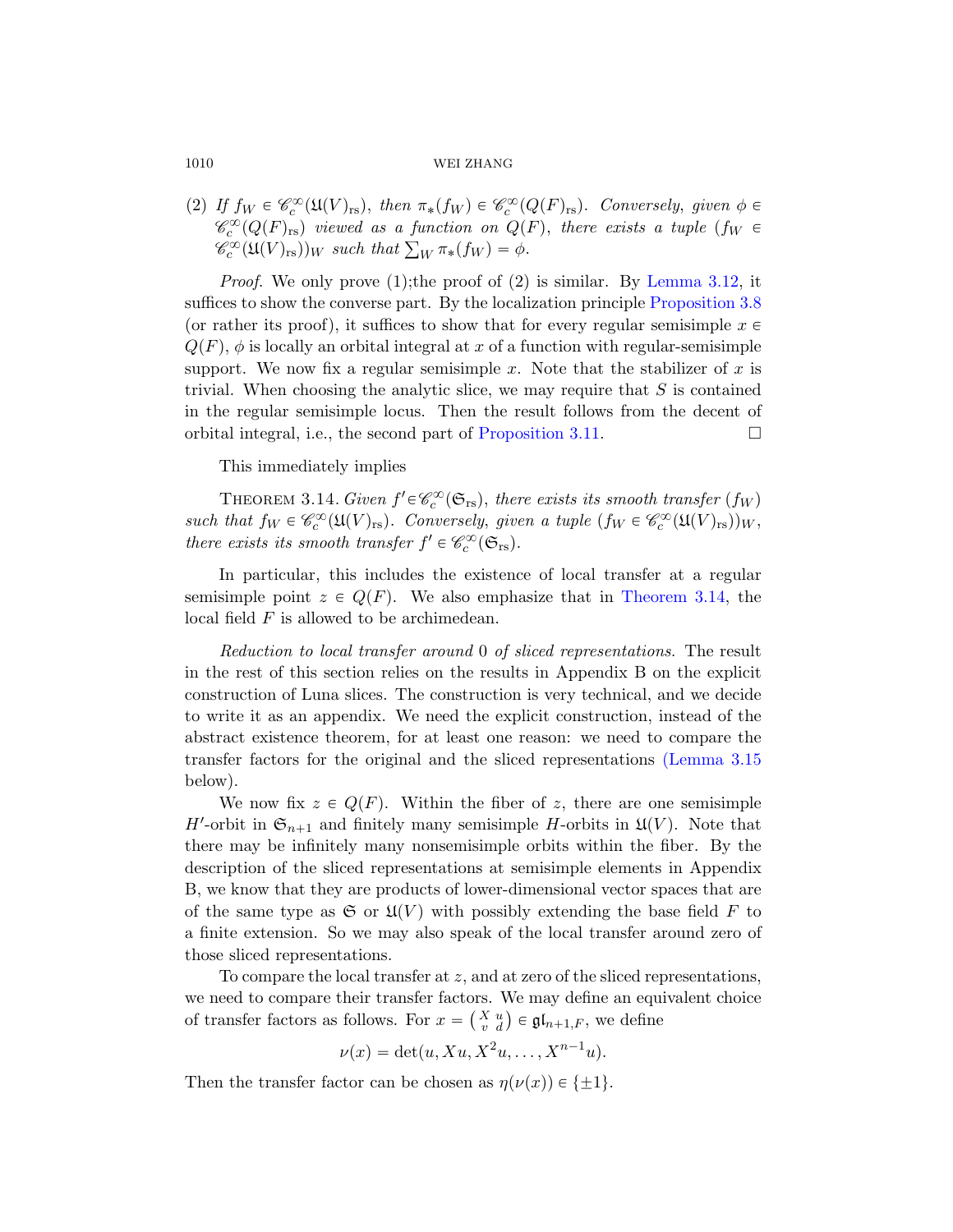(2) *If* $f_W \in \mathscr{C}_c^\infty(\mathfrak{U}(V)_{\mathrm{rs}})$*, then* $\pi_*(f_W) \in \mathscr{C}_c^\infty(Q(F)_{\mathrm{rs}})$*. Conversely, given* $\phi \in \mathscr{C}_c^\infty(Q(F)_{\mathrm{rs}})$ *viewed as a function on* $Q(F)$*, there exists a tuple* $(f_W \in \mathscr{C}_c^\infty(\mathfrak{U}(V)_{\mathrm{rs}}))_W$ *such that* $\sum_W \pi_*(f_W) = \phi$.

*Proof.* We only prove (1);the proof of (2) is similar. By Lemma 3.12, it suffices to show the converse part. By the localization principle Proposition 3.8 (or rather its proof), it suffices to show that for every regular semisimple $x \in Q(F)$, $\phi$ is locally an orbital integral at $x$ of a function with regular-semisimple support. We now fix a regular semisimple $x$. Note that the stabilizer of $x$ is trivial. When choosing the analytic slice, we may require that $S$ is contained in the regular semisimple locus. Then the result follows from the decent of orbital integral, i.e., the second part of Proposition 3.11. □

This immediately implies

THEOREM 3.14. *Given* $f' \in \mathscr{C}_c^\infty(\mathfrak{S}_{\mathrm{rs}})$*, there exists its smooth transfer* $(f_W)$ *such that* $f_W \in \mathscr{C}_c^\infty(\mathfrak{U}(V)_{\mathrm{rs}})$*. Conversely, given a tuple* $(f_W \in \mathscr{C}_c^\infty(\mathfrak{U}(V)_{\mathrm{rs}}))_W$*, there exists its smooth transfer* $f' \in \mathscr{C}_c^\infty(\mathfrak{S}_{\mathrm{rs}})$.

In particular, this includes the existence of local transfer at a regular semisimple point $z \in Q(F)$. We also emphasize that in Theorem 3.14, the local field $F$ is allowed to be archimedean.

*Reduction to local transfer around* 0 *of sliced representations.* The result in the rest of this section relies on the results in Appendix B on the explicit construction of Luna slices. The construction is very technical, and we decide to write it as an appendix. We need the explicit construction, instead of the abstract existence theorem, for at least one reason: we need to compare the transfer factors for the original and the sliced representations (Lemma 3.15 below).

We now fix $z \in Q(F)$. Within the fiber of $z$, there are one semisimple $H'$-orbit in $\mathfrak{S}_{n+1}$ and finitely many semisimple $H$-orbits in $\mathfrak{U}(V)$. Note that there may be infinitely many nonsemisimple orbits within the fiber. By the description of the sliced representations at semisimple elements in Appendix B, we know that they are products of lower-dimensional vector spaces that are of the same type as $\mathfrak{S}$ or $\mathfrak{U}(V)$ with possibly extending the base field $F$ to a finite extension. So we may also speak of the local transfer around zero of those sliced representations.

To compare the local transfer at $z$, and at zero of the sliced representations, we need to compare their transfer factors. We may define an equivalent choice of transfer factors as follows. For $x = \begin{pmatrix} X & u \\ v & d \end{pmatrix} \in \mathfrak{gl}_{n+1,F}$, we define

$$\nu(x) = \det(u, Xu, X^2u, \dots, X^{n-1}u).$$

Then the transfer factor can be chosen as $\eta(\nu(x)) \in \{\pm 1\}$.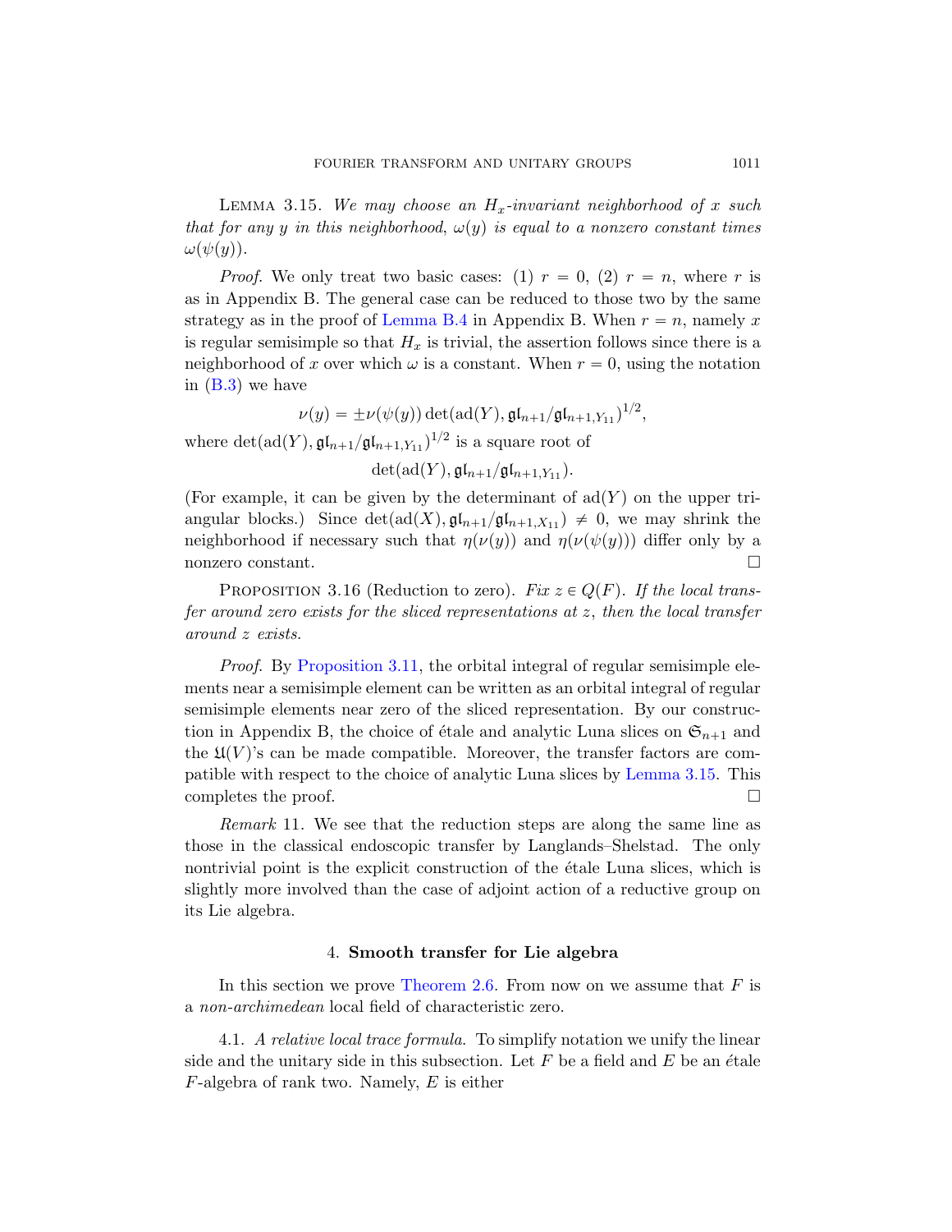Lemma 3.15. *We may choose an $H_x$-invariant neighborhood of $x$ such that for any $y$ in this neighborhood, $\omega(y)$ is equal to a nonzero constant times $\omega(\psi(y))$.*

*Proof.* We only treat two basic cases: (1) $r = 0$, (2) $r = n$, where $r$ is as in Appendix B. The general case can be reduced to those two by the same strategy as in the proof of Lemma B.4 in Appendix B. When $r = n$, namely $x$ is regular semisimple so that $H_x$ is trivial, the assertion follows since there is a neighborhood of $x$ over which $\omega$ is a constant. When $r = 0$, using the notation in (B.3) we have

$$\nu(y) = \pm\nu(\psi(y)) \det(\mathrm{ad}(Y), \mathfrak{gl}_{n+1}/\mathfrak{gl}_{n+1,Y_{11}})^{1/2},$$

where $\det(\mathrm{ad}(Y), \mathfrak{gl}_{n+1}/\mathfrak{gl}_{n+1,Y_{11}})^{1/2}$ is a square root of

$$\det(\mathrm{ad}(Y), \mathfrak{gl}_{n+1}/\mathfrak{gl}_{n+1,Y_{11}}).$$

(For example, it can be given by the determinant of $\mathrm{ad}(Y)$ on the upper triangular blocks.) Since $\det(\mathrm{ad}(X), \mathfrak{gl}_{n+1}/\mathfrak{gl}_{n+1,X_{11}}) \neq 0$, we may shrink the neighborhood if necessary such that $\eta(\nu(y))$ and $\eta(\nu(\psi(y)))$ differ only by a nonzero constant. □

Proposition 3.16 (Reduction to zero). *Fix $z \in Q(F)$. If the local transfer around zero exists for the sliced representations at $z$, then the local transfer around $z$ exists.*

*Proof.* By Proposition 3.11, the orbital integral of regular semisimple elements near a semisimple element can be written as an orbital integral of regular semisimple elements near zero of the sliced representation. By our construction in Appendix B, the choice of étale and analytic Luna slices on $\mathfrak{S}_{n+1}$ and the $\mathfrak{U}(V)$'s can be made compatible. Moreover, the transfer factors are compatible with respect to the choice of analytic Luna slices by Lemma 3.15. This completes the proof. □

*Remark* 11. We see that the reduction steps are along the same line as those in the classical endoscopic transfer by Langlands–Shelstad. The only nontrivial point is the explicit construction of the étale Luna slices, which is slightly more involved than the case of adjoint action of a reductive group on its Lie algebra.

## 4. Smooth transfer for Lie algebra

In this section we prove Theorem 2.6. From now on we assume that $F$ is a *non-archimedean* local field of characteristic zero.

4.1. *A relative local trace formula*. To simplify notation we unify the linear side and the unitary side in this subsection. Let $F$ be a field and $E$ be an *étale* $F$-algebra of rank two. Namely, $E$ is either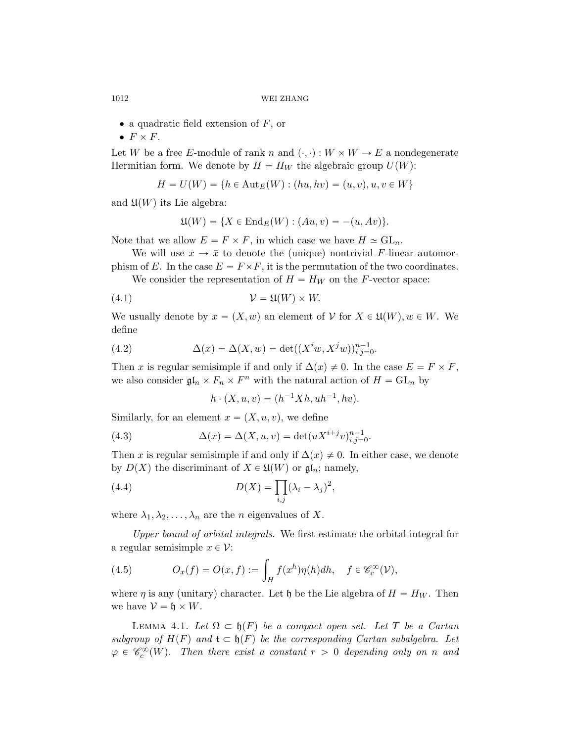- a quadratic field extension of $F$, or
- $F \times F$.

Let $W$ be a free $E$-module of rank $n$ and $(\cdot,\cdot) : W \times W \to E$ a nondegenerate Hermitian form. We denote by $H = H_W$ the algebraic group $U(W)$:

$$H = U(W) = \{h \in \mathrm{Aut}_E(W) : (hu, hv) = (u, v), u, v \in W\}$$

and $\mathfrak{U}(W)$ its Lie algebra:

$$\mathfrak{U}(W) = \{X \in \mathrm{End}_E(W) : (Au, v) = -(u, Av)\}.$$

Note that we allow $E = F \times F$, in which case we have $H \simeq \mathrm{GL}_n$.

We will use $x \to \bar{x}$ to denote the (unique) nontrivial $F$-linear automorphism of $E$. In the case $E = F \times F$, it is the permutation of the two coordinates.

We consider the representation of $H = H_W$ on the $F$-vector space:

$$\mathcal{V} = \mathfrak{U}(W) \times W. \tag{4.1}$$

We usually denote by $x = (X, w)$ an element of $\mathcal{V}$ for $X \in \mathfrak{U}(W), w \in W$. We define

$$\Delta(x) = \Delta(X, w) = \det((X^i w, X^j w))_{i,j=0}^{n-1}. \tag{4.2}$$

Then $x$ is regular semisimple if and only if $\Delta(x) \neq 0$. In the case $E = F \times F$, we also consider $\mathfrak{gl}_n \times F_n \times F^n$ with the natural action of $H = \mathrm{GL}_n$ by

$$h \cdot (X, u, v) = (h^{-1}Xh, uh^{-1}, hv).$$

Similarly, for an element $x = (X, u, v)$, we define

$$\Delta(x) = \Delta(X, u, v) = \det(uX^{i+j}v)_{i,j=0}^{n-1}. \tag{4.3}$$

Then $x$ is regular semisimple if and only if $\Delta(x) \neq 0$. In either case, we denote by $D(X)$ the discriminant of $X \in \mathfrak{U}(W)$ or $\mathfrak{gl}_n$; namely,

$$D(X) = \prod_{i,j} (\lambda_i - \lambda_j)^2, \tag{4.4}$$

where $\lambda_1, \lambda_2, \ldots, \lambda_n$ are the $n$ eigenvalues of $X$.

*Upper bound of orbital integrals.* We first estimate the orbital integral for a regular semisimple $x \in \mathcal{V}$:

$$O_x(f) = O(x, f) := \int_H f(x^h)\eta(h)dh, \quad f \in \mathscr{C}_c^\infty(\mathcal{V}), \tag{4.5}$$

where $\eta$ is any (unitary) character. Let $\mathfrak{h}$ be the Lie algebra of $H = H_W$. Then we have $\mathcal{V} = \mathfrak{h} \times W$.

Lemma 4.1. *Let $\Omega \subset \mathfrak{h}(F)$ be a compact open set. Let $T$ be a Cartan subgroup of $H(F)$ and $\mathfrak{t} \subset \mathfrak{h}(F)$ be the corresponding Cartan subalgebra. Let $\varphi \in \mathscr{C}_c^\infty(W)$. Then there exist a constant $r > 0$ depending only on $n$ and*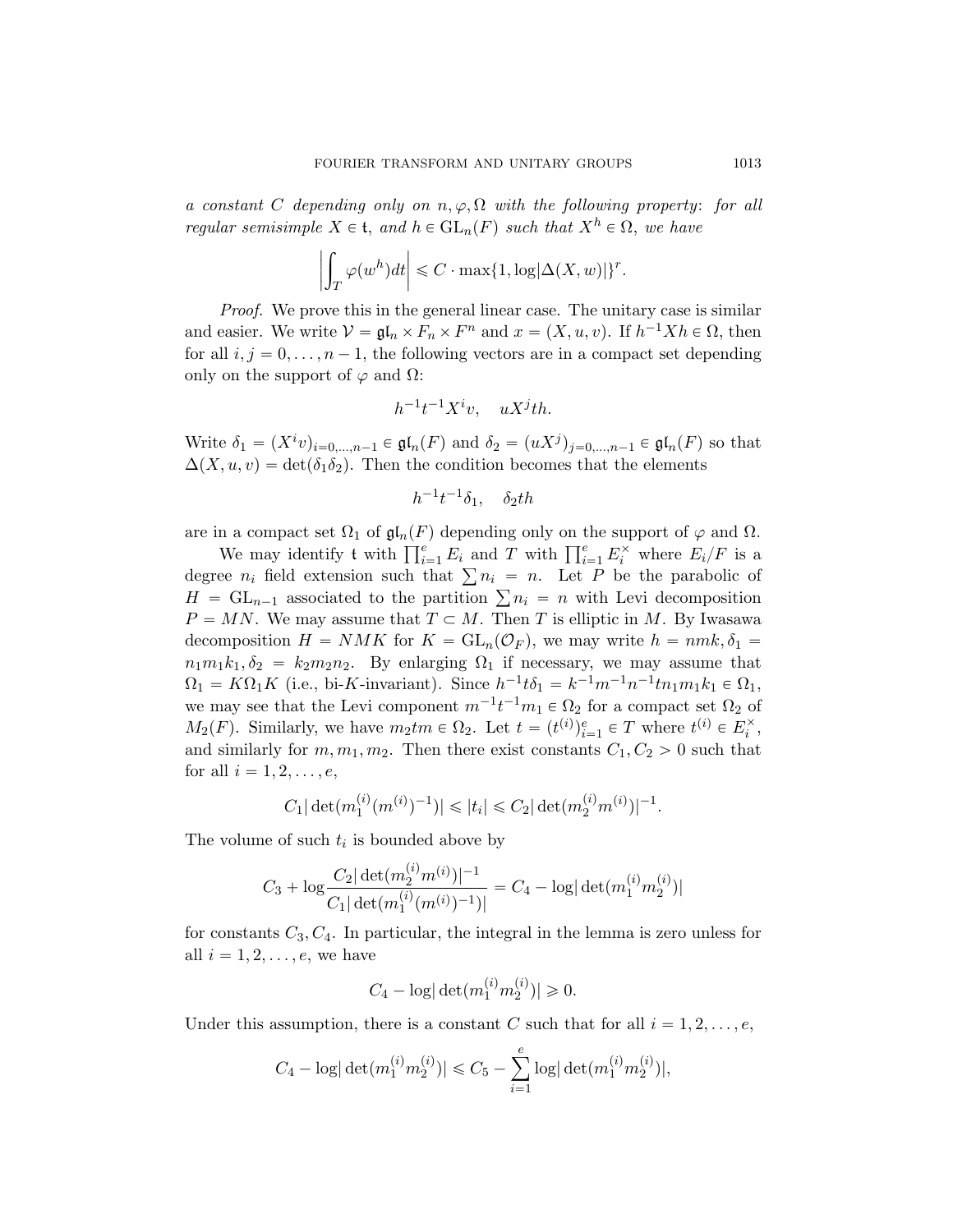*a constant $C$ depending only on $n, \varphi, \Omega$ with the following property: for all regular semisimple $X \in \mathfrak{t}$, and $h \in \mathrm{GL}_n(F)$ such that $X^h \in \Omega$, we have*

$$\left|\int_T \varphi(w^h)dt\right| \leqslant C \cdot \max\{1, \log|\Delta(X,w)|\}^r.$$

*Proof.* We prove this in the general linear case. The unitary case is similar and easier. We write $\mathcal{V} = \mathfrak{gl}_n \times F_n \times F^n$ and $x = (X, u, v)$. If $h^{-1}Xh \in \Omega$, then for all $i, j = 0, \ldots, n-1$, the following vectors are in a compact set depending only on the support of $\varphi$ and $\Omega$:

$$h^{-1}t^{-1}X^i v, \quad uX^j th.$$

Write $\delta_1 = (X^i v)_{i=0,\ldots,n-1} \in \mathfrak{gl}_n(F)$ and $\delta_2 = (uX^j)_{j=0,\ldots,n-1} \in \mathfrak{gl}_n(F)$ so that $\Delta(X, u, v) = \det(\delta_1\delta_2)$. Then the condition becomes that the elements

$$h^{-1}t^{-1}\delta_1, \quad \delta_2 th$$

are in a compact set $\Omega_1$ of $\mathfrak{gl}_n(F)$ depending only on the support of $\varphi$ and $\Omega$.

We may identify $\mathfrak{t}$ with $\prod_{i=1}^e E_i$ and $T$ with $\prod_{i=1}^e E_i^\times$ where $E_i/F$ is a degree $n_i$ field extension such that $\sum n_i = n$. Let $P$ be the parabolic of $H = \mathrm{GL}_{n-1}$ associated to the partition $\sum n_i = n$ with Levi decomposition $P = MN$. We may assume that $T \subset M$. Then $T$ is elliptic in $M$. By Iwasawa decomposition $H = NMK$ for $K = \mathrm{GL}_n(\mathcal{O}_F)$, we may write $h = nmk, \delta_1 = n_1 m_1 k_1, \delta_2 = k_2 m_2 n_2$. By enlarging $\Omega_1$ if necessary, we may assume that $\Omega_1 = K\Omega_1 K$ (i.e., bi-$K$-invariant). Since $h^{-1}t\delta_1 = k^{-1}m^{-1}n^{-1}tn_1m_1k_1 \in \Omega_1$, we may see that the Levi component $m^{-1}t^{-1}m_1 \in \Omega_2$ for a compact set $\Omega_2$ of $M_2(F)$. Similarly, we have $m_2 tm \in \Omega_2$. Let $t = (t^{(i)})_{i=1}^e \in T$ where $t^{(i)} \in E_i^\times$, and similarly for $m, m_1, m_2$. Then there exist constants $C_1, C_2 > 0$ such that for all $i = 1, 2, \ldots, e$,

$$C_1|\det(m_1^{(i)}(m^{(i)})^{-1})| \leqslant |t_i| \leqslant C_2|\det(m_2^{(i)}m^{(i)})|^{-1}.$$

The volume of such $t_i$ is bounded above by

$$C_3 + \log\frac{C_2|\det(m_2^{(i)}m^{(i)})|^{-1}}{C_1|\det(m_1^{(i)}(m^{(i)})^{-1})|} = C_4 - \log|\det(m_1^{(i)}m_2^{(i)})|$$

for constants $C_3, C_4$. In particular, the integral in the lemma is zero unless for all $i = 1, 2, \ldots, e$, we have

$$C_4 - \log|\det(m_1^{(i)}m_2^{(i)})| \geqslant 0.$$

Under this assumption, there is a constant $C$ such that for all $i = 1, 2, \ldots, e$,

$$C_4 - \log|\det(m_1^{(i)}m_2^{(i)})| \leqslant C_5 - \sum_{i=1}^e \log|\det(m_1^{(i)}m_2^{(i)})|,$$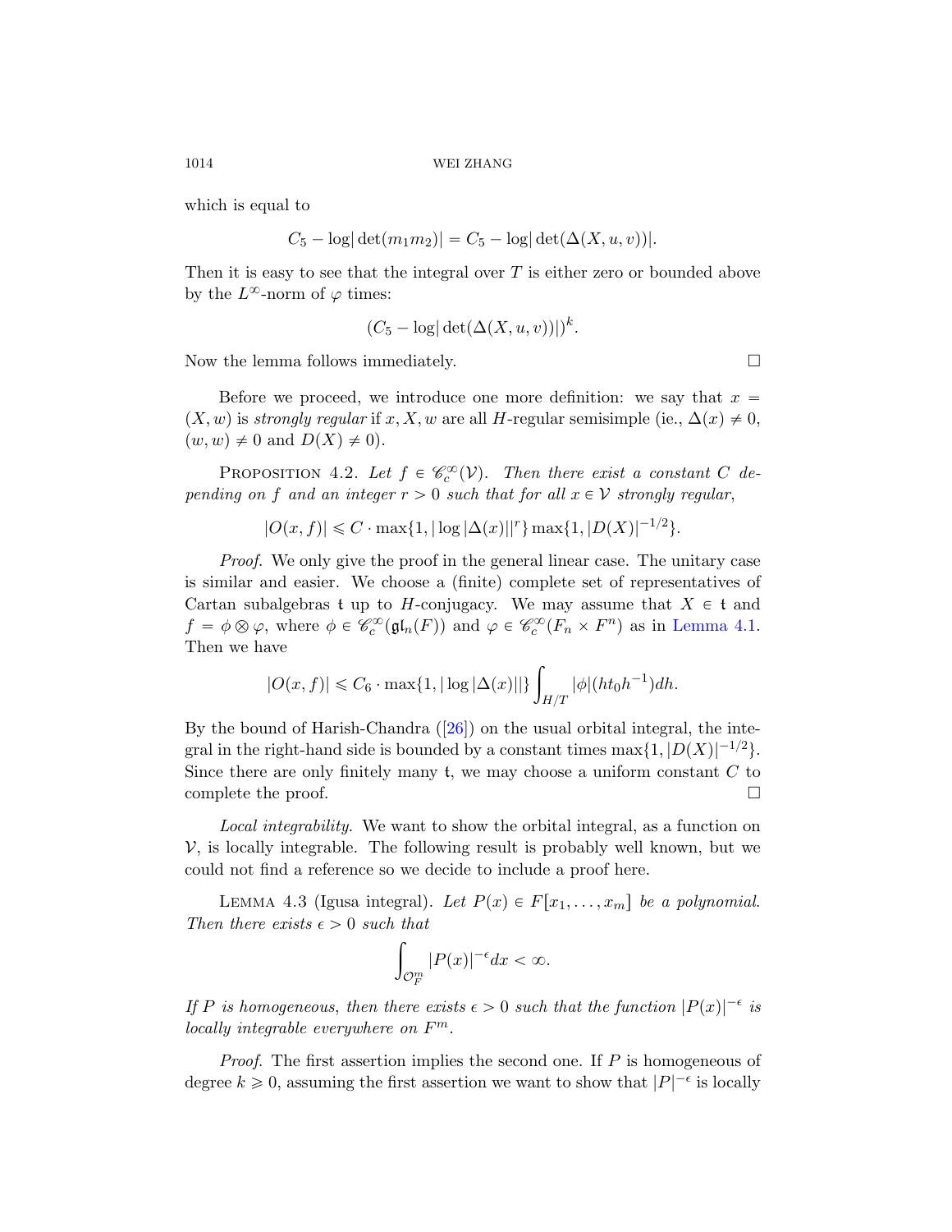which is equal to

$$C_5 - \log|\det(m_1 m_2)| = C_5 - \log|\det(\Delta(X,u,v))|.$$

Then it is easy to see that the integral over $T$ is either zero or bounded above by the $L^\infty$-norm of $\varphi$ times:

$$(C_5 - \log|\det(\Delta(X,u,v))|)^k.$$

Now the lemma follows immediately. □

Before we proceed, we introduce one more definition: we say that $x = (X,w)$ is *strongly regular* if $x, X, w$ are all $H$-regular semisimple (ie., $\Delta(x) \neq 0$, $(w,w) \neq 0$ and $D(X) \neq 0$).

PROPOSITION 4.2. *Let $f \in \mathscr{C}_c^\infty(\mathcal{V})$. Then there exist a constant $C$ depending on $f$ and an integer $r > 0$ such that for all $x \in \mathcal{V}$ strongly regular,*

$$|O(x,f)| \leqslant C \cdot \max\{1, |\log|\Delta(x)||^r\} \max\{1, |D(X)|^{-1/2}\}.$$

*Proof.* We only give the proof in the general linear case. The unitary case is similar and easier. We choose a (finite) complete set of representatives of Cartan subalgebras $\mathfrak{t}$ up to $H$-conjugacy. We may assume that $X \in \mathfrak{t}$ and $f = \phi \otimes \varphi$, where $\phi \in \mathscr{C}_c^\infty(\mathfrak{gl}_n(F))$ and $\varphi \in \mathscr{C}_c^\infty(F_n \times F^n)$ as in Lemma 4.1. Then we have

$$|O(x,f)| \leqslant C_6 \cdot \max\{1, |\log|\Delta(x)||\} \int_{H/T} |\phi|(ht_0h^{-1}) dh.$$

By the bound of Harish-Chandra ([26]) on the usual orbital integral, the integral in the right-hand side is bounded by a constant times $\max\{1, |D(X)|^{-1/2}\}$. Since there are only finitely many $\mathfrak{t}$, we may choose a uniform constant $C$ to complete the proof. □

*Local integrability.* We want to show the orbital integral, as a function on $\mathcal{V}$, is locally integrable. The following result is probably well known, but we could not find a reference so we decide to include a proof here.

LEMMA 4.3 (Igusa integral). *Let $P(x) \in F[x_1, \ldots, x_m]$ be a polynomial. Then there exists $\epsilon > 0$ such that*

$$\int_{\mathcal{O}_F^m} |P(x)|^{-\epsilon} dx < \infty.$$

*If $P$ is homogeneous, then there exists $\epsilon > 0$ such that the function $|P(x)|^{-\epsilon}$ is locally integrable everywhere on $F^m$.*

*Proof.* The first assertion implies the second one. If $P$ is homogeneous of degree $k \geqslant 0$, assuming the first assertion we want to show that $|P|^{-\epsilon}$ is locally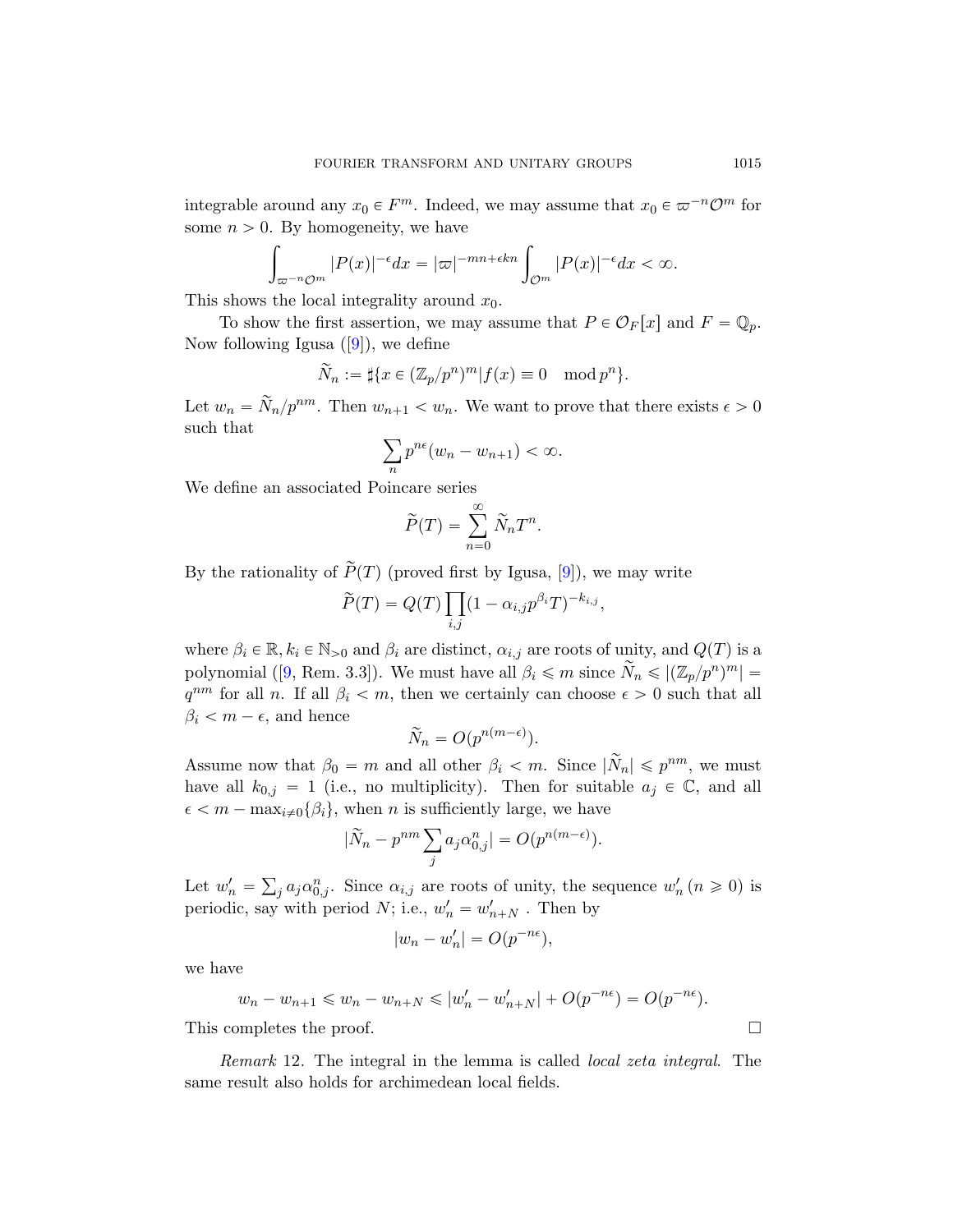integrable around any $x_0 \in F^m$. Indeed, we may assume that $x_0 \in \varpi^{-n}\mathcal{O}^m$ for some $n > 0$. By homogeneity, we have

$$\int_{\varpi^{-n}\mathcal{O}^m} |P(x)|^{-\epsilon} dx = |\varpi|^{-mn+\epsilon kn} \int_{\mathcal{O}^m} |P(x)|^{-\epsilon} dx < \infty.$$

This shows the local integrality around $x_0$.

To show the first assertion, we may assume that $P \in \mathcal{O}_F[x]$ and $F = \mathbb{Q}_p$. Now following Igusa ([9]), we define

$$\widetilde{N}_n := \sharp\{x \in (\mathbb{Z}_p/p^n)^m | f(x) \equiv 0 \mod p^n\}.$$

Let $w_n = \widetilde{N}_n/p^{nm}$. Then $w_{n+1} < w_n$. We want to prove that there exists $\epsilon > 0$ such that

$$\sum_n p^{n\epsilon}(w_n - w_{n+1}) < \infty.$$

We define an associated Poincare series

$$\widetilde{P}(T) = \sum_{n=0}^{\infty} \widetilde{N}_n T^n.$$

By the rationality of $\widetilde{P}(T)$ (proved first by Igusa, [9]), we may write

$$\widetilde{P}(T) = Q(T) \prod_{i,j} (1 - \alpha_{i,j} p^{\beta_i} T)^{-k_{i,j}},$$

where $\beta_i \in \mathbb{R}, k_i \in \mathbb{N}_{>0}$ and $\beta_i$ are distinct, $\alpha_{i,j}$ are roots of unity, and $Q(T)$ is a polynomial ([9, Rem. 3.3]). We must have all $\beta_i \leqslant m$ since $\widetilde{N}_n \leqslant |(\mathbb{Z}_p/p^n)^m| = q^{nm}$ for all $n$. If all $\beta_i < m$, then we certainly can choose $\epsilon > 0$ such that all $\beta_i < m - \epsilon$, and hence

$$\widetilde{N}_n = O(p^{n(m-\epsilon)}).$$

Assume now that $\beta_0 = m$ and all other $\beta_i < m$. Since $|\widetilde{N}_n| \leqslant p^{nm}$, we must have all $k_{0,j} = 1$ (i.e., no multiplicity). Then for suitable $a_j \in \mathbb{C}$, and all $\epsilon < m - \max_{i \neq 0}\{\beta_i\}$, when $n$ is sufficiently large, we have

$$|\widetilde{N}_n - p^{nm} \sum_j a_j \alpha_{0,j}^n| = O(p^{n(m-\epsilon)}).$$

Let $w'_n = \sum_j a_j \alpha_{0,j}^n$. Since $\alpha_{i,j}$ are roots of unity, the sequence $w'_n$ $(n \geqslant 0)$ is periodic, say with period $N$; i.e., $w'_n = w'_{n+N}$ . Then by

$$|w_n - w'_n| = O(p^{-n\epsilon}),$$

we have

$$w_n - w_{n+1} \leqslant w_n - w_{n+N} \leqslant |w'_n - w'_{n+N}| + O(p^{-n\epsilon}) = O(p^{-n\epsilon}).$$

This completes the proof. $\square$

*Remark* 12. The integral in the lemma is called *local zeta integral*. The same result also holds for archimedean local fields.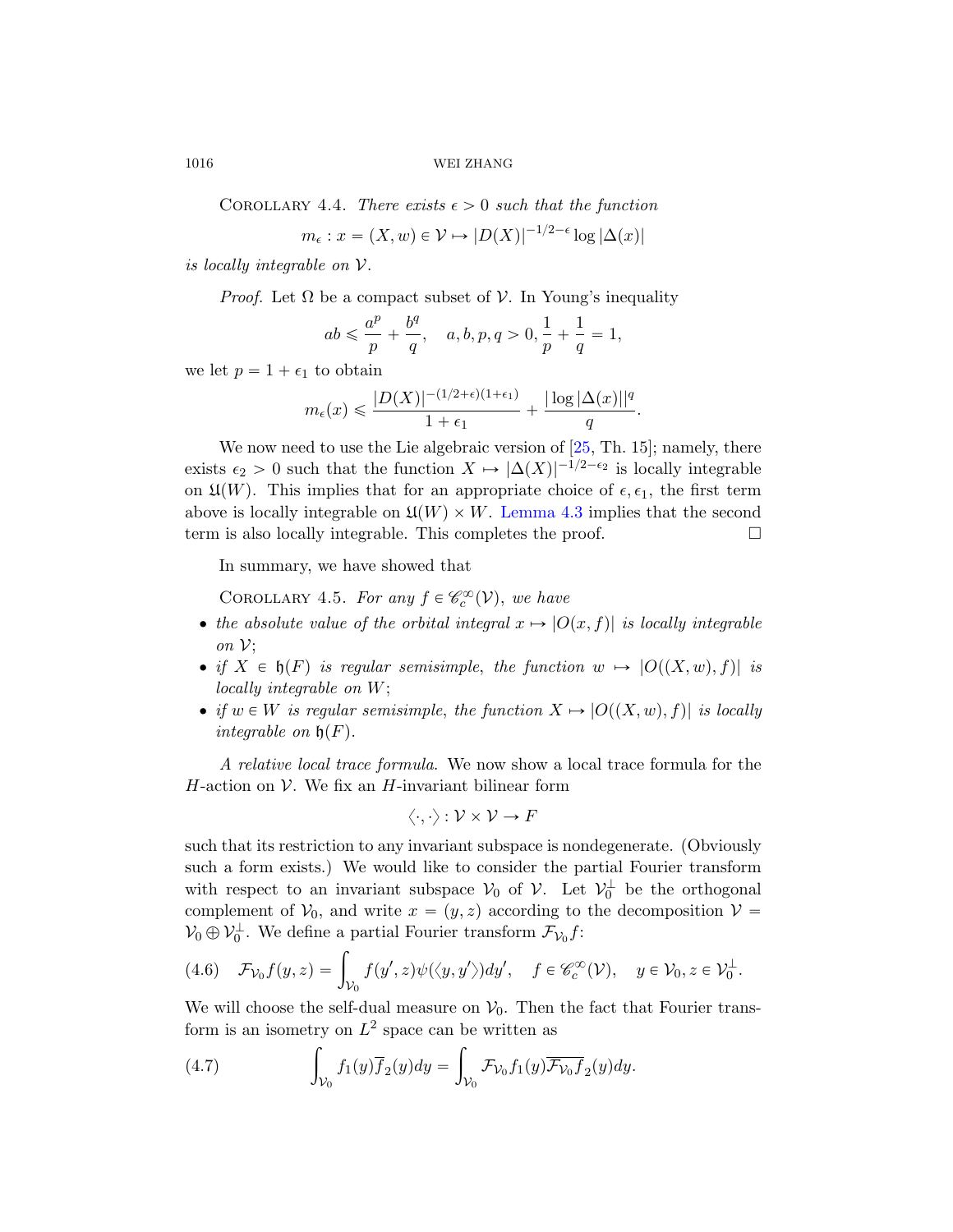Corollary 4.4. *There exists $\epsilon > 0$ such that the function*

$$m_\epsilon : x = (X, w) \in \mathcal{V} \mapsto |D(X)|^{-1/2-\epsilon} \log |\Delta(x)|$$

*is locally integrable on $\mathcal{V}$.*

*Proof.* Let $\Omega$ be a compact subset of $\mathcal{V}$. In Young's inequality

$$ab \leqslant \frac{a^p}{p} + \frac{b^q}{q}, \quad a, b, p, q > 0, \frac{1}{p} + \frac{1}{q} = 1,$$

we let $p = 1 + \epsilon_1$ to obtain

$$m_\epsilon(x) \leqslant \frac{|D(X)|^{-(1/2+\epsilon)(1+\epsilon_1)}}{1+\epsilon_1} + \frac{|\log|\Delta(x)||^q}{q}.$$

We now need to use the Lie algebraic version of [25, Th. 15]; namely, there exists $\epsilon_2 > 0$ such that the function $X \mapsto |\Delta(X)|^{-1/2-\epsilon_2}$ is locally integrable on $\mathfrak{U}(W)$. This implies that for an appropriate choice of $\epsilon, \epsilon_1$, the first term above is locally integrable on $\mathfrak{U}(W) \times W$. Lemma 4.3 implies that the second term is also locally integrable. This completes the proof. $\square$

In summary, we have showed that

Corollary 4.5. *For any $f \in \mathscr{C}_c^\infty(\mathcal{V})$, we have*

- *the absolute value of the orbital integral $x \mapsto |O(x, f)|$ is locally integrable on $\mathcal{V}$;*
- *if $X \in \mathfrak{h}(F)$ is regular semisimple, the function $w \mapsto |O((X, w), f)|$ is locally integrable on $W$;*
- *if $w \in W$ is regular semisimple, the function $X \mapsto |O((X, w), f)|$ is locally integrable on $\mathfrak{h}(F)$.*

*A relative local trace formula.* We now show a local trace formula for the $H$-action on $\mathcal{V}$. We fix an $H$-invariant bilinear form

$$\langle \cdot, \cdot \rangle : \mathcal{V} \times \mathcal{V} \to F$$

such that its restriction to any invariant subspace is nondegenerate. (Obviously such a form exists.) We would like to consider the partial Fourier transform with respect to an invariant subspace $\mathcal{V}_0$ of $\mathcal{V}$. Let $\mathcal{V}_0^\perp$ be the orthogonal complement of $\mathcal{V}_0$, and write $x = (y, z)$ according to the decomposition $\mathcal{V} = \mathcal{V}_0 \oplus \mathcal{V}_0^\perp$. We define a partial Fourier transform $\mathcal{F}_{\mathcal{V}_0} f$:

$$(4.6) \quad \mathcal{F}_{\mathcal{V}_0} f(y, z) = \int_{\mathcal{V}_0} f(y', z) \psi(\langle y, y' \rangle) dy', \quad f \in \mathscr{C}_c^\infty(\mathcal{V}), \quad y \in \mathcal{V}_0, z \in \mathcal{V}_0^\perp.$$

We will choose the self-dual measure on $\mathcal{V}_0$. Then the fact that Fourier transform is an isometry on $L^2$ space can be written as

$$(4.7) \qquad \int_{\mathcal{V}_0} f_1(y) \overline{f}_2(y) dy = \int_{\mathcal{V}_0} \mathcal{F}_{\mathcal{V}_0} f_1(y) \overline{\mathcal{F}_{\mathcal{V}_0} f_2}(y) dy.$$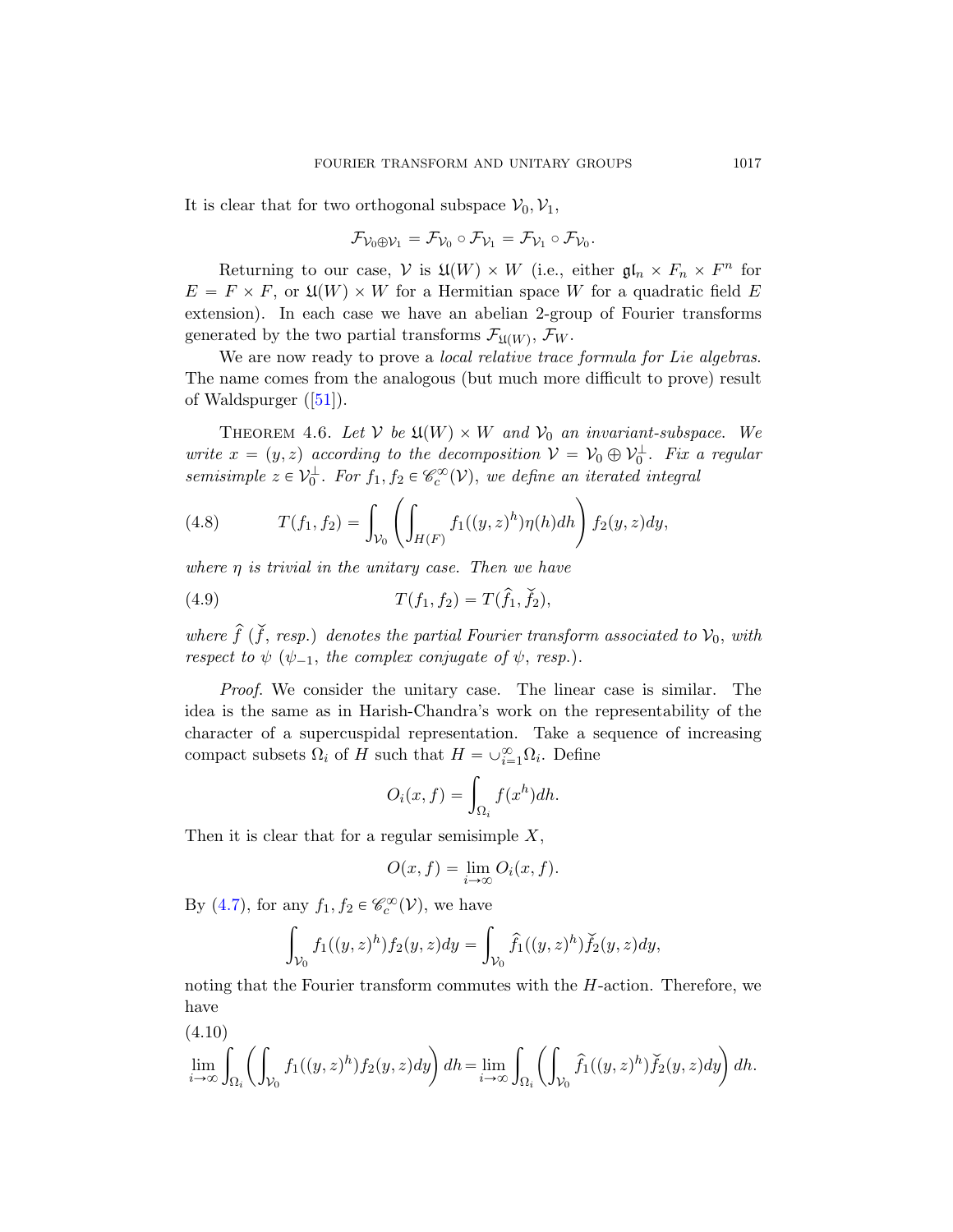It is clear that for two orthogonal subspace $\mathcal{V}_0, \mathcal{V}_1$,

$$\mathcal{F}_{\mathcal{V}_0 \oplus \mathcal{V}_1} = \mathcal{F}_{\mathcal{V}_0} \circ \mathcal{F}_{\mathcal{V}_1} = \mathcal{F}_{\mathcal{V}_1} \circ \mathcal{F}_{\mathcal{V}_0}.$$

Returning to our case, $\mathcal{V}$ is $\mathfrak{U}(W) \times W$ (i.e., either $\mathfrak{gl}_n \times F_n \times F^n$ for $E = F \times F$, or $\mathfrak{U}(W) \times W$ for a Hermitian space $W$ for a quadratic field $E$ extension). In each case we have an abelian 2-group of Fourier transforms generated by the two partial transforms $\mathcal{F}_{\mathfrak{U}(W)}, \mathcal{F}_W$.

We are now ready to prove a *local relative trace formula for Lie algebras*. The name comes from the analogous (but much more difficult to prove) result of Waldspurger ([51]).

THEOREM 4.6. *Let $\mathcal{V}$ be $\mathfrak{U}(W) \times W$ and $\mathcal{V}_0$ an invariant-subspace. We write $x = (y, z)$ according to the decomposition $\mathcal{V} = \mathcal{V}_0 \oplus \mathcal{V}_0^{\perp}$. Fix a regular semisimple $z \in \mathcal{V}_0^{\perp}$. For $f_1, f_2 \in \mathscr{C}_c^{\infty}(\mathcal{V})$, we define an iterated integral*

$$T(f_1, f_2) = \int_{\mathcal{V}_0} \left( \int_{H(F)} f_1((y,z)^h)\eta(h)dh \right) f_2(y,z)dy, \tag{4.8}$$

*where $\eta$ is trivial in the unitary case. Then we have*

$$T(f_1, f_2) = T(\widehat{f}_1, \check{f}_2), \tag{4.9}$$

*where $\widehat{f}$ ($\check{f}$, resp.) denotes the partial Fourier transform associated to $\mathcal{V}_0$, with respect to $\psi$ ($\psi_{-1}$, the complex conjugate of $\psi$, resp.).*

*Proof.* We consider the unitary case. The linear case is similar. The idea is the same as in Harish-Chandra's work on the representability of the character of a supercuspidal representation. Take a sequence of increasing compact subsets $\Omega_i$ of $H$ such that $H = \cup_{i=1}^{\infty} \Omega_i$. Define

$$O_i(x, f) = \int_{\Omega_i} f(x^h)dh.$$

Then it is clear that for a regular semisimple $X$,

$$O(x, f) = \lim_{i \to \infty} O_i(x, f).$$

By (4.7), for any $f_1, f_2 \in \mathscr{C}_c^{\infty}(\mathcal{V})$, we have

$$\int_{\mathcal{V}_0} f_1((y,z)^h) f_2(y,z)dy = \int_{\mathcal{V}_0} \widehat{f}_1((y,z)^h) \check{f}_2(y,z)dy,$$

noting that the Fourier transform commutes with the $H$-action. Therefore, we have

$$\lim_{i \to \infty} \int_{\Omega_i} \left( \int_{\mathcal{V}_0} f_1((y,z)^h) f_2(y,z)dy \right) dh = \lim_{i \to \infty} \int_{\Omega_i} \left( \int_{\mathcal{V}_0} \widehat{f}_1((y,z)^h) \check{f}_2(y,z)dy \right) dh. \tag{4.10}$$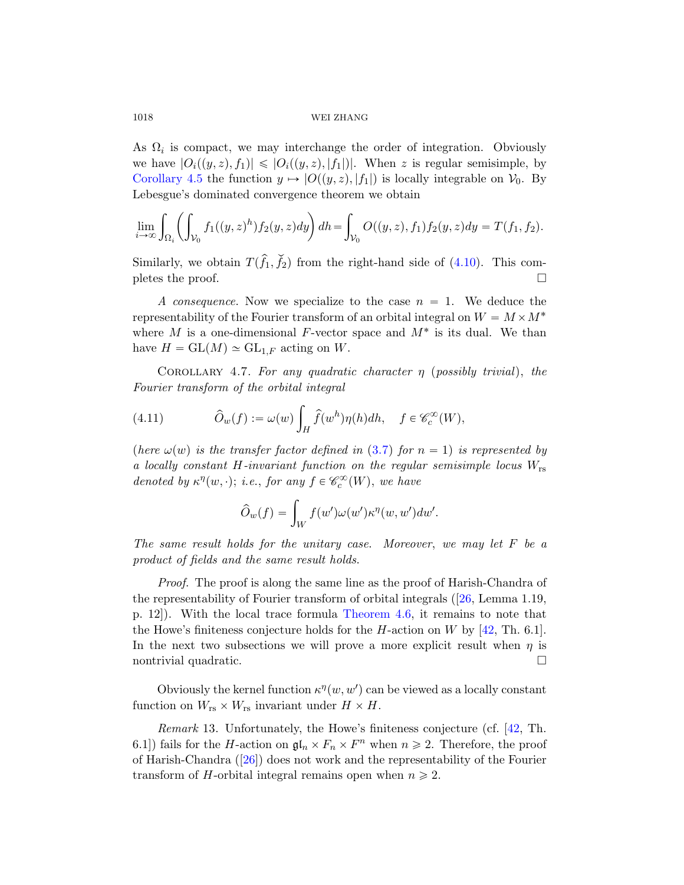As $\Omega_i$ is compact, we may interchange the order of integration. Obviously we have $|O_i((y,z),f_1)| \leqslant |O_i((y,z),|f_1|)|$. When $z$ is regular semisimple, by Corollary 4.5 the function $y \mapsto |O((y,z),|f_1|)$ is locally integrable on $\mathcal{V}_0$. By Lebesgue's dominated convergence theorem we obtain

$$\lim_{i\to\infty}\int_{\Omega_i}\left(\int_{\mathcal{V}_0} f_1((y,z)^h)f_2(y,z)dy\right)dh = \int_{\mathcal{V}_0} O((y,z),f_1)f_2(y,z)dy = T(f_1,f_2).$$

Similarly, we obtain $T(\widehat{f}_1,\check{f}_2)$ from the right-hand side of (4.10). This completes the proof. $\square$

*A consequence.* Now we specialize to the case $n=1$. We deduce the representability of the Fourier transform of an orbital integral on $W = M \times M^*$ where $M$ is a one-dimensional $F$-vector space and $M^*$ is its dual. We than have $H = \mathrm{GL}(M) \simeq \mathrm{GL}_{1,F}$ acting on $W$.

Corollary 4.7. *For any quadratic character $\eta$ (possibly trivial), the Fourier transform of the orbital integral*

$$\widehat{O}_w(f) := \omega(w)\int_H \widehat{f}(w^h)\eta(h)dh, \quad f \in \mathscr{C}_c^\infty(W), \tag{4.11}$$

*(here $\omega(w)$ is the transfer factor defined in (3.7) for $n=1$) is represented by a locally constant $H$-invariant function on the regular semisimple locus $W_{\mathrm{rs}}$ denoted by $\kappa^\eta(w,\cdot)$; i.e., for any $f \in \mathscr{C}_c^\infty(W)$, we have*

$$\widehat{O}_w(f) = \int_W f(w')\omega(w')\kappa^\eta(w,w')dw'.$$

*The same result holds for the unitary case. Moreover, we may let $F$ be a product of fields and the same result holds.*

*Proof.* The proof is along the same line as the proof of Harish-Chandra of the representability of Fourier transform of orbital integrals ([26, Lemma 1.19, p. 12]). With the local trace formula Theorem 4.6, it remains to note that the Howe's finiteness conjecture holds for the $H$-action on $W$ by [42, Th. 6.1]. In the next two subsections we will prove a more explicit result when $\eta$ is nontrivial quadratic. $\square$

Obviously the kernel function $\kappa^\eta(w,w')$ can be viewed as a locally constant function on $W_{\mathrm{rs}} \times W_{\mathrm{rs}}$ invariant under $H \times H$.

*Remark* 13. Unfortunately, the Howe's finiteness conjecture (cf. [42, Th. 6.1]) fails for the $H$-action on $\mathfrak{gl}_n \times F_n \times F^n$ when $n \geqslant 2$. Therefore, the proof of Harish-Chandra ([26]) does not work and the representability of the Fourier transform of $H$-orbital integral remains open when $n \geqslant 2$.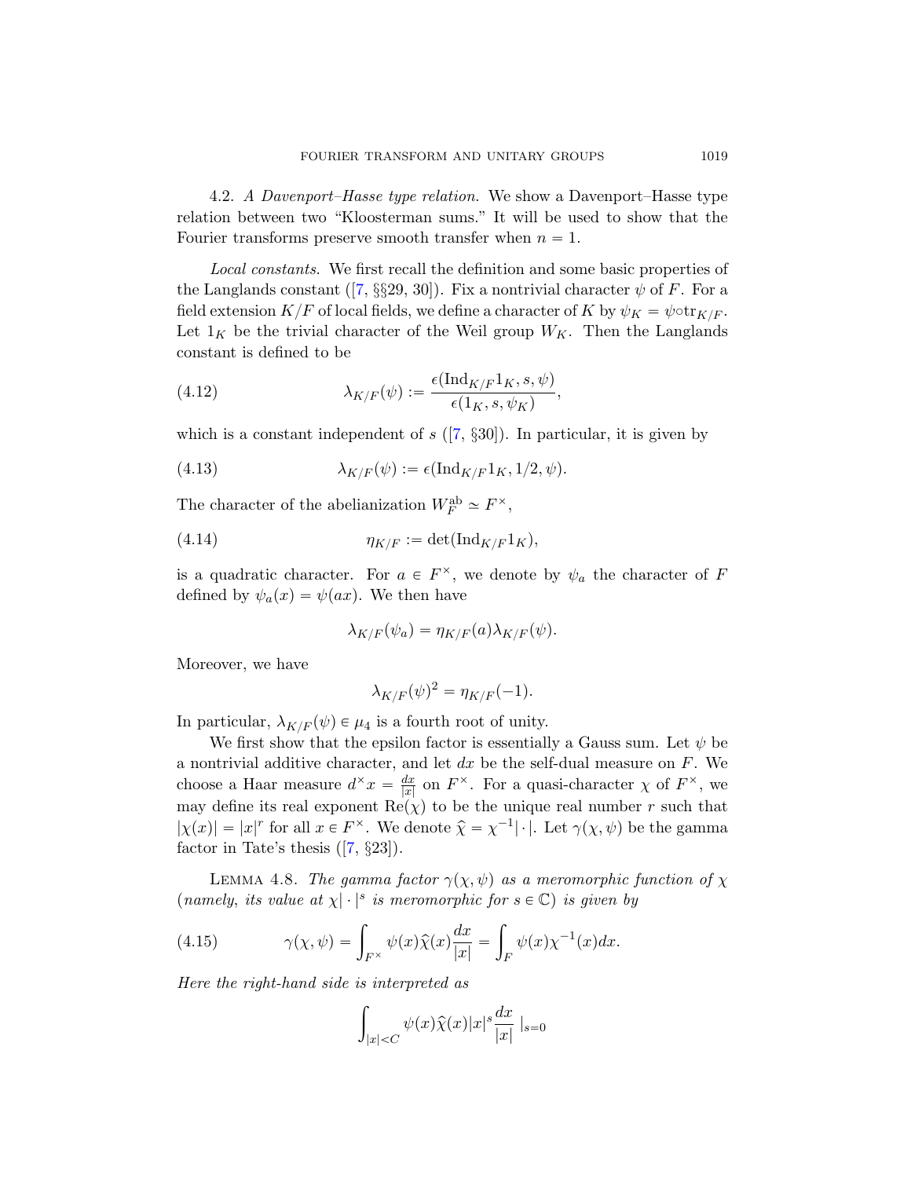4.2. *A Davenport–Hasse type relation.* We show a Davenport–Hasse type relation between two "Kloosterman sums." It will be used to show that the Fourier transforms preserve smooth transfer when $n = 1$.

*Local constants.* We first recall the definition and some basic properties of the Langlands constant ([7, §§29, 30]). Fix a nontrivial character $\psi$ of $F$. For a field extension $K/F$ of local fields, we define a character of $K$ by $\psi_K = \psi \circ \mathrm{tr}_{K/F}$. Let $1_K$ be the trivial character of the Weil group $W_K$. Then the Langlands constant is defined to be

$$\lambda_{K/F}(\psi) := \frac{\epsilon(\mathrm{Ind}_{K/F} 1_K, s, \psi)}{\epsilon(1_K, s, \psi_K)}, \tag{4.12}$$

which is a constant independent of $s$ ([7, §30]). In particular, it is given by

$$\lambda_{K/F}(\psi) := \epsilon(\mathrm{Ind}_{K/F} 1_K, 1/2, \psi). \tag{4.13}$$

The character of the abelianization $W_F^{\mathrm{ab}} \simeq F^\times$,

$$\eta_{K/F} := \det(\mathrm{Ind}_{K/F} 1_K), \tag{4.14}$$

is a quadratic character. For $a \in F^\times$, we denote by $\psi_a$ the character of $F$ defined by $\psi_a(x) = \psi(ax)$. We then have

$$\lambda_{K/F}(\psi_a) = \eta_{K/F}(a) \lambda_{K/F}(\psi).$$

Moreover, we have

$$\lambda_{K/F}(\psi)^2 = \eta_{K/F}(-1).$$

In particular, $\lambda_{K/F}(\psi) \in \mu_4$ is a fourth root of unity.

We first show that the epsilon factor is essentially a Gauss sum. Let $\psi$ be a nontrivial additive character, and let $dx$ be the self-dual measure on $F$. We choose a Haar measure $d^\times x = \frac{dx}{|x|}$ on $F^\times$. For a quasi-character $\chi$ of $F^\times$, we may define its real exponent $\mathrm{Re}(\chi)$ to be the unique real number $r$ such that $|\chi(x)| = |x|^r$ for all $x \in F^\times$. We denote $\widehat{\chi} = \chi^{-1} |\cdot|$. Let $\gamma(\chi, \psi)$ be the gamma factor in Tate's thesis ([7, §23]).

Lemma 4.8. *The gamma factor $\gamma(\chi, \psi)$ as a meromorphic function of $\chi$ (namely, its value at $\chi|\cdot|^s$ is meromorphic for $s \in \mathbb{C}$) is given by*

$$\gamma(\chi, \psi) = \int_{F^\times} \psi(x) \widehat{\chi}(x) \frac{dx}{|x|} = \int_F \psi(x) \chi^{-1}(x) dx. \tag{4.15}$$

*Here the right-hand side is interpreted as*

$$\int_{|x|<C} \psi(x) \widehat{\chi}(x) |x|^s \frac{dx}{|x|} \;|_{s=0}$$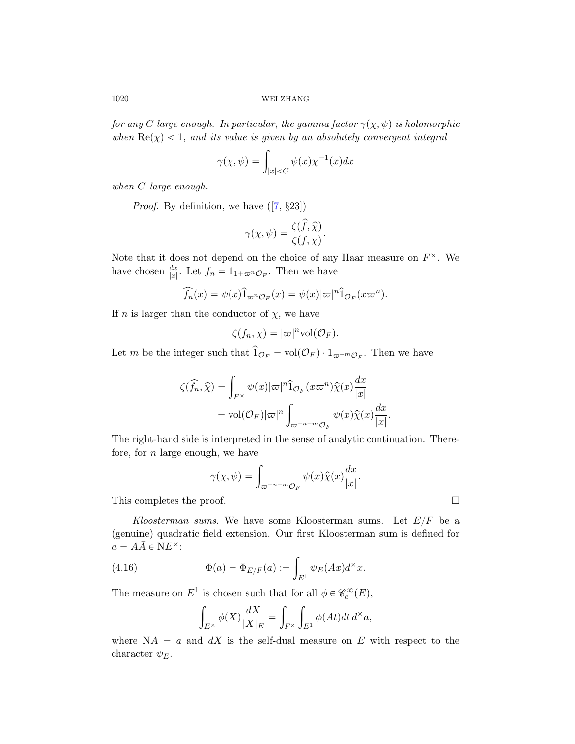*for any $C$ large enough. In particular, the gamma factor $\gamma(\chi, \psi)$ is holomorphic when $\mathrm{Re}(\chi) < 1$, and its value is given by an absolutely convergent integral*

$$\gamma(\chi, \psi) = \int_{|x|<C} \psi(x)\chi^{-1}(x)dx$$

*when $C$ large enough.*

*Proof.* By definition, we have ([7, §23])

$$\gamma(\chi, \psi) = \frac{\zeta(\widehat{f}, \widehat{\chi})}{\zeta(f, \chi)}.$$

Note that it does not depend on the choice of any Haar measure on $F^\times$. We have chosen $\frac{dx}{|x|}$. Let $f_n = 1_{1+\varpi^n \mathcal{O}_F}$. Then we have

$$\widehat{f_n}(x) = \psi(x)\widehat{1}_{\varpi^n\mathcal{O}_F}(x) = \psi(x)|\varpi|^n \widehat{1}_{\mathcal{O}_F}(x\varpi^n).$$

If $n$ is larger than the conductor of $\chi$, we have

$$\zeta(f_n, \chi) = |\varpi|^n \mathrm{vol}(\mathcal{O}_F).$$

Let $m$ be the integer such that $\widehat{1}_{\mathcal{O}_F} = \mathrm{vol}(\mathcal{O}_F) \cdot 1_{\varpi^{-m}\mathcal{O}_F}$. Then we have

$$\begin{aligned}
\zeta(\widehat{f_n}, \widehat{\chi}) &= \int_{F^\times} \psi(x)|\varpi|^n \widehat{1}_{\mathcal{O}_F}(x\varpi^n)\widehat{\chi}(x)\frac{dx}{|x|} \\
&= \mathrm{vol}(\mathcal{O}_F)|\varpi|^n \int_{\varpi^{-n-m}\mathcal{O}_F} \psi(x)\widehat{\chi}(x)\frac{dx}{|x|}.
\end{aligned}$$

The right-hand side is interpreted in the sense of analytic continuation. Therefore, for $n$ large enough, we have

$$\gamma(\chi, \psi) = \int_{\varpi^{-n-m}\mathcal{O}_F} \psi(x)\widehat{\chi}(x)\frac{dx}{|x|}.$$

This completes the proof. $\square$

*Kloosterman sums.* We have some Kloosterman sums. Let $E/F$ be a (genuine) quadratic field extension. Our first Kloosterman sum is defined for $a = A\bar{A} \in \mathrm{N}E^\times$:

$$\Phi(a) = \Phi_{E/F}(a) := \int_{E^1} \psi_E(Ax)d^\times x. \tag{4.16}$$

The measure on $E^1$ is chosen such that for all $\phi \in \mathscr{C}_c^\infty(E)$,

$$\int_{E^\times} \phi(X)\frac{dX}{|X|_E} = \int_{F^\times}\int_{E^1} \phi(At)dt\, d^\times a,$$

where $\mathrm{N}A = a$ and $dX$ is the self-dual measure on $E$ with respect to the character $\psi_E$.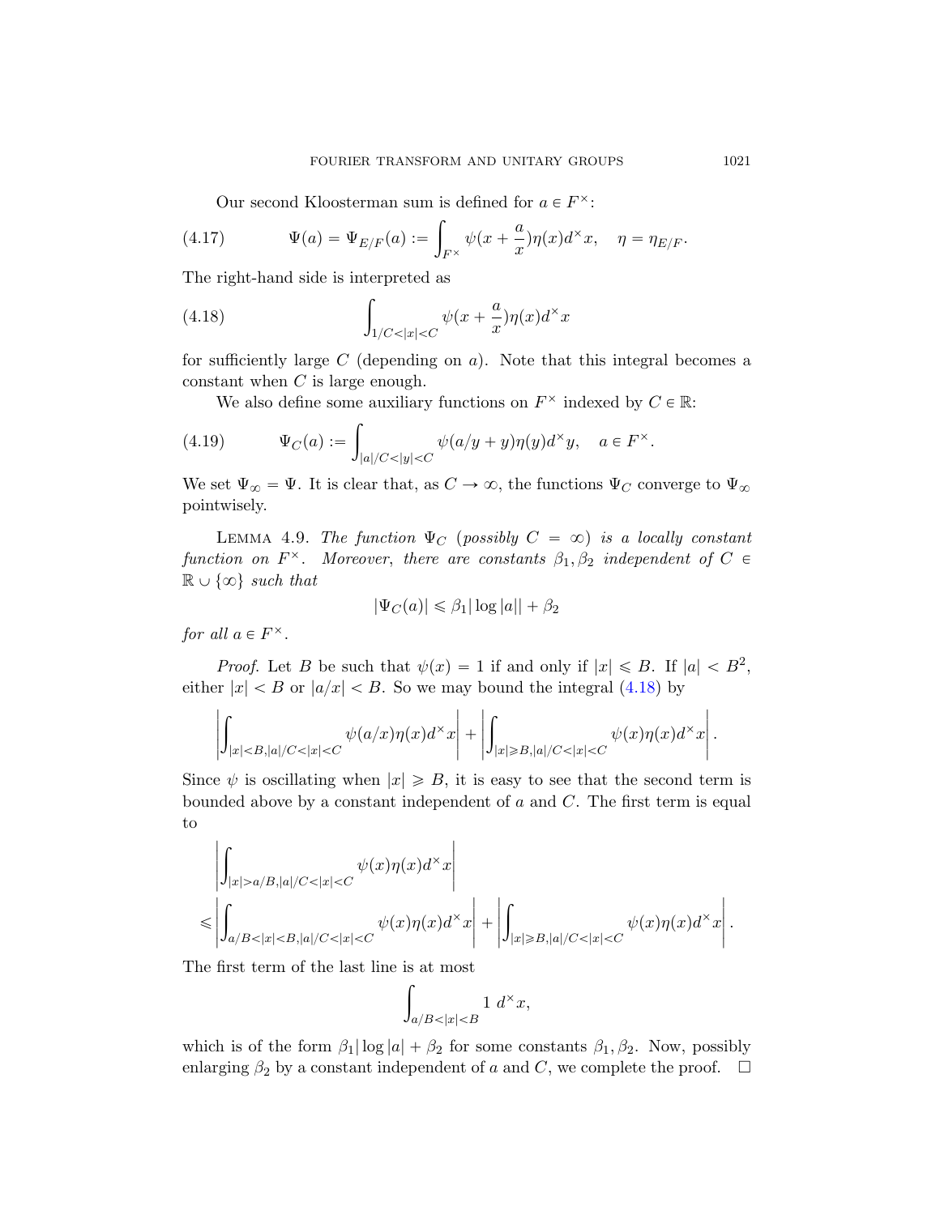Our second Kloosterman sum is defined for $a \in F^\times$:

$$\Psi(a) = \Psi_{E/F}(a) := \int_{F^\times} \psi(x + \frac{a}{x})\eta(x) d^\times x, \quad \eta = \eta_{E/F}. \tag{4.17}$$

The right-hand side is interpreted as

$$\int_{1/C < |x| < C} \psi(x + \frac{a}{x})\eta(x) d^\times x \tag{4.18}$$

for sufficiently large $C$ (depending on $a$). Note that this integral becomes a constant when $C$ is large enough.

We also define some auxiliary functions on $F^\times$ indexed by $C \in \mathbb{R}$:

$$\Psi_C(a) := \int_{|a|/C < |y| < C} \psi(a/y + y)\eta(y) d^\times y, \quad a \in F^\times. \tag{4.19}$$

We set $\Psi_\infty = \Psi$. It is clear that, as $C \to \infty$, the functions $\Psi_C$ converge to $\Psi_\infty$ pointwisely.

Lemma 4.9. *The function $\Psi_C$ (possibly $C = \infty$) is a locally constant function on $F^\times$. Moreover, there are constants $\beta_1, \beta_2$ independent of $C \in \mathbb{R} \cup \{\infty\}$ such that*

$$|\Psi_C(a)| \leqslant \beta_1 |\log |a|| + \beta_2$$

*for all $a \in F^\times$.*

*Proof.* Let $B$ be such that $\psi(x) = 1$ if and only if $|x| \leqslant B$. If $|a| < B^2$, either $|x| < B$ or $|a/x| < B$. So we may bound the integral (4.18) by

$$\left| \int_{|x|<B, |a|/C<|x|<C} \psi(a/x)\eta(x) d^\times x \right| + \left| \int_{|x|\geqslant B, |a|/C<|x|<C} \psi(x)\eta(x) d^\times x \right|.$$

Since $\psi$ is oscillating when $|x| \geqslant B$, it is easy to see that the second term is bounded above by a constant independent of $a$ and $C$. The first term is equal to

$$\left| \int_{|x|>a/B, |a|/C<|x|<C} \psi(x)\eta(x) d^\times x \right|$$
$$\leqslant \left| \int_{a/B<|x|<B, |a|/C<|x|<C} \psi(x)\eta(x) d^\times x \right| + \left| \int_{|x|\geqslant B, |a|/C<|x|<C} \psi(x)\eta(x) d^\times x \right|.$$

The first term of the last line is at most

$$\int_{a/B<|x|<B} 1 \ d^\times x,$$

which is of the form $\beta_1 |\log |a| + \beta_2$ for some constants $\beta_1, \beta_2$. Now, possibly enlarging $\beta_2$ by a constant independent of $a$ and $C$, we complete the proof. $\square$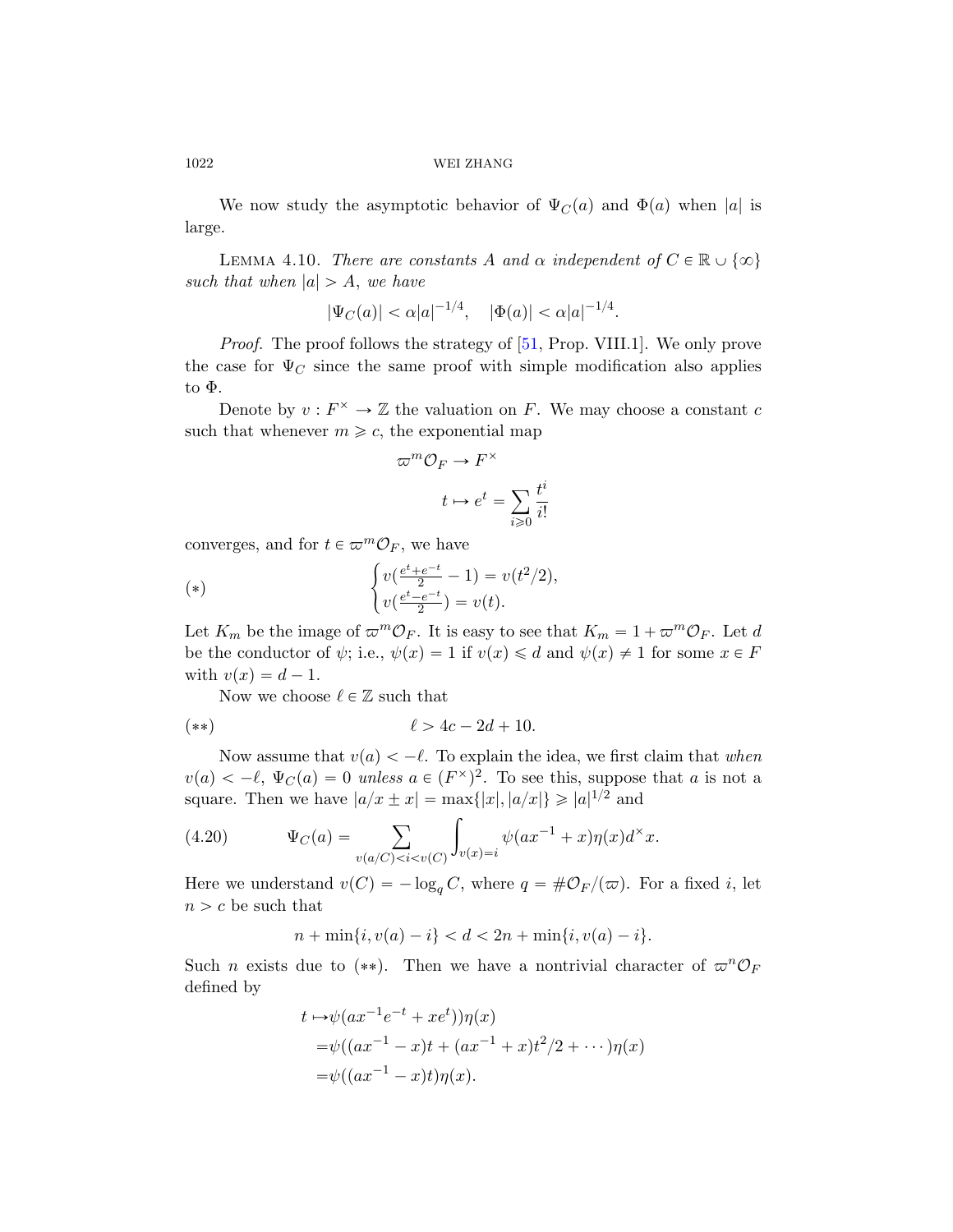We now study the asymptotic behavior of $\Psi_C(a)$ and $\Phi(a)$ when $|a|$ is large.

LEMMA 4.10. *There are constants $A$ and $\alpha$ independent of $C \in \mathbb{R} \cup \{\infty\}$ such that when $|a| > A$, we have*

$$|\Psi_C(a)| < \alpha|a|^{-1/4}, \quad |\Phi(a)| < \alpha|a|^{-1/4}.$$

*Proof.* The proof follows the strategy of [51, Prop. VIII.1]. We only prove the case for $\Psi_C$ since the same proof with simple modification also applies to $\Phi$.

Denote by $v : F^\times \to \mathbb{Z}$ the valuation on $F$. We may choose a constant $c$ such that whenever $m \geqslant c$, the exponential map

$$\varpi^m \mathcal{O}_F \to F^\times$$

$$t \mapsto e^t = \sum_{i \geqslant 0} \frac{t^i}{i!}$$

converges, and for $t \in \varpi^m \mathcal{O}_F$, we have

$$(*) \qquad \begin{cases} v(\frac{e^t + e^{-t}}{2} - 1) = v(t^2/2), \\ v(\frac{e^t - e^{-t}}{2}) = v(t). \end{cases}$$

Let $K_m$ be the image of $\varpi^m \mathcal{O}_F$. It is easy to see that $K_m = 1 + \varpi^m \mathcal{O}_F$. Let $d$ be the conductor of $\psi$; i.e., $\psi(x) = 1$ if $v(x) \leqslant d$ and $\psi(x) \neq 1$ for some $x \in F$ with $v(x) = d - 1$.

Now we choose $\ell \in \mathbb{Z}$ such that

$$(**) \qquad \ell > 4c - 2d + 10.$$

Now assume that $v(a) < -\ell$. To explain the idea, we first claim that *when $v(a) < -\ell$, $\Psi_C(a) = 0$ unless $a \in (F^\times)^2$.* To see this, suppose that $a$ is not a square. Then we have $|a/x \pm x| = \max\{|x|, |a/x|\} \geqslant |a|^{1/2}$ and

$$(4.20) \qquad \Psi_C(a) = \sum_{v(a/C) < i < v(C)} \int_{v(x) = i} \psi(ax^{-1} + x)\eta(x) d^\times x.$$

Here we understand $v(C) = -\log_q C$, where $q = \#\mathcal{O}_F/(\varpi)$. For a fixed $i$, let $n > c$ be such that

$$n + \min\{i, v(a) - i\} < d < 2n + \min\{i, v(a) - i\}.$$

Such $n$ exists due to $(**)$. Then we have a nontrivial character of $\varpi^n \mathcal{O}_F$ defined by

$$\begin{aligned} t \mapsto & \psi(ax^{-1}e^{-t} + xe^t))\eta(x) \\ = & \psi((ax^{-1} - x)t + (ax^{-1} + x)t^2/2 + \cdots)\eta(x) \\ = & \psi((ax^{-1} - x)t)\eta(x). \end{aligned}$$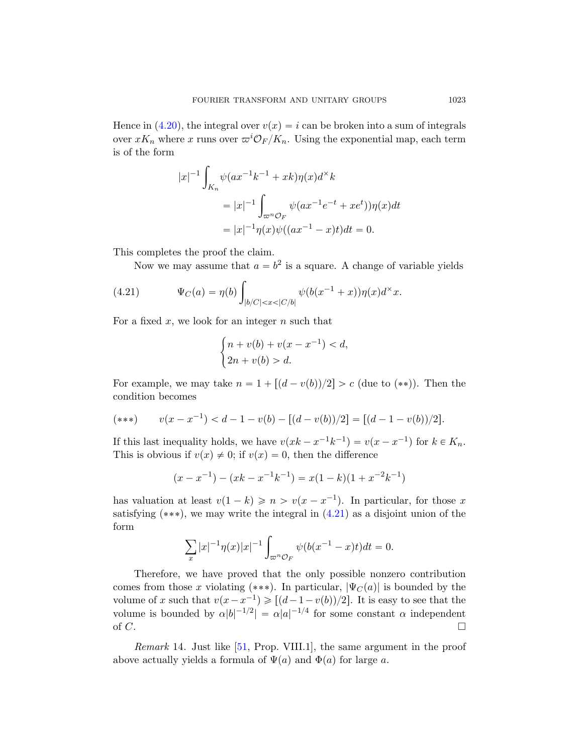Hence in (4.20), the integral over $v(x) = i$ can be broken into a sum of integrals over $xK_n$ where $x$ runs over $\varpi^i \mathcal{O}_F / K_n$. Using the exponential map, each term is of the form

$$
\begin{aligned}
|x|^{-1} \int_{K_n} & \psi(ax^{-1}k^{-1} + xk)\eta(x) d^\times k \\
&= |x|^{-1} \int_{\varpi^n \mathcal{O}_F} \psi(ax^{-1}e^{-t} + xe^t))\eta(x) dt \\
&= |x|^{-1} \eta(x) \psi((ax^{-1} - x)t) dt = 0.
\end{aligned}
$$

This completes the proof the claim.

Now we may assume that $a = b^2$ is a square. A change of variable yields

$$
\Psi_C(a) = \eta(b) \int_{|b/C| < x < |C/b|} \psi(b(x^{-1} + x))\eta(x) d^\times x. \tag{4.21}
$$

For a fixed $x$, we look for an integer $n$ such that

$$
\begin{cases} n + v(b) + v(x - x^{-1}) < d, \\ 2n + v(b) > d. \end{cases}
$$

For example, we may take $n = 1 + [(d - v(b))/2] > c$ (due to $(**)$). Then the condition becomes

$$
(***) \qquad v(x - x^{-1}) < d - 1 - v(b) - [(d - v(b))/2] = [(d - 1 - v(b))/2].
$$

If this last inequality holds, we have $v(xk - x^{-1}k^{-1}) = v(x - x^{-1})$ for $k \in K_n$. This is obvious if $v(x) \neq 0$; if $v(x) = 0$, then the difference

$$
(x - x^{-1}) - (xk - x^{-1}k^{-1}) = x(1 - k)(1 + x^{-2}k^{-1})
$$

has valuation at least $v(1 - k) \geqslant n > v(x - x^{-1})$. In particular, for those $x$ satisfying $(***)$, we may write the integral in (4.21) as a disjoint union of the form

$$
\sum_x |x|^{-1} \eta(x) |x|^{-1} \int_{\varpi^n \mathcal{O}_F} \psi(b(x^{-1} - x)t) dt = 0.
$$

Therefore, we have proved that the only possible nonzero contribution comes from those $x$ violating $(***)$. In particular, $|\Psi_C(a)|$ is bounded by the volume of $x$ such that $v(x - x^{-1}) \geqslant [(d - 1 - v(b))/2]$. It is easy to see that the volume is bounded by $\alpha |b|^{-1/2}| = \alpha |a|^{-1/4}$ for some constant $\alpha$ independent of $C$. $\square$

*Remark* 14. Just like [51, Prop. VIII.1], the same argument in the proof above actually yields a formula of $\Psi(a)$ and $\Phi(a)$ for large $a$.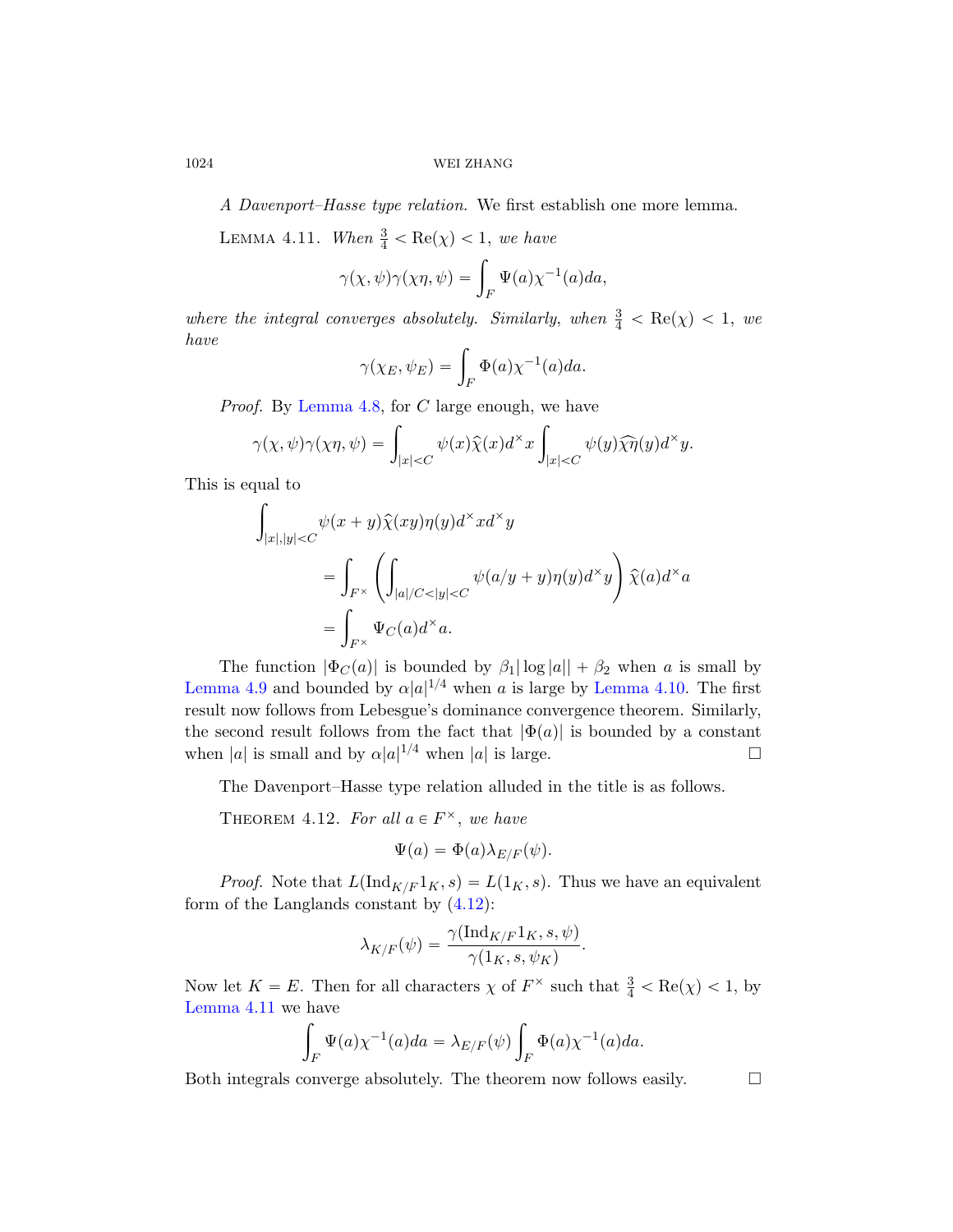*A Davenport–Hasse type relation.* We first establish one more lemma.

Lemma 4.11. *When $\frac{3}{4} < \mathrm{Re}(\chi) < 1$, we have*

$$\gamma(\chi,\psi)\gamma(\chi\eta,\psi) = \int_F \Psi(a)\chi^{-1}(a)da,$$

*where the integral converges absolutely. Similarly, when $\frac{3}{4} < \mathrm{Re}(\chi) < 1$, we have*

$$\gamma(\chi_E,\psi_E) = \int_F \Phi(a)\chi^{-1}(a)da.$$

*Proof.* By Lemma 4.8, for $C$ large enough, we have

$$\gamma(\chi,\psi)\gamma(\chi\eta,\psi) = \int_{|x|<C} \psi(x)\widehat{\chi}(x)d^\times x \int_{|x|<C} \psi(y)\widehat{\chi\eta}(y)d^\times y.$$

This is equal to

$$\begin{aligned}
&\int_{|x|,|y|<C} \psi(x+y)\widehat{\chi}(xy)\eta(y)d^\times x d^\times y \\
&\qquad = \int_{F^\times}\left(\int_{|a|/C<|y|<C} \psi(a/y+y)\eta(y)d^\times y\right)\widehat{\chi}(a)d^\times a \\
&\qquad = \int_{F^\times} \Psi_C(a)d^\times a.
\end{aligned}$$

The function $|\Phi_C(a)|$ is bounded by $\beta_1|\log|a|| + \beta_2$ when $a$ is small by Lemma 4.9 and bounded by $\alpha|a|^{1/4}$ when $a$ is large by Lemma 4.10. The first result now follows from Lebesgue's dominance convergence theorem. Similarly, the second result follows from the fact that $|\Phi(a)|$ is bounded by a constant when $|a|$ is small and by $\alpha|a|^{1/4}$ when $|a|$ is large. $\square$

The Davenport–Hasse type relation alluded in the title is as follows.

Theorem 4.12. *For all $a \in F^\times$, we have*

$$\Psi(a) = \Phi(a)\lambda_{E/F}(\psi).$$

*Proof.* Note that $L(\mathrm{Ind}_{K/F}1_K, s) = L(1_K, s)$. Thus we have an equivalent form of the Langlands constant by (4.12):

$$\lambda_{K/F}(\psi) = \frac{\gamma(\mathrm{Ind}_{K/F}1_K, s, \psi)}{\gamma(1_K, s, \psi_K)}.$$

Now let $K = E$. Then for all characters $\chi$ of $F^\times$ such that $\frac{3}{4} < \mathrm{Re}(\chi) < 1$, by Lemma 4.11 we have

$$\int_F \Psi(a)\chi^{-1}(a)da = \lambda_{E/F}(\psi)\int_F \Phi(a)\chi^{-1}(a)da.$$

Both integrals converge absolutely. The theorem now follows easily. $\square$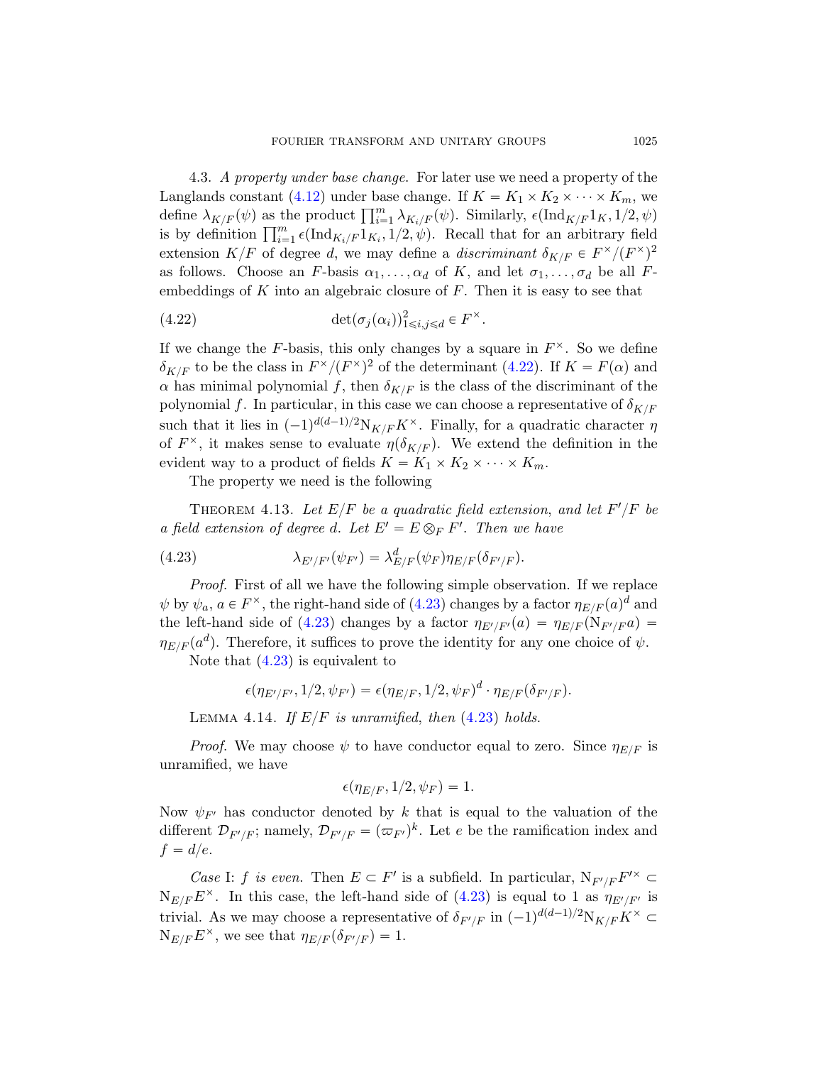4.3. *A property under base change.* For later use we need a property of the Langlands constant (4.12) under base change. If $K = K_1 \times K_2 \times \cdots \times K_m$, we define $\lambda_{K/F}(\psi)$ as the product $\prod_{i=1}^m \lambda_{K_i/F}(\psi)$. Similarly, $\epsilon(\mathrm{Ind}_{K/F} 1_K, 1/2, \psi)$ is by definition $\prod_{i=1}^m \epsilon(\mathrm{Ind}_{K_i/F} 1_{K_i}, 1/2, \psi)$. Recall that for an arbitrary field extension $K/F$ of degree $d$, we may define a *discriminant* $\delta_{K/F} \in F^\times/(F^\times)^2$ as follows. Choose an $F$-basis $\alpha_1, \ldots, \alpha_d$ of $K$, and let $\sigma_1, \ldots, \sigma_d$ be all $F$-embeddings of $K$ into an algebraic closure of $F$. Then it is easy to see that

$$\det(\sigma_j(\alpha_i))^2_{1 \leqslant i,j \leqslant d} \in F^\times. \tag{4.22}$$

If we change the $F$-basis, this only changes by a square in $F^\times$. So we define $\delta_{K/F}$ to be the class in $F^\times/(F^\times)^2$ of the determinant (4.22). If $K = F(\alpha)$ and $\alpha$ has minimal polynomial $f$, then $\delta_{K/F}$ is the class of the discriminant of the polynomial $f$. In particular, in this case we can choose a representative of $\delta_{K/F}$ such that it lies in $(-1)^{d(d-1)/2} \mathrm{N}_{K/F} K^\times$. Finally, for a quadratic character $\eta$ of $F^\times$, it makes sense to evaluate $\eta(\delta_{K/F})$. We extend the definition in the evident way to a product of fields $K = K_1 \times K_2 \times \cdots \times K_m$.

The property we need is the following

THEOREM 4.13. *Let $E/F$ be a quadratic field extension, and let $F'/F$ be a field extension of degree $d$. Let $E' = E \otimes_F F'$. Then we have*

$$\lambda_{E'/F'}(\psi_{F'}) = \lambda^d_{E/F}(\psi_F) \eta_{E/F}(\delta_{F'/F}). \tag{4.23}$$

*Proof.* First of all we have the following simple observation. If we replace $\psi$ by $\psi_a$, $a \in F^\times$, the right-hand side of (4.23) changes by a factor $\eta_{E/F}(a)^d$ and the left-hand side of (4.23) changes by a factor $\eta_{E'/F'}(a) = \eta_{E/F}(\mathrm{N}_{F'/F} a) = \eta_{E/F}(a^d)$. Therefore, it suffices to prove the identity for any one choice of $\psi$.

Note that (4.23) is equivalent to

$$\epsilon(\eta_{E'/F'}, 1/2, \psi_{F'}) = \epsilon(\eta_{E/F}, 1/2, \psi_F)^d \cdot \eta_{E/F}(\delta_{F'/F}).$$

LEMMA 4.14. *If $E/F$ is unramified, then (4.23) holds.*

*Proof.* We may choose $\psi$ to have conductor equal to zero. Since $\eta_{E/F}$ is unramified, we have

$$\epsilon(\eta_{E/F}, 1/2, \psi_F) = 1.$$

Now $\psi_{F'}$ has conductor denoted by $k$ that is equal to the valuation of the different $\mathcal{D}_{F'/F}$; namely, $\mathcal{D}_{F'/F} = (\varpi_{F'})^k$. Let $e$ be the ramification index and $f = d/e$.

*Case* I: *$f$ is even.* Then $E \subset F'$ is a subfield. In particular, $\mathrm{N}_{F'/F} F'^\times \subset \mathrm{N}_{E/F} E^\times$. In this case, the left-hand side of (4.23) is equal to 1 as $\eta_{E'/F'}$ is trivial. As we may choose a representative of $\delta_{F'/F}$ in $(-1)^{d(d-1)/2} \mathrm{N}_{K/F} K^\times \subset \mathrm{N}_{E/F} E^\times$, we see that $\eta_{E/F}(\delta_{F'/F}) = 1$.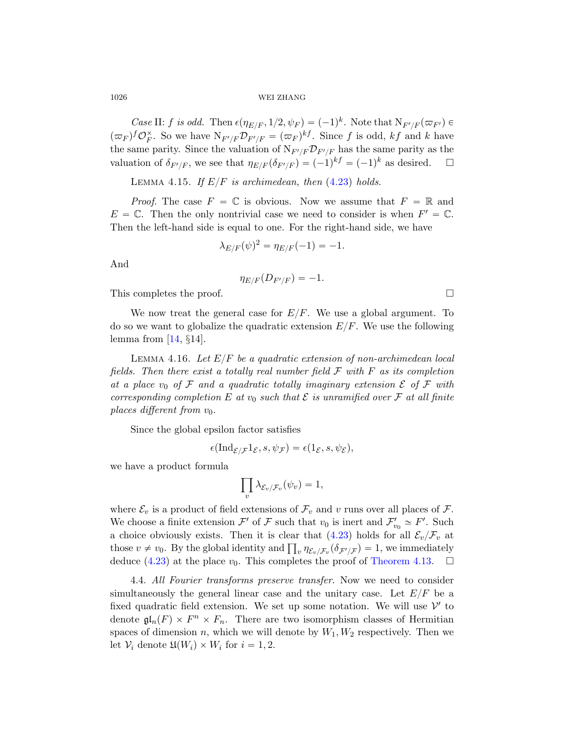*Case* II: *$f$ is odd.* Then $\epsilon(\eta_{E/F}, 1/2, \psi_F) = (-1)^k$. Note that $\mathrm{N}_{F'/F}(\varpi_{F'}) \in (\varpi_F)^f \mathcal{O}_F^\times$. So we have $\mathrm{N}_{F'/F}\mathcal{D}_{F'/F} = (\varpi_F)^{kf}$. Since $f$ is odd, $kf$ and $k$ have the same parity. Since the valuation of $\mathrm{N}_{F'/F}\mathcal{D}_{F'/F}$ has the same parity as the valuation of $\delta_{F'/F}$, we see that $\eta_{E/F}(\delta_{F'/F}) = (-1)^{kf} = (-1)^k$ as desired. $\square$

LEMMA 4.15. *If $E/F$ is archimedean, then* (4.23) *holds.*

*Proof.* The case $F = \mathbb{C}$ is obvious. Now we assume that $F = \mathbb{R}$ and $E = \mathbb{C}$. Then the only nontrivial case we need to consider is when $F' = \mathbb{C}$. Then the left-hand side is equal to one. For the right-hand side, we have

$$\lambda_{E/F}(\psi)^2 = \eta_{E/F}(-1) = -1.$$

And

$$\eta_{E/F}(D_{F'/F}) = -1.$$

This completes the proof. $\square$

We now treat the general case for $E/F$. We use a global argument. To do so we want to globalize the quadratic extension $E/F$. We use the following lemma from [14, §14].

LEMMA 4.16. *Let $E/F$ be a quadratic extension of non-archimedean local fields. Then there exist a totally real number field $\mathcal{F}$ with $F$ as its completion at a place $v_0$ of $\mathcal{F}$ and a quadratic totally imaginary extension $\mathcal{E}$ of $\mathcal{F}$ with corresponding completion $E$ at $v_0$ such that $\mathcal{E}$ is unramified over $\mathcal{F}$ at all finite places different from $v_0$.*

Since the global epsilon factor satisfies

$$\epsilon(\mathrm{Ind}_{\mathcal{E}/\mathcal{F}} 1_{\mathcal{E}}, s, \psi_{\mathcal{F}}) = \epsilon(1_{\mathcal{E}}, s, \psi_{\mathcal{E}}),$$

we have a product formula

$$\prod_v \lambda_{\mathcal{E}_v/\mathcal{F}_v}(\psi_v) = 1,$$

where $\mathcal{E}_v$ is a product of field extensions of $\mathcal{F}_v$ and $v$ runs over all places of $\mathcal{F}$. We choose a finite extension $\mathcal{F}'$ of $\mathcal{F}$ such that $v_0$ is inert and $\mathcal{F}'_{v_0} \simeq F'$. Such a choice obviously exists. Then it is clear that (4.23) holds for all $\mathcal{E}_v/\mathcal{F}_v$ at those $v \neq v_0$. By the global identity and $\prod_v \eta_{\mathcal{E}_v/\mathcal{F}_v}(\delta_{\mathcal{F}'/\mathcal{F}}) = 1$, we immediately deduce (4.23) at the place $v_0$. This completes the proof of Theorem 4.13. $\square$

4.4. *All Fourier transforms preserve transfer.* Now we need to consider simultaneously the general linear case and the unitary case. Let $E/F$ be a fixed quadratic field extension. We set up some notation. We will use $\mathcal{V}'$ to denote $\mathfrak{gl}_n(F) \times F^n \times F_n$. There are two isomorphism classes of Hermitian spaces of dimension $n$, which we will denote by $W_1, W_2$ respectively. Then we let $\mathcal{V}_i$ denote $\mathfrak{U}(W_i) \times W_i$ for $i = 1, 2$.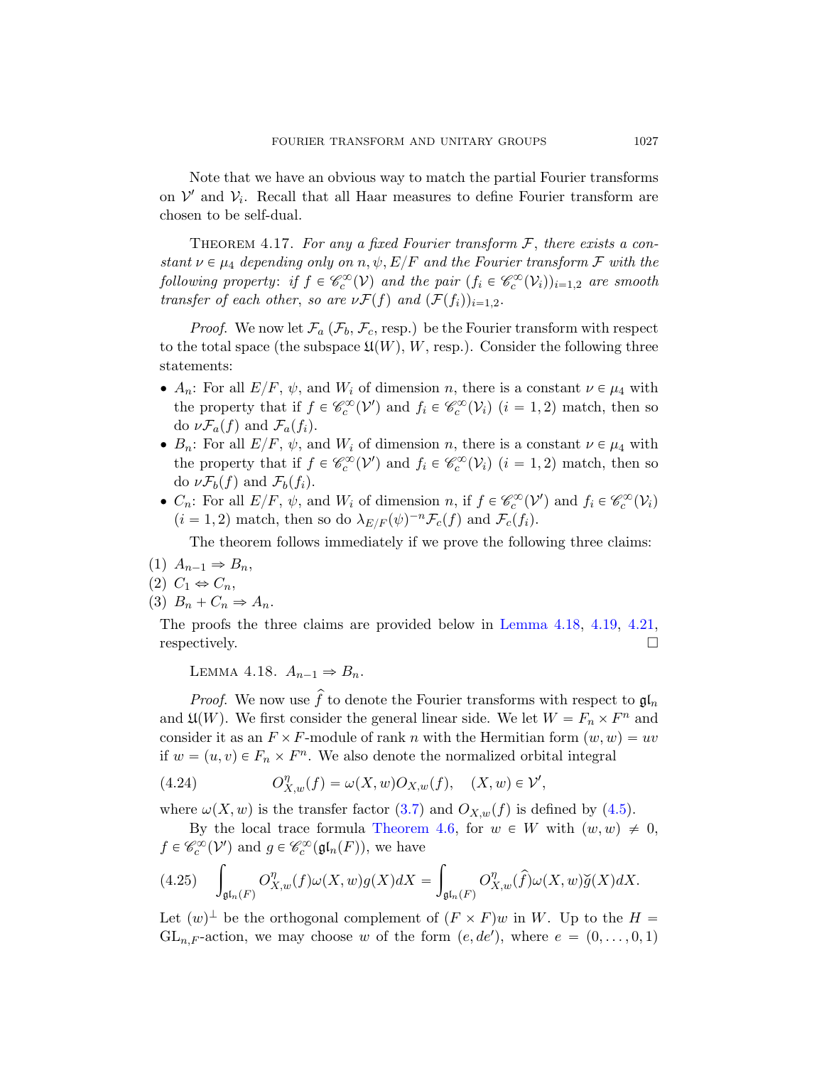Note that we have an obvious way to match the partial Fourier transforms on $\mathcal{V}'$ and $\mathcal{V}_i$. Recall that all Haar measures to define Fourier transform are chosen to be self-dual.

Theorem 4.17. *For any a fixed Fourier transform $\mathcal{F}$, there exists a constant $\nu \in \mu_4$ depending only on $n, \psi, E/F$ and the Fourier transform $\mathcal{F}$ with the following property: if $f \in \mathscr{C}_c^\infty(\mathcal{V})$ and the pair $(f_i \in \mathscr{C}_c^\infty(\mathcal{V}_i))_{i=1,2}$ are smooth transfer of each other, so are $\nu\mathcal{F}(f)$ and $(\mathcal{F}(f_i))_{i=1,2}$.*

*Proof.* We now let $\mathcal{F}_a$ ($\mathcal{F}_b$, $\mathcal{F}_c$, resp.) be the Fourier transform with respect to the total space (the subspace $\mathfrak{U}(W)$, $W$, resp.). Consider the following three statements:

- $A_n$: For all $E/F$, $\psi$, and $W_i$ of dimension $n$, there is a constant $\nu \in \mu_4$ with the property that if $f \in \mathscr{C}_c^\infty(\mathcal{V}')$ and $f_i \in \mathscr{C}_c^\infty(\mathcal{V}_i)$ $(i = 1, 2)$ match, then so do $\nu\mathcal{F}_a(f)$ and $\mathcal{F}_a(f_i)$.
- $B_n$: For all $E/F$, $\psi$, and $W_i$ of dimension $n$, there is a constant $\nu \in \mu_4$ with the property that if $f \in \mathscr{C}_c^\infty(\mathcal{V}')$ and $f_i \in \mathscr{C}_c^\infty(\mathcal{V}_i)$ $(i = 1, 2)$ match, then so do $\nu\mathcal{F}_b(f)$ and $\mathcal{F}_b(f_i)$.
- $C_n$: For all $E/F$, $\psi$, and $W_i$ of dimension $n$, if $f \in \mathscr{C}_c^\infty(\mathcal{V}')$ and $f_i \in \mathscr{C}_c^\infty(\mathcal{V}_i)$ $(i = 1, 2)$ match, then so do $\lambda_{E/F}(\psi)^{-n}\mathcal{F}_c(f)$ and $\mathcal{F}_c(f_i)$.

The theorem follows immediately if we prove the following three claims:

1. $A_{n-1} \Rightarrow B_n$,
2. $C_1 \Leftrightarrow C_n$,
3. $B_n + C_n \Rightarrow A_n$.

The proofs the three claims are provided below in Lemma 4.18, 4.19, 4.21, respectively. $\square$

Lemma 4.18. $A_{n-1} \Rightarrow B_n$.

*Proof.* We now use $\hat{f}$ to denote the Fourier transforms with respect to $\mathfrak{gl}_n$ and $\mathfrak{U}(W)$. We first consider the general linear side. We let $W = F_n \times F^n$ and consider it as an $F \times F$-module of rank $n$ with the Hermitian form $(w, w) = uv$ if $w = (u, v) \in F_n \times F^n$. We also denote the normalized orbital integral

$$O^\eta_{X,w}(f) = \omega(X, w)O_{X,w}(f), \quad (X, w) \in \mathcal{V}', \tag{4.24}$$

where $\omega(X, w)$ is the transfer factor (3.7) and $O_{X,w}(f)$ is defined by (4.5).

By the local trace formula Theorem 4.6, for $w \in W$ with $(w, w) \neq 0$, $f \in \mathscr{C}_c^\infty(\mathcal{V}')$ and $g \in \mathscr{C}_c^\infty(\mathfrak{gl}_n(F))$, we have

$$\int_{\mathfrak{gl}_n(F)} O^\eta_{X,w}(f)\omega(X, w)g(X)dX = \int_{\mathfrak{gl}_n(F)} O^\eta_{X,w}(\hat{f})\omega(X, w)\breve{g}(X)dX. \tag{4.25}$$

Let $(w)^\perp$ be the orthogonal complement of $(F \times F)w$ in $W$. Up to the $H = \mathrm{GL}_{n,F}$-action, we may choose $w$ of the form $(e, de')$, where $e = (0, \ldots, 0, 1)$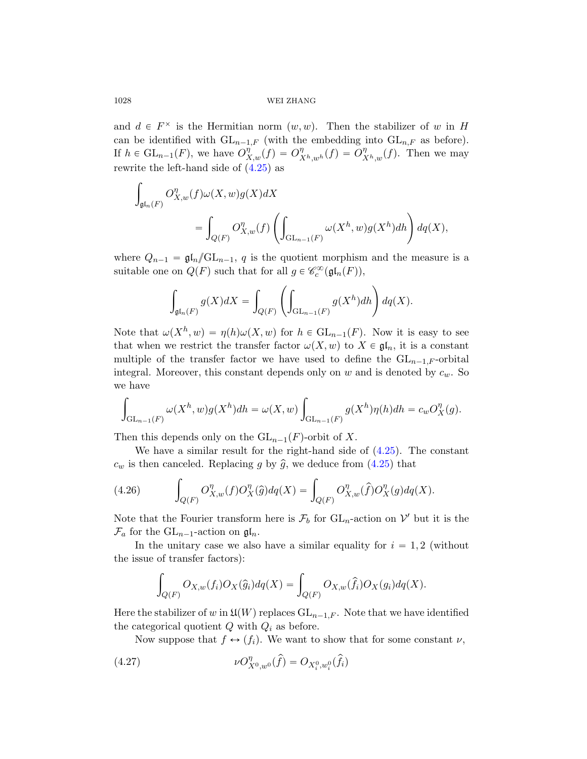and $d \in F^\times$ is the Hermitian norm $(w, w)$. Then the stabilizer of $w$ in $H$ can be identified with $\mathrm{GL}_{n-1,F}$ (with the embedding into $\mathrm{GL}_{n,F}$ as before). If $h \in \mathrm{GL}_{n-1}(F)$, we have $O^\eta_{X,w}(f) = O^\eta_{X^h,w^h}(f) = O^\eta_{X^h,w}(f)$. Then we may rewrite the left-hand side of (4.25) as

$$\int_{\mathfrak{gl}_n(F)} O^\eta_{X,w}(f)\omega(X,w)g(X)dX$$
$$= \int_{Q(F)} O^\eta_{X,w}(f)\left(\int_{\mathrm{GL}_{n-1}(F)} \omega(X^h,w)g(X^h)dh\right)dq(X),$$

where $Q_{n-1} = \mathfrak{gl}_n /\!\!/ \mathrm{GL}_{n-1}$, $q$ is the quotient morphism and the measure is a suitable one on $Q(F)$ such that for all $g \in \mathscr{C}^\infty_c(\mathfrak{gl}_n(F))$,

$$\int_{\mathfrak{gl}_n(F)} g(X)dX = \int_{Q(F)} \left(\int_{\mathrm{GL}_{n-1}(F)} g(X^h)dh\right)dq(X).$$

Note that $\omega(X^h, w) = \eta(h)\omega(X,w)$ for $h \in \mathrm{GL}_{n-1}(F)$. Now it is easy to see that when we restrict the transfer factor $\omega(X,w)$ to $X \in \mathfrak{gl}_n$, it is a constant multiple of the transfer factor we have used to define the $\mathrm{GL}_{n-1,F}$-orbital integral. Moreover, this constant depends only on $w$ and is denoted by $c_w$. So we have

$$\int_{\mathrm{GL}_{n-1}(F)} \omega(X^h,w)g(X^h)dh = \omega(X,w)\int_{\mathrm{GL}_{n-1}(F)} g(X^h)\eta(h)dh = c_w O^\eta_X(g).$$

Then this depends only on the $\mathrm{GL}_{n-1}(F)$-orbit of $X$.

We have a similar result for the right-hand side of (4.25). The constant $c_w$ is then canceled. Replacing $g$ by $\widehat{g}$, we deduce from (4.25) that

$$\int_{Q(F)} O^\eta_{X,w}(f)O^\eta_X(\widehat{g})dq(X) = \int_{Q(F)} O^\eta_{X,w}(\widehat{f})O^\eta_X(g)dq(X). \tag{4.26}$$

Note that the Fourier transform here is $\mathcal{F}_b$ for $\mathrm{GL}_n$-action on $\mathcal{V}'$ but it is the $\mathcal{F}_a$ for the $\mathrm{GL}_{n-1}$-action on $\mathfrak{gl}_n$.

In the unitary case we also have a similar equality for $i = 1, 2$ (without the issue of transfer factors):

$$\int_{Q(F)} O_{X,w}(f_i)O_X(\widehat{g}_i)dq(X) = \int_{Q(F)} O_{X,w}(\widehat{f}_i)O_X(g_i)dq(X).$$

Here the stabilizer of $w$ in $\mathfrak{U}(W)$ replaces $\mathrm{GL}_{n-1,F}$. Note that we have identified the categorical quotient $Q$ with $Q_i$ as before.

Now suppose that $f \leftrightarrow (f_i)$. We want to show that for some constant $\nu$,

$$\nu O^\eta_{X^0,w^0}(\widehat{f}) = O_{X^0_i,w^0_i}(\widehat{f}_i) \tag{4.27}$$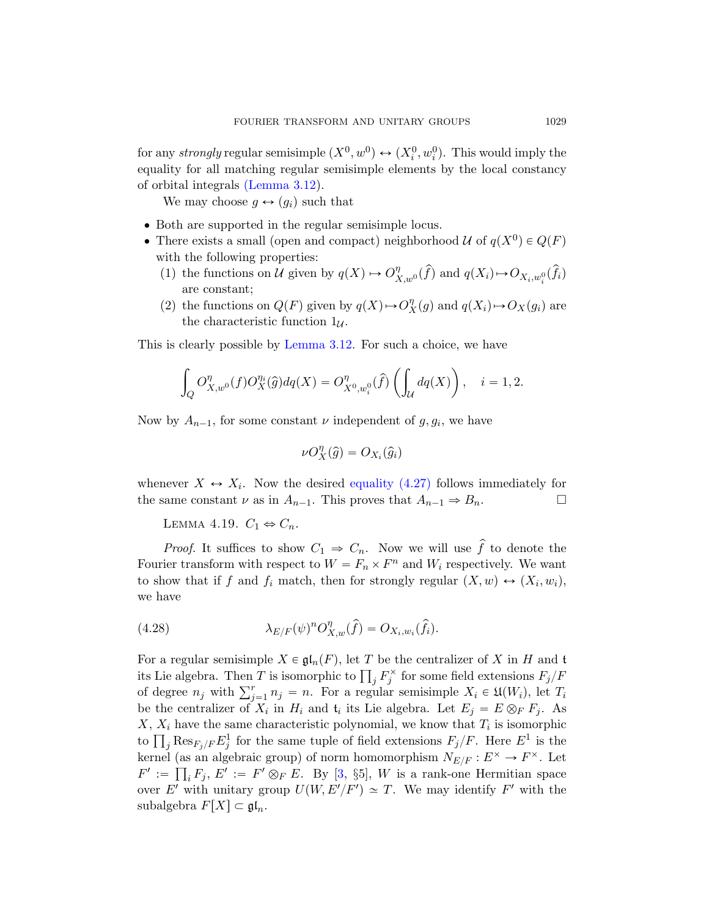for any *strongly* regular semisimple $(X^0, w^0) \leftrightarrow (X_i^0, w_i^0)$. This would imply the equality for all matching regular semisimple elements by the local constancy of orbital integrals (Lemma 3.12).

We may choose $g \leftrightarrow (g_i)$ such that

- Both are supported in the regular semisimple locus.
- There exists a small (open and compact) neighborhood $\mathcal{U}$ of $q(X^0) \in Q(F)$ with the following properties:
  1. the functions on $\mathcal{U}$ given by $q(X) \mapsto O^{\eta}_{X,w^0}(\widehat{f})$ and $q(X_i) \mapsto O_{X_i,w_i^0}(\widehat{f}_i)$ are constant;
  2. the functions on $Q(F)$ given by $q(X) \mapsto O^{\eta}_X(g)$ and $q(X_i) \mapsto O_X(g_i)$ are the characteristic function $1_{\mathcal{U}}$.

This is clearly possible by Lemma 3.12. For such a choice, we have

$$\int_Q O^{\eta}_{X,w^0}(f) O^{\eta_i}_X(\widehat{g}) dq(X) = O^{\eta}_{X^0,w_i^0}(\widehat{f}) \left( \int_{\mathcal{U}} dq(X) \right), \quad i = 1, 2.$$

Now by $A_{n-1}$, for some constant $\nu$ independent of $g, g_i$, we have

$$\nu O^{\eta}_X(\widehat{g}) = O_{X_i}(\widehat{g}_i)$$

whenever $X \leftrightarrow X_i$. Now the desired equality (4.27) follows immediately for the same constant $\nu$ as in $A_{n-1}$. This proves that $A_{n-1} \Rightarrow B_n$. $\square$

LEMMA 4.19. $C_1 \Leftrightarrow C_n$.

*Proof.* It suffices to show $C_1 \Rightarrow C_n$. Now we will use $\widehat{f}$ to denote the Fourier transform with respect to $W = F_n \times F^n$ and $W_i$ respectively. We want to show that if $f$ and $f_i$ match, then for strongly regular $(X, w) \leftrightarrow (X_i, w_i)$, we have

$$\lambda_{E/F}(\psi)^n O^{\eta}_{X,w}(\widehat{f}) = O_{X_i,w_i}(\widehat{f}_i). \tag{4.28}$$

For a regular semisimple $X \in \mathfrak{gl}_n(F)$, let $T$ be the centralizer of $X$ in $H$ and $\mathfrak{t}$ its Lie algebra. Then $T$ is isomorphic to $\prod_j F_j^\times$ for some field extensions $F_j/F$ of degree $n_j$ with $\sum_{j=1}^r n_j = n$. For a regular semisimple $X_i \in \mathfrak{U}(W_i)$, let $T_i$ be the centralizer of $X_i$ in $H_i$ and $\mathfrak{t}_i$ its Lie algebra. Let $E_j = E \otimes_F F_j$. As $X$, $X_i$ have the same characteristic polynomial, we know that $T_i$ is isomorphic to $\prod_j \mathrm{Res}_{F_j/F} E_j^1$ for the same tuple of field extensions $F_j/F$. Here $E^1$ is the kernel (as an algebraic group) of norm homomorphism $N_{E/F} : E^\times \to F^\times$. Let $F' := \prod_i F_j$, $E' := F' \otimes_F E$. By [3, §5], $W$ is a rank-one Hermitian space over $E'$ with unitary group $U(W, E'/F') \simeq T$. We may identify $F'$ with the subalgebra $F[X] \subset \mathfrak{gl}_n$.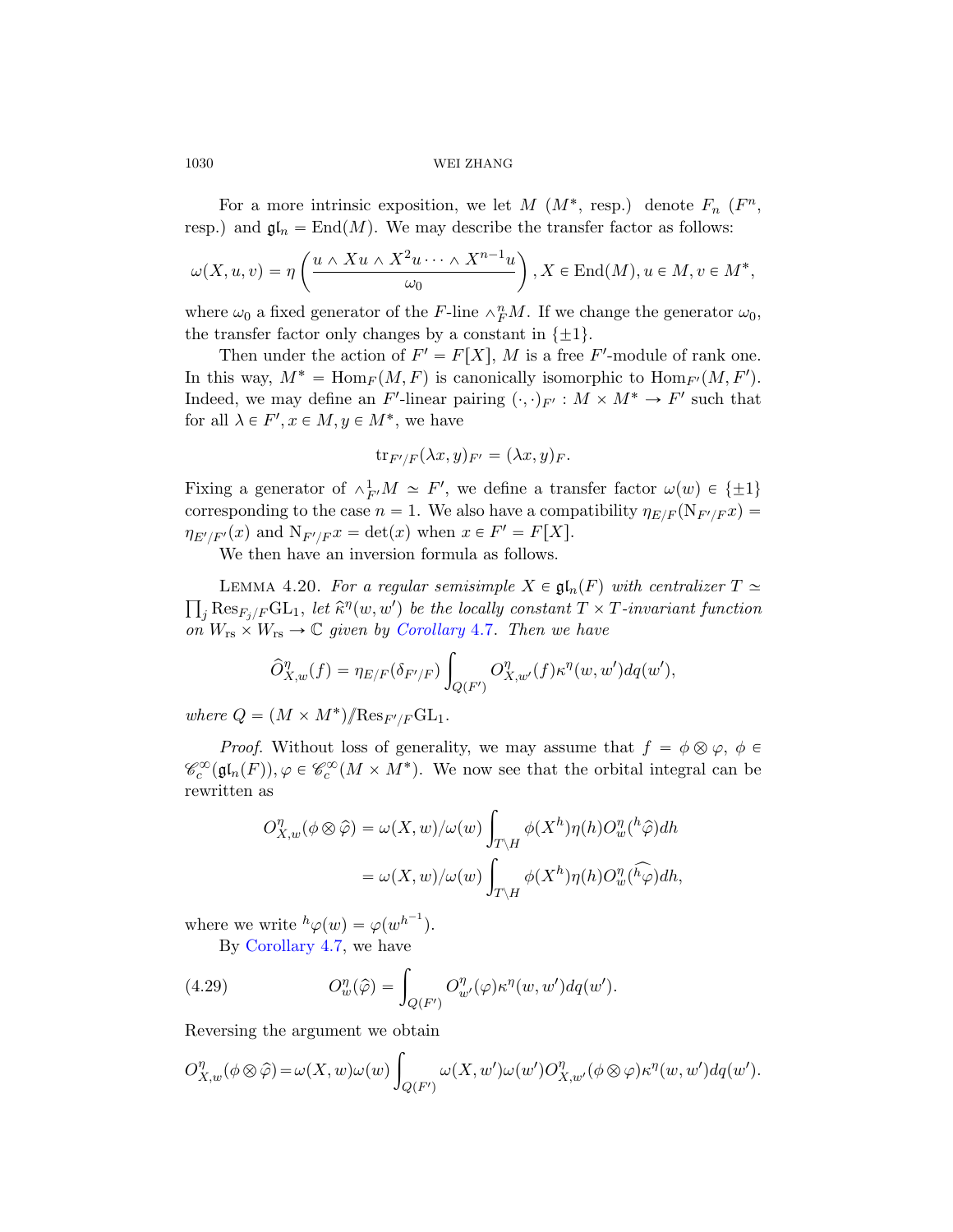For a more intrinsic exposition, we let $M$ ($M^*$, resp.) denote $F_n$ ($F^n$, resp.) and $\mathfrak{gl}_n = \mathrm{End}(M)$. We may describe the transfer factor as follows:

$$\omega(X, u, v) = \eta\left(\frac{u \wedge Xu \wedge X^2 u \cdots \wedge X^{n-1}u}{\omega_0}\right), X \in \mathrm{End}(M), u \in M, v \in M^*,$$

where $\omega_0$ a fixed generator of the $F$-line $\wedge_F^n M$. If we change the generator $\omega_0$, the transfer factor only changes by a constant in $\{\pm 1\}$.

Then under the action of $F' = F[X]$, $M$ is a free $F'$-module of rank one. In this way, $M^* = \mathrm{Hom}_F(M, F)$ is canonically isomorphic to $\mathrm{Hom}_{F'}(M, F')$. Indeed, we may define an $F'$-linear pairing $(\cdot,\cdot)_{F'} : M \times M^* \to F'$ such that for all $\lambda \in F', x \in M, y \in M^*$, we have

$$\mathrm{tr}_{F'/F}(\lambda x, y)_{F'} = (\lambda x, y)_F.$$

Fixing a generator of $\wedge_{F'}^1 M \simeq F'$, we define a transfer factor $\omega(w) \in \{\pm 1\}$ corresponding to the case $n = 1$. We also have a compatibility $\eta_{E/F}(\mathrm{N}_{F'/F}x) = \eta_{E'/F'}(x)$ and $\mathrm{N}_{F'/F}x = \det(x)$ when $x \in F' = F[X]$.

We then have an inversion formula as follows.

Lemma 4.20. *For a regular semisimple $X \in \mathfrak{gl}_n(F)$ with centralizer $T \simeq \prod_j \mathrm{Res}_{F_j/F}\mathrm{GL}_1$, let $\widehat{\kappa}^\eta(w, w')$ be the locally constant $T \times T$-invariant function on $W_{\mathrm{rs}} \times W_{\mathrm{rs}} \to \mathbb{C}$ given by Corollary 4.7. Then we have*

$$\widehat{O}^\eta_{X,w}(f) = \eta_{E/F}(\delta_{F'/F}) \int_{Q(F')} O^\eta_{X,w'}(f)\kappa^\eta(w, w')dq(w'),$$

*where $Q = (M \times M^*)/\!\!/\mathrm{Res}_{F'/F}\mathrm{GL}_1$.*

*Proof.* Without loss of generality, we may assume that $f = \phi \otimes \varphi$, $\phi \in \mathscr{C}_c^\infty(\mathfrak{gl}_n(F)), \varphi \in \mathscr{C}_c^\infty(M \times M^*)$. We now see that the orbital integral can be rewritten as

$$\begin{aligned} O^\eta_{X,w}(\phi \otimes \widehat{\varphi}) &= \omega(X, w)/\omega(w) \int_{T\backslash H} \phi(X^h)\eta(h)O^\eta_w({}^h\widehat{\varphi})dh \\ &= \omega(X, w)/\omega(w) \int_{T\backslash H} \phi(X^h)\eta(h)O^\eta_w(\widehat{{}^h\varphi})dh, \end{aligned}$$

where we write ${}^h\varphi(w) = \varphi(w^{h^{-1}})$.

By Corollary 4.7, we have

$$O^\eta_w(\widehat{\varphi}) = \int_{Q(F')} O^\eta_{w'}(\varphi)\kappa^\eta(w, w')dq(w'). \tag{4.29}$$

Reversing the argument we obtain

$$O^\eta_{X,w}(\phi \otimes \widehat{\varphi}) = \omega(X, w)\omega(w) \int_{Q(F')} \omega(X, w')\omega(w')O^\eta_{X,w'}(\phi \otimes \varphi)\kappa^\eta(w, w')dq(w').$$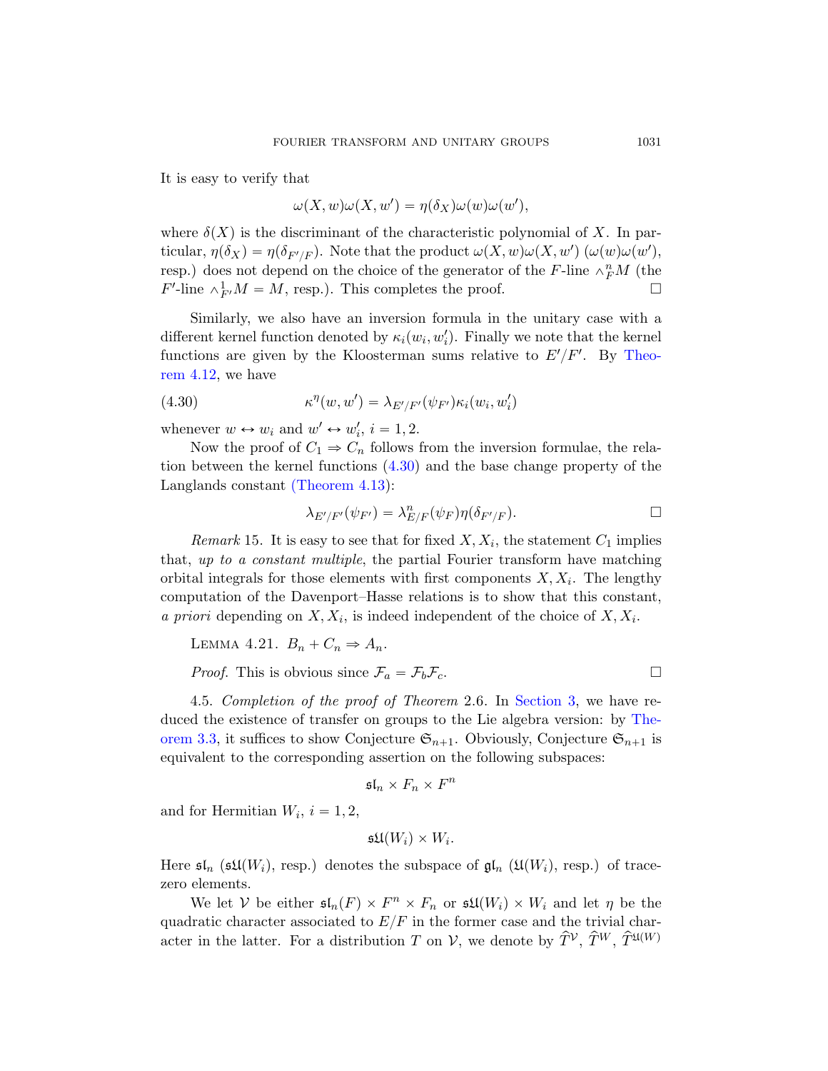It is easy to verify that

$$\omega(X,w)\omega(X,w') = \eta(\delta_X)\omega(w)\omega(w'),$$

where $\delta(X)$ is the discriminant of the characteristic polynomial of $X$. In particular, $\eta(\delta_X) = \eta(\delta_{F'/F})$. Note that the product $\omega(X,w)\omega(X,w')$ ($\omega(w)\omega(w')$, resp.) does not depend on the choice of the generator of the $F$-line $\wedge_F^n M$ (the $F'$-line $\wedge_{F'}^1 M = M$, resp.). This completes the proof. $\square$

Similarly, we also have an inversion formula in the unitary case with a different kernel function denoted by $\kappa_i(w_i, w_i')$. Finally we note that the kernel functions are given by the Kloosterman sums relative to $E'/F'$. By Theorem 4.12, we have

$$\kappa^\eta(w,w') = \lambda_{E'/F'}(\psi_{F'})\kappa_i(w_i,w_i') \tag{4.30}$$

whenever $w \leftrightarrow w_i$ and $w' \leftrightarrow w_i'$, $i = 1,2$.

Now the proof of $C_1 \Rightarrow C_n$ follows from the inversion formulae, the relation between the kernel functions (4.30) and the base change property of the Langlands constant (Theorem 4.13):

$$\lambda_{E'/F'}(\psi_{F'}) = \lambda_{E/F}^n(\psi_F)\eta(\delta_{F'/F}). \qquad \square$$

*Remark* 15. It is easy to see that for fixed $X, X_i$, the statement $C_1$ implies that, *up to a constant multiple*, the partial Fourier transform have matching orbital integrals for those elements with first components $X, X_i$. The lengthy computation of the Davenport–Hasse relations is to show that this constant, *a priori* depending on $X, X_i$, is indeed independent of the choice of $X, X_i$.

LEMMA 4.21. $B_n + C_n \Rightarrow A_n$.

*Proof.* This is obvious since $\mathcal{F}_a = \mathcal{F}_b\mathcal{F}_c$. $\square$

4.5. *Completion of the proof of Theorem* 2.6. In Section 3, we have reduced the existence of transfer on groups to the Lie algebra version: by Theorem 3.3, it suffices to show Conjecture $\mathfrak{S}_{n+1}$. Obviously, Conjecture $\mathfrak{S}_{n+1}$ is equivalent to the corresponding assertion on the following subspaces:

$$\mathfrak{sl}_n \times F_n \times F^n$$

and for Hermitian $W_i$, $i = 1,2$,

$$\mathfrak{sU}(W_i) \times W_i.$$

Here $\mathfrak{sl}_n$ ($\mathfrak{sU}(W_i)$, resp.) denotes the subspace of $\mathfrak{gl}_n$ ($\mathfrak{U}(W_i)$, resp.) of trace-zero elements.

We let $\mathcal{V}$ be either $\mathfrak{sl}_n(F) \times F^n \times F_n$ or $\mathfrak{sU}(W_i) \times W_i$ and let $\eta$ be the quadratic character associated to $E/F$ in the former case and the trivial character in the latter. For a distribution $T$ on $\mathcal{V}$, we denote by $\widehat{T}^{\mathcal{V}}$, $\widehat{T}^W$, $\widehat{T}^{\mathfrak{U}(W)}$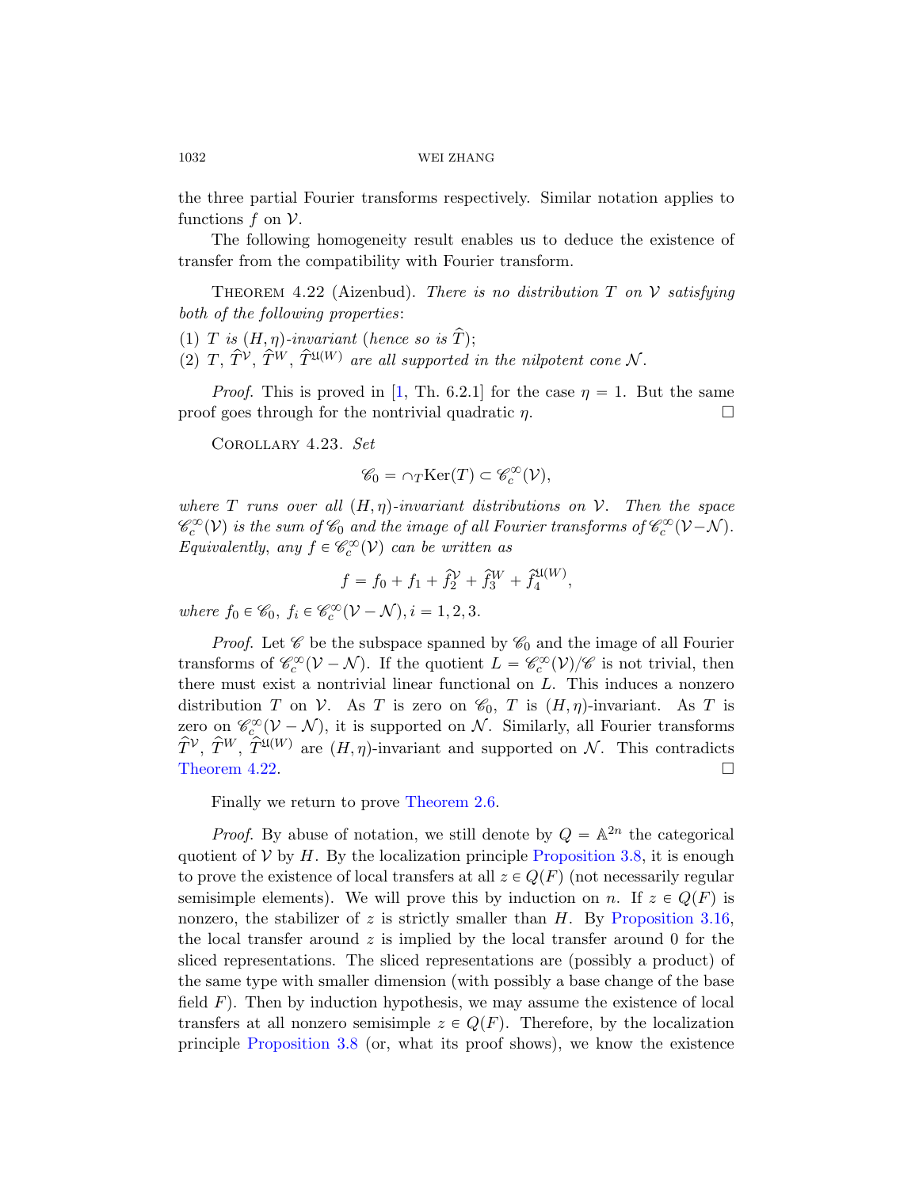the three partial Fourier transforms respectively. Similar notation applies to functions $f$ on $\mathcal{V}$.

The following homogeneity result enables us to deduce the existence of transfer from the compatibility with Fourier transform.

THEOREM 4.22 (Aizenbud). *There is no distribution $T$ on $\mathcal{V}$ satisfying both of the following properties*:

(1) *$T$ is $(H, \eta)$-invariant (hence so is $\widehat{T}$)*;
(2) *$T$, $\widehat{T}^{\mathcal{V}}$, $\widehat{T}^{W}$, $\widehat{T}^{\mathfrak{U}(W)}$ are all supported in the nilpotent cone $\mathcal{N}$.*

*Proof.* This is proved in [1, Th. 6.2.1] for the case $\eta = 1$. But the same proof goes through for the nontrivial quadratic $\eta$. □

COROLLARY 4.23. *Set*

$$\mathscr{C}_0 = \cap_T \mathrm{Ker}(T) \subset \mathscr{C}_c^\infty(\mathcal{V}),$$

*where $T$ runs over all $(H, \eta)$-invariant distributions on $\mathcal{V}$. Then the space $\mathscr{C}_c^\infty(\mathcal{V})$ is the sum of $\mathscr{C}_0$ and the image of all Fourier transforms of $\mathscr{C}_c^\infty(\mathcal{V}-\mathcal{N})$. Equivalently, any $f \in \mathscr{C}_c^\infty(\mathcal{V})$ can be written as*

$$f = f_0 + f_1 + \widehat{f}_2^{\mathcal{V}} + \widehat{f}_3^{W} + \widehat{f}_4^{\mathfrak{U}(W)},$$

*where $f_0 \in \mathscr{C}_0$, $f_i \in \mathscr{C}_c^\infty(\mathcal{V}-\mathcal{N}), i = 1, 2, 3.$*

*Proof.* Let $\mathscr{C}$ be the subspace spanned by $\mathscr{C}_0$ and the image of all Fourier transforms of $\mathscr{C}_c^\infty(\mathcal{V}-\mathcal{N})$. If the quotient $L = \mathscr{C}_c^\infty(\mathcal{V})/\mathscr{C}$ is not trivial, then there must exist a nontrivial linear functional on $L$. This induces a nonzero distribution $T$ on $\mathcal{V}$. As $T$ is zero on $\mathscr{C}_0$, $T$ is $(H, \eta)$-invariant. As $T$ is zero on $\mathscr{C}_c^\infty(\mathcal{V}-\mathcal{N})$, it is supported on $\mathcal{N}$. Similarly, all Fourier transforms $\widehat{T}^{\mathcal{V}}$, $\widehat{T}^{W}$, $\widehat{T}^{\mathfrak{U}(W)}$ are $(H, \eta)$-invariant and supported on $\mathcal{N}$. This contradicts Theorem 4.22. □

Finally we return to prove Theorem 2.6.

*Proof.* By abuse of notation, we still denote by $Q = \mathbb{A}^{2n}$ the categorical quotient of $\mathcal{V}$ by $H$. By the localization principle Proposition 3.8, it is enough to prove the existence of local transfers at all $z \in Q(F)$ (not necessarily regular semisimple elements). We will prove this by induction on $n$. If $z \in Q(F)$ is nonzero, the stabilizer of $z$ is strictly smaller than $H$. By Proposition 3.16, the local transfer around $z$ is implied by the local transfer around 0 for the sliced representations. The sliced representations are (possibly a product) of the same type with smaller dimension (with possibly a base change of the base field $F$). Then by induction hypothesis, we may assume the existence of local transfers at all nonzero semisimple $z \in Q(F)$. Therefore, by the localization principle Proposition 3.8 (or, what its proof shows), we know the existence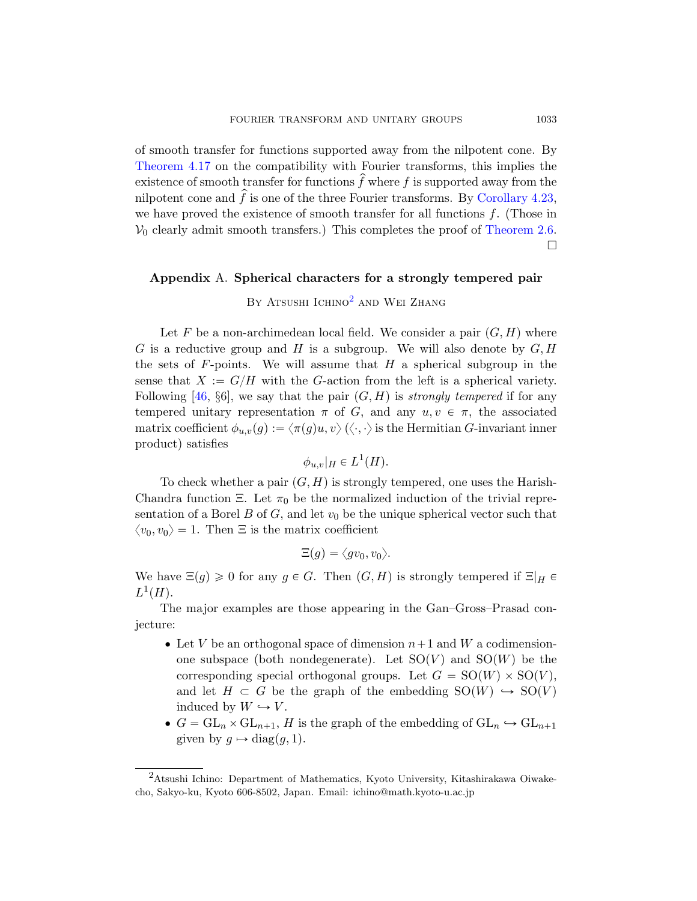of smooth transfer for functions supported away from the nilpotent cone. By Theorem 4.17 on the compatibility with Fourier transforms, this implies the existence of smooth transfer for functions $\widehat{f}$ where $f$ is supported away from the nilpotent cone and $\widehat{f}$ is one of the three Fourier transforms. By Corollary 4.23, we have proved the existence of smooth transfer for all functions $f$. (Those in $\mathcal{V}_0$ clearly admit smooth transfers.) This completes the proof of Theorem 2.6. □

## Appendix A. Spherical characters for a strongly tempered pair

By Atsushi Ichino[2] and Wei Zhang

Let $F$ be a non-archimedean local field. We consider a pair $(G, H)$ where $G$ is a reductive group and $H$ is a subgroup. We will also denote by $G, H$ the sets of $F$-points. We will assume that $H$ a spherical subgroup in the sense that $X := G/H$ with the $G$-action from the left is a spherical variety. Following [46, §6], we say that the pair $(G, H)$ is *strongly tempered* if for any tempered unitary representation $\pi$ of $G$, and any $u, v \in \pi$, the associated matrix coefficient $\phi_{u,v}(g) := \langle \pi(g)u, v\rangle$ ($\langle\cdot,\cdot\rangle$ is the Hermitian $G$-invariant inner product) satisfies

$$\phi_{u,v}|_H \in L^1(H).$$

To check whether a pair $(G, H)$ is strongly tempered, one uses the Harish-Chandra function $\Xi$. Let $\pi_0$ be the normalized induction of the trivial representation of a Borel $B$ of $G$, and let $v_0$ be the unique spherical vector such that $\langle v_0, v_0\rangle = 1$. Then $\Xi$ is the matrix coefficient

$$\Xi(g) = \langle gv_0, v_0\rangle.$$

We have $\Xi(g) \geqslant 0$ for any $g \in G$. Then $(G, H)$ is strongly tempered if $\Xi|_H \in L^1(H)$.

The major examples are those appearing in the Gan–Gross–Prasad conjecture:

- Let $V$ be an orthogonal space of dimension $n+1$ and $W$ a codimension-one subspace (both nondegenerate). Let $\mathrm{SO}(V)$ and $\mathrm{SO}(W)$ be the corresponding special orthogonal groups. Let $G = \mathrm{SO}(W) \times \mathrm{SO}(V)$, and let $H \subset G$ be the graph of the embedding $\mathrm{SO}(W) \hookrightarrow \mathrm{SO}(V)$ induced by $W \hookrightarrow V$.
- $G = \mathrm{GL}_n \times \mathrm{GL}_{n+1}$, $H$ is the graph of the embedding of $\mathrm{GL}_n \hookrightarrow \mathrm{GL}_{n+1}$ given by $g \mapsto \mathrm{diag}(g, 1)$.

[2] Atsushi Ichino: Department of Mathematics, Kyoto University, Kitashirakawa Oiwake-cho, Sakyo-ku, Kyoto 606-8502, Japan. Email: ichino@math.kyoto-u.ac.jp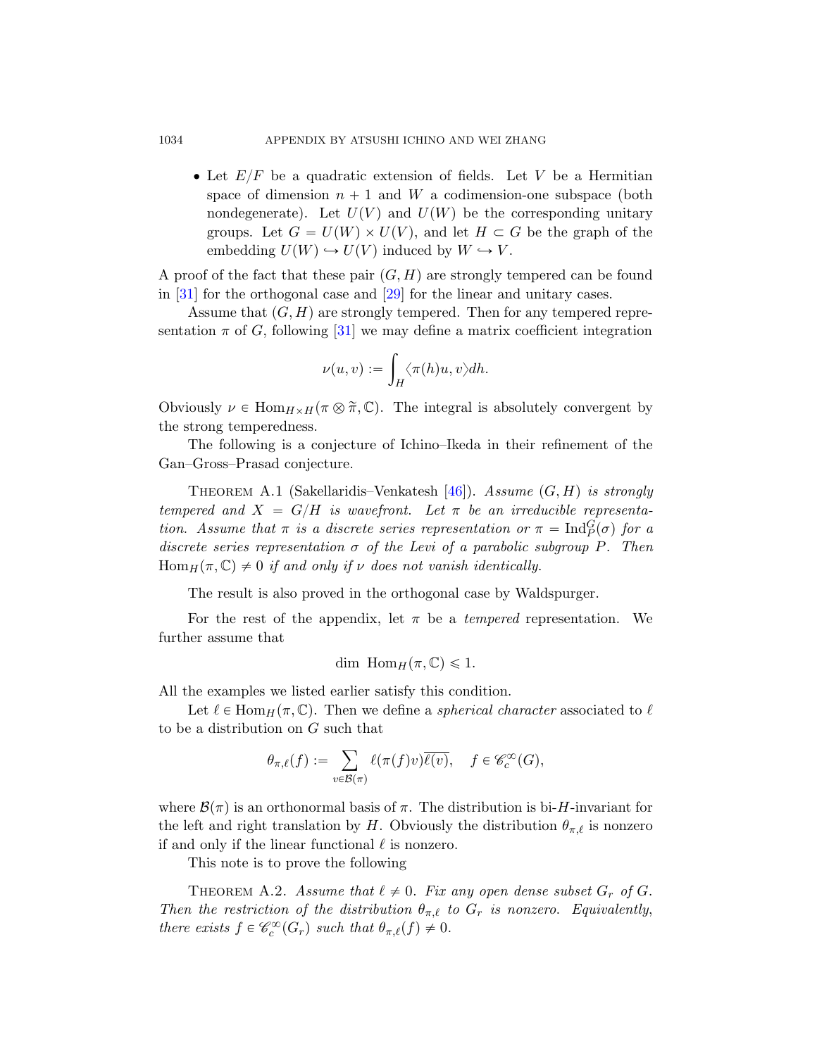- Let $E/F$ be a quadratic extension of fields. Let $V$ be a Hermitian space of dimension $n+1$ and $W$ a codimension-one subspace (both nondegenerate). Let $U(V)$ and $U(W)$ be the corresponding unitary groups. Let $G = U(W) \times U(V)$, and let $H \subset G$ be the graph of the embedding $U(W) \hookrightarrow U(V)$ induced by $W \hookrightarrow V$.

A proof of the fact that these pair $(G, H)$ are strongly tempered can be found in [31] for the orthogonal case and [29] for the linear and unitary cases.

Assume that $(G, H)$ are strongly tempered. Then for any tempered representation $\pi$ of $G$, following [31] we may define a matrix coefficient integration

$$\nu(u, v) := \int_H \langle \pi(h)u, v \rangle dh.$$

Obviously $\nu \in \mathrm{Hom}_{H \times H}(\pi \otimes \widetilde{\pi}, \mathbb{C})$. The integral is absolutely convergent by the strong temperedness.

The following is a conjecture of Ichino–Ikeda in their refinement of the Gan–Gross–Prasad conjecture.

THEOREM A.1 (Sakellaridis–Venkatesh [46]). *Assume $(G, H)$ is strongly tempered and $X = G/H$ is wavefront. Let $\pi$ be an irreducible representation. Assume that $\pi$ is a discrete series representation or $\pi = \mathrm{Ind}_P^G(\sigma)$ for a discrete series representation $\sigma$ of the Levi of a parabolic subgroup $P$. Then $\mathrm{Hom}_H(\pi, \mathbb{C}) \neq 0$ if and only if $\nu$ does not vanish identically.*

The result is also proved in the orthogonal case by Waldspurger.

For the rest of the appendix, let $\pi$ be a *tempered* representation. We further assume that

$$\dim\ \mathrm{Hom}_H(\pi, \mathbb{C}) \leqslant 1.$$

All the examples we listed earlier satisfy this condition.

Let $\ell \in \mathrm{Hom}_H(\pi, \mathbb{C})$. Then we define a *spherical character* associated to $\ell$ to be a distribution on $G$ such that

$$\theta_{\pi,\ell}(f) := \sum_{v \in \mathcal{B}(\pi)} \ell(\pi(f)v)\overline{\ell(v)}, \quad f \in \mathscr{C}_c^\infty(G),$$

where $\mathcal{B}(\pi)$ is an orthonormal basis of $\pi$. The distribution is bi-$H$-invariant for the left and right translation by $H$. Obviously the distribution $\theta_{\pi,\ell}$ is nonzero if and only if the linear functional $\ell$ is nonzero.

This note is to prove the following

THEOREM A.2. *Assume that $\ell \neq 0$. Fix any open dense subset $G_r$ of $G$. Then the restriction of the distribution $\theta_{\pi,\ell}$ to $G_r$ is nonzero. Equivalently, there exists $f \in \mathscr{C}_c^\infty(G_r)$ such that $\theta_{\pi,\ell}(f) \neq 0$.*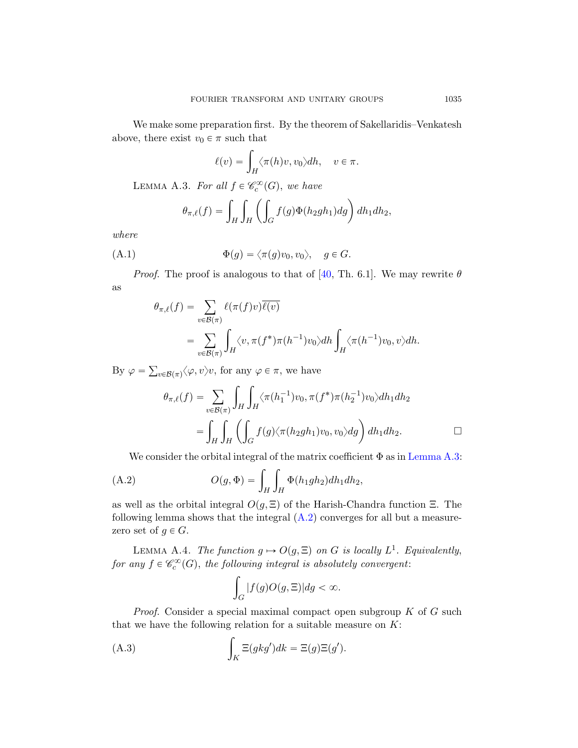We make some preparation first. By the theorem of Sakellaridis–Venkatesh above, there exist $v_0 \in \pi$ such that

$$\ell(v) = \int_H \langle \pi(h)v, v_0 \rangle dh, \quad v \in \pi.$$

LEMMA A.3. *For all $f \in \mathscr{C}_c^\infty(G)$, we have*

$$\theta_{\pi,\ell}(f) = \int_H \int_H \left( \int_G f(g)\Phi(h_2 g h_1) dg \right) dh_1 dh_2,$$

*where*

$$\Phi(g) = \langle \pi(g)v_0, v_0 \rangle, \quad g \in G. \tag{A.1}$$

*Proof.* The proof is analogous to that of [40, Th. 6.1]. We may rewrite $\theta$ as

$$\begin{aligned}
\theta_{\pi,\ell}(f) &= \sum_{v \in \mathcal{B}(\pi)} \ell(\pi(f)v)\overline{\ell(v)} \\
&= \sum_{v \in \mathcal{B}(\pi)} \int_H \langle v, \pi(f^*)\pi(h^{-1})v_0 \rangle dh \int_H \langle \pi(h^{-1})v_0, v \rangle dh.
\end{aligned}$$

By $\varphi = \sum_{v \in \mathcal{B}(\pi)} \langle \varphi, v \rangle v$, for any $\varphi \in \pi$, we have

$$\begin{aligned}
\theta_{\pi,\ell}(f) &= \sum_{v \in \mathcal{B}(\pi)} \int_H \int_H \langle \pi(h_1^{-1})v_0, \pi(f^*)\pi(h_2^{-1})v_0 \rangle dh_1 dh_2 \\
&= \int_H \int_H \left( \int_G f(g) \langle \pi(h_2 g h_1)v_0, v_0 \rangle dg \right) dh_1 dh_2. \qquad \square
\end{aligned}$$

We consider the orbital integral of the matrix coefficient $\Phi$ as in Lemma A.3:

$$O(g, \Phi) = \int_H \int_H \Phi(h_1 g h_2) dh_1 dh_2, \tag{A.2}$$

as well as the orbital integral $O(g, \Xi)$ of the Harish-Chandra function $\Xi$. The following lemma shows that the integral (A.2) converges for all but a measure-zero set of $g \in G$.

LEMMA A.4. *The function $g \mapsto O(g, \Xi)$ on $G$ is locally $L^1$. Equivalently, for any $f \in \mathscr{C}_c^\infty(G)$, the following integral is absolutely convergent:*

$$\int_G |f(g) O(g, \Xi)| dg < \infty.$$

*Proof.* Consider a special maximal compact open subgroup $K$ of $G$ such that we have the following relation for a suitable measure on $K$:

$$\int_K \Xi(gkg') dk = \Xi(g)\Xi(g'). \tag{A.3}$$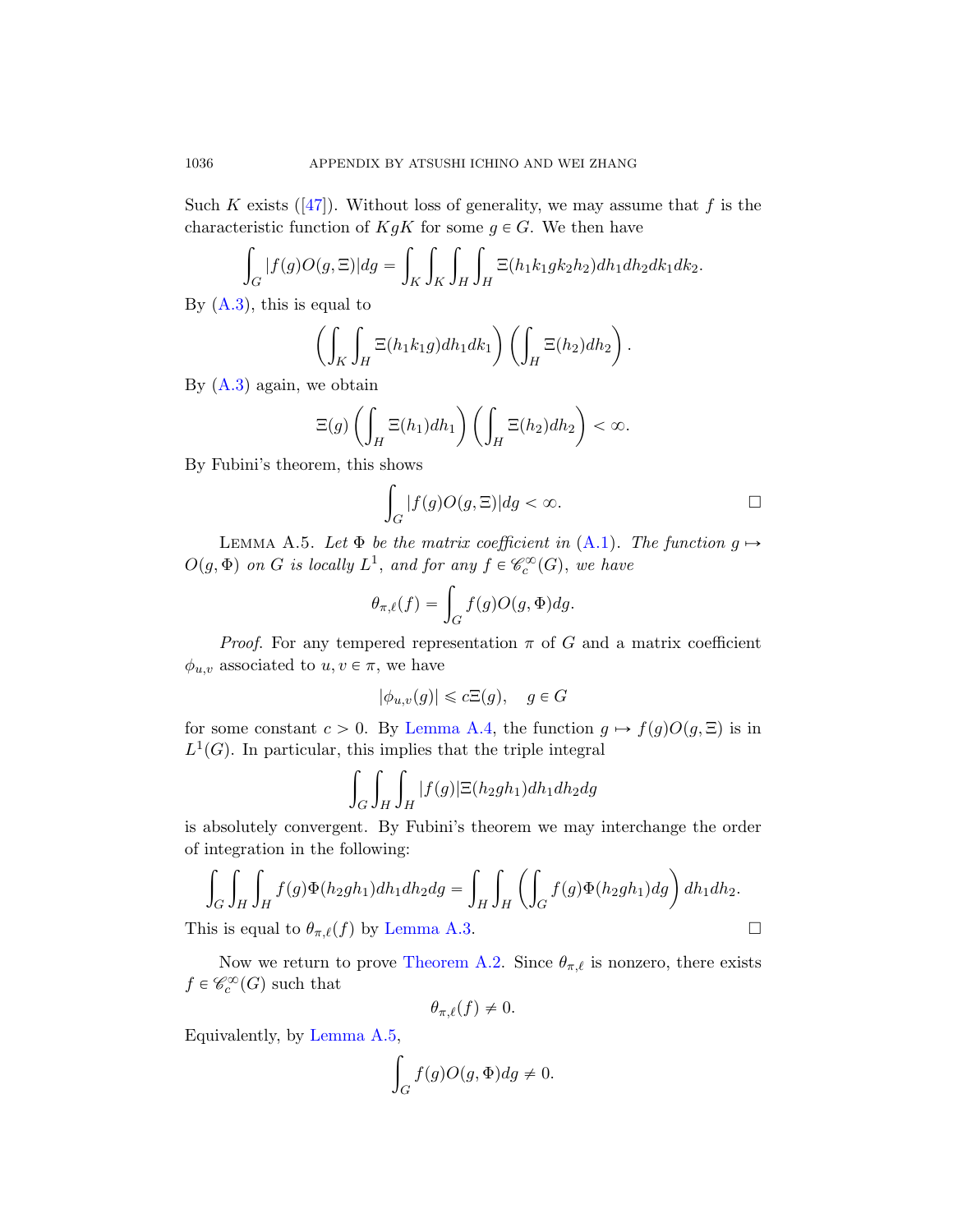Such $K$ exists ([47]). Without loss of generality, we may assume that $f$ is the characteristic function of $KgK$ for some $g \in G$. We then have

$$\int_G |f(g)O(g,\Xi)|dg = \int_K \int_K \int_H \int_H \Xi(h_1 k_1 g k_2 h_2) dh_1 dh_2 dk_1 dk_2.$$

By (A.3), this is equal to

$$\left( \int_K \int_H \Xi(h_1 k_1 g) dh_1 dk_1 \right) \left( \int_H \Xi(h_2) dh_2 \right).$$

By (A.3) again, we obtain

$$\Xi(g) \left( \int_H \Xi(h_1) dh_1 \right) \left( \int_H \Xi(h_2) dh_2 \right) < \infty.$$

By Fubini's theorem, this shows

$$\int_G |f(g)O(g,\Xi)|dg < \infty. \qquad \square$$

Lemma A.5. *Let $\Phi$ be the matrix coefficient in (A.1). The function $g \mapsto O(g,\Phi)$ on $G$ is locally $L^1$, and for any $f \in \mathscr{C}_c^\infty(G)$, we have*

$$\theta_{\pi,\ell}(f) = \int_G f(g) O(g,\Phi) dg.$$

*Proof.* For any tempered representation $\pi$ of $G$ and a matrix coefficient $\phi_{u,v}$ associated to $u, v \in \pi$, we have

$$|\phi_{u,v}(g)| \leqslant c\Xi(g), \quad g \in G$$

for some constant $c > 0$. By Lemma A.4, the function $g \mapsto f(g)O(g,\Xi)$ is in $L^1(G)$. In particular, this implies that the triple integral

$$\int_G \int_H \int_H |f(g)| \Xi(h_2 g h_1) dh_1 dh_2 dg$$

is absolutely convergent. By Fubini's theorem we may interchange the order of integration in the following:

$$\int_G \int_H \int_H f(g) \Phi(h_2 g h_1) dh_1 dh_2 dg = \int_H \int_H \left( \int_G f(g) \Phi(h_2 g h_1) dg \right) dh_1 dh_2.$$

This is equal to $\theta_{\pi,\ell}(f)$ by Lemma A.3. $\square$

Now we return to prove Theorem A.2. Since $\theta_{\pi,\ell}$ is nonzero, there exists $f \in \mathscr{C}_c^\infty(G)$ such that

$$\theta_{\pi,\ell}(f) \neq 0.$$

Equivalently, by Lemma A.5,

$$\int_G f(g) O(g,\Phi) dg \neq 0.$$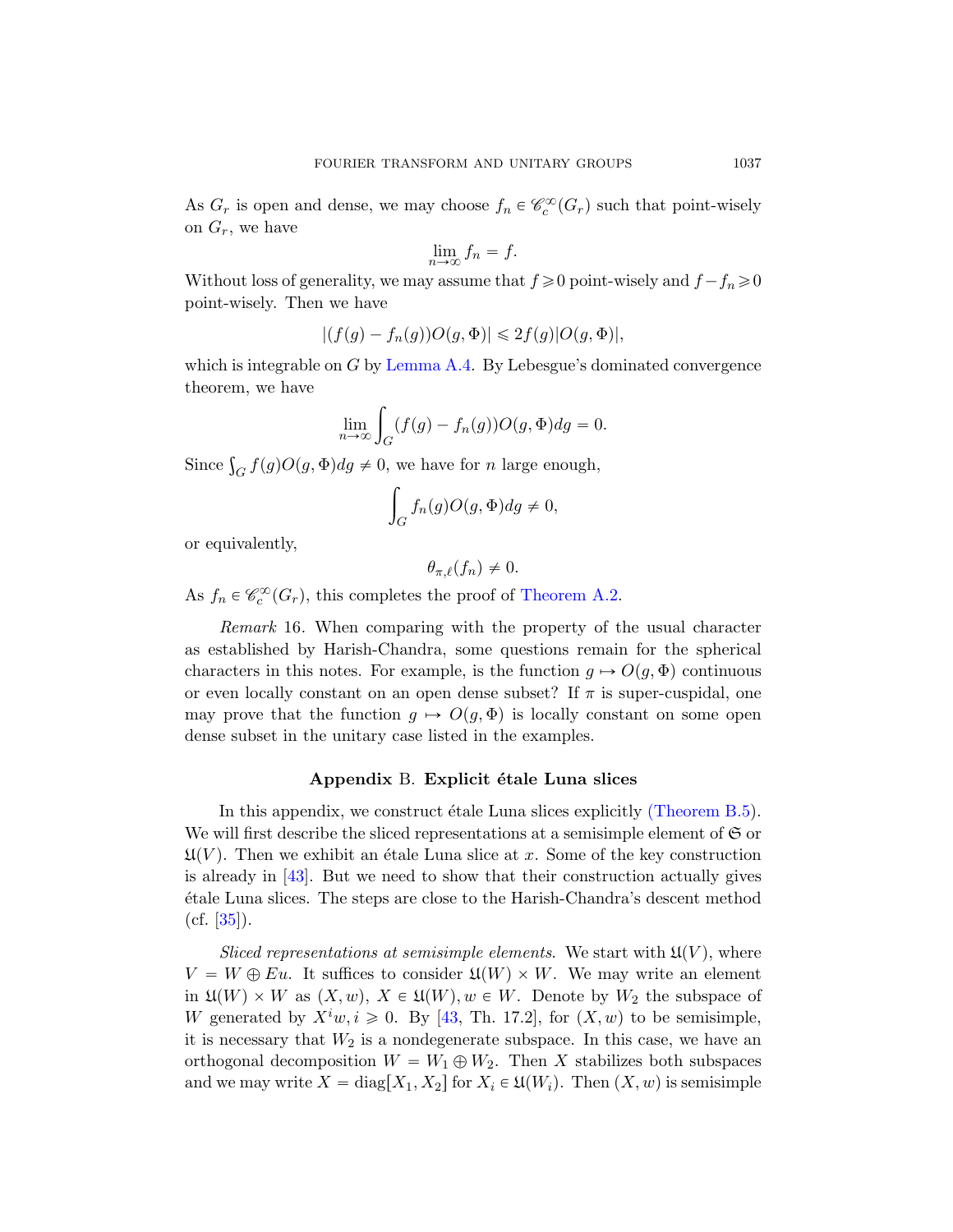As $G_r$ is open and dense, we may choose $f_n \in \mathscr{C}_c^\infty(G_r)$ such that point-wisely on $G_r$, we have

$$\lim_{n\to\infty} f_n = f.$$

Without loss of generality, we may assume that $f \geqslant 0$ point-wisely and $f - f_n \geqslant 0$ point-wisely. Then we have

$$|(f(g) - f_n(g))O(g, \Phi)| \leqslant 2f(g)|O(g, \Phi)|,$$

which is integrable on $G$ by Lemma A.4. By Lebesgue's dominated convergence theorem, we have

$$\lim_{n\to\infty} \int_G (f(g) - f_n(g))O(g, \Phi)dg = 0.$$

Since $\int_G f(g)O(g, \Phi)dg \neq 0$, we have for $n$ large enough,

$$\int_G f_n(g)O(g, \Phi)dg \neq 0,$$

or equivalently,

$$\theta_{\pi,\ell}(f_n) \neq 0.$$

As $f_n \in \mathscr{C}_c^\infty(G_r)$, this completes the proof of Theorem A.2.

*Remark* 16. When comparing with the property of the usual character as established by Harish-Chandra, some questions remain for the spherical characters in this notes. For example, is the function $g \mapsto O(g, \Phi)$ continuous or even locally constant on an open dense subset? If $\pi$ is super-cuspidal, one may prove that the function $g \mapsto O(g, \Phi)$ is locally constant on some open dense subset in the unitary case listed in the examples.

## Appendix B. Explicit étale Luna slices

In this appendix, we construct étale Luna slices explicitly (Theorem B.5). We will first describe the sliced representations at a semisimple element of $\mathfrak{S}$ or $\mathfrak{U}(V)$. Then we exhibit an étale Luna slice at $x$. Some of the key construction is already in [43]. But we need to show that their construction actually gives étale Luna slices. The steps are close to the Harish-Chandra's descent method (cf. [35]).

*Sliced representations at semisimple elements.* We start with $\mathfrak{U}(V)$, where $V = W \oplus Eu$. It suffices to consider $\mathfrak{U}(W) \times W$. We may write an element in $\mathfrak{U}(W) \times W$ as $(X, w)$, $X \in \mathfrak{U}(W), w \in W$. Denote by $W_2$ the subspace of $W$ generated by $X^i w, i \geqslant 0$. By [43, Th. 17.2], for $(X, w)$ to be semisimple, it is necessary that $W_2$ is a nondegenerate subspace. In this case, we have an orthogonal decomposition $W = W_1 \oplus W_2$. Then $X$ stabilizes both subspaces and we may write $X = \mathrm{diag}[X_1, X_2]$ for $X_i \in \mathfrak{U}(W_i)$. Then $(X, w)$ is semisimple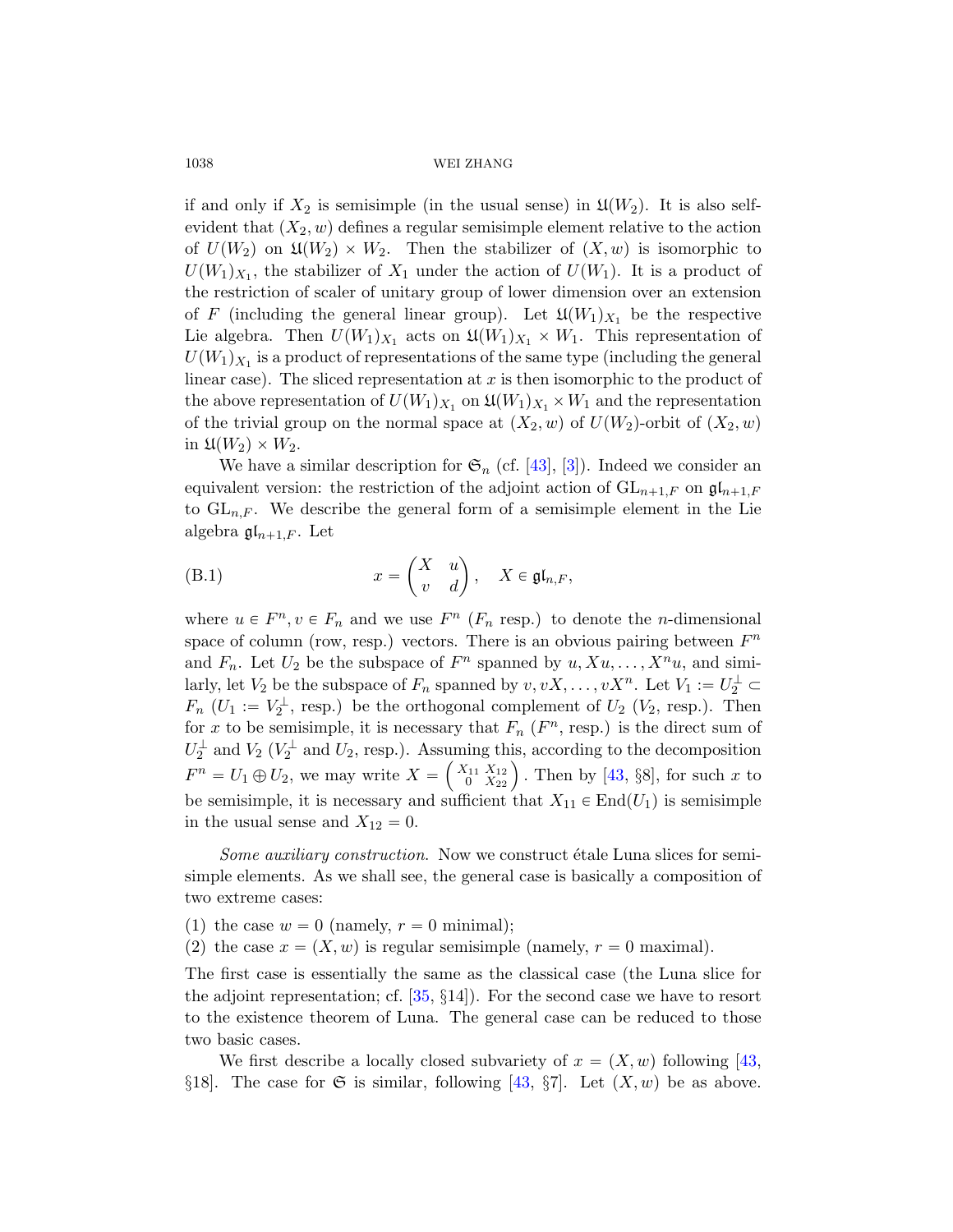if and only if $X_2$ is semisimple (in the usual sense) in $\mathfrak{U}(W_2)$. It is also self-evident that $(X_2, w)$ defines a regular semisimple element relative to the action of $U(W_2)$ on $\mathfrak{U}(W_2) \times W_2$. Then the stabilizer of $(X, w)$ is isomorphic to $U(W_1)_{X_1}$, the stabilizer of $X_1$ under the action of $U(W_1)$. It is a product of the restriction of scaler of unitary group of lower dimension over an extension of $F$ (including the general linear group). Let $\mathfrak{U}(W_1)_{X_1}$ be the respective Lie algebra. Then $U(W_1)_{X_1}$ acts on $\mathfrak{U}(W_1)_{X_1} \times W_1$. This representation of $U(W_1)_{X_1}$ is a product of representations of the same type (including the general linear case). The sliced representation at $x$ is then isomorphic to the product of the above representation of $U(W_1)_{X_1}$ on $\mathfrak{U}(W_1)_{X_1} \times W_1$ and the representation of the trivial group on the normal space at $(X_2, w)$ of $U(W_2)$-orbit of $(X_2, w)$ in $\mathfrak{U}(W_2) \times W_2$.

We have a similar description for $\mathfrak{S}_n$ (cf. [43], [3]). Indeed we consider an equivalent version: the restriction of the adjoint action of $\mathrm{GL}_{n+1,F}$ on $\mathfrak{gl}_{n+1,F}$ to $\mathrm{GL}_{n,F}$. We describe the general form of a semisimple element in the Lie algebra $\mathfrak{gl}_{n+1,F}$. Let

$$x = \begin{pmatrix} X & u \\ v & d \end{pmatrix}, \quad X \in \mathfrak{gl}_{n,F}, \tag{B.1}$$

where $u \in F^n, v \in F_n$ and we use $F^n$ ($F_n$ resp.) to denote the $n$-dimensional space of column (row, resp.) vectors. There is an obvious pairing between $F^n$ and $F_n$. Let $U_2$ be the subspace of $F^n$ spanned by $u, Xu, \ldots, X^n u$, and similarly, let $V_2$ be the subspace of $F_n$ spanned by $v, vX, \ldots, vX^n$. Let $V_1 := U_2^{\perp} \subset F_n$ ($U_1 := V_2^{\perp}$, resp.) be the orthogonal complement of $U_2$ ($V_2$, resp.). Then for $x$ to be semisimple, it is necessary that $F_n$ ($F^n$, resp.) is the direct sum of $U_2^{\perp}$ and $V_2$ ($V_2^{\perp}$ and $U_2$, resp.). Assuming this, according to the decomposition $F^n = U_1 \oplus U_2$, we may write $X = \begin{pmatrix} X_{11} & X_{12} \\ 0 & X_{22} \end{pmatrix}$. Then by [43, §8], for such $x$ to be semisimple, it is necessary and sufficient that $X_{11} \in \mathrm{End}(U_1)$ is semisimple in the usual sense and $X_{12} = 0$.

*Some auxiliary construction.* Now we construct étale Luna slices for semisimple elements. As we shall see, the general case is basically a composition of two extreme cases:

(1) the case $w = 0$ (namely, $r = 0$ minimal);
(2) the case $x = (X, w)$ is regular semisimple (namely, $r = 0$ maximal).

The first case is essentially the same as the classical case (the Luna slice for the adjoint representation; cf. [35, §14]). For the second case we have to resort to the existence theorem of Luna. The general case can be reduced to those two basic cases.

We first describe a locally closed subvariety of $x = (X, w)$ following [43, §18]. The case for $\mathfrak{S}$ is similar, following [43, §7]. Let $(X, w)$ be as above.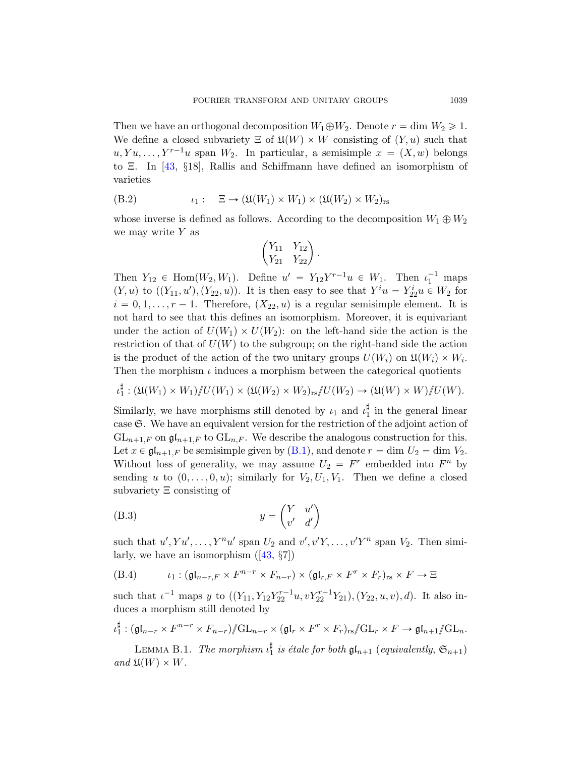Then we have an orthogonal decomposition $W_1 \oplus W_2$. Denote $r = \dim W_2 \geqslant 1$. We define a closed subvariety $\Xi$ of $\mathfrak{U}(W) \times W$ consisting of $(Y, u)$ such that $u, Yu, \ldots, Y^{r-1}u$ span $W_2$. In particular, a semisimple $x = (X, w)$ belongs to $\Xi$. In [43, §18], Rallis and Schiffmann have defined an isomorphism of varieties

$$\iota_1 : \quad \Xi \to (\mathfrak{U}(W_1) \times W_1) \times (\mathfrak{U}(W_2) \times W_2)_{\mathrm{rs}} \tag{B.2}$$

whose inverse is defined as follows. According to the decomposition $W_1 \oplus W_2$ we may write $Y$ as

$$\begin{pmatrix} Y_{11} & Y_{12} \\ Y_{21} & Y_{22} \end{pmatrix}.$$

Then $Y_{12} \in \mathrm{Hom}(W_2, W_1)$. Define $u' = Y_{12}Y^{r-1}u \in W_1$. Then $\iota_1^{-1}$ maps $(Y, u)$ to $((Y_{11}, u'), (Y_{22}, u))$. It is then easy to see that $Y^i u = Y_{22}^i u \in W_2$ for $i = 0, 1, \ldots, r-1$. Therefore, $(X_{22}, u)$ is a regular semisimple element. It is not hard to see that this defines an isomorphism. Moreover, it is equivariant under the action of $U(W_1) \times U(W_2)$: on the left-hand side the action is the restriction of that of $U(W)$ to the subgroup; on the right-hand side the action is the product of the action of the two unitary groups $U(W_i)$ on $\mathfrak{U}(W_i) \times W_i$. Then the morphism $\iota$ induces a morphism between the categorical quotients

$$\iota_1^\sharp : (\mathfrak{U}(W_1) \times W_1) /\!\!/ U(W_1) \times (\mathfrak{U}(W_2) \times W_2)_{\mathrm{rs}} /\!\!/ U(W_2) \to (\mathfrak{U}(W) \times W) /\!\!/ U(W).$$

Similarly, we have morphisms still denoted by $\iota_1$ and $\iota_1^\sharp$ in the general linear case $\mathfrak{S}$. We have an equivalent version for the restriction of the adjoint action of $\mathrm{GL}_{n+1,F}$ on $\mathfrak{gl}_{n+1,F}$ to $\mathrm{GL}_{n,F}$. We describe the analogous construction for this. Let $x \in \mathfrak{gl}_{n+1,F}$ be semisimple given by (B.1), and denote $r = \dim U_2 = \dim V_2$. Without loss of generality, we may assume $U_2 = F^r$ embedded into $F^n$ by sending $u$ to $(0, \ldots, 0, u)$; similarly for $V_2, U_1, V_1$. Then we define a closed subvariety $\Xi$ consisting of

$$y = \begin{pmatrix} Y & u' \\ v' & d' \end{pmatrix} \tag{B.3}$$

such that $u', Yu', \ldots, Y^n u'$ span $U_2$ and $v', v'Y, \ldots, v'Y^n$ span $V_2$. Then similarly, we have an isomorphism ([43, §7])

$$\iota_1 : (\mathfrak{gl}_{n-r,F} \times F^{n-r} \times F_{n-r}) \times (\mathfrak{gl}_{r,F} \times F^r \times F_r)_{\mathrm{rs}} \times F \to \Xi \tag{B.4}$$

such that $\iota^{-1}$ maps $y$ to $((Y_{11}, Y_{12}Y_{22}^{r-1}u, vY_{22}^{r-1}Y_{21}), (Y_{22}, u, v), d)$. It also induces a morphism still denoted by

$$\iota_1^\sharp : (\mathfrak{gl}_{n-r} \times F^{n-r} \times F_{n-r}) /\!\!/ \mathrm{GL}_{n-r} \times (\mathfrak{gl}_r \times F^r \times F_r)_{\mathrm{rs}} /\!\!/ \mathrm{GL}_r \times F \to \mathfrak{gl}_{n+1} /\!\!/ \mathrm{GL}_n.$$

LEMMA B.1. *The morphism $\iota_1^\sharp$ is étale for both $\mathfrak{gl}_{n+1}$ (equivalently, $\mathfrak{S}_{n+1}$) and $\mathfrak{U}(W) \times W$.*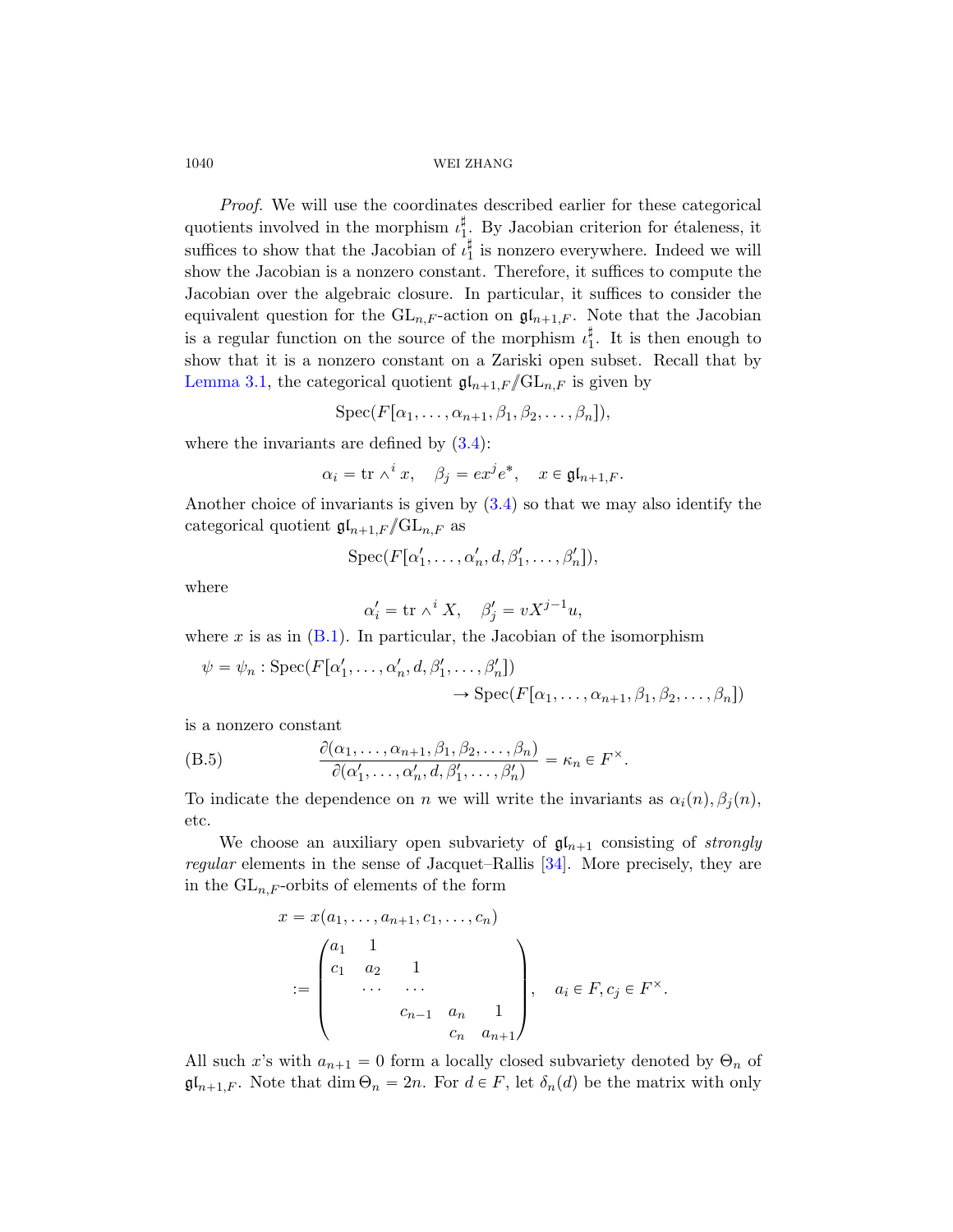*Proof.* We will use the coordinates described earlier for these categorical quotients involved in the morphism $\iota_1^\sharp$. By Jacobian criterion for étaleness, it suffices to show that the Jacobian of $\iota_1^\sharp$ is nonzero everywhere. Indeed we will show the Jacobian is a nonzero constant. Therefore, it suffices to compute the Jacobian over the algebraic closure. In particular, it suffices to consider the equivalent question for the $\mathrm{GL}_{n,F}$-action on $\mathfrak{gl}_{n+1,F}$. Note that the Jacobian is a regular function on the source of the morphism $\iota_1^\sharp$. It is then enough to show that it is a nonzero constant on a Zariski open subset. Recall that by Lemma 3.1, the categorical quotient $\mathfrak{gl}_{n+1,F}/\!\!/\mathrm{GL}_{n,F}$ is given by

$$\mathrm{Spec}(F[\alpha_1, \dots, \alpha_{n+1}, \beta_1, \beta_2, \dots, \beta_n]),$$

where the invariants are defined by (3.4):

$$\alpha_i = \mathrm{tr} \wedge^i x, \quad \beta_j = e x^j e^*, \quad x \in \mathfrak{gl}_{n+1,F}.$$

Another choice of invariants is given by (3.4) so that we may also identify the categorical quotient $\mathfrak{gl}_{n+1,F}/\!\!/\mathrm{GL}_{n,F}$ as

$$\mathrm{Spec}(F[\alpha'_1, \dots, \alpha'_n, d, \beta'_1, \dots, \beta'_n]),$$

where

$$\alpha'_i = \mathrm{tr} \wedge^i X, \quad \beta'_j = v X^{j-1} u,$$

where $x$ is as in (B.1). In particular, the Jacobian of the isomorphism

$$\psi = \psi_n : \mathrm{Spec}(F[\alpha'_1, \dots, \alpha'_n, d, \beta'_1, \dots, \beta'_n]) \to \mathrm{Spec}(F[\alpha_1, \dots, \alpha_{n+1}, \beta_1, \beta_2, \dots, \beta_n])$$

is a nonzero constant

$$\frac{\partial(\alpha_1, \dots, \alpha_{n+1}, \beta_1, \beta_2, \dots, \beta_n)}{\partial(\alpha'_1, \dots, \alpha'_n, d, \beta'_1, \dots, \beta'_n)} = \kappa_n \in F^\times. \tag{B.5}$$

To indicate the dependence on $n$ we will write the invariants as $\alpha_i(n), \beta_j(n)$, etc.

We choose an auxiliary open subvariety of $\mathfrak{gl}_{n+1}$ consisting of *strongly regular* elements in the sense of Jacquet–Rallis [34]. More precisely, they are in the $\mathrm{GL}_{n,F}$-orbits of elements of the form

$$x = x(a_1, \dots, a_{n+1}, c_1, \dots, c_n) := \begin{pmatrix} a_1 & 1 & & & \\ c_1 & a_2 & 1 & & \\ & \cdots & \cdots & & \\ & & c_{n-1} & a_n & 1 \\ & & & c_n & a_{n+1} \end{pmatrix}, \quad a_i \in F, c_j \in F^\times.$$

All such $x$'s with $a_{n+1} = 0$ form a locally closed subvariety denoted by $\Theta_n$ of $\mathfrak{gl}_{n+1,F}$. Note that $\dim \Theta_n = 2n$. For $d \in F$, let $\delta_n(d)$ be the matrix with only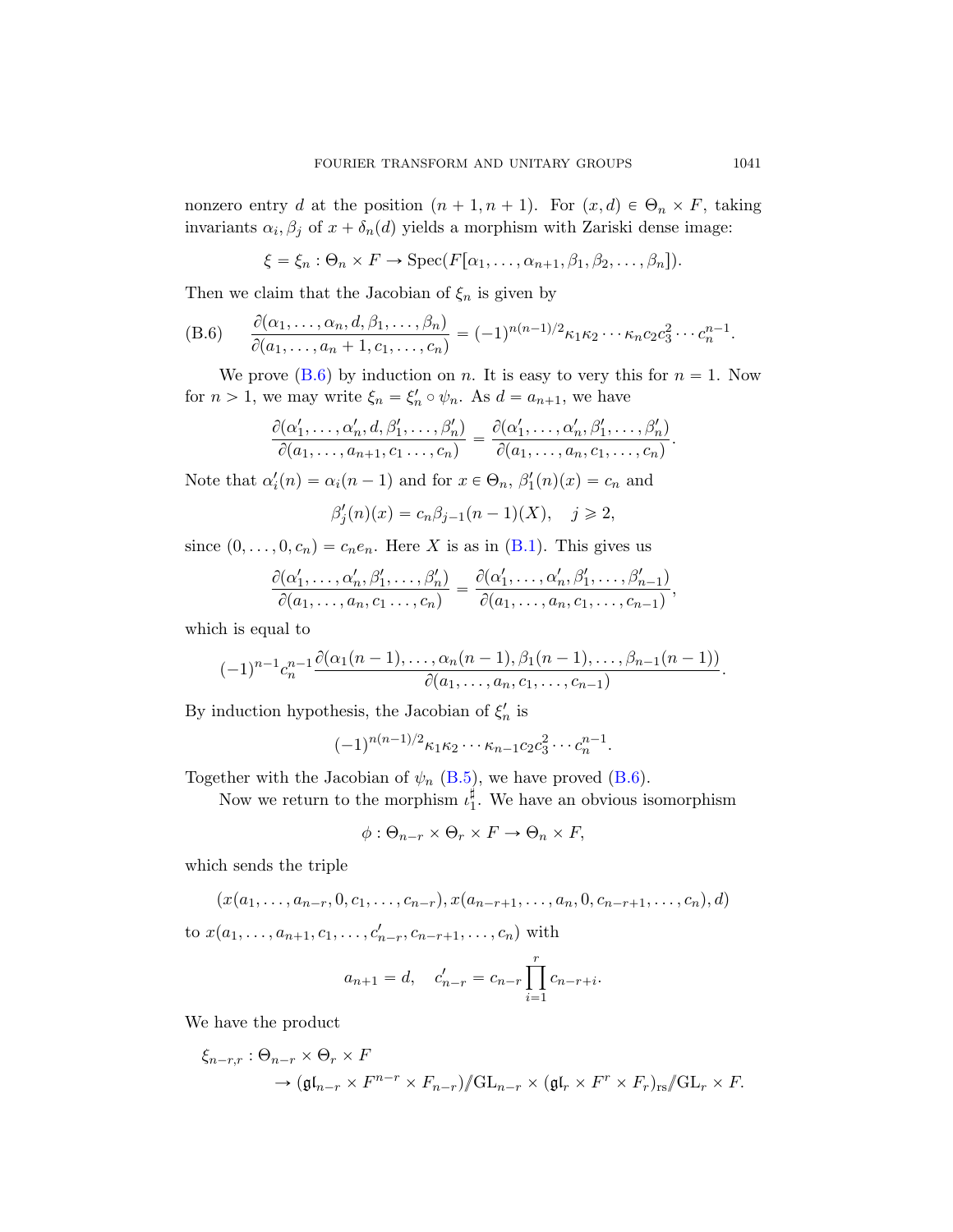nonzero entry $d$ at the position $(n+1, n+1)$. For $(x, d) \in \Theta_n \times F$, taking invariants $\alpha_i, \beta_j$ of $x + \delta_n(d)$ yields a morphism with Zariski dense image:

$$\xi = \xi_n : \Theta_n \times F \to \operatorname{Spec}(F[\alpha_1, \ldots, \alpha_{n+1}, \beta_1, \beta_2, \ldots, \beta_n]).$$

Then we claim that the Jacobian of $\xi_n$ is given by

$$\text{(B.6)} \qquad \frac{\partial(\alpha_1, \ldots, \alpha_n, d, \beta_1, \ldots, \beta_n)}{\partial(a_1, \ldots, a_n + 1, c_1, \ldots, c_n)} = (-1)^{n(n-1)/2} \kappa_1 \kappa_2 \cdots \kappa_n c_2 c_3^2 \cdots c_n^{n-1}.$$

We prove (B.6) by induction on $n$. It is easy to very this for $n = 1$. Now for $n > 1$, we may write $\xi_n = \xi_n' \circ \psi_n$. As $d = a_{n+1}$, we have

$$\frac{\partial(\alpha_1', \ldots, \alpha_n', d, \beta_1', \ldots, \beta_n')}{\partial(a_1, \ldots, a_{n+1}, c_1 \ldots, c_n)} = \frac{\partial(\alpha_1', \ldots, \alpha_n', \beta_1', \ldots, \beta_n')}{\partial(a_1, \ldots, a_n, c_1, \ldots, c_n)}.$$

Note that $\alpha_i'(n) = \alpha_i(n-1)$ and for $x \in \Theta_n$, $\beta_1'(n)(x) = c_n$ and

$$\beta_j'(n)(x) = c_n \beta_{j-1}(n-1)(X), \quad j \geqslant 2,$$

since $(0, \ldots, 0, c_n) = c_n e_n$. Here $X$ is as in (B.1). This gives us

$$\frac{\partial(\alpha_1', \ldots, \alpha_n', \beta_1', \ldots, \beta_n')}{\partial(a_1, \ldots, a_n, c_1 \ldots, c_n)} = \frac{\partial(\alpha_1', \ldots, \alpha_n', \beta_1', \ldots, \beta_{n-1}')}{\partial(a_1, \ldots, a_n, c_1, \ldots, c_{n-1})},$$

which is equal to

$$(-1)^{n-1} c_n^{n-1} \frac{\partial(\alpha_1(n-1), \ldots, \alpha_n(n-1), \beta_1(n-1), \ldots, \beta_{n-1}(n-1))}{\partial(a_1, \ldots, a_n, c_1, \ldots, c_{n-1})}.$$

By induction hypothesis, the Jacobian of $\xi_n'$ is

$$(-1)^{n(n-1)/2} \kappa_1 \kappa_2 \cdots \kappa_{n-1} c_2 c_3^2 \cdots c_n^{n-1}.$$

Together with the Jacobian of $\psi_n$ (B.5), we have proved (B.6).

Now we return to the morphism $\iota_1^\sharp$. We have an obvious isomorphism

$$\phi : \Theta_{n-r} \times \Theta_r \times F \to \Theta_n \times F,$$

which sends the triple

$$(x(a_1, \ldots, a_{n-r}, 0, c_1, \ldots, c_{n-r}), x(a_{n-r+1}, \ldots, a_n, 0, c_{n-r+1}, \ldots, c_n), d)$$

to $x(a_1, \ldots, a_{n+1}, c_1, \ldots, c_{n-r}', c_{n-r+1}, \ldots, c_n)$ with

$$a_{n+1} = d, \quad c_{n-r}' = c_{n-r} \prod_{i=1}^{r} c_{n-r+i}.$$

We have the product

$$\begin{aligned} \xi_{n-r,r} : \Theta_{n-r} &\times \Theta_r \times F \\ &\to (\mathfrak{gl}_{n-r} \times F^{n-r} \times F_{n-r}) /\!\!/ \mathrm{GL}_{n-r} \times (\mathfrak{gl}_r \times F^r \times F_r)_{\mathrm{rs}} /\!\!/ \mathrm{GL}_r \times F. \end{aligned}$$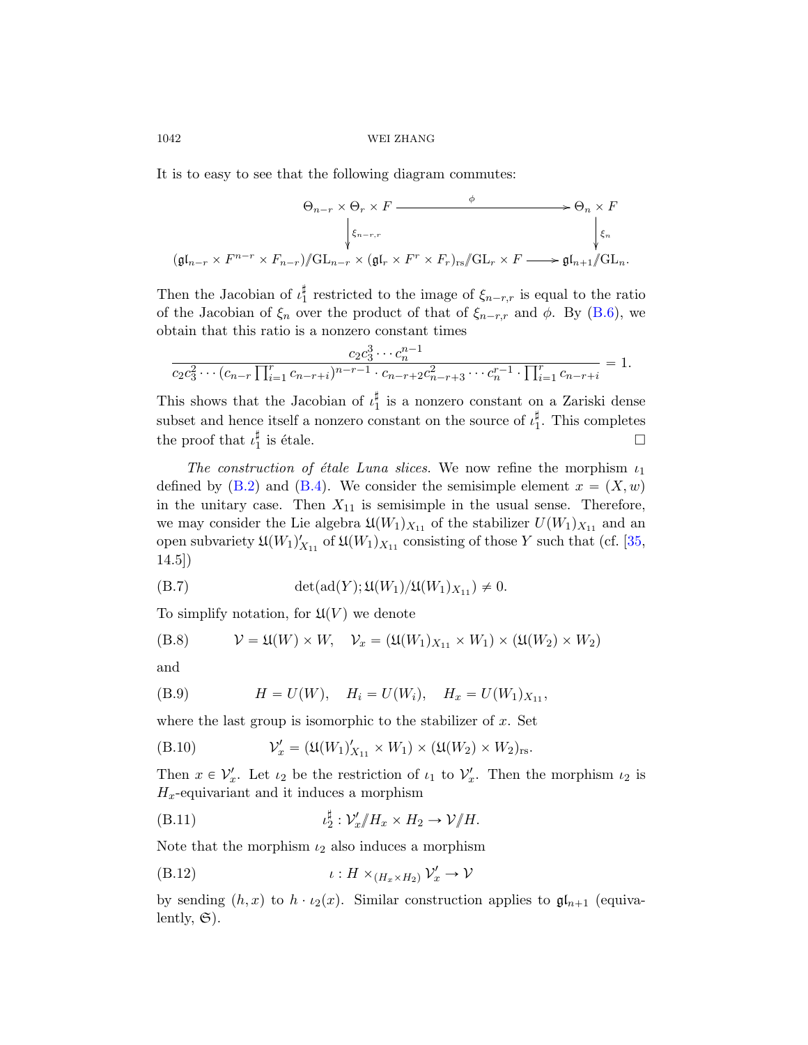It is to easy to see that the following diagram commutes:

$$\begin{array}{ccc}
\Theta_{n-r} \times \Theta_r \times F & \xrightarrow{\quad\phi\quad} & \Theta_n \times F \\
\Big\downarrow \xi_{n-r,r} & & \Big\downarrow \xi_n \\
(\mathfrak{gl}_{n-r} \times F^{n-r} \times F_{n-r})/\!\!/\mathrm{GL}_{n-r} \times (\mathfrak{gl}_r \times F^r \times F_r)_{\mathrm{rs}}/\!\!/\mathrm{GL}_r \times F & \longrightarrow & \mathfrak{gl}_{n+1}/\!\!/\mathrm{GL}_n.
\end{array}$$

Then the Jacobian of $\iota_1^\sharp$ restricted to the image of $\xi_{n-r,r}$ is equal to the ratio of the Jacobian of $\xi_n$ over the product of that of $\xi_{n-r,r}$ and $\phi$. By (B.6), we obtain that this ratio is a nonzero constant times

$$\frac{c_2 c_3^3 \cdots c_n^{n-1}}{c_2 c_3^2 \cdots (c_{n-r} \prod_{i=1}^r c_{n-r+i})^{n-r-1} \cdot c_{n-r+2} c_{n-r+3}^2 \cdots c_n^{r-1} \cdot \prod_{i=1}^r c_{n-r+i}} = 1.$$

This shows that the Jacobian of $\iota_1^\sharp$ is a nonzero constant on a Zariski dense subset and hence itself a nonzero constant on the source of $\iota_1^\sharp$. This completes the proof that $\iota_1^\sharp$ is étale. $\square$

*The construction of étale Luna slices.* We now refine the morphism $\iota_1$ defined by (B.2) and (B.4). We consider the semisimple element $x = (X, w)$ in the unitary case. Then $X_{11}$ is semisimple in the usual sense. Therefore, we may consider the Lie algebra $\mathfrak{U}(W_1)_{X_{11}}$ of the stabilizer $U(W_1)_{X_{11}}$ and an open subvariety $\mathfrak{U}(W_1)'_{X_{11}}$ of $\mathfrak{U}(W_1)_{X_{11}}$ consisting of those $Y$ such that (cf. [35, 14.5])

$$\det(\mathrm{ad}(Y); \mathfrak{U}(W_1)/\mathfrak{U}(W_1)_{X_{11}}) \neq 0. \tag{B.7}$$

To simplify notation, for $\mathfrak{U}(V)$ we denote

$$\mathcal{V} = \mathfrak{U}(W) \times W, \quad \mathcal{V}_x = (\mathfrak{U}(W_1)_{X_{11}} \times W_1) \times (\mathfrak{U}(W_2) \times W_2) \tag{B.8}$$

and

$$H = U(W), \quad H_i = U(W_i), \quad H_x = U(W_1)_{X_{11}}, \tag{B.9}$$

where the last group is isomorphic to the stabilizer of $x$. Set

$$\mathcal{V}'_x = (\mathfrak{U}(W_1)'_{X_{11}} \times W_1) \times (\mathfrak{U}(W_2) \times W_2)_{\mathrm{rs}}. \tag{B.10}$$

Then $x \in \mathcal{V}'_x$. Let $\iota_2$ be the restriction of $\iota_1$ to $\mathcal{V}'_x$. Then the morphism $\iota_2$ is $H_x$-equivariant and it induces a morphism

$$\iota_2^\sharp : \mathcal{V}'_x/\!\!/H_x \times H_2 \to \mathcal{V}/\!\!/H. \tag{B.11}$$

Note that the morphism $\iota_2$ also induces a morphism

$$\iota : H \times_{(H_x \times H_2)} \mathcal{V}'_x \to \mathcal{V} \tag{B.12}$$

by sending $(h, x)$ to $h \cdot \iota_2(x)$. Similar construction applies to $\mathfrak{gl}_{n+1}$ (equivalently, $\mathfrak{S}$).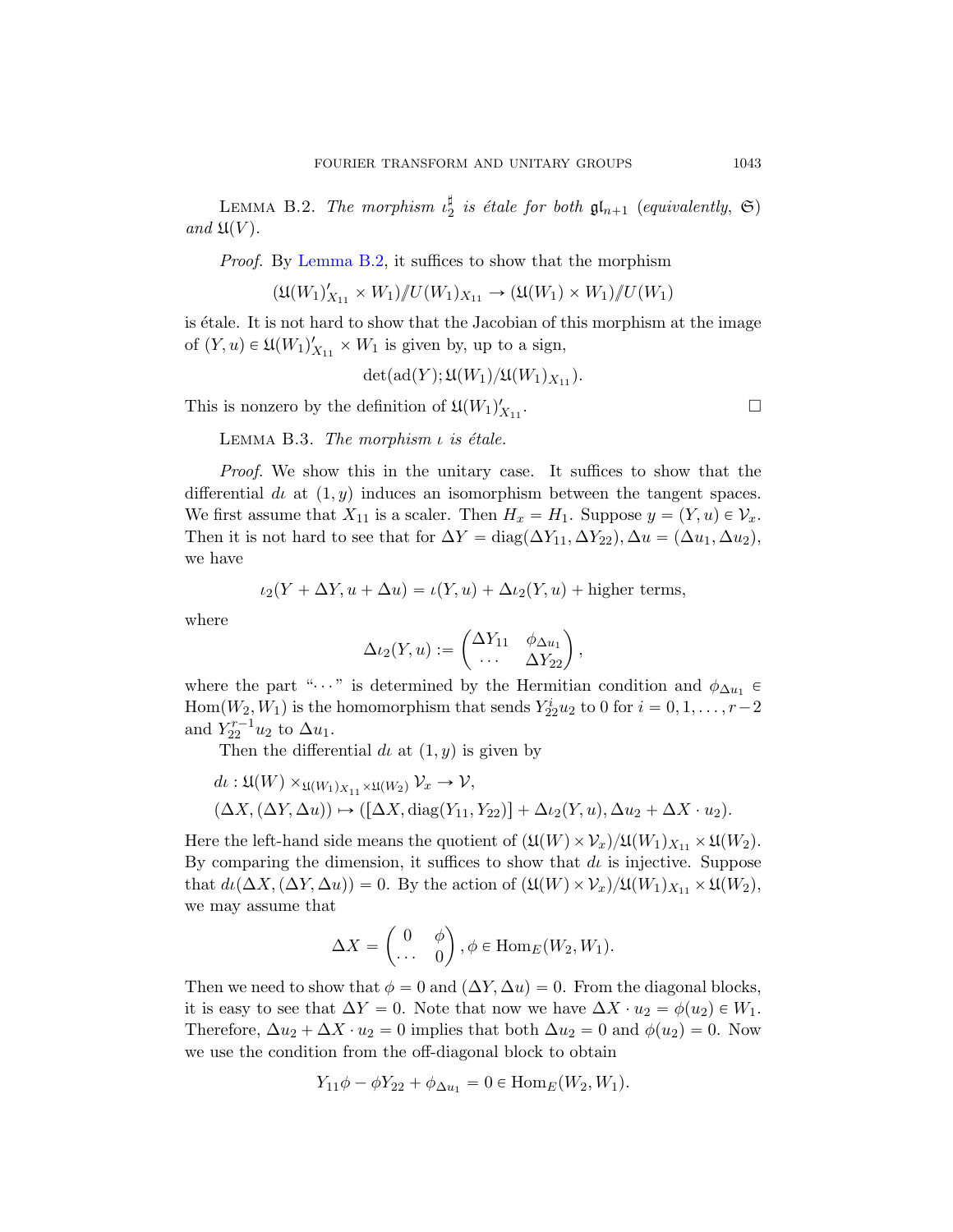Lemma B.2. *The morphism $\iota_2^\sharp$ is étale for both $\mathfrak{gl}_{n+1}$ (equivalently, $\mathfrak{S}$) and $\mathfrak{U}(V)$.*

*Proof.* By Lemma B.2, it suffices to show that the morphism

$$(\mathfrak{U}(W_1)'_{X_{11}} \times W_1) /\!\!/ U(W_1)_{X_{11}} \to (\mathfrak{U}(W_1) \times W_1) /\!\!/ U(W_1)$$

is étale. It is not hard to show that the Jacobian of this morphism at the image of $(Y, u) \in \mathfrak{U}(W_1)'_{X_{11}} \times W_1$ is given by, up to a sign,

$$\det(\mathrm{ad}(Y); \mathfrak{U}(W_1)/\mathfrak{U}(W_1)_{X_{11}}).$$

This is nonzero by the definition of $\mathfrak{U}(W_1)'_{X_{11}}$. $\square$

Lemma B.3. *The morphism $\iota$ is étale.*

*Proof.* We show this in the unitary case. It suffices to show that the differential $d\iota$ at $(1, y)$ induces an isomorphism between the tangent spaces. We first assume that $X_{11}$ is a scaler. Then $H_x = H_1$. Suppose $y = (Y, u) \in \mathcal{V}_x$. Then it is not hard to see that for $\Delta Y = \mathrm{diag}(\Delta Y_{11}, \Delta Y_{22}), \Delta u = (\Delta u_1, \Delta u_2)$, we have

$$\iota_2(Y + \Delta Y, u + \Delta u) = \iota(Y, u) + \Delta\iota_2(Y, u) + \text{higher terms},$$

where

$$\Delta\iota_2(Y, u) := \begin{pmatrix} \Delta Y_{11} & \phi_{\Delta u_1} \\ \cdots & \Delta Y_{22} \end{pmatrix},$$

where the part "$\cdots$" is determined by the Hermitian condition and $\phi_{\Delta u_1} \in \mathrm{Hom}(W_2, W_1)$ is the homomorphism that sends $Y_{22}^i u_2$ to 0 for $i = 0, 1, \ldots, r-2$ and $Y_{22}^{r-1} u_2$ to $\Delta u_1$.

Then the differential $d\iota$ at $(1, y)$ is given by

$$d\iota : \mathfrak{U}(W) \times_{\mathfrak{U}(W_1)_{X_{11}} \times \mathfrak{U}(W_2)} \mathcal{V}_x \to \mathcal{V},$$
$$(\Delta X, (\Delta Y, \Delta u)) \mapsto ([\Delta X, \mathrm{diag}(Y_{11}, Y_{22})] + \Delta\iota_2(Y, u), \Delta u_2 + \Delta X \cdot u_2).$$

Here the left-hand side means the quotient of $(\mathfrak{U}(W) \times \mathcal{V}_x)/\mathfrak{U}(W_1)_{X_{11}} \times \mathfrak{U}(W_2)$. By comparing the dimension, it suffices to show that $d\iota$ is injective. Suppose that $d\iota(\Delta X, (\Delta Y, \Delta u)) = 0$. By the action of $(\mathfrak{U}(W) \times \mathcal{V}_x)/\mathfrak{U}(W_1)_{X_{11}} \times \mathfrak{U}(W_2)$, we may assume that

$$\Delta X = \begin{pmatrix} 0 & \phi \\ \cdots & 0 \end{pmatrix}, \phi \in \mathrm{Hom}_E(W_2, W_1).$$

Then we need to show that $\phi = 0$ and $(\Delta Y, \Delta u) = 0$. From the diagonal blocks, it is easy to see that $\Delta Y = 0$. Note that now we have $\Delta X \cdot u_2 = \phi(u_2) \in W_1$. Therefore, $\Delta u_2 + \Delta X \cdot u_2 = 0$ implies that both $\Delta u_2 = 0$ and $\phi(u_2) = 0$. Now we use the condition from the off-diagonal block to obtain

$$Y_{11}\phi - \phi Y_{22} + \phi_{\Delta u_1} = 0 \in \mathrm{Hom}_E(W_2, W_1).$$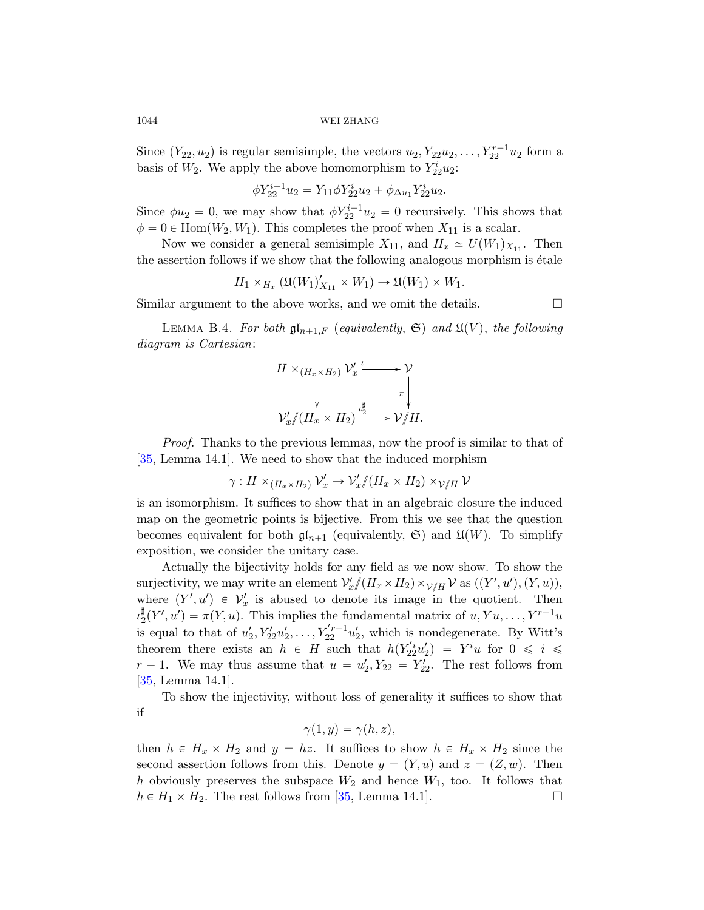Since $(Y_{22}, u_2)$ is regular semisimple, the vectors $u_2, Y_{22}u_2, \ldots, Y_{22}^{r-1}u_2$ form a basis of $W_2$. We apply the above homomorphism to $Y_{22}^i u_2$:

$$\phi Y_{22}^{i+1}u_2 = Y_{11}\phi Y_{22}^i u_2 + \phi_{\Delta u_1} Y_{22}^i u_2.$$

Since $\phi u_2 = 0$, we may show that $\phi Y_{22}^{i+1}u_2 = 0$ recursively. This shows that $\phi = 0 \in \mathrm{Hom}(W_2, W_1)$. This completes the proof when $X_{11}$ is a scalar.

Now we consider a general semisimple $X_{11}$, and $H_x \simeq U(W_1)_{X_{11}}$. Then the assertion follows if we show that the following analogous morphism is étale

$$H_1 \times_{H_x} (\mathfrak{U}(W_1)'_{X_{11}} \times W_1) \to \mathfrak{U}(W_1) \times W_1.$$

Similar argument to the above works, and we omit the details. □

Lemma B.4. *For both $\mathfrak{gl}_{n+1,F}$ (equivalently, $\mathfrak{S}$) and $\mathfrak{U}(V)$, the following diagram is Cartesian*:

$$\begin{array}{ccc} H \times_{(H_x \times H_2)} \mathcal{V}'_x & \xrightarrow{\iota} & \mathcal{V} \\ \downarrow & & \downarrow \pi \\ \mathcal{V}'_x /\!\!/ (H_x \times H_2) & \xrightarrow{\iota_2^\sharp} & \mathcal{V}/\!\!/ H. \end{array}$$

*Proof.* Thanks to the previous lemmas, now the proof is similar to that of [35, Lemma 14.1]. We need to show that the induced morphism

$$\gamma : H \times_{(H_x \times H_2)} \mathcal{V}'_x \to \mathcal{V}'_x /\!\!/ (H_x \times H_2) \times_{\mathcal{V}/\!\!/ H} \mathcal{V}$$

is an isomorphism. It suffices to show that in an algebraic closure the induced map on the geometric points is bijective. From this we see that the question becomes equivalent for both $\mathfrak{gl}_{n+1}$ (equivalently, $\mathfrak{S}$) and $\mathfrak{U}(W)$. To simplify exposition, we consider the unitary case.

Actually the bijectivity holds for any field as we now show. To show the surjectivity, we may write an element $\mathcal{V}'_x /\!\!/ (H_x \times H_2) \times_{\mathcal{V}/\!\!/ H} \mathcal{V}$ as $((Y', u'), (Y, u))$, where $(Y', u') \in \mathcal{V}'_x$ is abused to denote its image in the quotient. Then $\iota_2^\sharp(Y', u') = \pi(Y, u)$. This implies the fundamental matrix of $u, Yu, \ldots, Y^{r-1}u$ is equal to that of $u'_2, Y'_{22}u'_2, \ldots, Y_{22}'^{r-1}u'_2$, which is nondegenerate. By Witt's theorem there exists an $h \in H$ such that $h(Y_{22}'^{i}u'_2) = Y^i u$ for $0 \leqslant i \leqslant r-1$. We may thus assume that $u = u'_2, Y_{22} = Y'_{22}$. The rest follows from [35, Lemma 14.1].

To show the injectivity, without loss of generality it suffices to show that if

$$\gamma(1, y) = \gamma(h, z),$$

then $h \in H_x \times H_2$ and $y = hz$. It suffices to show $h \in H_x \times H_2$ since the second assertion follows from this. Denote $y = (Y, u)$ and $z = (Z, w)$. Then $h$ obviously preserves the subspace $W_2$ and hence $W_1$, too. It follows that $h \in H_1 \times H_2$. The rest follows from [35, Lemma 14.1]. □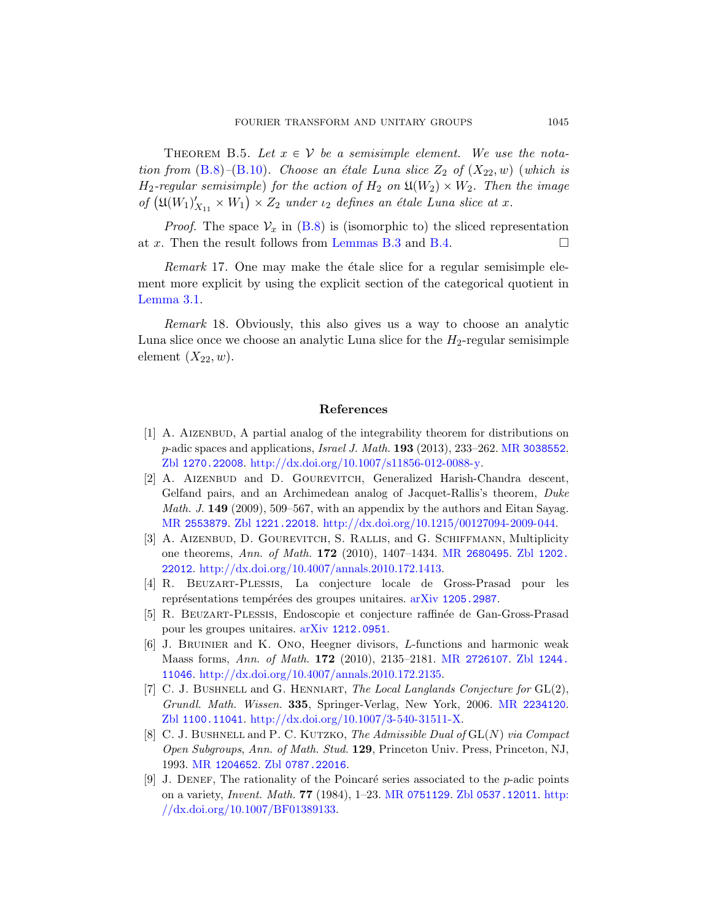Theorem B.5. *Let $x \in \mathcal{V}$ be a semisimple element. We use the notation from* (B.8)–(B.10). *Choose an étale Luna slice $Z_2$ of $(X_{22}, w)$ (which is $H_2$-regular semisimple) for the action of $H_2$ on $\mathfrak{U}(W_2) \times W_2$. Then the image of $\left(\mathfrak{U}(W_1)'_{X_{11}} \times W_1\right) \times Z_2$ under $\iota_2$ defines an étale Luna slice at $x$.*

*Proof.* The space $\mathcal{V}_x$ in (B.8) is (isomorphic to) the sliced representation at $x$. Then the result follows from Lemmas B.3 and B.4. □

*Remark* 17. One may make the étale slice for a regular semisimple element more explicit by using the explicit section of the categorical quotient in Lemma 3.1.

*Remark* 18. Obviously, this also gives us a way to choose an analytic Luna slice once we choose an analytic Luna slice for the $H_2$-regular semisimple element $(X_{22}, w)$.

## References

[1] A. Aizenbud, A partial analog of the integrability theorem for distributions on $p$-adic spaces and applications, *Israel J. Math.* **193** (2013), 233–262. MR 3038552. Zbl 1270.22008. http://dx.doi.org/10.1007/s11856-012-0088-y.

[2] A. Aizenbud and D. Gourevitch, Generalized Harish-Chandra descent, Gelfand pairs, and an Archimedean analog of Jacquet-Rallis's theorem, *Duke Math. J.* **149** (2009), 509–567, with an appendix by the authors and Eitan Sayag. MR 2553879. Zbl 1221.22018. http://dx.doi.org/10.1215/00127094-2009-044.

[3] A. Aizenbud, D. Gourevitch, S. Rallis, and G. Schiffmann, Multiplicity one theorems, *Ann. of Math.* **172** (2010), 1407–1434. MR 2680495. Zbl 1202.22012. http://dx.doi.org/10.4007/annals.2010.172.1413.

[4] R. Beuzart-Plessis, La conjecture locale de Gross-Prasad pour les représentations tempérées des groupes unitaires. arXiv 1205.2987.

[5] R. Beuzart-Plessis, Endoscopie et conjecture raffinée de Gan-Gross-Prasad pour les groupes unitaires. arXiv 1212.0951.

[6] J. Bruinier and K. Ono, Heegner divisors, $L$-functions and harmonic weak Maass forms, *Ann. of Math.* **172** (2010), 2135–2181. MR 2726107. Zbl 1244.11046. http://dx.doi.org/10.4007/annals.2010.172.2135.

[7] C. J. Bushnell and G. Henniart, *The Local Langlands Conjecture for* GL(2), *Grundl. Math. Wissen.* **335**, Springer-Verlag, New York, 2006. MR 2234120. Zbl 1100.11041. http://dx.doi.org/10.1007/3-540-31511-X.

[8] C. J. Bushnell and P. C. Kutzko, *The Admissible Dual of* GL($N$) *via Compact Open Subgroups*, *Ann. of Math. Stud.* **129**, Princeton Univ. Press, Princeton, NJ, 1993. MR 1204652. Zbl 0787.22016.

[9] J. Denef, The rationality of the Poincaré series associated to the $p$-adic points on a variety, *Invent. Math.* **77** (1984), 1–23. MR 0751129. Zbl 0537.12011. http://dx.doi.org/10.1007/BF01389133.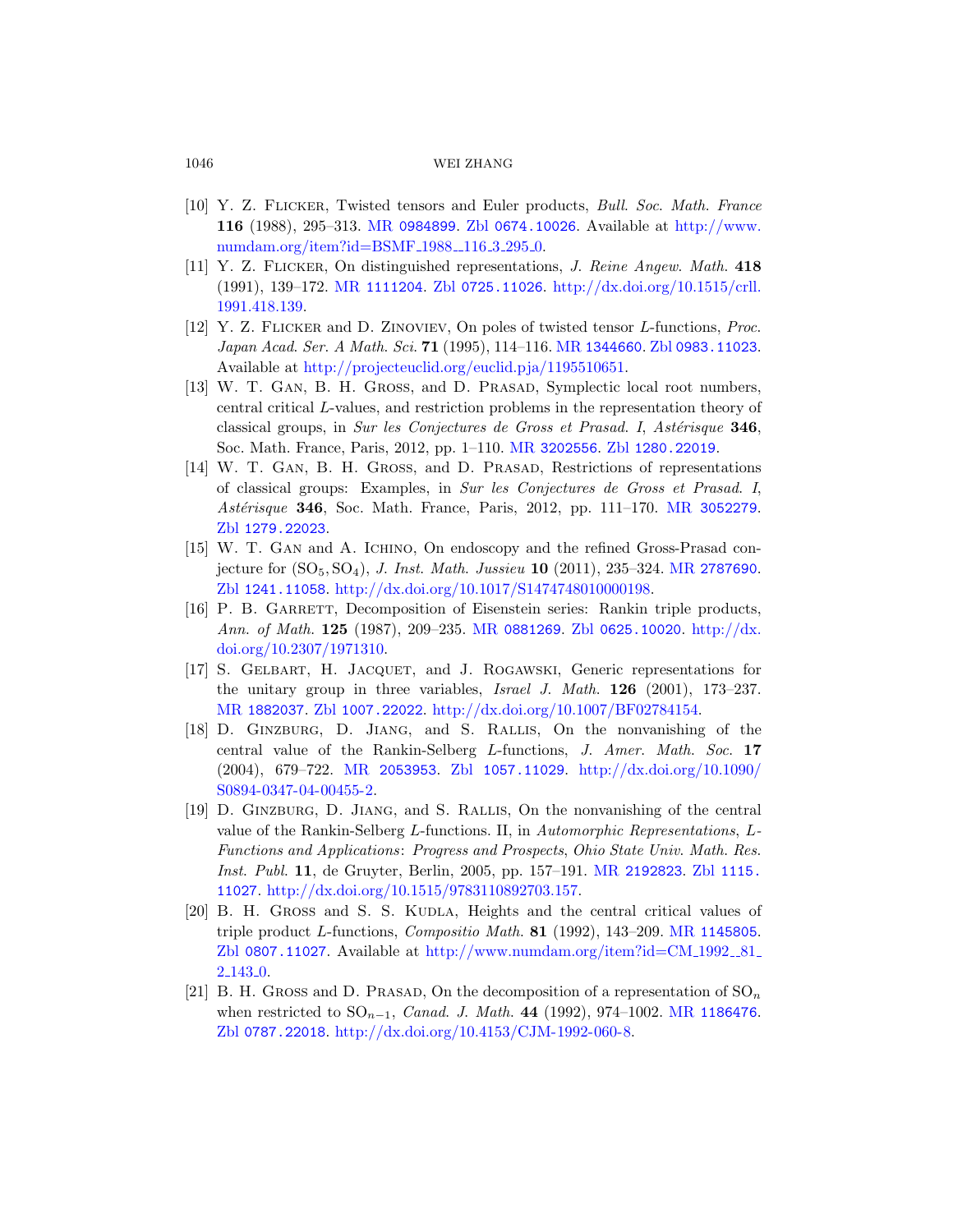[10] Y. Z. Flicker, Twisted tensors and Euler products, *Bull. Soc. Math. France* **116** (1988), 295–313. MR 0984899. Zbl 0674.10026. Available at http://www.numdam.org/item?id=BSMF_1988__116_3_295_0.

[11] Y. Z. Flicker, On distinguished representations, *J. Reine Angew. Math.* **418** (1991), 139–172. MR 1111204. Zbl 0725.11026. http://dx.doi.org/10.1515/crll.1991.418.139.

[12] Y. Z. Flicker and D. Zinoviev, On poles of twisted tensor $L$-functions, *Proc. Japan Acad. Ser. A Math. Sci.* **71** (1995), 114–116. MR 1344660. Zbl 0983.11023. Available at http://projecteuclid.org/euclid.pja/1195510651.

[13] W. T. Gan, B. H. Gross, and D. Prasad, Symplectic local root numbers, central critical $L$-values, and restriction problems in the representation theory of classical groups, in *Sur les Conjectures de Gross et Prasad. I*, *Astérisque* **346**, Soc. Math. France, Paris, 2012, pp. 1–110. MR 3202556. Zbl 1280.22019.

[14] W. T. Gan, B. H. Gross, and D. Prasad, Restrictions of representations of classical groups: Examples, in *Sur les Conjectures de Gross et Prasad. I*, *Astérisque* **346**, Soc. Math. France, Paris, 2012, pp. 111–170. MR 3052279. Zbl 1279.22023.

[15] W. T. Gan and A. Ichino, On endoscopy and the refined Gross-Prasad conjecture for $(\mathrm{SO}_5, \mathrm{SO}_4)$, *J. Inst. Math. Jussieu* **10** (2011), 235–324. MR 2787690. Zbl 1241.11058. http://dx.doi.org/10.1017/S1474748010000198.

[16] P. B. Garrett, Decomposition of Eisenstein series: Rankin triple products, *Ann. of Math.* **125** (1987), 209–235. MR 0881269. Zbl 0625.10020. http://dx.doi.org/10.2307/1971310.

[17] S. Gelbart, H. Jacquet, and J. Rogawski, Generic representations for the unitary group in three variables, *Israel J. Math.* **126** (2001), 173–237. MR 1882037. Zbl 1007.22022. http://dx.doi.org/10.1007/BF02784154.

[18] D. Ginzburg, D. Jiang, and S. Rallis, On the nonvanishing of the central value of the Rankin-Selberg $L$-functions, *J. Amer. Math. Soc.* **17** (2004), 679–722. MR 2053953. Zbl 1057.11029. http://dx.doi.org/10.1090/S0894-0347-04-00455-2.

[19] D. Ginzburg, D. Jiang, and S. Rallis, On the nonvanishing of the central value of the Rankin-Selberg $L$-functions. II, in *Automorphic Representations, L-Functions and Applications: Progress and Prospects*, *Ohio State Univ. Math. Res. Inst. Publ.* **11**, de Gruyter, Berlin, 2005, pp. 157–191. MR 2192823. Zbl 1115.11027. http://dx.doi.org/10.1515/9783110892703.157.

[20] B. H. Gross and S. S. Kudla, Heights and the central critical values of triple product $L$-functions, *Compositio Math.* **81** (1992), 143–209. MR 1145805. Zbl 0807.11027. Available at http://www.numdam.org/item?id=CM_1992__81_2_143_0.

[21] B. H. Gross and D. Prasad, On the decomposition of a representation of $\mathrm{SO}_n$ when restricted to $\mathrm{SO}_{n-1}$, *Canad. J. Math.* **44** (1992), 974–1002. MR 1186476. Zbl 0787.22018. http://dx.doi.org/10.4153/CJM-1992-060-8.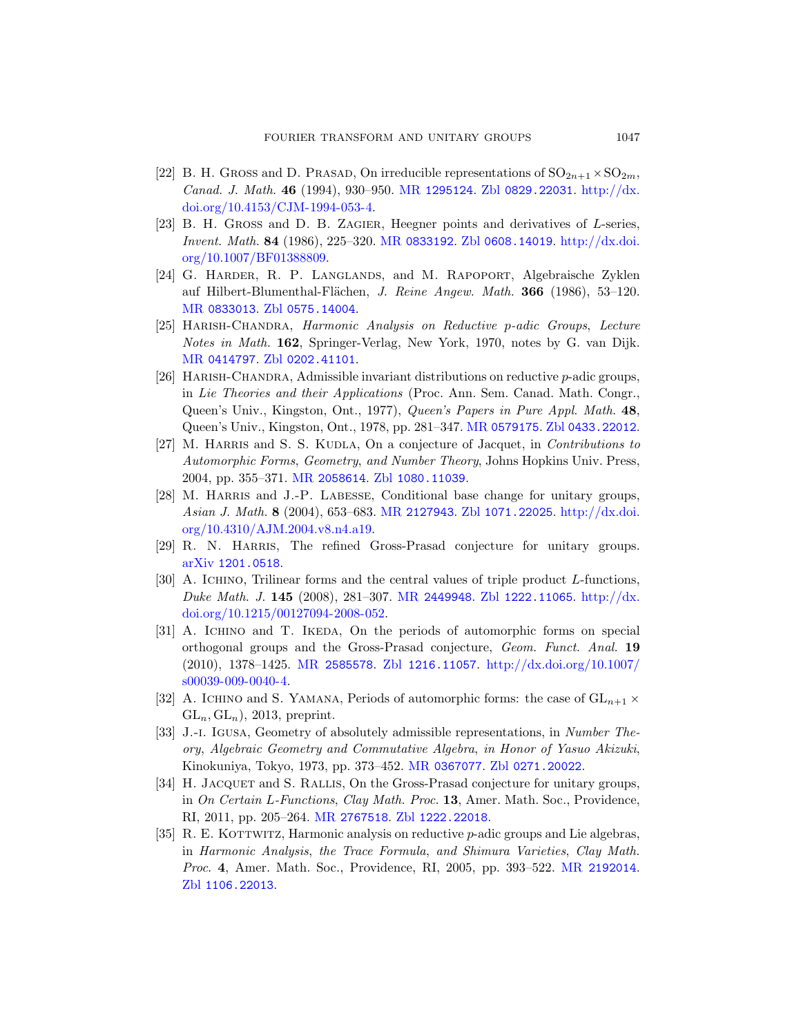[22] B. H. Gross and D. Prasad, On irreducible representations of $\mathrm{SO}_{2n+1} \times \mathrm{SO}_{2m}$, *Canad. J. Math.* **46** (1994), 930–950. MR 1295124. Zbl 0829.22031. http://dx.doi.org/10.4153/CJM-1994-053-4.

[23] B. H. Gross and D. B. Zagier, Heegner points and derivatives of $L$-series, *Invent. Math.* **84** (1986), 225–320. MR 0833192. Zbl 0608.14019. http://dx.doi.org/10.1007/BF01388809.

[24] G. Harder, R. P. Langlands, and M. Rapoport, Algebraische Zyklen auf Hilbert-Blumenthal-Flächen, *J. Reine Angew. Math.* **366** (1986), 53–120. MR 0833013. Zbl 0575.14004.

[25] Harish-Chandra, *Harmonic Analysis on Reductive p-adic Groups*, *Lecture Notes in Math.* **162**, Springer-Verlag, New York, 1970, notes by G. van Dijk. MR 0414797. Zbl 0202.41101.

[26] Harish-Chandra, Admissible invariant distributions on reductive $p$-adic groups, in *Lie Theories and their Applications* (Proc. Ann. Sem. Canad. Math. Congr., Queen's Univ., Kingston, Ont., 1977), *Queen's Papers in Pure Appl. Math.* **48**, Queen's Univ., Kingston, Ont., 1978, pp. 281–347. MR 0579175. Zbl 0433.22012.

[27] M. Harris and S. S. Kudla, On a conjecture of Jacquet, in *Contributions to Automorphic Forms, Geometry, and Number Theory*, Johns Hopkins Univ. Press, 2004, pp. 355–371. MR 2058614. Zbl 1080.11039.

[28] M. Harris and J.-P. Labesse, Conditional base change for unitary groups, *Asian J. Math.* **8** (2004), 653–683. MR 2127943. Zbl 1071.22025. http://dx.doi.org/10.4310/AJM.2004.v8.n4.a19.

[29] R. N. Harris, The refined Gross-Prasad conjecture for unitary groups. arXiv 1201.0518.

[30] A. Ichino, Trilinear forms and the central values of triple product $L$-functions, *Duke Math. J.* **145** (2008), 281–307. MR 2449948. Zbl 1222.11065. http://dx.doi.org/10.1215/00127094-2008-052.

[31] A. Ichino and T. Ikeda, On the periods of automorphic forms on special orthogonal groups and the Gross-Prasad conjecture, *Geom. Funct. Anal.* **19** (2010), 1378–1425. MR 2585578. Zbl 1216.11057. http://dx.doi.org/10.1007/s00039-009-0040-4.

[32] A. Ichino and S. Yamana, Periods of automorphic forms: the case of $(\mathrm{GL}_{n+1} \times \mathrm{GL}_n, \mathrm{GL}_n)$, 2013, preprint.

[33] J.-i. Igusa, Geometry of absolutely admissible representations, in *Number Theory, Algebraic Geometry and Commutative Algebra, in Honor of Yasuo Akizuki*, Kinokuniya, Tokyo, 1973, pp. 373–452. MR 0367077. Zbl 0271.20022.

[34] H. Jacquet and S. Rallis, On the Gross-Prasad conjecture for unitary groups, in *On Certain L-Functions*, *Clay Math. Proc.* **13**, Amer. Math. Soc., Providence, RI, 2011, pp. 205–264. MR 2767518. Zbl 1222.22018.

[35] R. E. Kottwitz, Harmonic analysis on reductive $p$-adic groups and Lie algebras, in *Harmonic Analysis, the Trace Formula, and Shimura Varieties*, *Clay Math. Proc.* **4**, Amer. Math. Soc., Providence, RI, 2005, pp. 393–522. MR 2192014. Zbl 1106.22013.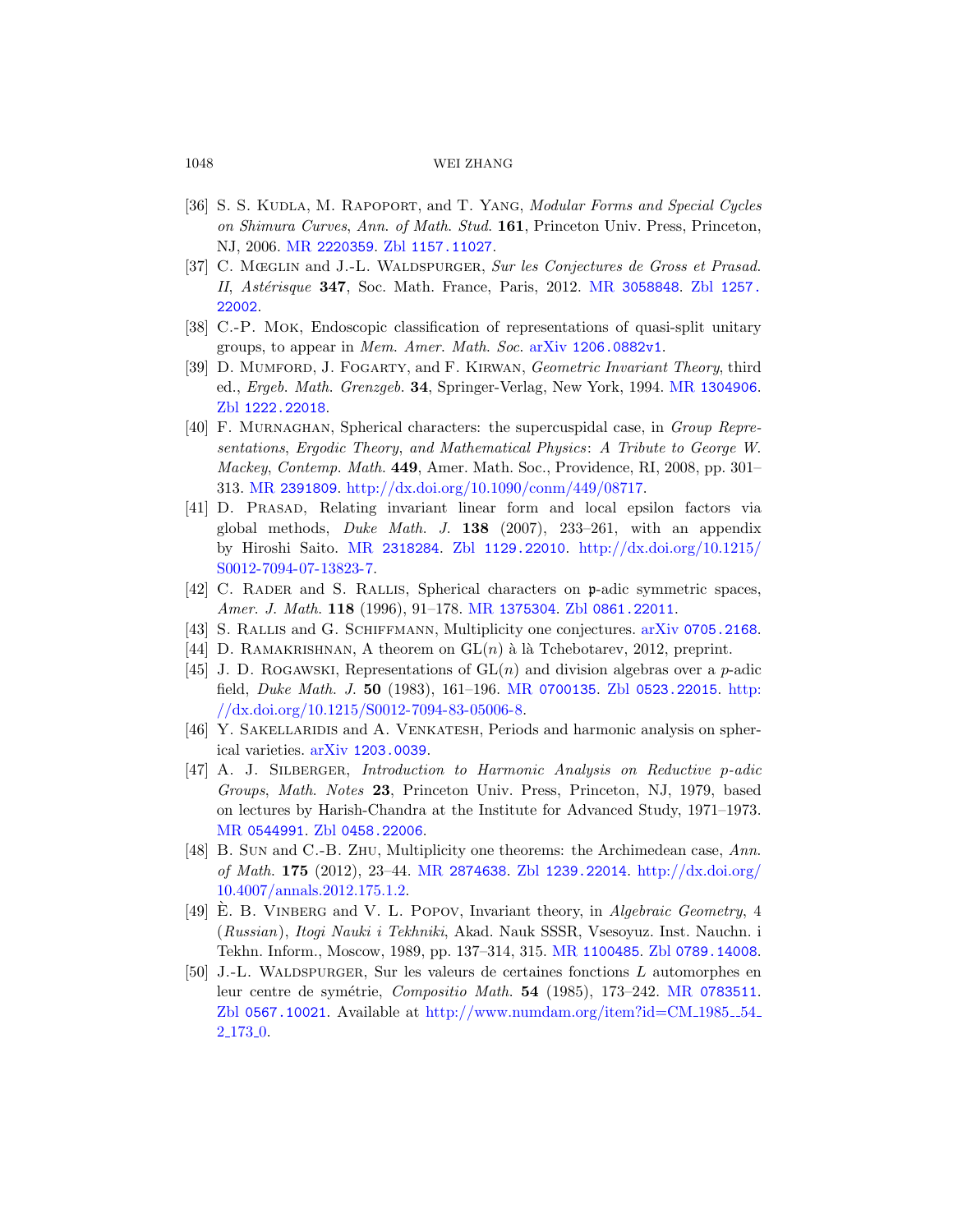[36] S. S. Kudla, M. Rapoport, and T. Yang, *Modular Forms and Special Cycles on Shimura Curves*, *Ann. of Math. Stud.* **161**, Princeton Univ. Press, Princeton, NJ, 2006. MR 2220359. Zbl 1157.11027.

[37] C. Mœglin and J.-L. Waldspurger, *Sur les Conjectures de Gross et Prasad. II*, *Astérisque* **347**, Soc. Math. France, Paris, 2012. MR 3058848. Zbl 1257.22002.

[38] C.-P. Mok, Endoscopic classification of representations of quasi-split unitary groups, to appear in *Mem. Amer. Math. Soc.* arXiv 1206.0882v1.

[39] D. Mumford, J. Fogarty, and F. Kirwan, *Geometric Invariant Theory*, third ed., *Ergeb. Math. Grenzgeb.* **34**, Springer-Verlag, New York, 1994. MR 1304906. Zbl 1222.22018.

[40] F. Murnaghan, Spherical characters: the supercuspidal case, in *Group Representations, Ergodic Theory, and Mathematical Physics: A Tribute to George W. Mackey*, *Contemp. Math.* **449**, Amer. Math. Soc., Providence, RI, 2008, pp. 301–313. MR 2391809. http://dx.doi.org/10.1090/conm/449/08717.

[41] D. Prasad, Relating invariant linear form and local epsilon factors via global methods, *Duke Math. J.* **138** (2007), 233–261, with an appendix by Hiroshi Saito. MR 2318284. Zbl 1129.22010. http://dx.doi.org/10.1215/S0012-7094-07-13823-7.

[42] C. Rader and S. Rallis, Spherical characters on $\mathfrak{p}$-adic symmetric spaces, *Amer. J. Math.* **118** (1996), 91–178. MR 1375304. Zbl 0861.22011.

[43] S. Rallis and G. Schiffmann, Multiplicity one conjectures. arXiv 0705.2168.

[44] D. Ramakrishnan, A theorem on $\mathrm{GL}(n)$ à là Tchebotarev, 2012, preprint.

[45] J. D. Rogawski, Representations of $\mathrm{GL}(n)$ and division algebras over a $p$-adic field, *Duke Math. J.* **50** (1983), 161–196. MR 0700135. Zbl 0523.22015. http://dx.doi.org/10.1215/S0012-7094-83-05006-8.

[46] Y. Sakellaridis and A. Venkatesh, Periods and harmonic analysis on spherical varieties. arXiv 1203.0039.

[47] A. J. Silberger, *Introduction to Harmonic Analysis on Reductive p-adic Groups*, *Math. Notes* **23**, Princeton Univ. Press, Princeton, NJ, 1979, based on lectures by Harish-Chandra at the Institute for Advanced Study, 1971–1973. MR 0544991. Zbl 0458.22006.

[48] B. Sun and C.-B. Zhu, Multiplicity one theorems: the Archimedean case, *Ann. of Math.* **175** (2012), 23–44. MR 2874638. Zbl 1239.22014. http://dx.doi.org/10.4007/annals.2012.175.1.2.

[49] È. B. Vinberg and V. L. Popov, Invariant theory, in *Algebraic Geometry*, 4 (*Russian*), *Itogi Nauki i Tekhniki*, Akad. Nauk SSSR, Vsesoyuz. Inst. Nauchn. i Tekhn. Inform., Moscow, 1989, pp. 137–314, 315. MR 1100485. Zbl 0789.14008.

[50] J.-L. Waldspurger, Sur les valeurs de certaines fonctions $L$ automorphes en leur centre de symétrie, *Compositio Math.* **54** (1985), 173–242. MR 0783511. Zbl 0567.10021. Available at http://www.numdam.org/item?id=CM_1985__54_2_173_0.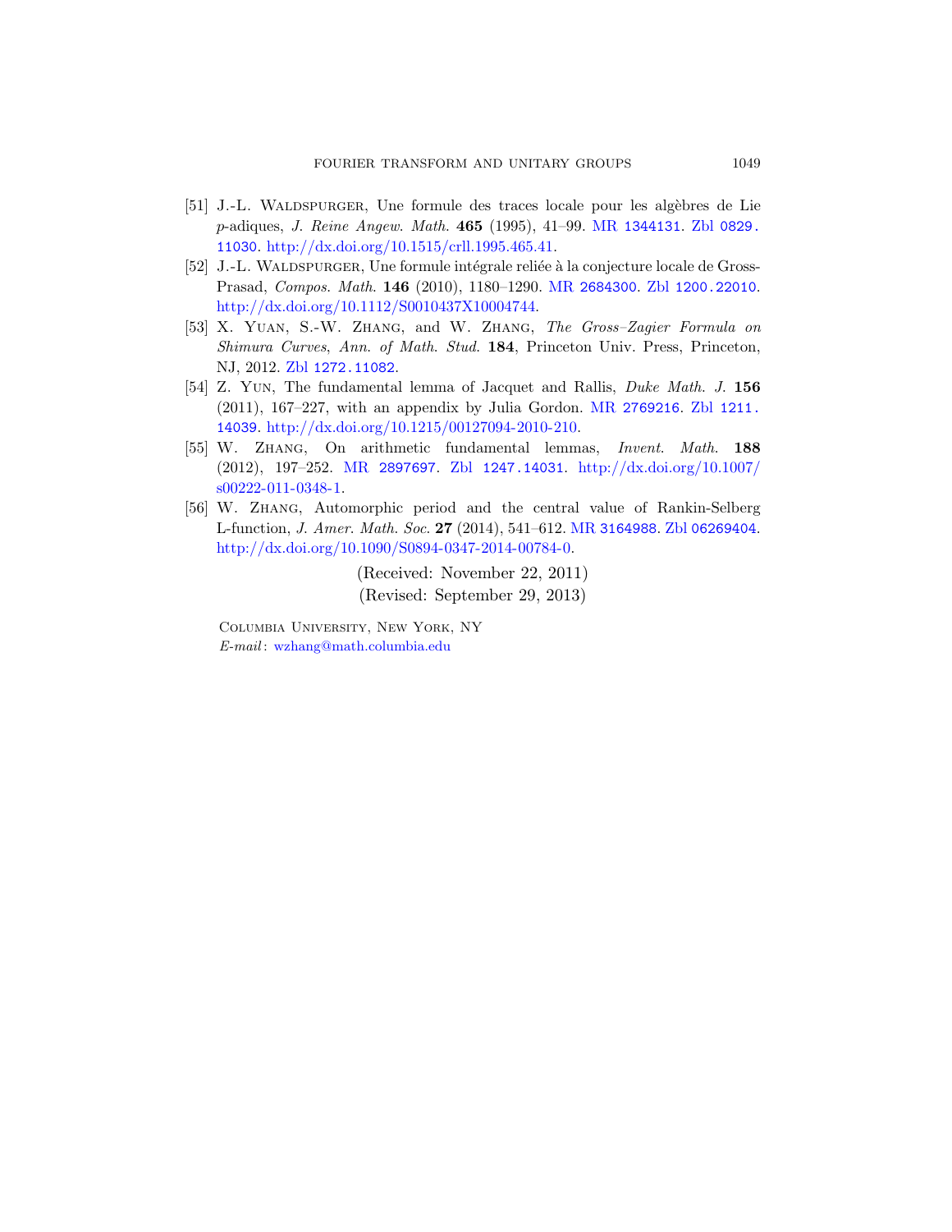[51] J.-L. Waldspurger, Une formule des traces locale pour les algèbres de Lie $p$-adiques, *J. Reine Angew. Math.* **465** (1995), 41–99. MR 1344131. Zbl 0829.11030. http://dx.doi.org/10.1515/crll.1995.465.41.

[52] J.-L. Waldspurger, Une formule intégrale reliée à la conjecture locale de Gross-Prasad, *Compos. Math.* **146** (2010), 1180–1290. MR 2684300. Zbl 1200.22010. http://dx.doi.org/10.1112/S0010437X10004744.

[53] X. Yuan, S.-W. Zhang, and W. Zhang, *The Gross–Zagier Formula on Shimura Curves*, *Ann. of Math. Stud.* **184**, Princeton Univ. Press, Princeton, NJ, 2012. Zbl 1272.11082.

[54] Z. Yun, The fundamental lemma of Jacquet and Rallis, *Duke Math. J.* **156** (2011), 167–227, with an appendix by Julia Gordon. MR 2769216. Zbl 1211.14039. http://dx.doi.org/10.1215/00127094-2010-210.

[55] W. Zhang, On arithmetic fundamental lemmas, *Invent. Math.* **188** (2012), 197–252. MR 2897697. Zbl 1247.14031. http://dx.doi.org/10.1007/s00222-011-0348-1.

[56] W. Zhang, Automorphic period and the central value of Rankin-Selberg L-function, *J. Amer. Math. Soc.* **27** (2014), 541–612. MR 3164988. Zbl 06269404. http://dx.doi.org/10.1090/S0894-0347-2014-00784-0.

(Received: November 22, 2011)
(Revised: September 29, 2013)

Columbia University, New York, NY
*E-mail*: wzhang@math.columbia.edu